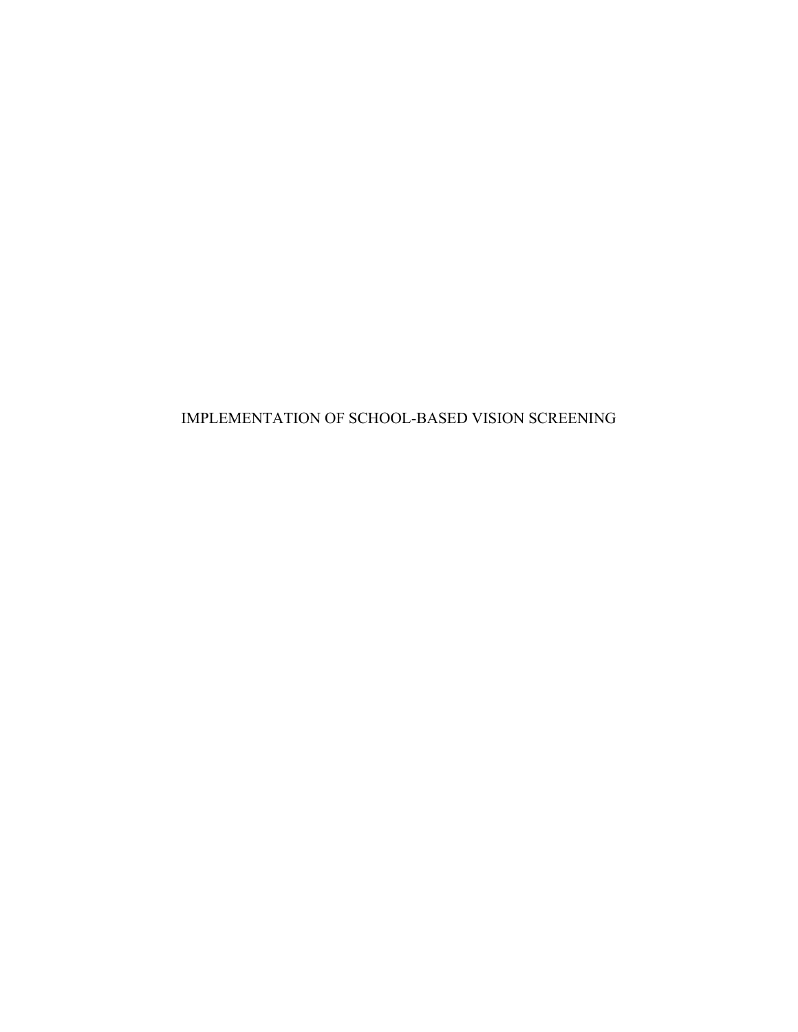IMPLEMENTATION OF SCHOOL-BASED VISION SCREENING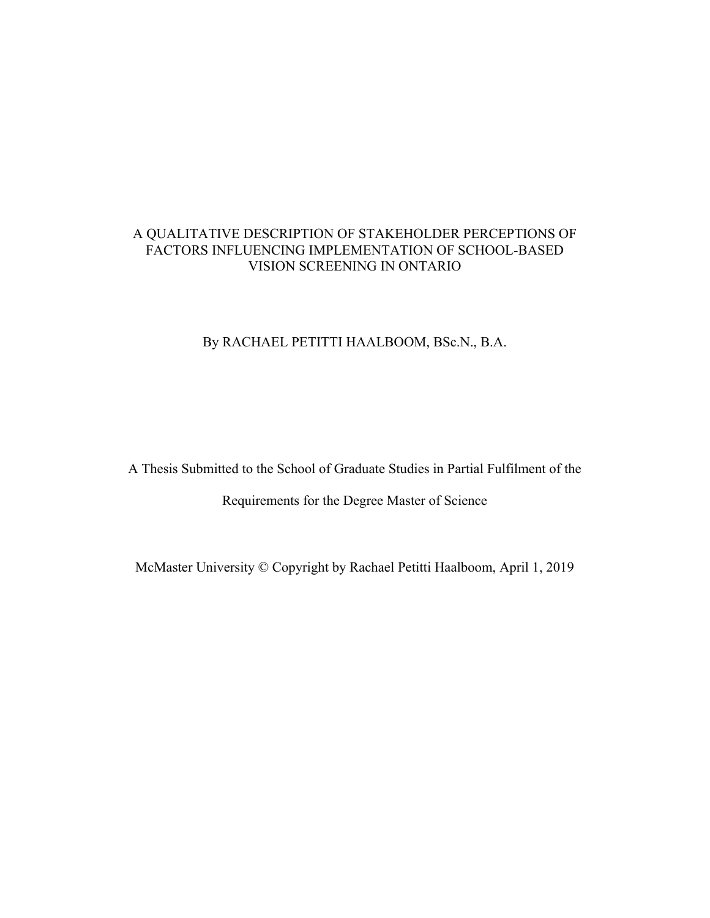A QUALITATIVE DESCRIPTION OF STAKEHOLDER PERCEPTIONS OF FACTORS INFLUENCING IMPLEMENTATION OF SCHOOL-BASED VISION SCREENING IN ONTARIO

By RACHAEL PETITTI HAALBOOM, BSc.N., B.A.

A Thesis Submitted to the School of Graduate Studies in Partial Fulfilment of the Requirements for the Degree Master of Science

McMaster University © Copyright by Rachael Petitti Haalboom, April 1, 2019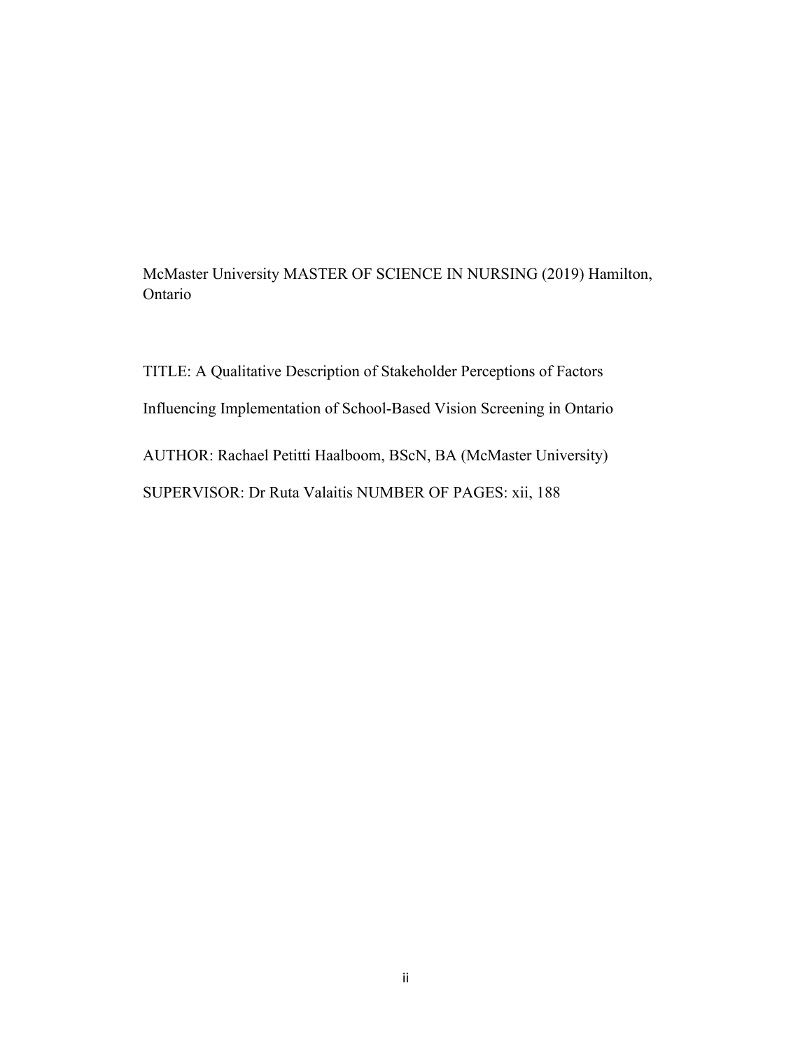McMaster University MASTER OF SCIENCE IN NURSING (2019) Hamilton, Ontario

TITLE: A Qualitative Description of Stakeholder Perceptions of Factors Influencing Implementation of School-Based Vision Screening in Ontario

AUTHOR: Rachael Petitti Haalboom, BScN, BA (McMaster University)

SUPERVISOR: Dr Ruta Valaitis NUMBER OF PAGES: xii, 188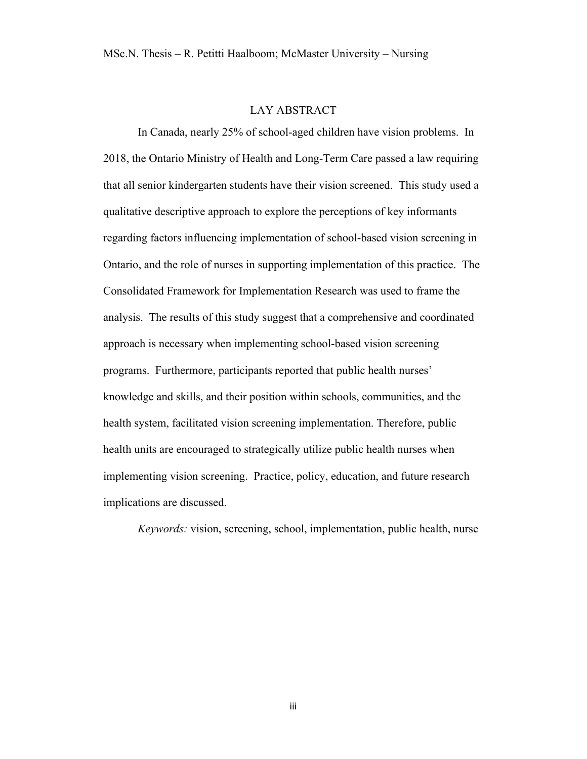## LAY ABSTRACT

In Canada, nearly 25% of school-aged children have vision problems. In 2018, the Ontario Ministry of Health and Long-Term Care passed a law requiring that all senior kindergarten students have their vision screened. This study used a qualitative descriptive approach to explore the perceptions of key informants regarding factors influencing implementation of school-based vision screening in Ontario, and the role of nurses in supporting implementation of this practice. The Consolidated Framework for Implementation Research was used to frame the analysis. The results of this study suggest that a comprehensive and coordinated approach is necessary when implementing school-based vision screening programs. Furthermore, participants reported that public health nurses' knowledge and skills, and their position within schools, communities, and the health system, facilitated vision screening implementation. Therefore, public health units are encouraged to strategically utilize public health nurses when implementing vision screening. Practice, policy, education, and future research implications are discussed.

*Keywords:* vision, screening, school, implementation, public health, nurse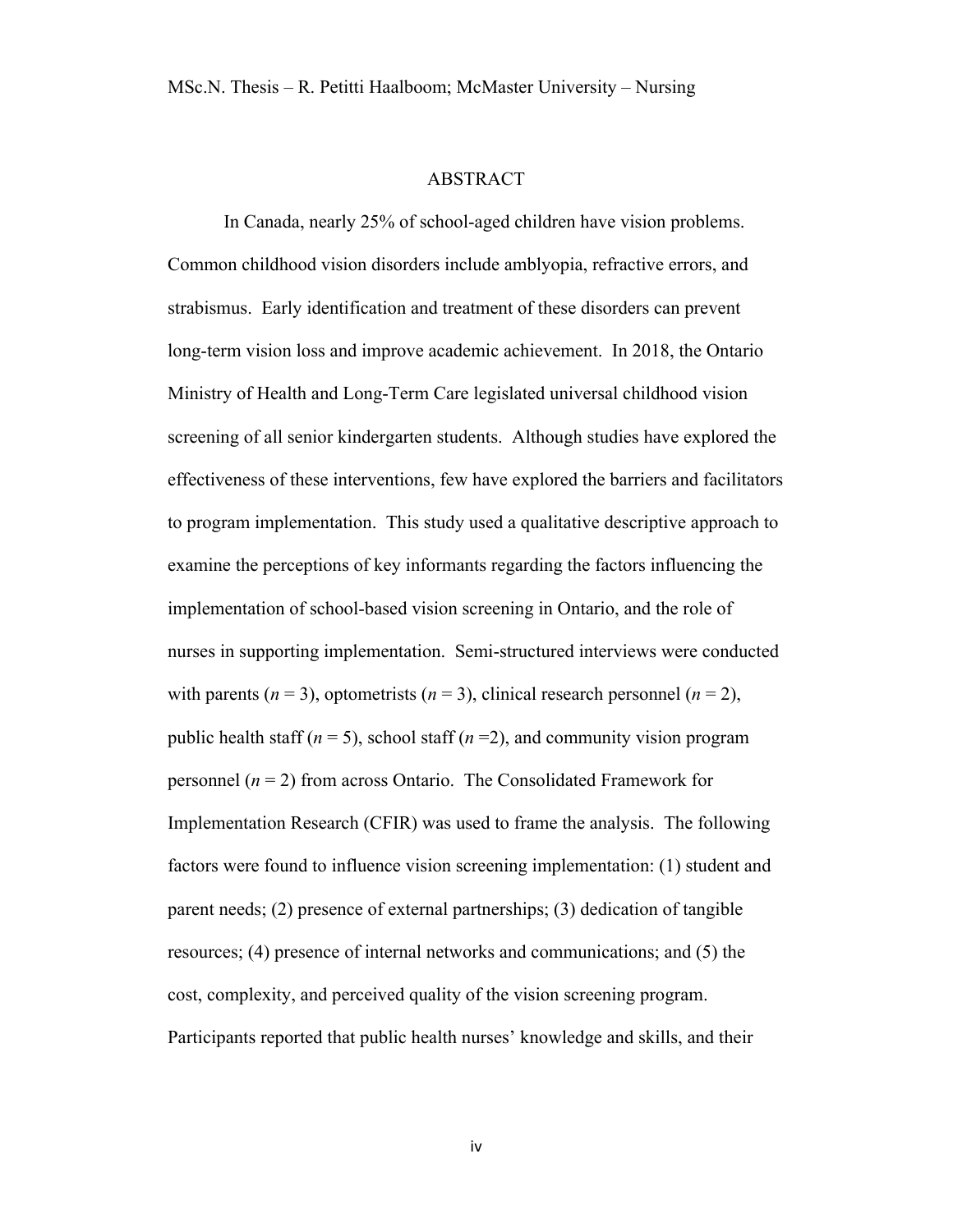# ABSTRACT

In Canada, nearly 25% of school-aged children have vision problems. Common childhood vision disorders include amblyopia, refractive errors, and strabismus. Early identification and treatment of these disorders can prevent long-term vision loss and improve academic achievement. In 2018, the Ontario Ministry of Health and Long-Term Care legislated universal childhood vision screening of all senior kindergarten students. Although studies have explored the effectiveness of these interventions, few have explored the barriers and facilitators to program implementation. This study used a qualitative descriptive approach to examine the perceptions of key informants regarding the factors influencing the implementation of school-based vision screening in Ontario, and the role of nurses in supporting implementation. Semi-structured interviews were conducted with parents (*n* = 3), optometrists (*n* = 3), clinical research personnel (*n* = 2), public health staff (*n* = 5), school staff (*n* =2), and community vision program personnel (*n* = 2) from across Ontario. The Consolidated Framework for Implementation Research (CFIR) was used to frame the analysis. The following factors were found to influence vision screening implementation: (1) student and parent needs; (2) presence of external partnerships; (3) dedication of tangible resources; (4) presence of internal networks and communications; and (5) the cost, complexity, and perceived quality of the vision screening program. Participants reported that public health nurses' knowledge and skills, and their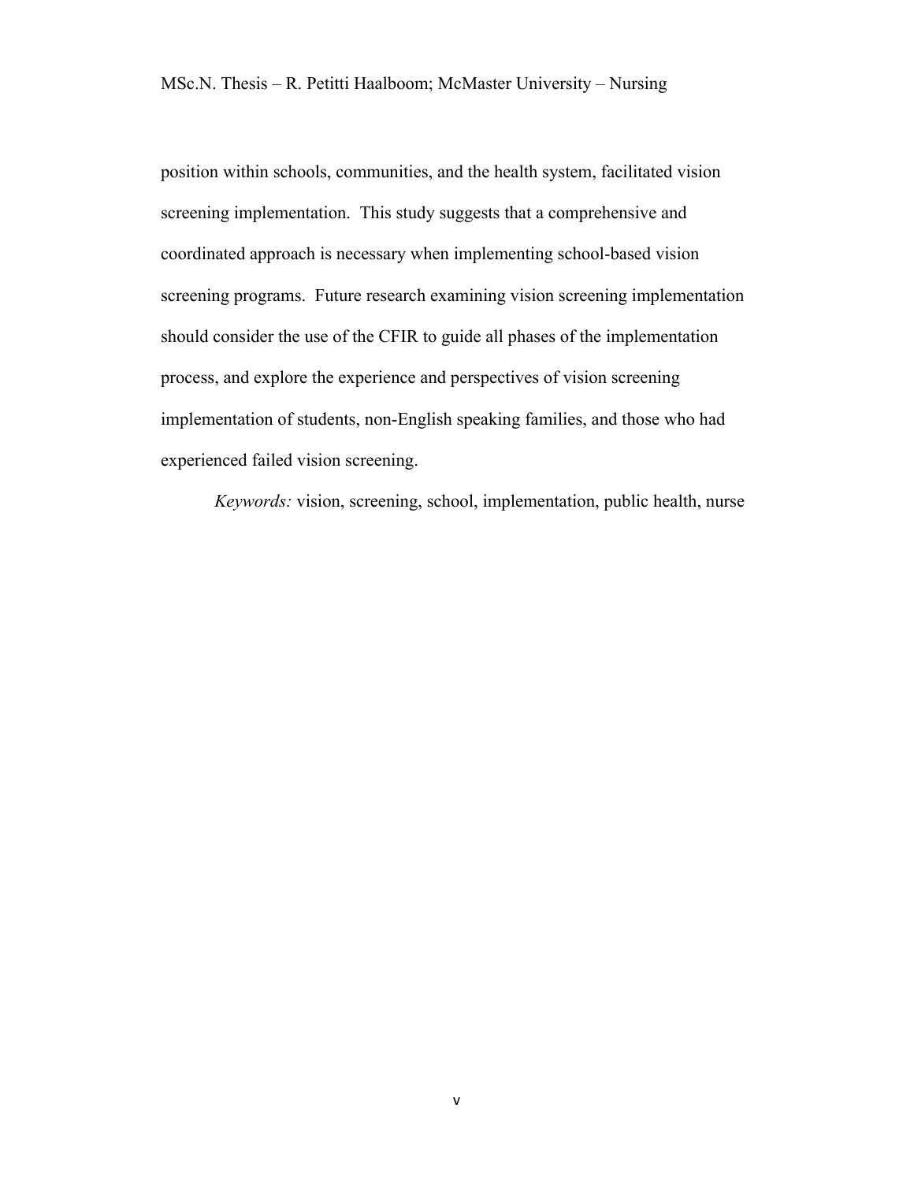position within schools, communities, and the health system, facilitated vision screening implementation. This study suggests that a comprehensive and coordinated approach is necessary when implementing school-based vision screening programs. Future research examining vision screening implementation should consider the use of the CFIR to guide all phases of the implementation process, and explore the experience and perspectives of vision screening implementation of students, non-English speaking families, and those who had experienced failed vision screening.

*Keywords:* vision, screening, school, implementation, public health, nurse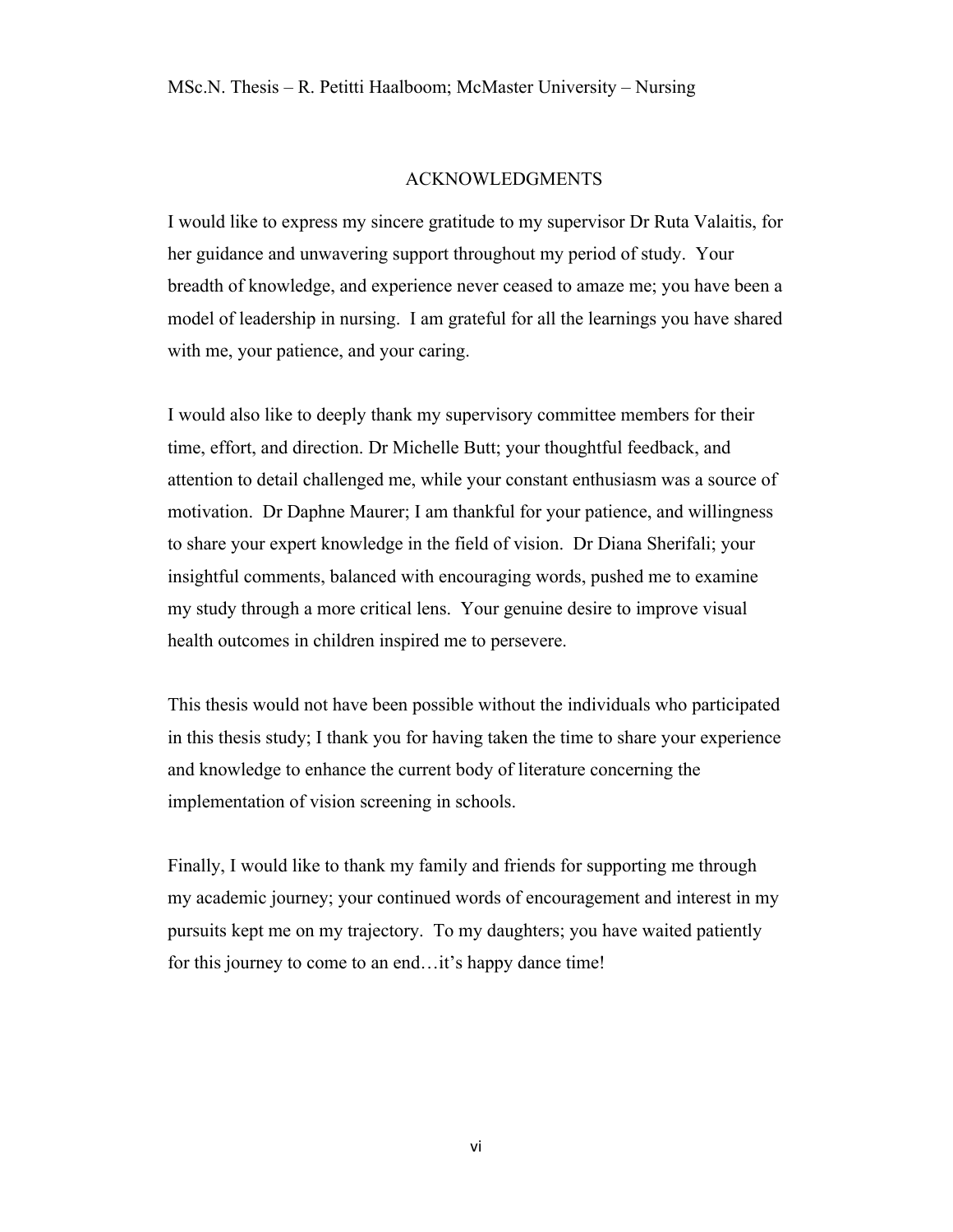# ACKNOWLEDGMENTS

I would like to express my sincere gratitude to my supervisor Dr Ruta Valaitis, for her guidance and unwavering support throughout my period of study. Your breadth of knowledge, and experience never ceased to amaze me; you have been a model of leadership in nursing. I am grateful for all the learnings you have shared with me, your patience, and your caring.

I would also like to deeply thank my supervisory committee members for their time, effort, and direction. Dr Michelle Butt; your thoughtful feedback, and attention to detail challenged me, while your constant enthusiasm was a source of motivation. Dr Daphne Maurer; I am thankful for your patience, and willingness to share your expert knowledge in the field of vision. Dr Diana Sherifali; your insightful comments, balanced with encouraging words, pushed me to examine my study through a more critical lens. Your genuine desire to improve visual health outcomes in children inspired me to persevere.

This thesis would not have been possible without the individuals who participated in this thesis study; I thank you for having taken the time to share your experience and knowledge to enhance the current body of literature concerning the implementation of vision screening in schools.

Finally, I would like to thank my family and friends for supporting me through my academic journey; your continued words of encouragement and interest in my pursuits kept me on my trajectory. To my daughters; you have waited patiently for this journey to come to an end…it's happy dance time!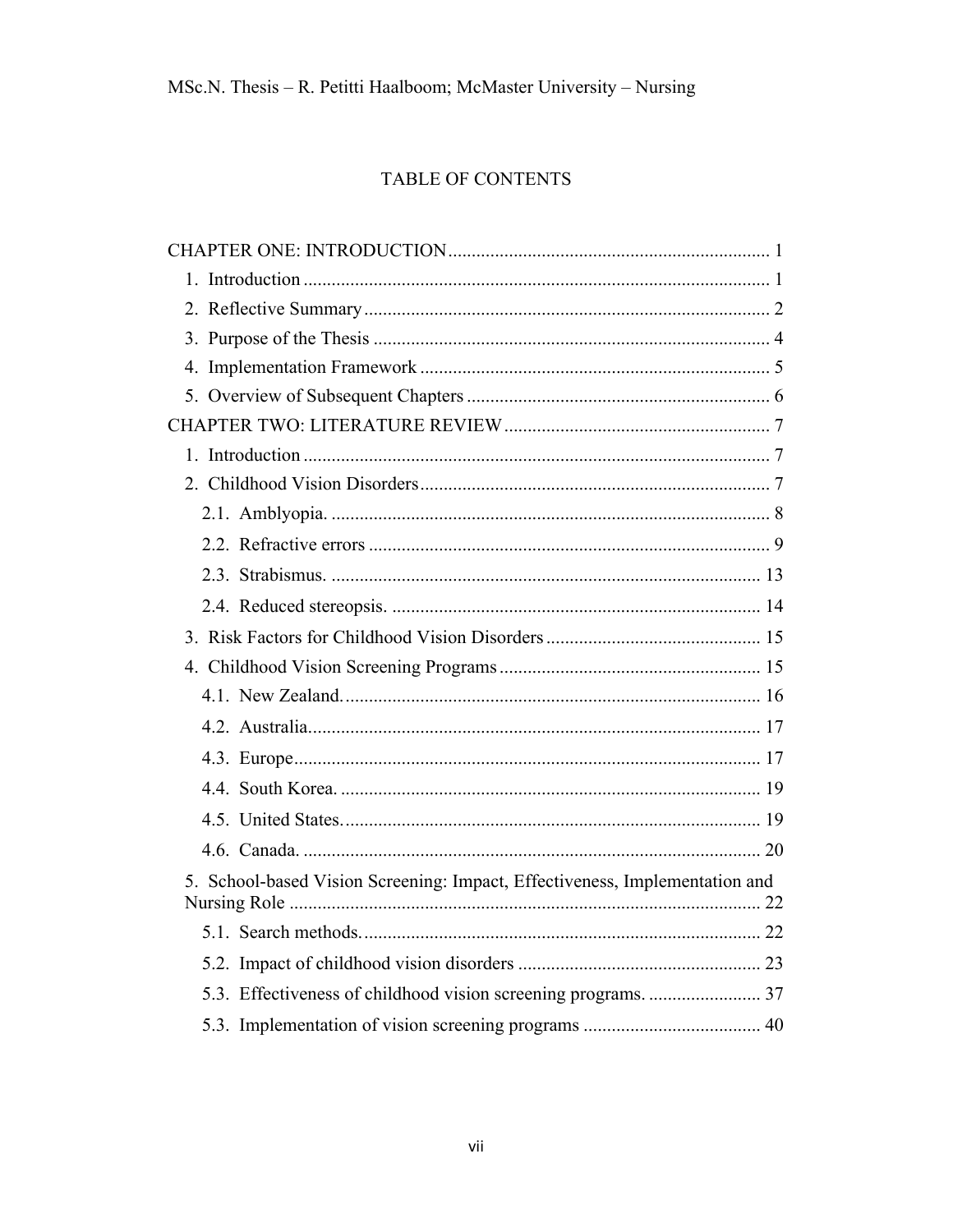# TABLE OF CONTENTS

CHAPTER ONE: INTRODUCTION .................................................................. 1

1. Introduction .................................................................................................. 1
2. Reflective Summary ...................................................................................... 2
3. Purpose of the Thesis .................................................................................... 4
4. Implementation Framework .......................................................................... 5
5. Overview of Subsequent Chapters ................................................................ 6

CHAPTER TWO: LITERATURE REVIEW ......................................................... 7

1. Introduction .................................................................................................. 7
2. Childhood Vision Disorders .......................................................................... 7
   - 2.1. Amblyopia. ............................................................................................. 8
   - 2.2. Refractive errors ..................................................................................... 9
   - 2.3. Strabismus. ........................................................................................... 13
   - 2.4. Reduced stereopsis. .............................................................................. 14
3. Risk Factors for Childhood Vision Disorders .............................................. 15
4. Childhood Vision Screening Programs ........................................................ 15
   - 4.1. New Zealand. ........................................................................................ 16
   - 4.2. Australia. .............................................................................................. 17
   - 4.3. Europe ................................................................................................... 17
   - 4.4. South Korea. ......................................................................................... 19
   - 4.5. United States. ........................................................................................ 19
   - 4.6. Canada. ................................................................................................. 20
5. School-based Vision Screening: Impact, Effectiveness, Implementation and Nursing Role .................................................................................................... 22
   - 5.1. Search methods. .................................................................................... 22
   - 5.2. Impact of childhood vision disorders .................................................... 23
   - 5.3. Effectiveness of childhood vision screening programs. ........................ 37
   - 5.3. Implementation of vision screening programs ..................................... 40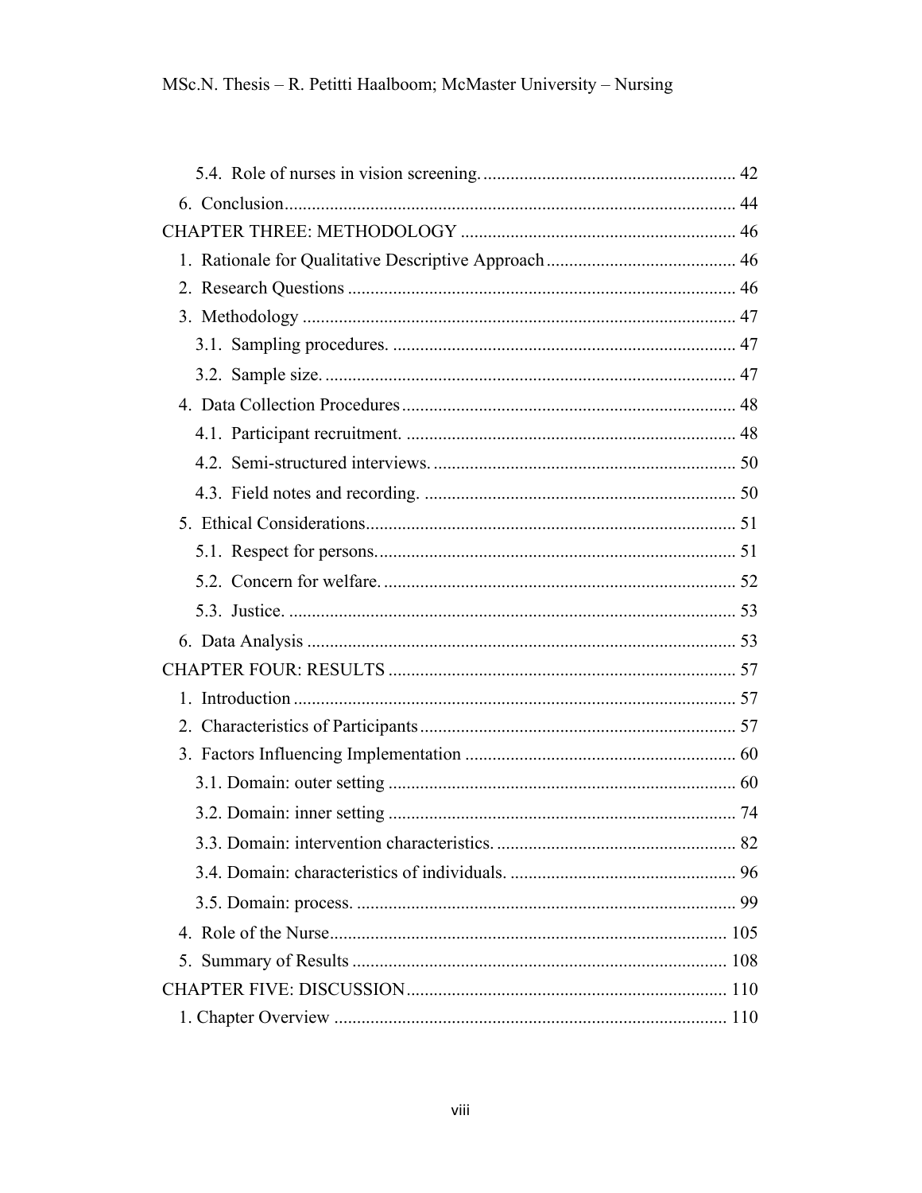5.4. Role of nurses in vision screening. ........................................................ 42

6. Conclusion .................................................................................................... 44

CHAPTER THREE: METHODOLOGY ............................................................. 46

1. Rationale for Qualitative Descriptive Approach .......................................... 46

2. Research Questions ...................................................................................... 46

3. Methodology ................................................................................................ 47

3.1. Sampling procedures. ............................................................................ 47

3.2. Sample size. ........................................................................................... 47

4. Data Collection Procedures .......................................................................... 48

4.1. Participant recruitment. ......................................................................... 48

4.2. Semi-structured interviews. ................................................................... 50

4.3. Field notes and recording. ..................................................................... 50

5. Ethical Considerations .................................................................................. 51

5.1. Respect for persons. ............................................................................... 51

5.2. Concern for welfare. .............................................................................. 52

5.3. Justice. ................................................................................................... 53

6. Data Analysis ............................................................................................... 53

CHAPTER FOUR: RESULTS ............................................................................ 57

1. Introduction .................................................................................................. 57

2. Characteristics of Participants ...................................................................... 57

3. Factors Influencing Implementation ............................................................ 60

3.1. Domain: outer setting ............................................................................ 60

3.2. Domain: inner setting ............................................................................ 74

3.3. Domain: intervention characteristics. .................................................... 82

3.4. Domain: characteristics of individuals. .................................................. 96

3.5. Domain: process. ................................................................................... 99

4. Role of the Nurse ........................................................................................ 105

5. Summary of Results ................................................................................... 108

CHAPTER FIVE: DISCUSSION ....................................................................... 110

1. Chapter Overview ...................................................................................... 110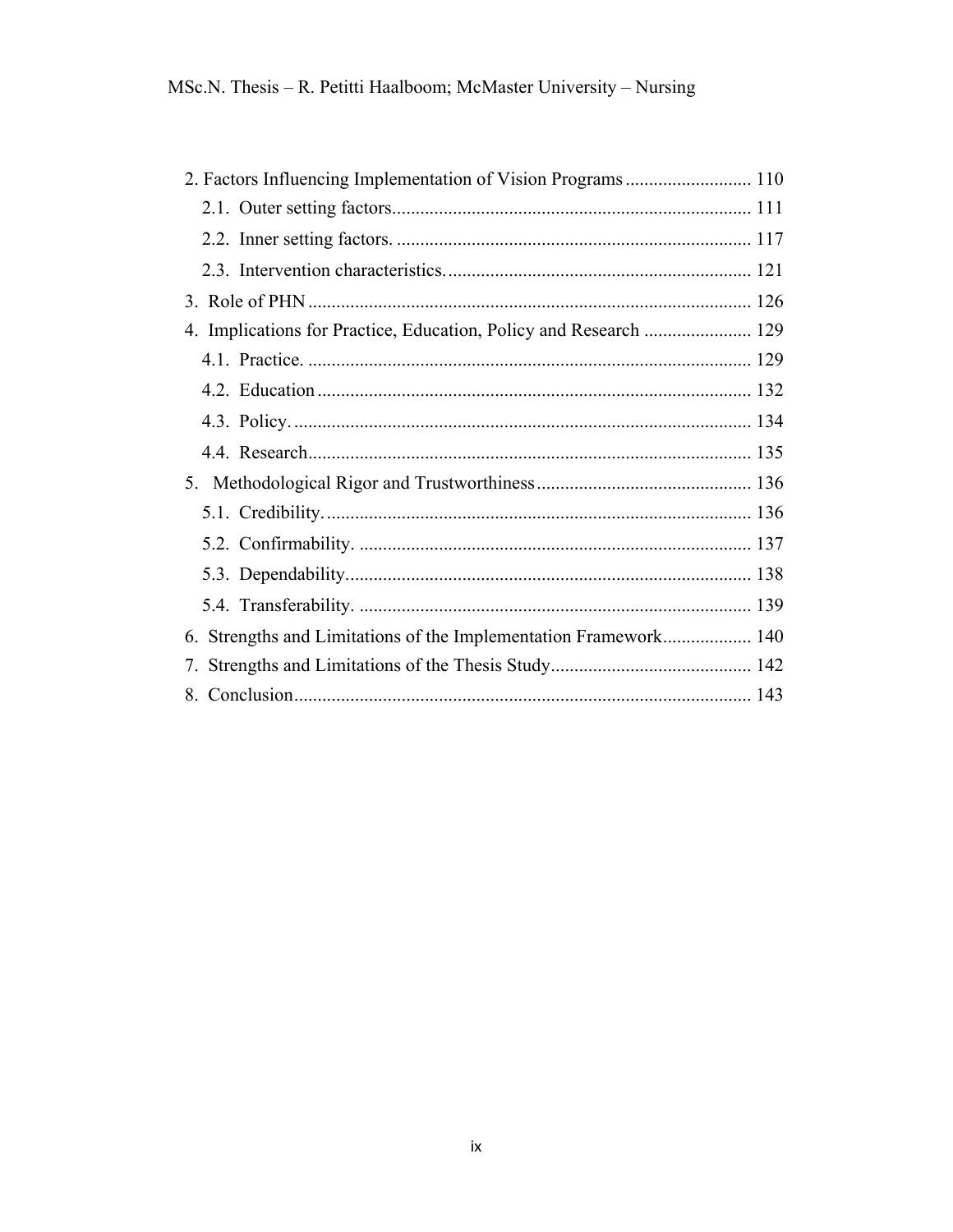2. Factors Influencing Implementation of Vision Programs ........................... 110
   - 2.1. Outer setting factors ............................................................................ 111
   - 2.2. Inner setting factors. ........................................................................... 117
   - 2.3. Intervention characteristics. ................................................................. 121

3. Role of PHN ............................................................................................... 126

4. Implications for Practice, Education, Policy and Research ....................... 129
   - 4.1. Practice. .............................................................................................. 129
   - 4.2. Education ............................................................................................ 132
   - 4.3. Policy. ................................................................................................. 134
   - 4.4. Research .............................................................................................. 135

5. Methodological Rigor and Trustworthiness ............................................... 136
   - 5.1. Credibility. .......................................................................................... 136
   - 5.2. Confirmability. ................................................................................... 137
   - 5.3. Dependability ...................................................................................... 138
   - 5.4. Transferability. ................................................................................... 139

6. Strengths and Limitations of the Implementation Framework ................... 140

7. Strengths and Limitations of the Thesis Study ........................................... 142

8. Conclusion .................................................................................................. 143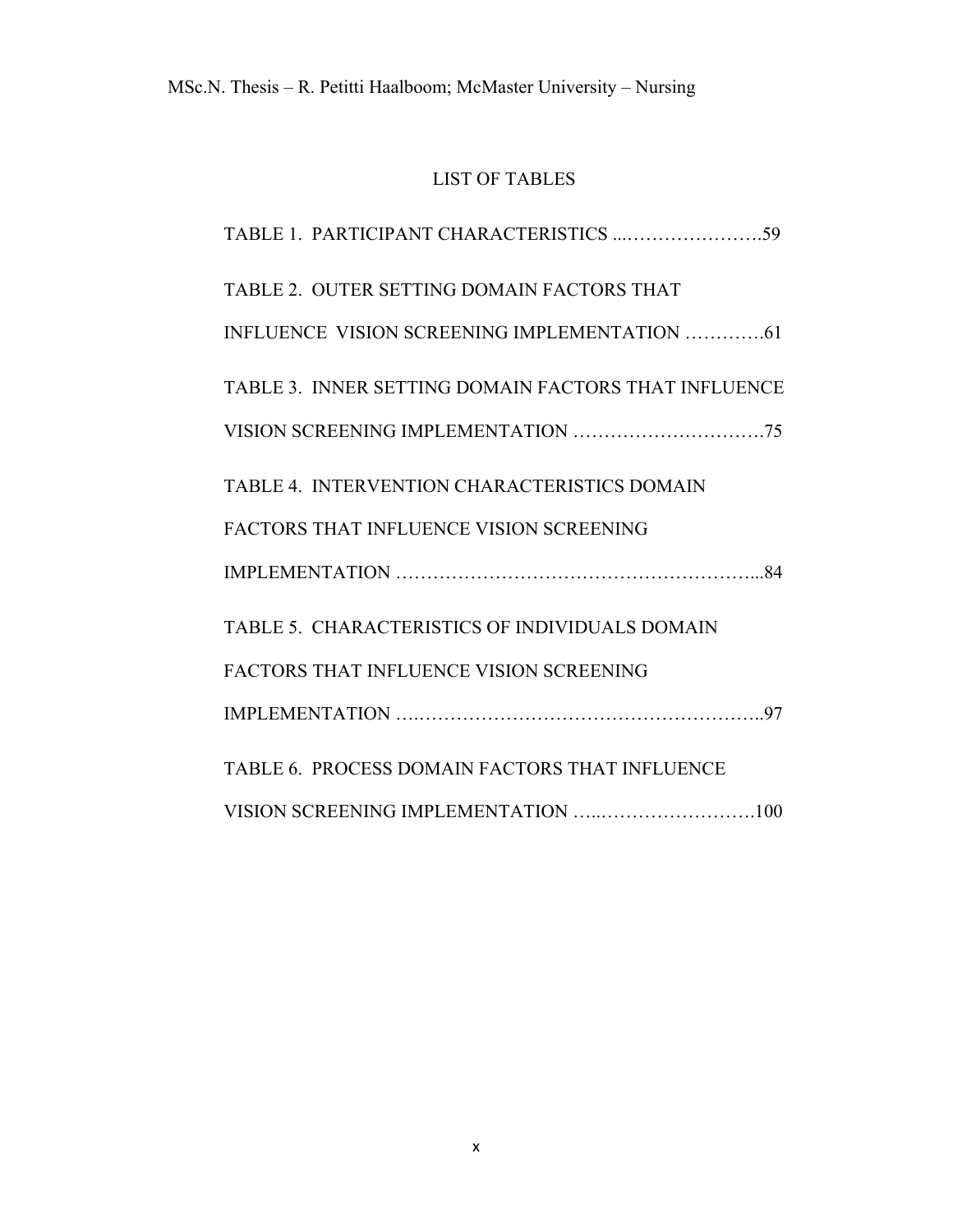# LIST OF TABLES

TABLE 1. PARTICIPANT CHARACTERISTICS ...………………….59

TABLE 2. OUTER SETTING DOMAIN FACTORS THAT INFLUENCE VISION SCREENING IMPLEMENTATION ………….61

TABLE 3. INNER SETTING DOMAIN FACTORS THAT INFLUENCE VISION SCREENING IMPLEMENTATION ………………………….75

TABLE 4. INTERVENTION CHARACTERISTICS DOMAIN FACTORS THAT INFLUENCE VISION SCREENING IMPLEMENTATION ………………………………………………...84

TABLE 5. CHARACTERISTICS OF INDIVIDUALS DOMAIN FACTORS THAT INFLUENCE VISION SCREENING IMPLEMENTATION ….……………………………………………..97

TABLE 6. PROCESS DOMAIN FACTORS THAT INFLUENCE VISION SCREENING IMPLEMENTATION …..…………………….100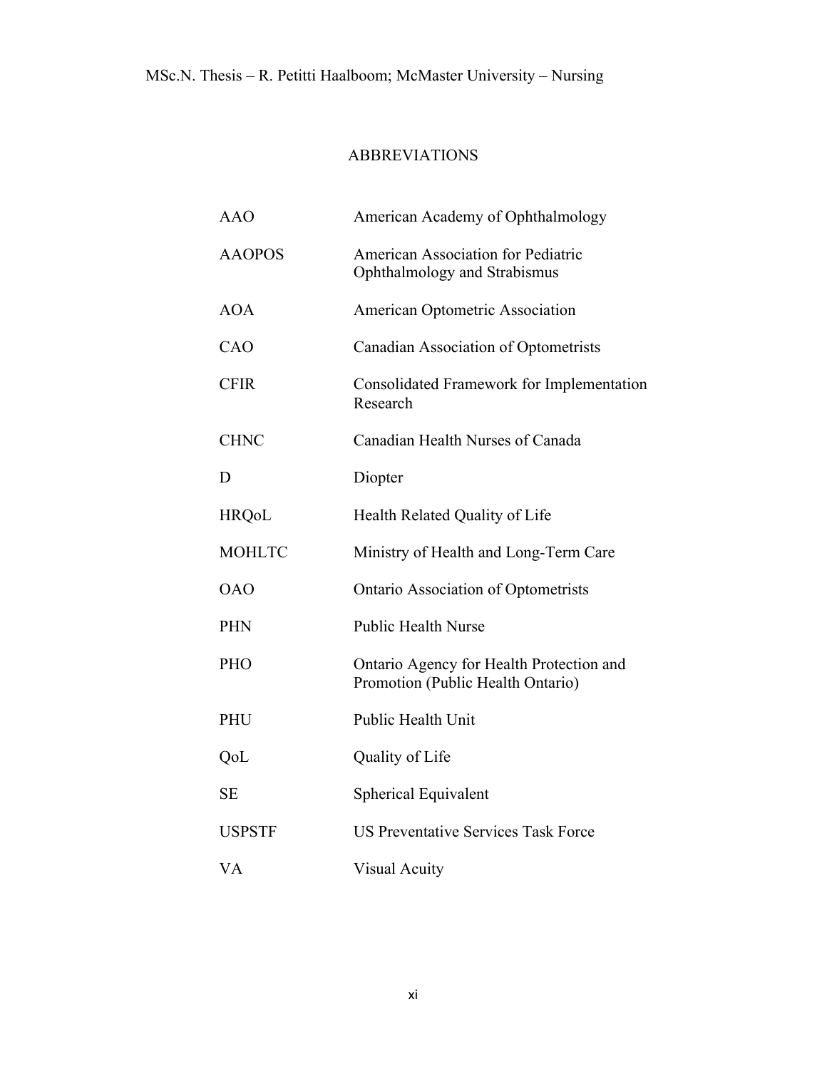# ABBREVIATIONS

| | |
|---|---|
| AAO | American Academy of Ophthalmology |
| AAOPOS | American Association for Pediatric Ophthalmology and Strabismus |
| AOA | American Optometric Association |
| CAO | Canadian Association of Optometrists |
| CFIR | Consolidated Framework for Implementation Research |
| CHNC | Canadian Health Nurses of Canada |
| D | Diopter |
| HRQoL | Health Related Quality of Life |
| MOHLTC | Ministry of Health and Long-Term Care |
| OAO | Ontario Association of Optometrists |
| PHN | Public Health Nurse |
| PHO | Ontario Agency for Health Protection and Promotion (Public Health Ontario) |
| PHU | Public Health Unit |
| QoL | Quality of Life |
| SE | Spherical Equivalent |
| USPSTF | US Preventative Services Task Force |
| VA | Visual Acuity |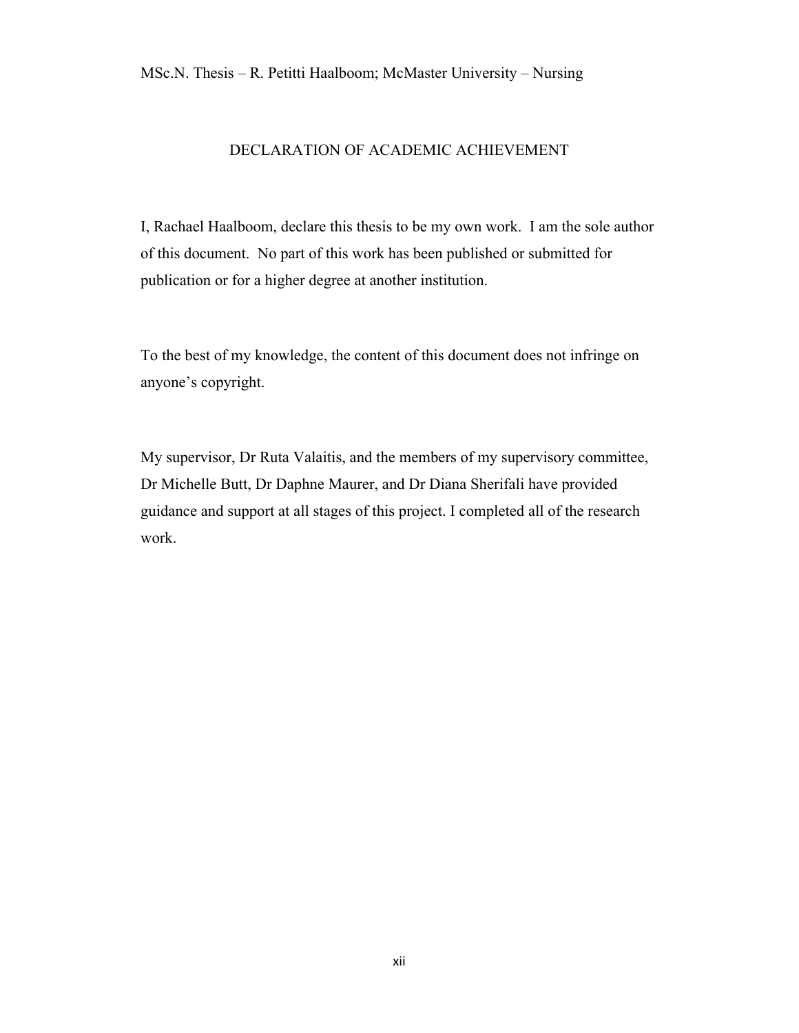# DECLARATION OF ACADEMIC ACHIEVEMENT

I, Rachael Haalboom, declare this thesis to be my own work. I am the sole author of this document. No part of this work has been published or submitted for publication or for a higher degree at another institution.

To the best of my knowledge, the content of this document does not infringe on anyone's copyright.

My supervisor, Dr Ruta Valaitis, and the members of my supervisory committee, Dr Michelle Butt, Dr Daphne Maurer, and Dr Diana Sherifali have provided guidance and support at all stages of this project. I completed all of the research work.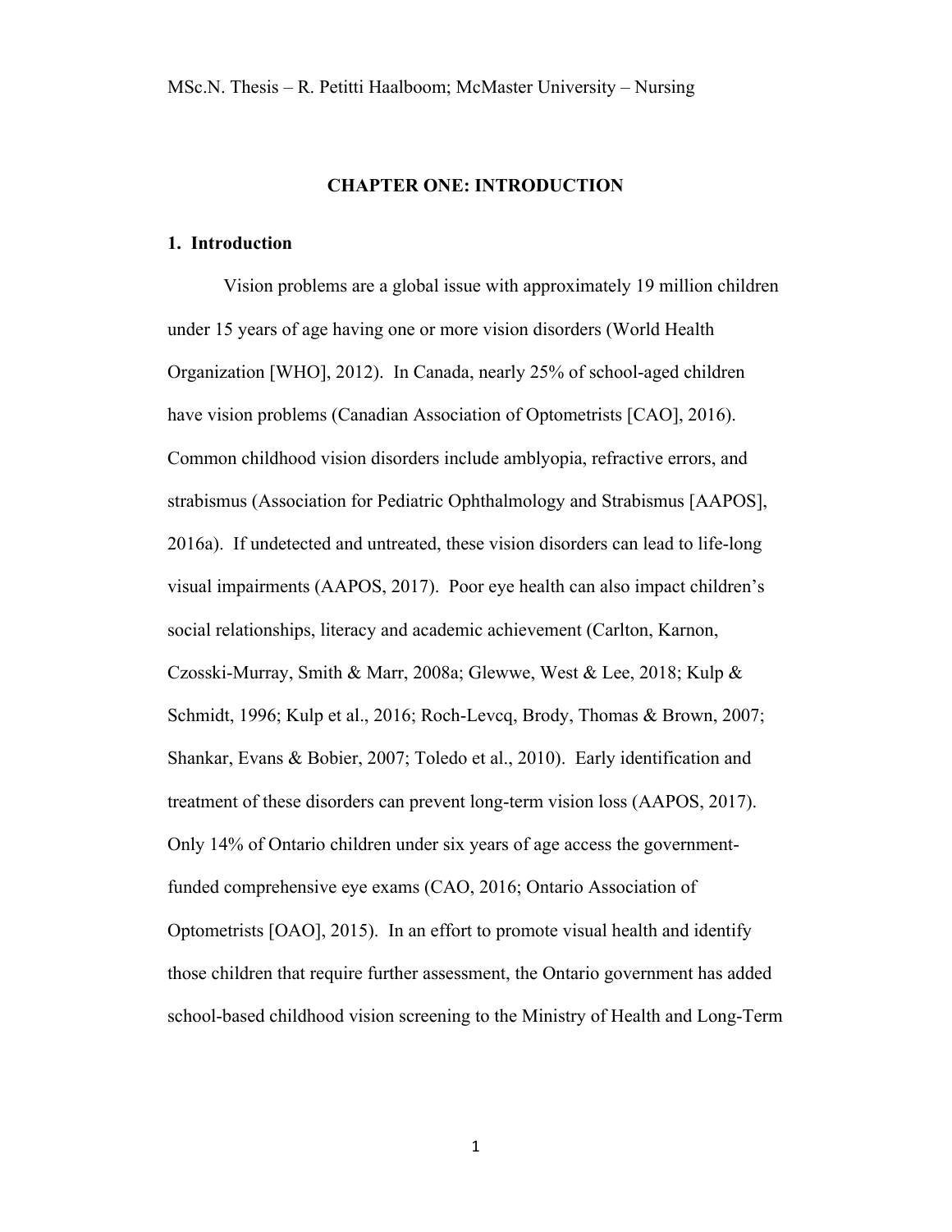# CHAPTER ONE: INTRODUCTION

## 1. Introduction

Vision problems are a global issue with approximately 19 million children under 15 years of age having one or more vision disorders (World Health Organization [WHO], 2012). In Canada, nearly 25% of school-aged children have vision problems (Canadian Association of Optometrists [CAO], 2016). Common childhood vision disorders include amblyopia, refractive errors, and strabismus (Association for Pediatric Ophthalmology and Strabismus [AAPOS], 2016a). If undetected and untreated, these vision disorders can lead to life-long visual impairments (AAPOS, 2017). Poor eye health can also impact children's social relationships, literacy and academic achievement (Carlton, Karnon, Czosski-Murray, Smith & Marr, 2008a; Glewwe, West & Lee, 2018; Kulp & Schmidt, 1996; Kulp et al., 2016; Roch-Levcq, Brody, Thomas & Brown, 2007; Shankar, Evans & Bobier, 2007; Toledo et al., 2010). Early identification and treatment of these disorders can prevent long-term vision loss (AAPOS, 2017). Only 14% of Ontario children under six years of age access the government-funded comprehensive eye exams (CAO, 2016; Ontario Association of Optometrists [OAO], 2015). In an effort to promote visual health and identify those children that require further assessment, the Ontario government has added school-based childhood vision screening to the Ministry of Health and Long-Term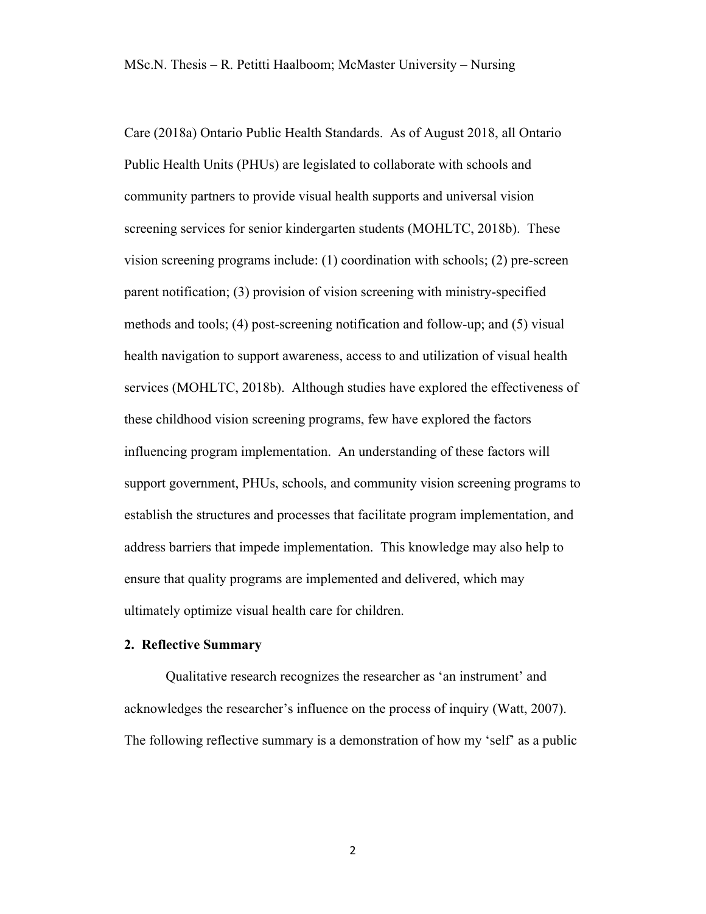Care (2018a) Ontario Public Health Standards. As of August 2018, all Ontario Public Health Units (PHUs) are legislated to collaborate with schools and community partners to provide visual health supports and universal vision screening services for senior kindergarten students (MOHLTC, 2018b). These vision screening programs include: (1) coordination with schools; (2) pre-screen parent notification; (3) provision of vision screening with ministry-specified methods and tools; (4) post-screening notification and follow-up; and (5) visual health navigation to support awareness, access to and utilization of visual health services (MOHLTC, 2018b). Although studies have explored the effectiveness of these childhood vision screening programs, few have explored the factors influencing program implementation. An understanding of these factors will support government, PHUs, schools, and community vision screening programs to establish the structures and processes that facilitate program implementation, and address barriers that impede implementation. This knowledge may also help to ensure that quality programs are implemented and delivered, which may ultimately optimize visual health care for children.

## 2. Reflective Summary

Qualitative research recognizes the researcher as 'an instrument' and acknowledges the researcher's influence on the process of inquiry (Watt, 2007). The following reflective summary is a demonstration of how my 'self' as a public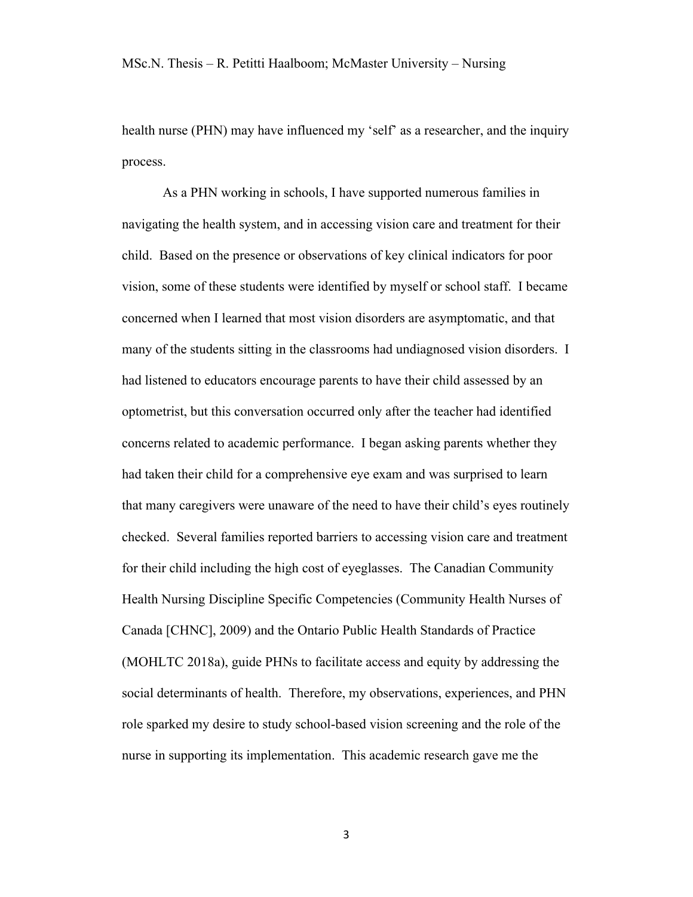health nurse (PHN) may have influenced my 'self' as a researcher, and the inquiry process.

As a PHN working in schools, I have supported numerous families in navigating the health system, and in accessing vision care and treatment for their child. Based on the presence or observations of key clinical indicators for poor vision, some of these students were identified by myself or school staff. I became concerned when I learned that most vision disorders are asymptomatic, and that many of the students sitting in the classrooms had undiagnosed vision disorders. I had listened to educators encourage parents to have their child assessed by an optometrist, but this conversation occurred only after the teacher had identified concerns related to academic performance. I began asking parents whether they had taken their child for a comprehensive eye exam and was surprised to learn that many caregivers were unaware of the need to have their child's eyes routinely checked. Several families reported barriers to accessing vision care and treatment for their child including the high cost of eyeglasses. The Canadian Community Health Nursing Discipline Specific Competencies (Community Health Nurses of Canada [CHNC], 2009) and the Ontario Public Health Standards of Practice (MOHLTC 2018a), guide PHNs to facilitate access and equity by addressing the social determinants of health. Therefore, my observations, experiences, and PHN role sparked my desire to study school-based vision screening and the role of the nurse in supporting its implementation. This academic research gave me the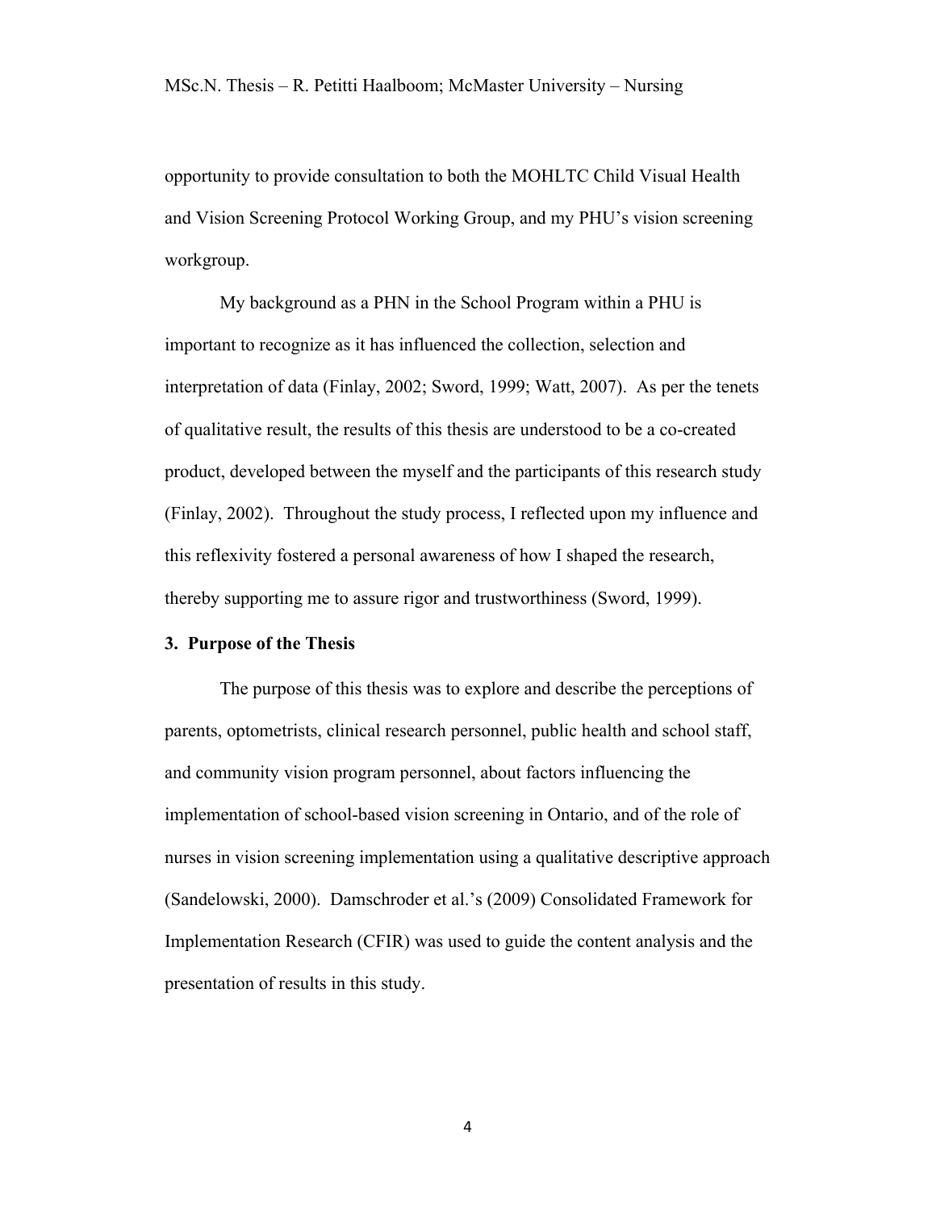opportunity to provide consultation to both the MOHLTC Child Visual Health and Vision Screening Protocol Working Group, and my PHU's vision screening workgroup.

My background as a PHN in the School Program within a PHU is important to recognize as it has influenced the collection, selection and interpretation of data (Finlay, 2002; Sword, 1999; Watt, 2007). As per the tenets of qualitative result, the results of this thesis are understood to be a co-created product, developed between the myself and the participants of this research study (Finlay, 2002). Throughout the study process, I reflected upon my influence and this reflexivity fostered a personal awareness of how I shaped the research, thereby supporting me to assure rigor and trustworthiness (Sword, 1999).

## 3. Purpose of the Thesis

The purpose of this thesis was to explore and describe the perceptions of parents, optometrists, clinical research personnel, public health and school staff, and community vision program personnel, about factors influencing the implementation of school-based vision screening in Ontario, and of the role of nurses in vision screening implementation using a qualitative descriptive approach (Sandelowski, 2000). Damschroder et al.'s (2009) Consolidated Framework for Implementation Research (CFIR) was used to guide the content analysis and the presentation of results in this study.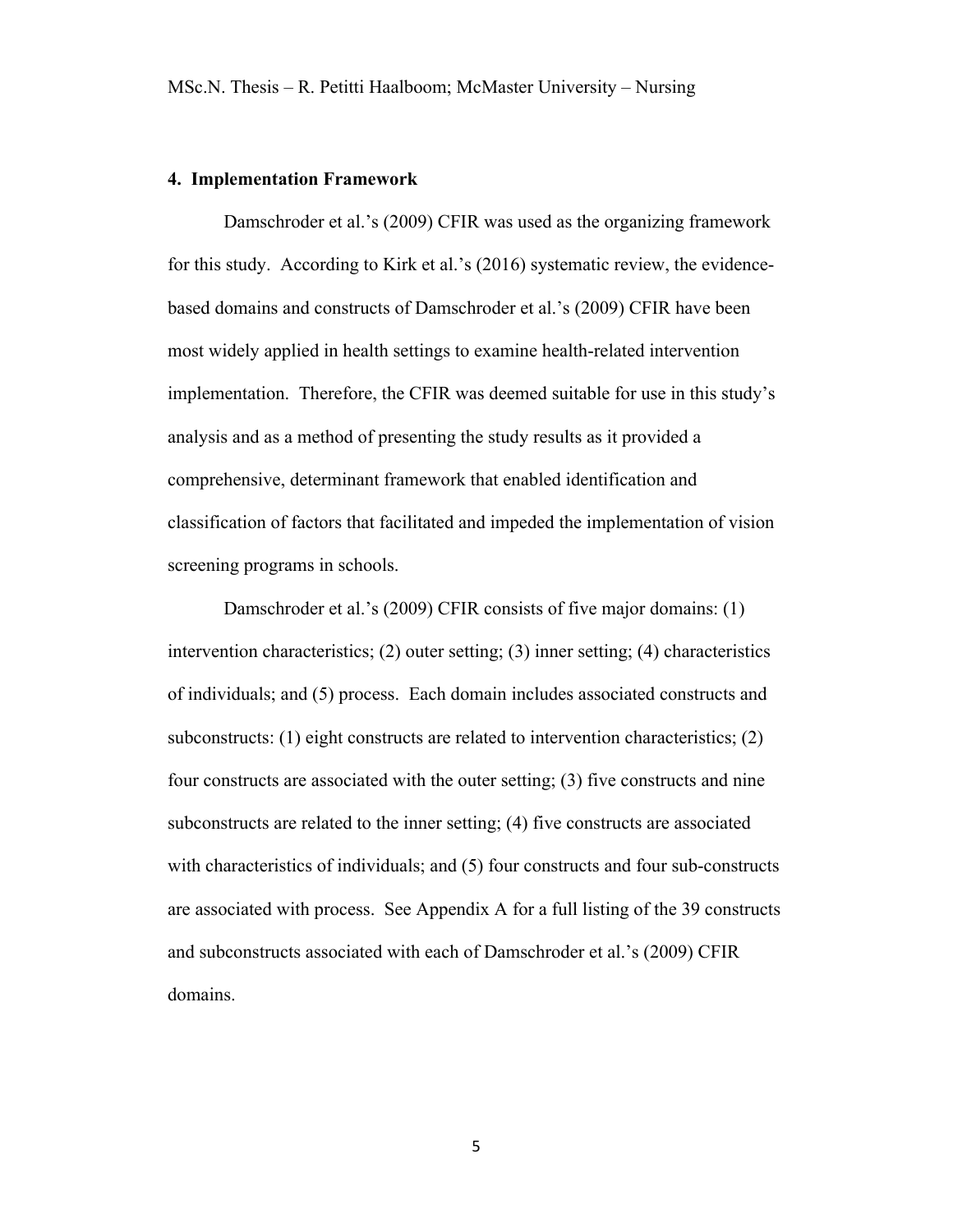## 4. Implementation Framework

Damschroder et al.'s (2009) CFIR was used as the organizing framework for this study. According to Kirk et al.'s (2016) systematic review, the evidence-based domains and constructs of Damschroder et al.'s (2009) CFIR have been most widely applied in health settings to examine health-related intervention implementation. Therefore, the CFIR was deemed suitable for use in this study's analysis and as a method of presenting the study results as it provided a comprehensive, determinant framework that enabled identification and classification of factors that facilitated and impeded the implementation of vision screening programs in schools.

Damschroder et al.'s (2009) CFIR consists of five major domains: (1) intervention characteristics; (2) outer setting; (3) inner setting; (4) characteristics of individuals; and (5) process. Each domain includes associated constructs and subconstructs: (1) eight constructs are related to intervention characteristics; (2) four constructs are associated with the outer setting; (3) five constructs and nine subconstructs are related to the inner setting; (4) five constructs are associated with characteristics of individuals; and (5) four constructs and four sub-constructs are associated with process. See Appendix A for a full listing of the 39 constructs and subconstructs associated with each of Damschroder et al.'s (2009) CFIR domains.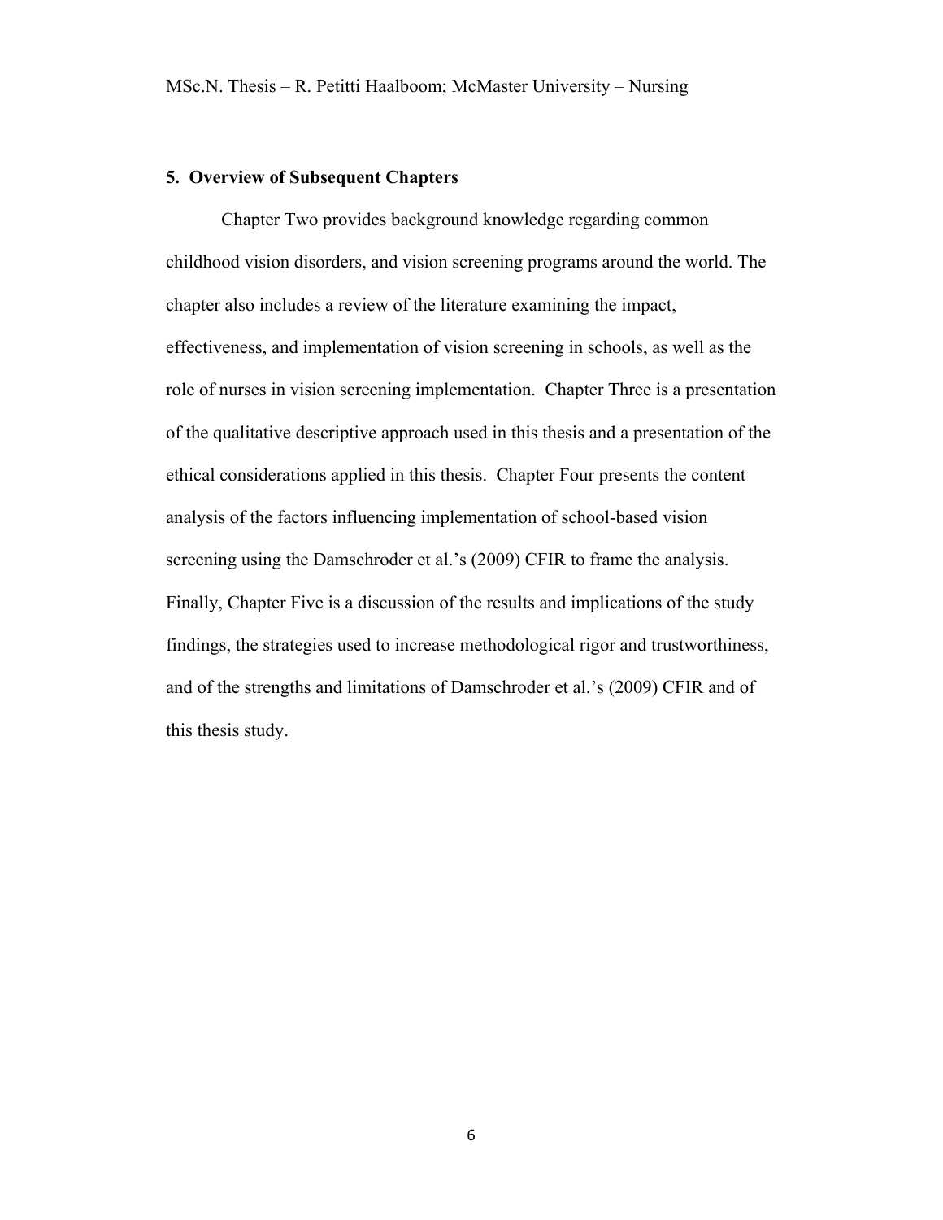## 5. Overview of Subsequent Chapters

Chapter Two provides background knowledge regarding common childhood vision disorders, and vision screening programs around the world. The chapter also includes a review of the literature examining the impact, effectiveness, and implementation of vision screening in schools, as well as the role of nurses in vision screening implementation. Chapter Three is a presentation of the qualitative descriptive approach used in this thesis and a presentation of the ethical considerations applied in this thesis. Chapter Four presents the content analysis of the factors influencing implementation of school-based vision screening using the Damschroder et al.'s (2009) CFIR to frame the analysis. Finally, Chapter Five is a discussion of the results and implications of the study findings, the strategies used to increase methodological rigor and trustworthiness, and of the strengths and limitations of Damschroder et al.'s (2009) CFIR and of this thesis study.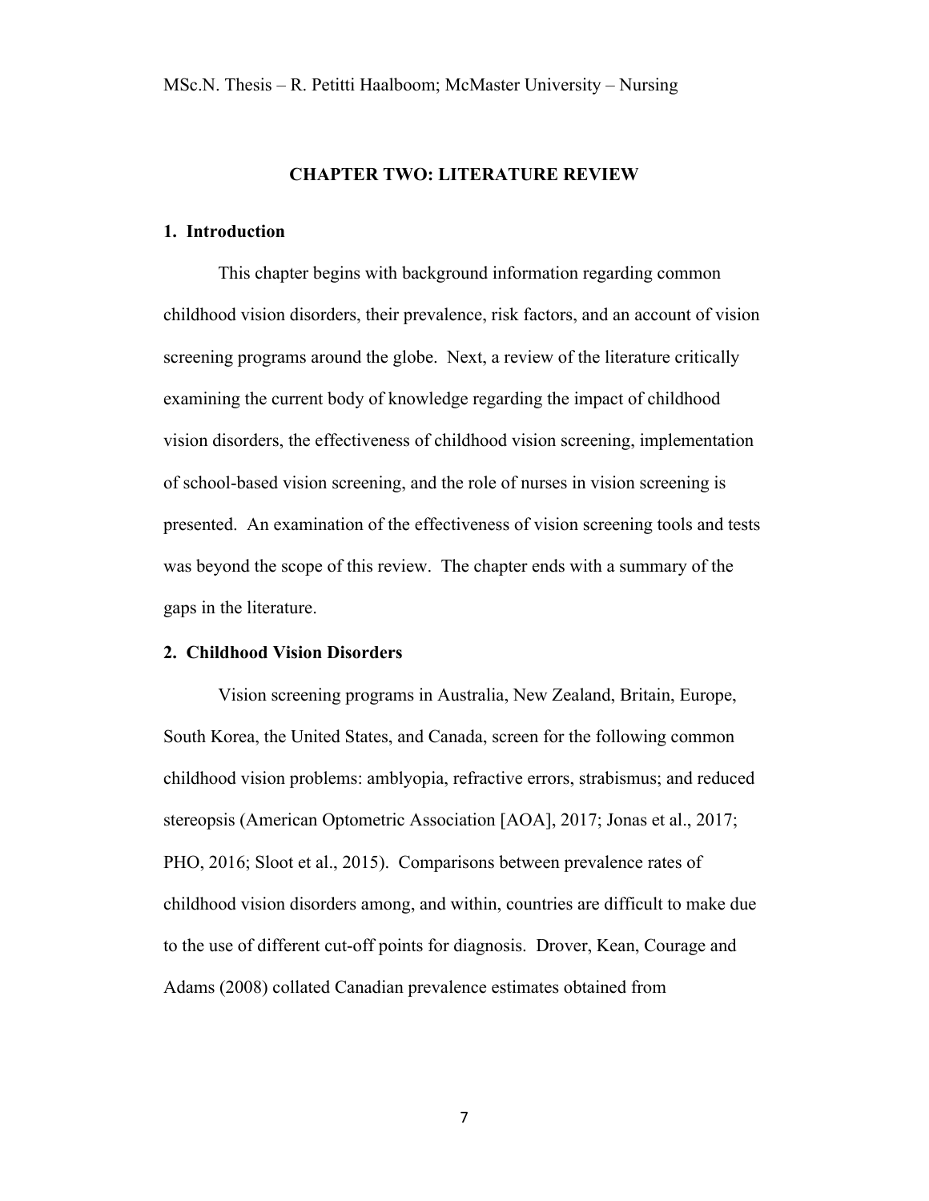# CHAPTER TWO: LITERATURE REVIEW

## 1. Introduction

This chapter begins with background information regarding common childhood vision disorders, their prevalence, risk factors, and an account of vision screening programs around the globe. Next, a review of the literature critically examining the current body of knowledge regarding the impact of childhood vision disorders, the effectiveness of childhood vision screening, implementation of school-based vision screening, and the role of nurses in vision screening is presented. An examination of the effectiveness of vision screening tools and tests was beyond the scope of this review. The chapter ends with a summary of the gaps in the literature.

## 2. Childhood Vision Disorders

Vision screening programs in Australia, New Zealand, Britain, Europe, South Korea, the United States, and Canada, screen for the following common childhood vision problems: amblyopia, refractive errors, strabismus; and reduced stereopsis (American Optometric Association [AOA], 2017; Jonas et al., 2017; PHO, 2016; Sloot et al., 2015). Comparisons between prevalence rates of childhood vision disorders among, and within, countries are difficult to make due to the use of different cut-off points for diagnosis. Drover, Kean, Courage and Adams (2008) collated Canadian prevalence estimates obtained from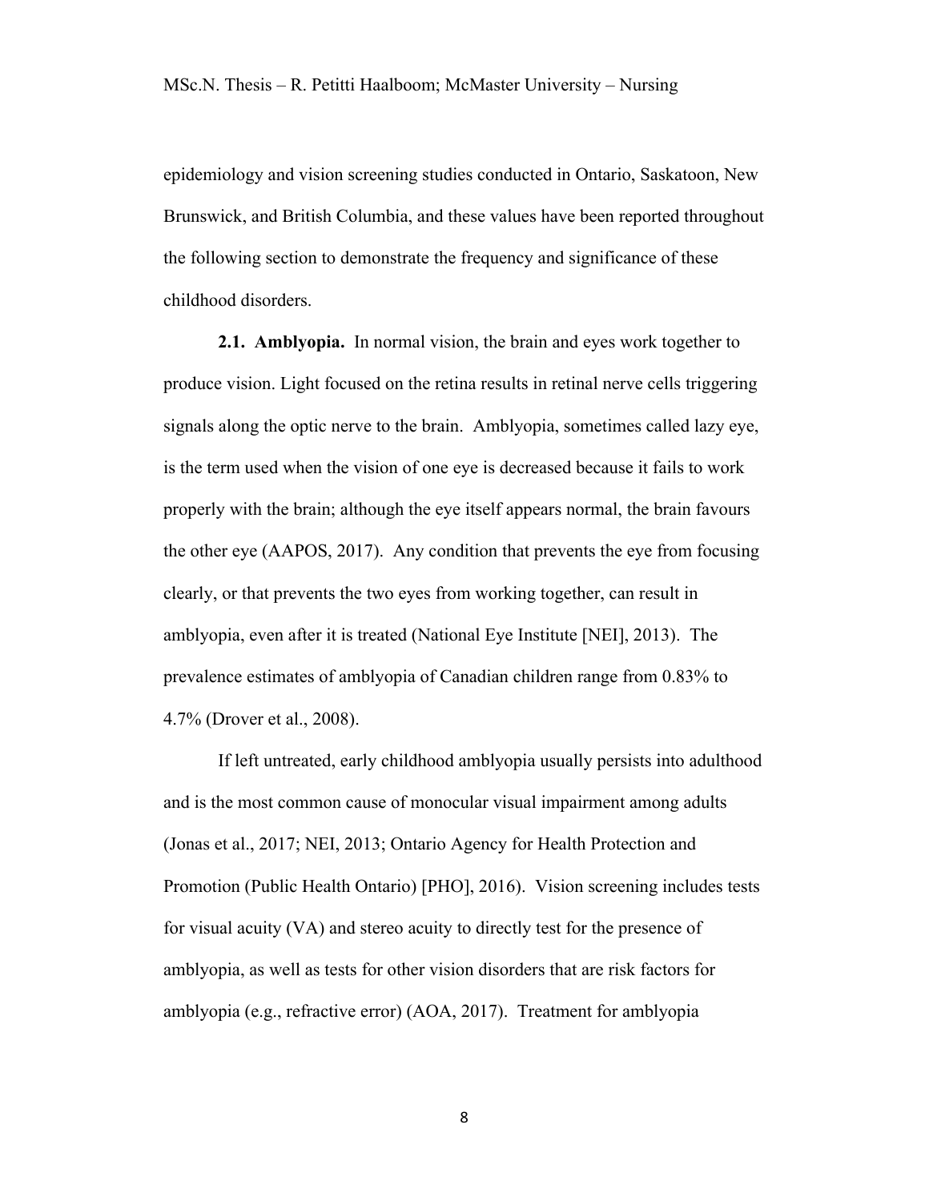epidemiology and vision screening studies conducted in Ontario, Saskatoon, New Brunswick, and British Columbia, and these values have been reported throughout the following section to demonstrate the frequency and significance of these childhood disorders.

**2.1. Amblyopia.** In normal vision, the brain and eyes work together to produce vision. Light focused on the retina results in retinal nerve cells triggering signals along the optic nerve to the brain. Amblyopia, sometimes called lazy eye, is the term used when the vision of one eye is decreased because it fails to work properly with the brain; although the eye itself appears normal, the brain favours the other eye (AAPOS, 2017). Any condition that prevents the eye from focusing clearly, or that prevents the two eyes from working together, can result in amblyopia, even after it is treated (National Eye Institute [NEI], 2013). The prevalence estimates of amblyopia of Canadian children range from 0.83% to 4.7% (Drover et al., 2008).

If left untreated, early childhood amblyopia usually persists into adulthood and is the most common cause of monocular visual impairment among adults (Jonas et al., 2017; NEI, 2013; Ontario Agency for Health Protection and Promotion (Public Health Ontario) [PHO], 2016). Vision screening includes tests for visual acuity (VA) and stereo acuity to directly test for the presence of amblyopia, as well as tests for other vision disorders that are risk factors for amblyopia (e.g., refractive error) (AOA, 2017). Treatment for amblyopia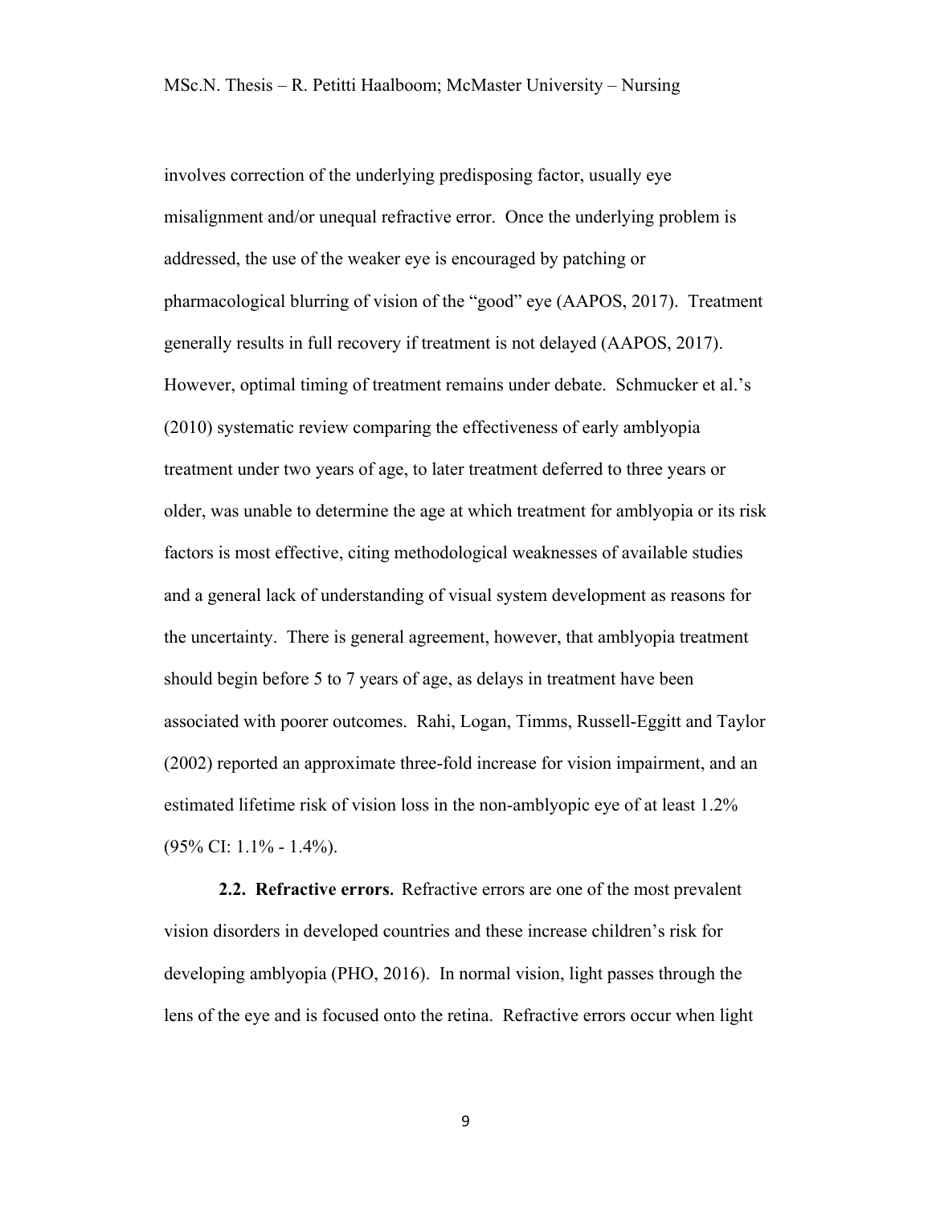involves correction of the underlying predisposing factor, usually eye misalignment and/or unequal refractive error. Once the underlying problem is addressed, the use of the weaker eye is encouraged by patching or pharmacological blurring of vision of the "good" eye (AAPOS, 2017). Treatment generally results in full recovery if treatment is not delayed (AAPOS, 2017). However, optimal timing of treatment remains under debate. Schmucker et al.'s (2010) systematic review comparing the effectiveness of early amblyopia treatment under two years of age, to later treatment deferred to three years or older, was unable to determine the age at which treatment for amblyopia or its risk factors is most effective, citing methodological weaknesses of available studies and a general lack of understanding of visual system development as reasons for the uncertainty. There is general agreement, however, that amblyopia treatment should begin before 5 to 7 years of age, as delays in treatment have been associated with poorer outcomes. Rahi, Logan, Timms, Russell-Eggitt and Taylor (2002) reported an approximate three-fold increase for vision impairment, and an estimated lifetime risk of vision loss in the non-amblyopic eye of at least 1.2% (95% CI: 1.1% - 1.4%).

**2.2. Refractive errors.** Refractive errors are one of the most prevalent vision disorders in developed countries and these increase children's risk for developing amblyopia (PHO, 2016). In normal vision, light passes through the lens of the eye and is focused onto the retina. Refractive errors occur when light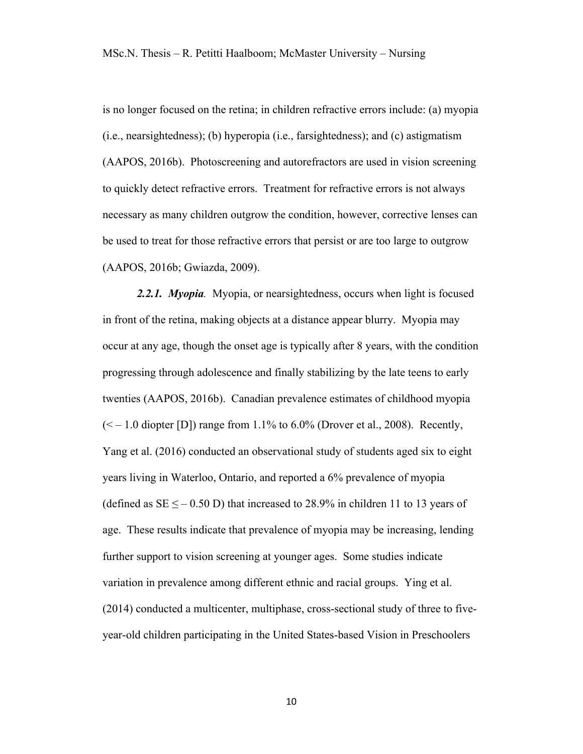is no longer focused on the retina; in children refractive errors include: (a) myopia (i.e., nearsightedness); (b) hyperopia (i.e., farsightedness); and (c) astigmatism (AAPOS, 2016b). Photoscreening and autorefractors are used in vision screening to quickly detect refractive errors. Treatment for refractive errors is not always necessary as many children outgrow the condition, however, corrective lenses can be used to treat for those refractive errors that persist or are too large to outgrow (AAPOS, 2016b; Gwiazda, 2009).

***2.2.1. Myopia**.* Myopia, or nearsightedness, occurs when light is focused in front of the retina, making objects at a distance appear blurry. Myopia may occur at any age, though the onset age is typically after 8 years, with the condition progressing through adolescence and finally stabilizing by the late teens to early twenties (AAPOS, 2016b). Canadian prevalence estimates of childhood myopia ($< -1.0$ diopter [D]) range from 1.1% to 6.0% (Drover et al., 2008). Recently, Yang et al. (2016) conducted an observational study of students aged six to eight years living in Waterloo, Ontario, and reported a 6% prevalence of myopia (defined as SE $\leq -0.50$ D) that increased to 28.9% in children 11 to 13 years of age. These results indicate that prevalence of myopia may be increasing, lending further support to vision screening at younger ages. Some studies indicate variation in prevalence among different ethnic and racial groups. Ying et al. (2014) conducted a multicenter, multiphase, cross-sectional study of three to five-year-old children participating in the United States-based Vision in Preschoolers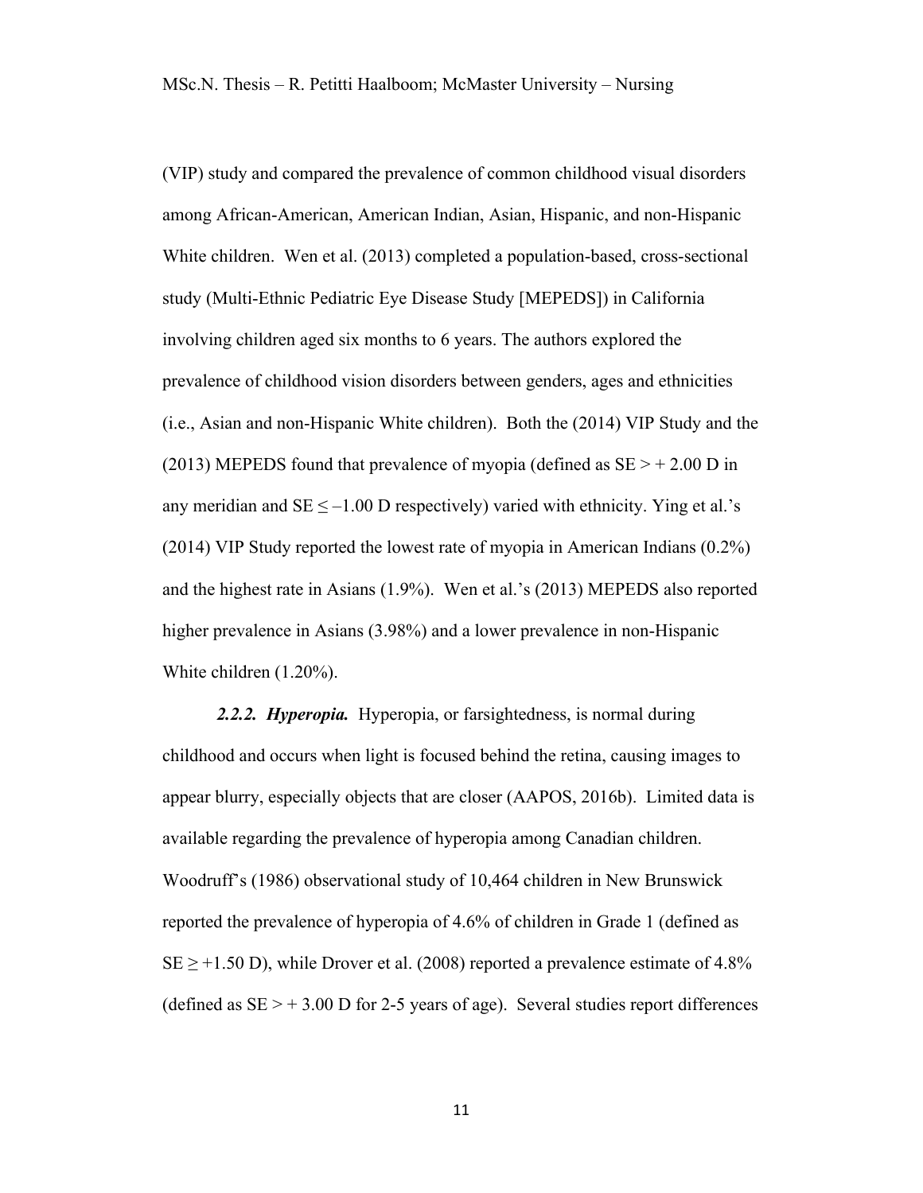(VIP) study and compared the prevalence of common childhood visual disorders among African-American, American Indian, Asian, Hispanic, and non-Hispanic White children. Wen et al. (2013) completed a population-based, cross-sectional study (Multi-Ethnic Pediatric Eye Disease Study [MEPEDS]) in California involving children aged six months to 6 years. The authors explored the prevalence of childhood vision disorders between genders, ages and ethnicities (i.e., Asian and non-Hispanic White children). Both the (2014) VIP Study and the (2013) MEPEDS found that prevalence of myopia (defined as SE > + 2.00 D in any meridian and SE ≤ –1.00 D respectively) varied with ethnicity. Ying et al.'s (2014) VIP Study reported the lowest rate of myopia in American Indians (0.2%) and the highest rate in Asians (1.9%). Wen et al.'s (2013) MEPEDS also reported higher prevalence in Asians (3.98%) and a lower prevalence in non-Hispanic White children (1.20%).

***2.2.2. Hyperopia.*** Hyperopia, or farsightedness, is normal during childhood and occurs when light is focused behind the retina, causing images to appear blurry, especially objects that are closer (AAPOS, 2016b). Limited data is available regarding the prevalence of hyperopia among Canadian children. Woodruff's (1986) observational study of 10,464 children in New Brunswick reported the prevalence of hyperopia of 4.6% of children in Grade 1 (defined as SE ≥ +1.50 D), while Drover et al. (2008) reported a prevalence estimate of 4.8% (defined as SE > + 3.00 D for 2-5 years of age). Several studies report differences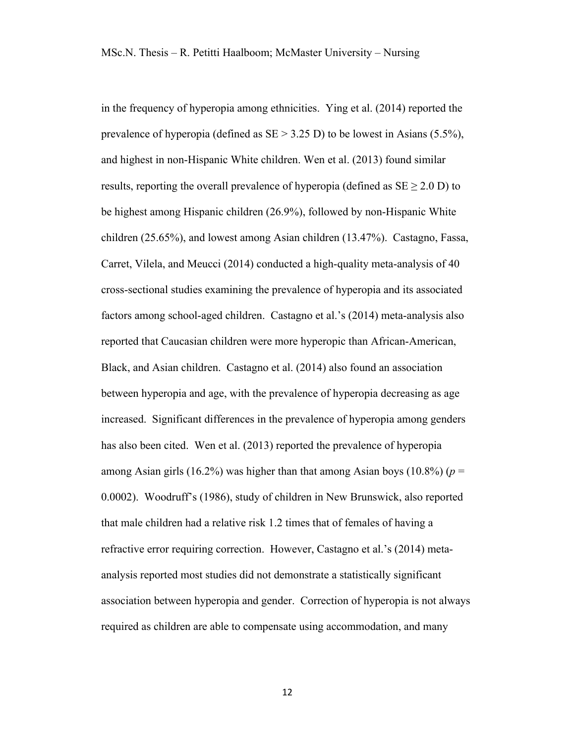in the frequency of hyperopia among ethnicities. Ying et al. (2014) reported the prevalence of hyperopia (defined as SE > 3.25 D) to be lowest in Asians (5.5%), and highest in non-Hispanic White children. Wen et al. (2013) found similar results, reporting the overall prevalence of hyperopia (defined as SE ≥ 2.0 D) to be highest among Hispanic children (26.9%), followed by non-Hispanic White children (25.65%), and lowest among Asian children (13.47%). Castagno, Fassa, Carret, Vilela, and Meucci (2014) conducted a high-quality meta-analysis of 40 cross-sectional studies examining the prevalence of hyperopia and its associated factors among school-aged children. Castagno et al.'s (2014) meta-analysis also reported that Caucasian children were more hyperopic than African-American, Black, and Asian children. Castagno et al. (2014) also found an association between hyperopia and age, with the prevalence of hyperopia decreasing as age increased. Significant differences in the prevalence of hyperopia among genders has also been cited. Wen et al. (2013) reported the prevalence of hyperopia among Asian girls (16.2%) was higher than that among Asian boys (10.8%) ($p$ = 0.0002). Woodruff's (1986), study of children in New Brunswick, also reported that male children had a relative risk 1.2 times that of females of having a refractive error requiring correction. However, Castagno et al.'s (2014) meta-analysis reported most studies did not demonstrate a statistically significant association between hyperopia and gender. Correction of hyperopia is not always required as children are able to compensate using accommodation, and many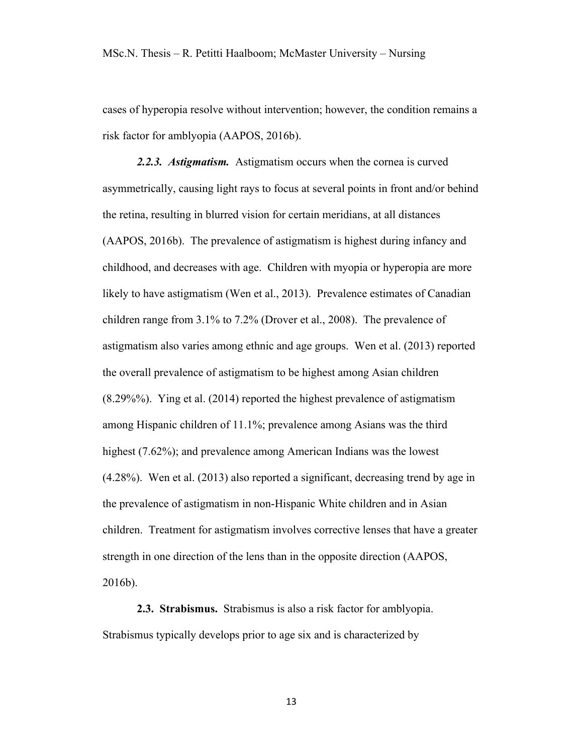cases of hyperopia resolve without intervention; however, the condition remains a risk factor for amblyopia (AAPOS, 2016b).

***2.2.3. Astigmatism.*** Astigmatism occurs when the cornea is curved asymmetrically, causing light rays to focus at several points in front and/or behind the retina, resulting in blurred vision for certain meridians, at all distances (AAPOS, 2016b). The prevalence of astigmatism is highest during infancy and childhood, and decreases with age. Children with myopia or hyperopia are more likely to have astigmatism (Wen et al., 2013). Prevalence estimates of Canadian children range from 3.1% to 7.2% (Drover et al., 2008). The prevalence of astigmatism also varies among ethnic and age groups. Wen et al. (2013) reported the overall prevalence of astigmatism to be highest among Asian children (8.29%%). Ying et al. (2014) reported the highest prevalence of astigmatism among Hispanic children of 11.1%; prevalence among Asians was the third highest (7.62%); and prevalence among American Indians was the lowest (4.28%). Wen et al. (2013) also reported a significant, decreasing trend by age in the prevalence of astigmatism in non-Hispanic White children and in Asian children. Treatment for astigmatism involves corrective lenses that have a greater strength in one direction of the lens than in the opposite direction (AAPOS, 2016b).

**2.3. Strabismus.** Strabismus is also a risk factor for amblyopia. Strabismus typically develops prior to age six and is characterized by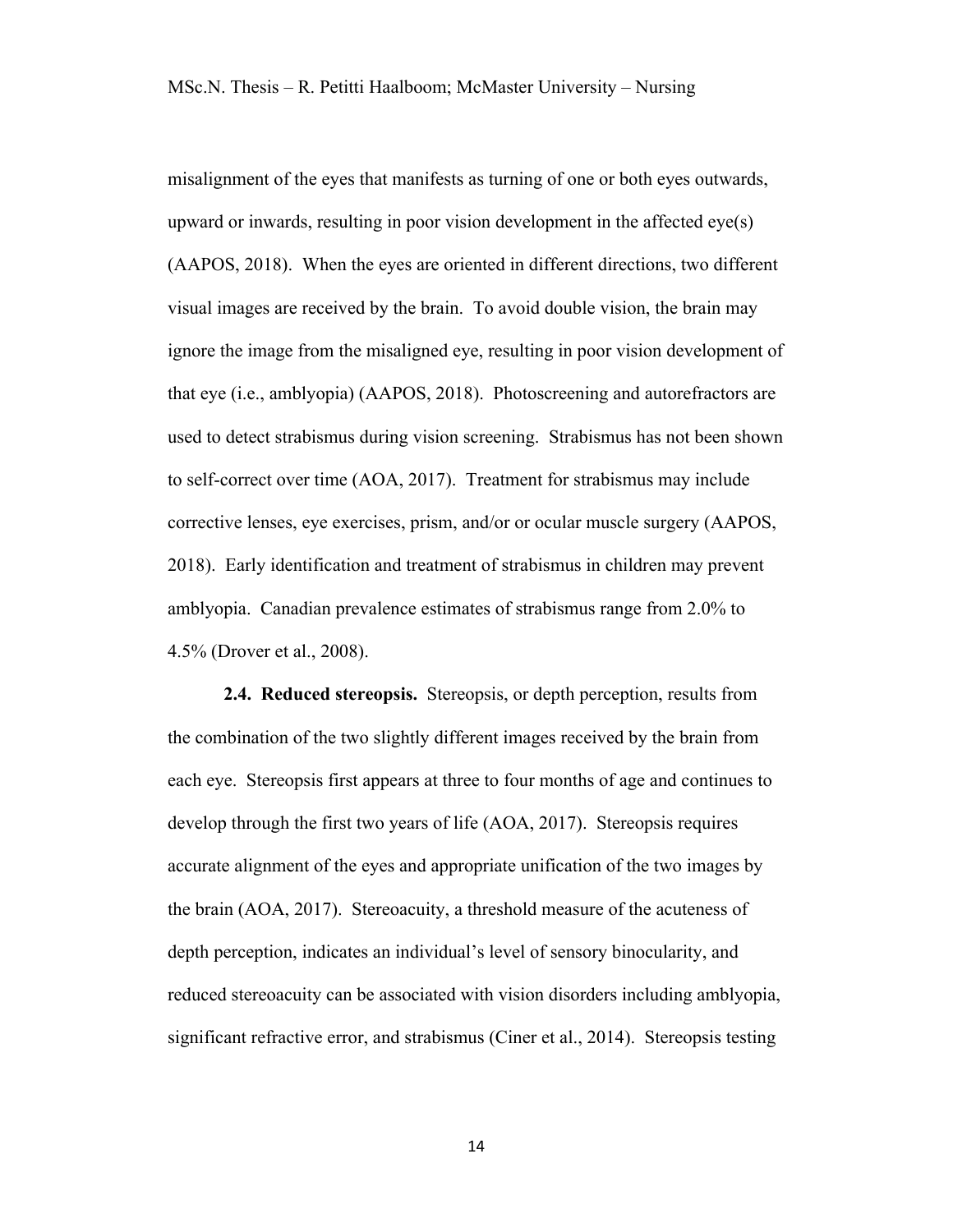misalignment of the eyes that manifests as turning of one or both eyes outwards, upward or inwards, resulting in poor vision development in the affected eye(s) (AAPOS, 2018). When the eyes are oriented in different directions, two different visual images are received by the brain. To avoid double vision, the brain may ignore the image from the misaligned eye, resulting in poor vision development of that eye (i.e., amblyopia) (AAPOS, 2018). Photoscreening and autorefractors are used to detect strabismus during vision screening. Strabismus has not been shown to self-correct over time (AOA, 2017). Treatment for strabismus may include corrective lenses, eye exercises, prism, and/or or ocular muscle surgery (AAPOS, 2018). Early identification and treatment of strabismus in children may prevent amblyopia. Canadian prevalence estimates of strabismus range from 2.0% to 4.5% (Drover et al., 2008).

**2.4. Reduced stereopsis.** Stereopsis, or depth perception, results from the combination of the two slightly different images received by the brain from each eye. Stereopsis first appears at three to four months of age and continues to develop through the first two years of life (AOA, 2017). Stereopsis requires accurate alignment of the eyes and appropriate unification of the two images by the brain (AOA, 2017). Stereoacuity, a threshold measure of the acuteness of depth perception, indicates an individual's level of sensory binocularity, and reduced stereoacuity can be associated with vision disorders including amblyopia, significant refractive error, and strabismus (Ciner et al., 2014). Stereopsis testing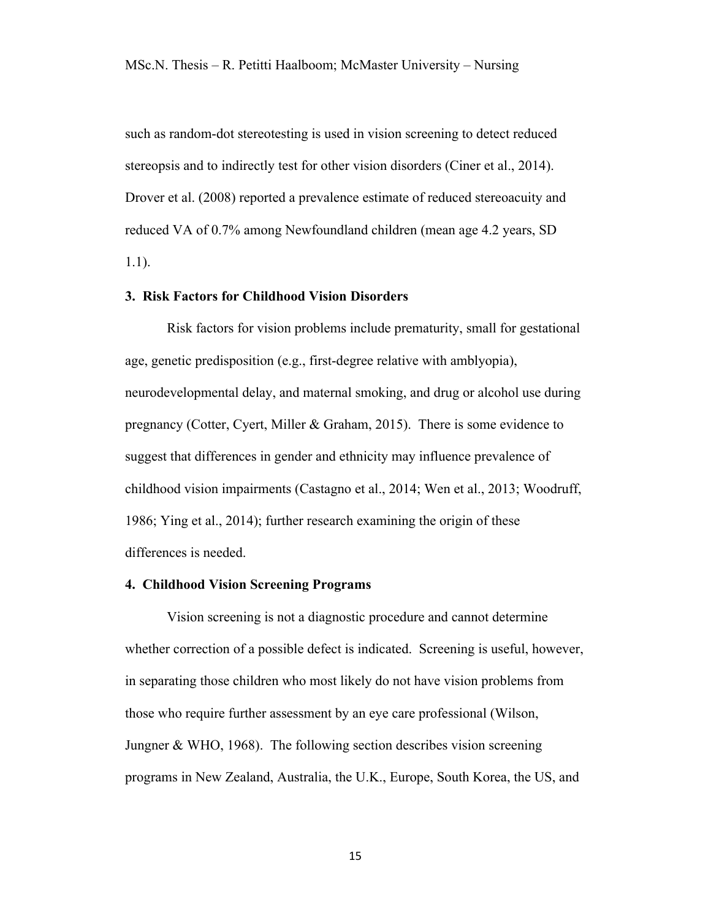such as random-dot stereotesting is used in vision screening to detect reduced stereopsis and to indirectly test for other vision disorders (Ciner et al., 2014). Drover et al. (2008) reported a prevalence estimate of reduced stereoacuity and reduced VA of 0.7% among Newfoundland children (mean age 4.2 years, SD 1.1).

### 3. Risk Factors for Childhood Vision Disorders

Risk factors for vision problems include prematurity, small for gestational age, genetic predisposition (e.g., first-degree relative with amblyopia), neurodevelopmental delay, and maternal smoking, and drug or alcohol use during pregnancy (Cotter, Cyert, Miller & Graham, 2015). There is some evidence to suggest that differences in gender and ethnicity may influence prevalence of childhood vision impairments (Castagno et al., 2014; Wen et al., 2013; Woodruff, 1986; Ying et al., 2014); further research examining the origin of these differences is needed.

### 4. Childhood Vision Screening Programs

Vision screening is not a diagnostic procedure and cannot determine whether correction of a possible defect is indicated. Screening is useful, however, in separating those children who most likely do not have vision problems from those who require further assessment by an eye care professional (Wilson, Jungner & WHO, 1968). The following section describes vision screening programs in New Zealand, Australia, the U.K., Europe, South Korea, the US, and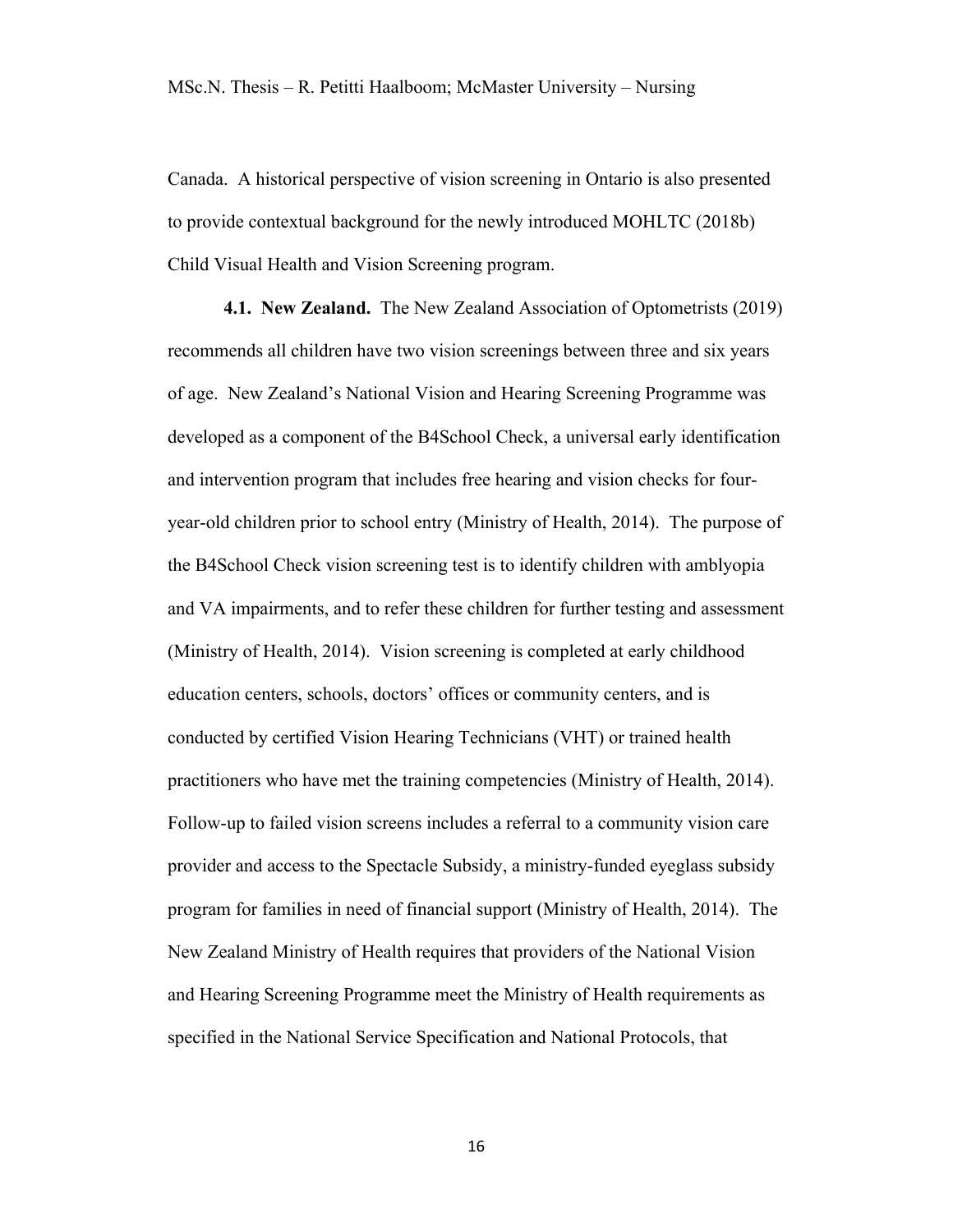Canada. A historical perspective of vision screening in Ontario is also presented to provide contextual background for the newly introduced MOHLTC (2018b) Child Visual Health and Vision Screening program.

**4.1. New Zealand.** The New Zealand Association of Optometrists (2019) recommends all children have two vision screenings between three and six years of age. New Zealand's National Vision and Hearing Screening Programme was developed as a component of the B4School Check, a universal early identification and intervention program that includes free hearing and vision checks for four-year-old children prior to school entry (Ministry of Health, 2014). The purpose of the B4School Check vision screening test is to identify children with amblyopia and VA impairments, and to refer these children for further testing and assessment (Ministry of Health, 2014). Vision screening is completed at early childhood education centers, schools, doctors' offices or community centers, and is conducted by certified Vision Hearing Technicians (VHT) or trained health practitioners who have met the training competencies (Ministry of Health, 2014). Follow-up to failed vision screens includes a referral to a community vision care provider and access to the Spectacle Subsidy, a ministry-funded eyeglass subsidy program for families in need of financial support (Ministry of Health, 2014). The New Zealand Ministry of Health requires that providers of the National Vision and Hearing Screening Programme meet the Ministry of Health requirements as specified in the National Service Specification and National Protocols, that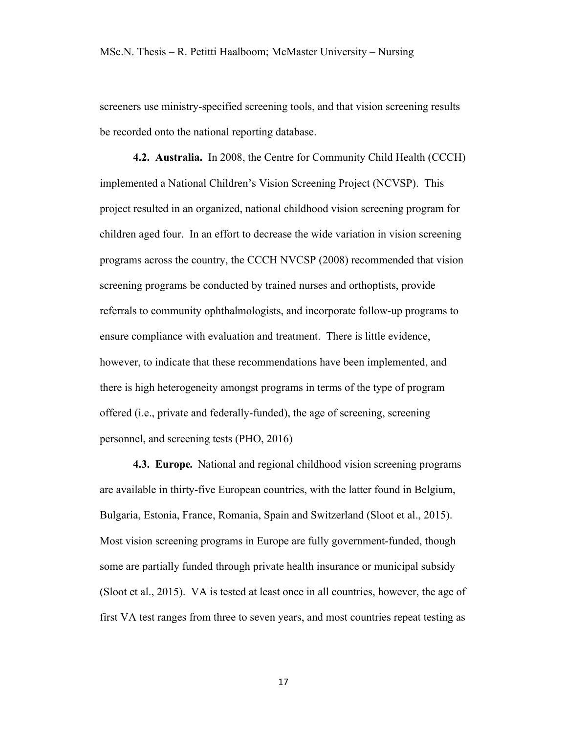screeners use ministry-specified screening tools, and that vision screening results be recorded onto the national reporting database.

**4.2. Australia.** In 2008, the Centre for Community Child Health (CCCH) implemented a National Children's Vision Screening Project (NCVSP). This project resulted in an organized, national childhood vision screening program for children aged four. In an effort to decrease the wide variation in vision screening programs across the country, the CCCH NVCSP (2008) recommended that vision screening programs be conducted by trained nurses and orthoptists, provide referrals to community ophthalmologists, and incorporate follow-up programs to ensure compliance with evaluation and treatment. There is little evidence, however, to indicate that these recommendations have been implemented, and there is high heterogeneity amongst programs in terms of the type of program offered (i.e., private and federally-funded), the age of screening, screening personnel, and screening tests (PHO, 2016)

**4.3. Europe.** National and regional childhood vision screening programs are available in thirty-five European countries, with the latter found in Belgium, Bulgaria, Estonia, France, Romania, Spain and Switzerland (Sloot et al., 2015). Most vision screening programs in Europe are fully government-funded, though some are partially funded through private health insurance or municipal subsidy (Sloot et al., 2015). VA is tested at least once in all countries, however, the age of first VA test ranges from three to seven years, and most countries repeat testing as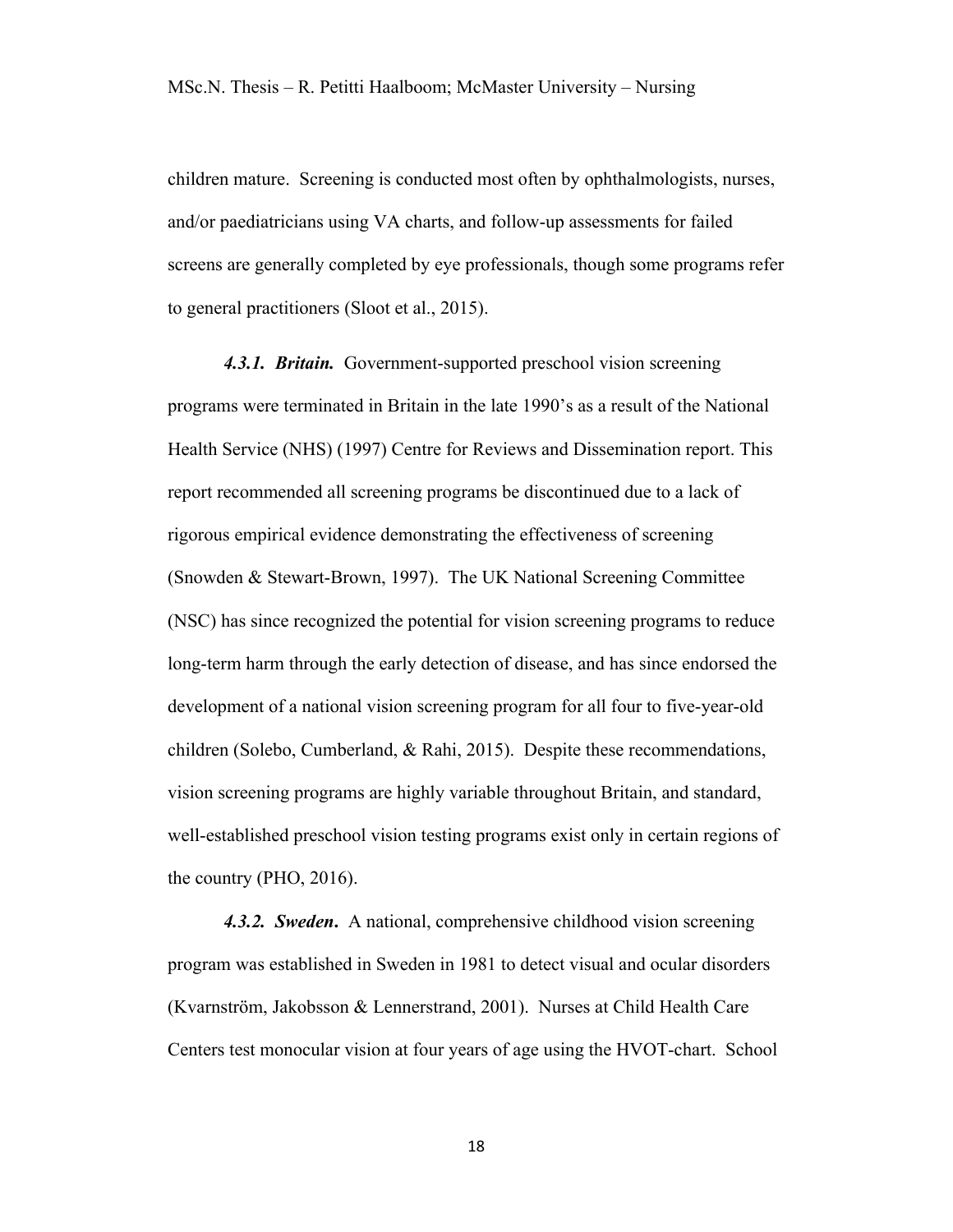children mature. Screening is conducted most often by ophthalmologists, nurses, and/or paediatricians using VA charts, and follow-up assessments for failed screens are generally completed by eye professionals, though some programs refer to general practitioners (Sloot et al., 2015).

***4.3.1. Britain.*** Government-supported preschool vision screening programs were terminated in Britain in the late 1990's as a result of the National Health Service (NHS) (1997) Centre for Reviews and Dissemination report. This report recommended all screening programs be discontinued due to a lack of rigorous empirical evidence demonstrating the effectiveness of screening (Snowden & Stewart-Brown, 1997). The UK National Screening Committee (NSC) has since recognized the potential for vision screening programs to reduce long-term harm through the early detection of disease, and has since endorsed the development of a national vision screening program for all four to five-year-old children (Solebo, Cumberland, & Rahi, 2015). Despite these recommendations, vision screening programs are highly variable throughout Britain, and standard, well-established preschool vision testing programs exist only in certain regions of the country (PHO, 2016).

***4.3.2. Sweden.*** A national, comprehensive childhood vision screening program was established in Sweden in 1981 to detect visual and ocular disorders (Kvarnström, Jakobsson & Lennerstrand, 2001). Nurses at Child Health Care Centers test monocular vision at four years of age using the HVOT-chart. School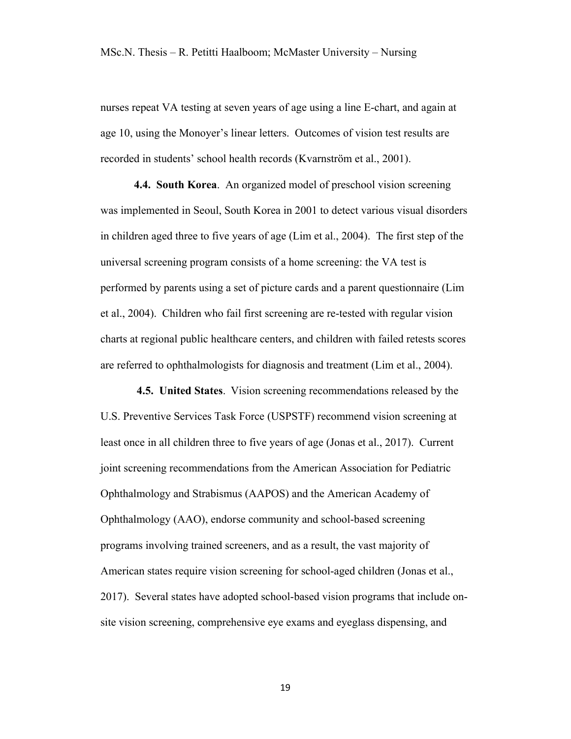nurses repeat VA testing at seven years of age using a line E-chart, and again at age 10, using the Monoyer's linear letters. Outcomes of vision test results are recorded in students' school health records (Kvarnström et al., 2001).

**4.4. South Korea**. An organized model of preschool vision screening was implemented in Seoul, South Korea in 2001 to detect various visual disorders in children aged three to five years of age (Lim et al., 2004). The first step of the universal screening program consists of a home screening: the VA test is performed by parents using a set of picture cards and a parent questionnaire (Lim et al., 2004). Children who fail first screening are re-tested with regular vision charts at regional public healthcare centers, and children with failed retests scores are referred to ophthalmologists for diagnosis and treatment (Lim et al., 2004).

**4.5. United States**. Vision screening recommendations released by the U.S. Preventive Services Task Force (USPSTF) recommend vision screening at least once in all children three to five years of age (Jonas et al., 2017). Current joint screening recommendations from the American Association for Pediatric Ophthalmology and Strabismus (AAPOS) and the American Academy of Ophthalmology (AAO), endorse community and school-based screening programs involving trained screeners, and as a result, the vast majority of American states require vision screening for school-aged children (Jonas et al., 2017). Several states have adopted school-based vision programs that include on-site vision screening, comprehensive eye exams and eyeglass dispensing, and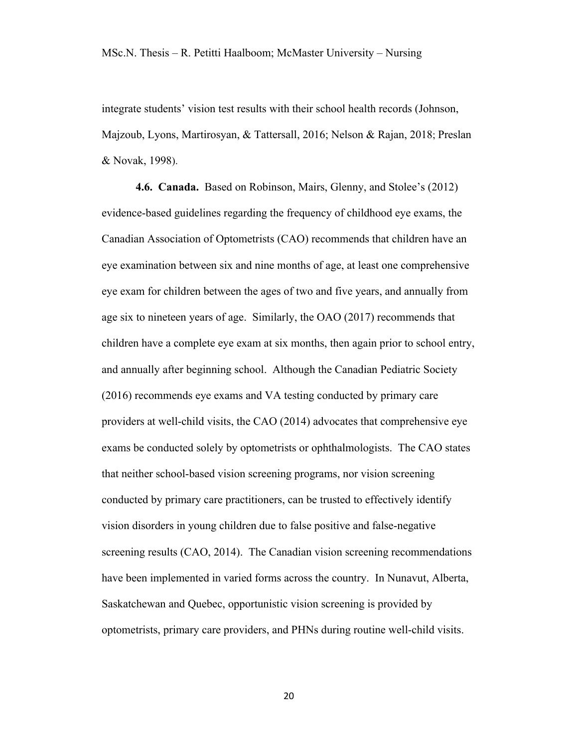integrate students' vision test results with their school health records (Johnson, Majzoub, Lyons, Martirosyan, & Tattersall, 2016; Nelson & Rajan, 2018; Preslan & Novak, 1998).

**4.6. Canada.** Based on Robinson, Mairs, Glenny, and Stolee's (2012) evidence-based guidelines regarding the frequency of childhood eye exams, the Canadian Association of Optometrists (CAO) recommends that children have an eye examination between six and nine months of age, at least one comprehensive eye exam for children between the ages of two and five years, and annually from age six to nineteen years of age. Similarly, the OAO (2017) recommends that children have a complete eye exam at six months, then again prior to school entry, and annually after beginning school. Although the Canadian Pediatric Society (2016) recommends eye exams and VA testing conducted by primary care providers at well-child visits, the CAO (2014) advocates that comprehensive eye exams be conducted solely by optometrists or ophthalmologists. The CAO states that neither school-based vision screening programs, nor vision screening conducted by primary care practitioners, can be trusted to effectively identify vision disorders in young children due to false positive and false-negative screening results (CAO, 2014). The Canadian vision screening recommendations have been implemented in varied forms across the country. In Nunavut, Alberta, Saskatchewan and Quebec, opportunistic vision screening is provided by optometrists, primary care providers, and PHNs during routine well-child visits.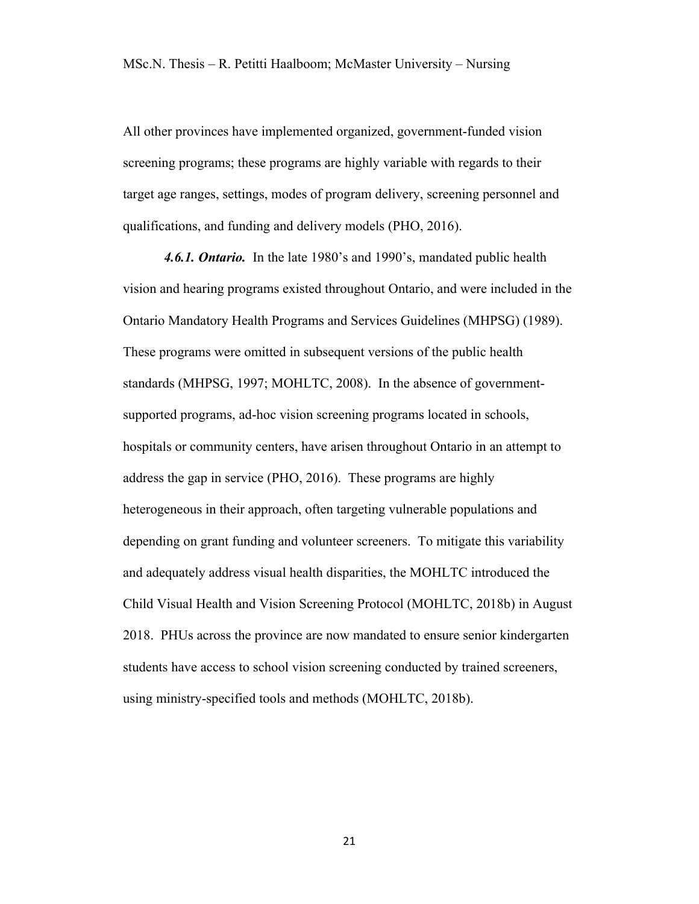All other provinces have implemented organized, government-funded vision screening programs; these programs are highly variable with regards to their target age ranges, settings, modes of program delivery, screening personnel and qualifications, and funding and delivery models (PHO, 2016).

***4.6.1. Ontario.*** In the late 1980's and 1990's, mandated public health vision and hearing programs existed throughout Ontario, and were included in the Ontario Mandatory Health Programs and Services Guidelines (MHPSG) (1989). These programs were omitted in subsequent versions of the public health standards (MHPSG, 1997; MOHLTC, 2008). In the absence of government-supported programs, ad-hoc vision screening programs located in schools, hospitals or community centers, have arisen throughout Ontario in an attempt to address the gap in service (PHO, 2016). These programs are highly heterogeneous in their approach, often targeting vulnerable populations and depending on grant funding and volunteer screeners. To mitigate this variability and adequately address visual health disparities, the MOHLTC introduced the Child Visual Health and Vision Screening Protocol (MOHLTC, 2018b) in August 2018. PHUs across the province are now mandated to ensure senior kindergarten students have access to school vision screening conducted by trained screeners, using ministry-specified tools and methods (MOHLTC, 2018b).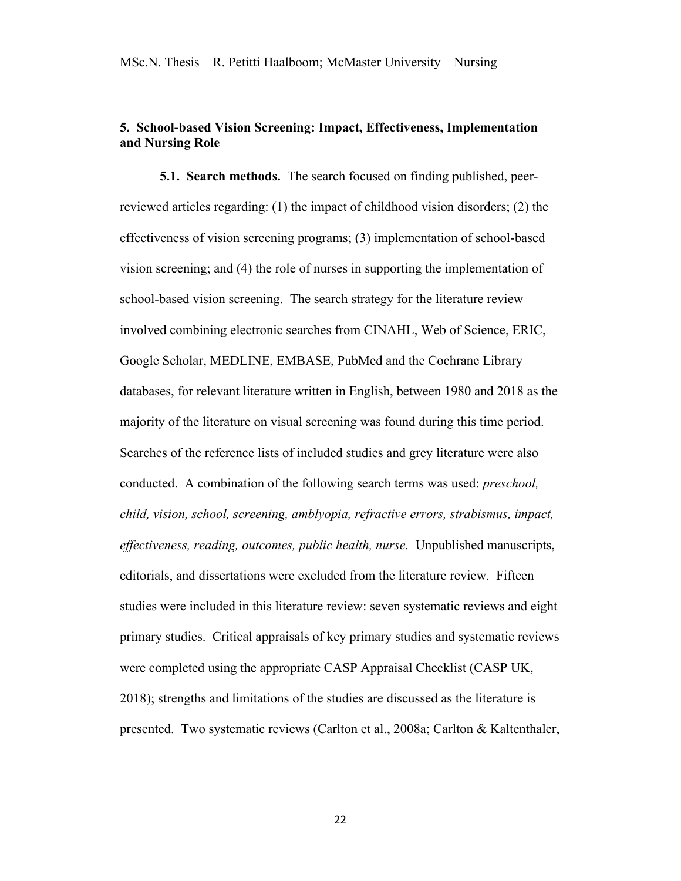## 5. School-based Vision Screening: Impact, Effectiveness, Implementation and Nursing Role

**5.1. Search methods.** The search focused on finding published, peer-reviewed articles regarding: (1) the impact of childhood vision disorders; (2) the effectiveness of vision screening programs; (3) implementation of school-based vision screening; and (4) the role of nurses in supporting the implementation of school-based vision screening. The search strategy for the literature review involved combining electronic searches from CINAHL, Web of Science, ERIC, Google Scholar, MEDLINE, EMBASE, PubMed and the Cochrane Library databases, for relevant literature written in English, between 1980 and 2018 as the majority of the literature on visual screening was found during this time period. Searches of the reference lists of included studies and grey literature were also conducted. A combination of the following search terms was used: *preschool, child, vision, school, screening, amblyopia, refractive errors, strabismus, impact, effectiveness, reading, outcomes, public health, nurse.* Unpublished manuscripts, editorials, and dissertations were excluded from the literature review. Fifteen studies were included in this literature review: seven systematic reviews and eight primary studies. Critical appraisals of key primary studies and systematic reviews were completed using the appropriate CASP Appraisal Checklist (CASP UK, 2018); strengths and limitations of the studies are discussed as the literature is presented. Two systematic reviews (Carlton et al., 2008a; Carlton & Kaltenthaler,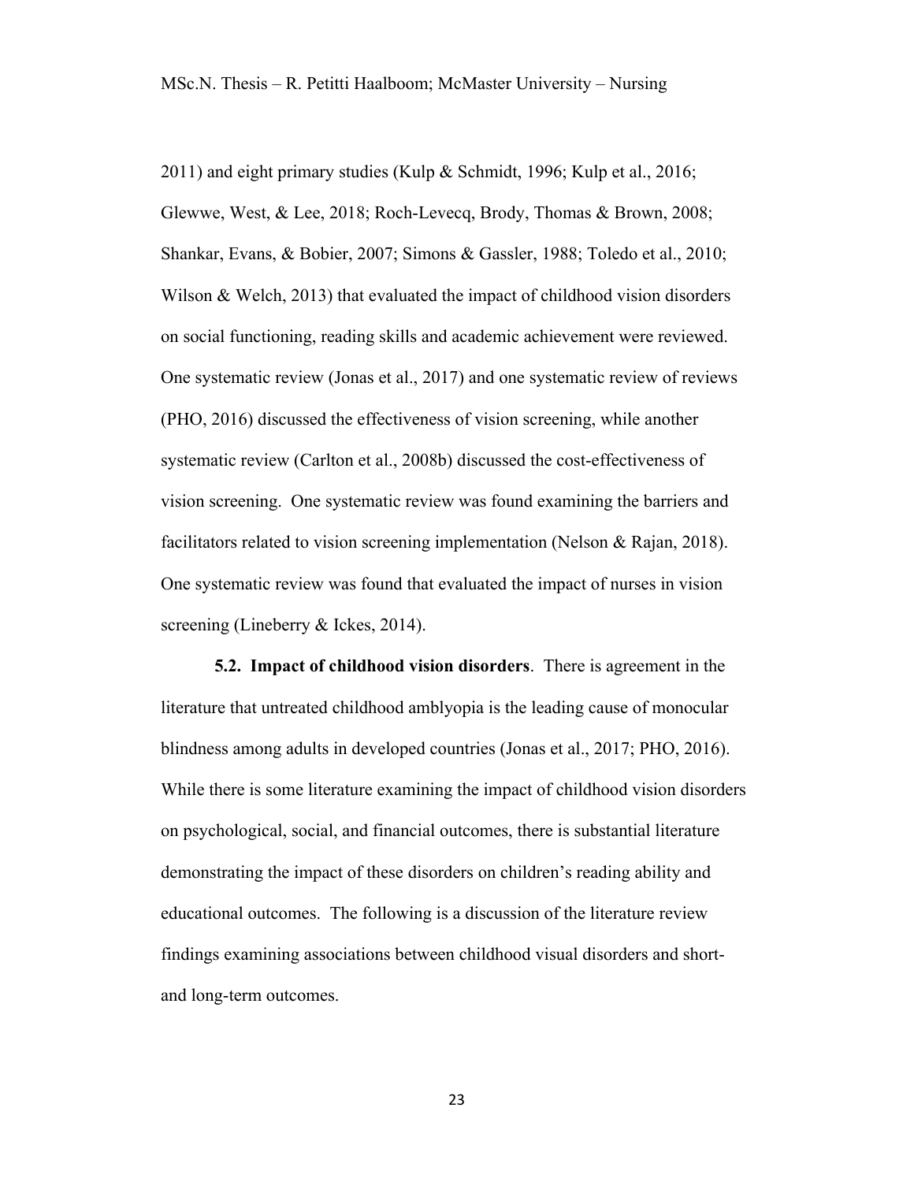2011) and eight primary studies (Kulp & Schmidt, 1996; Kulp et al., 2016; Glewwe, West, & Lee, 2018; Roch-Levecq, Brody, Thomas & Brown, 2008; Shankar, Evans, & Bobier, 2007; Simons & Gassler, 1988; Toledo et al., 2010; Wilson & Welch, 2013) that evaluated the impact of childhood vision disorders on social functioning, reading skills and academic achievement were reviewed. One systematic review (Jonas et al., 2017) and one systematic review of reviews (PHO, 2016) discussed the effectiveness of vision screening, while another systematic review (Carlton et al., 2008b) discussed the cost-effectiveness of vision screening. One systematic review was found examining the barriers and facilitators related to vision screening implementation (Nelson & Rajan, 2018). One systematic review was found that evaluated the impact of nurses in vision screening (Lineberry & Ickes, 2014).

**5.2. Impact of childhood vision disorders**. There is agreement in the literature that untreated childhood amblyopia is the leading cause of monocular blindness among adults in developed countries (Jonas et al., 2017; PHO, 2016). While there is some literature examining the impact of childhood vision disorders on psychological, social, and financial outcomes, there is substantial literature demonstrating the impact of these disorders on children's reading ability and educational outcomes. The following is a discussion of the literature review findings examining associations between childhood visual disorders and short- and long-term outcomes.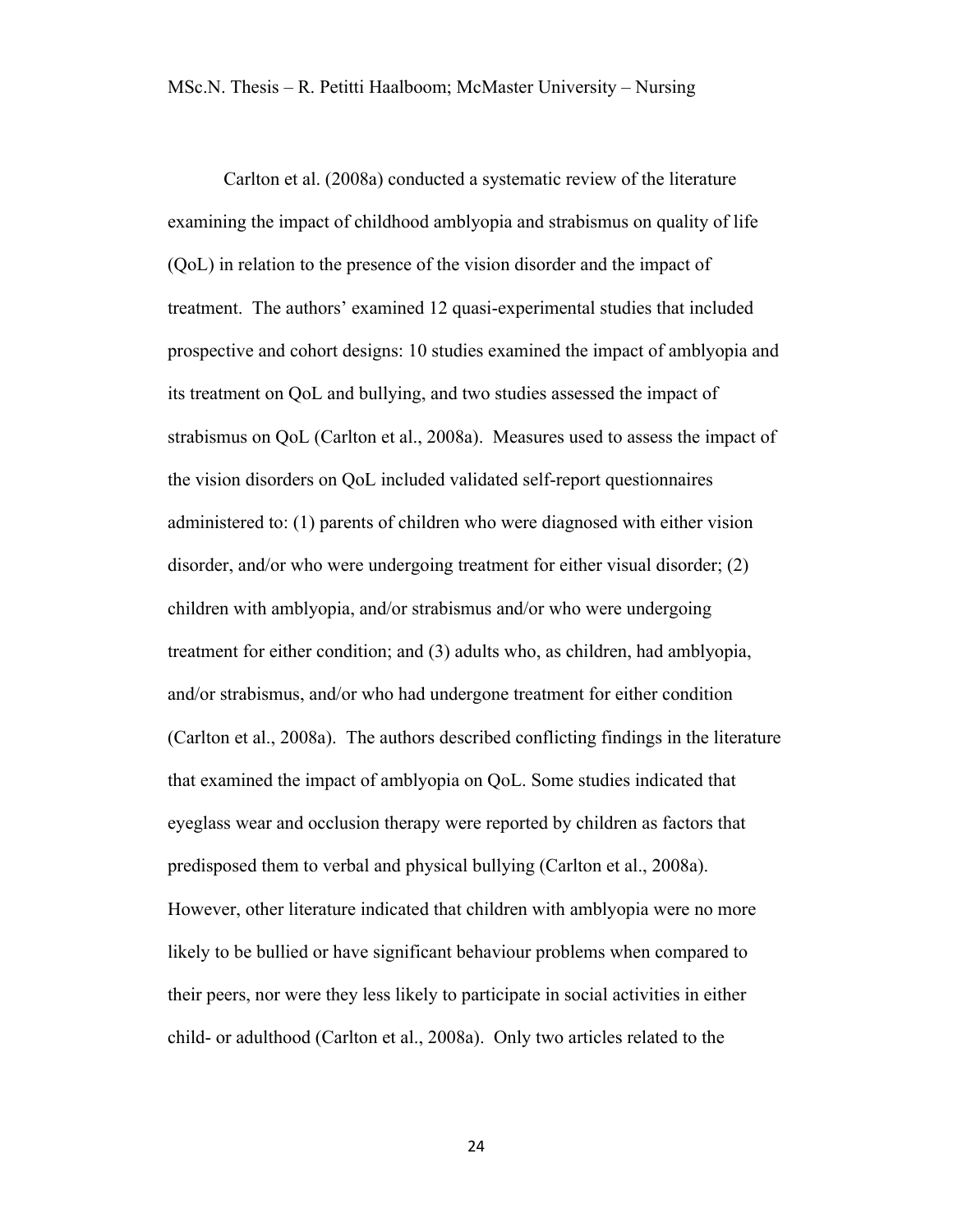Carlton et al. (2008a) conducted a systematic review of the literature examining the impact of childhood amblyopia and strabismus on quality of life (QoL) in relation to the presence of the vision disorder and the impact of treatment. The authors' examined 12 quasi-experimental studies that included prospective and cohort designs: 10 studies examined the impact of amblyopia and its treatment on QoL and bullying, and two studies assessed the impact of strabismus on QoL (Carlton et al., 2008a). Measures used to assess the impact of the vision disorders on QoL included validated self-report questionnaires administered to: (1) parents of children who were diagnosed with either vision disorder, and/or who were undergoing treatment for either visual disorder; (2) children with amblyopia, and/or strabismus and/or who were undergoing treatment for either condition; and (3) adults who, as children, had amblyopia, and/or strabismus, and/or who had undergone treatment for either condition (Carlton et al., 2008a). The authors described conflicting findings in the literature that examined the impact of amblyopia on QoL. Some studies indicated that eyeglass wear and occlusion therapy were reported by children as factors that predisposed them to verbal and physical bullying (Carlton et al., 2008a). However, other literature indicated that children with amblyopia were no more likely to be bullied or have significant behaviour problems when compared to their peers, nor were they less likely to participate in social activities in either child- or adulthood (Carlton et al., 2008a). Only two articles related to the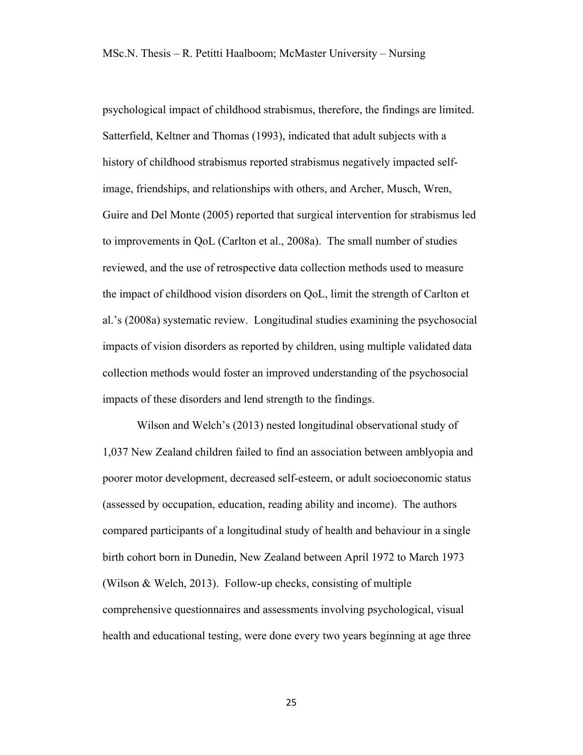psychological impact of childhood strabismus, therefore, the findings are limited. Satterfield, Keltner and Thomas (1993), indicated that adult subjects with a history of childhood strabismus reported strabismus negatively impacted self-image, friendships, and relationships with others, and Archer, Musch, Wren, Guire and Del Monte (2005) reported that surgical intervention for strabismus led to improvements in QoL (Carlton et al., 2008a). The small number of studies reviewed, and the use of retrospective data collection methods used to measure the impact of childhood vision disorders on QoL, limit the strength of Carlton et al.'s (2008a) systematic review. Longitudinal studies examining the psychosocial impacts of vision disorders as reported by children, using multiple validated data collection methods would foster an improved understanding of the psychosocial impacts of these disorders and lend strength to the findings.

Wilson and Welch's (2013) nested longitudinal observational study of 1,037 New Zealand children failed to find an association between amblyopia and poorer motor development, decreased self-esteem, or adult socioeconomic status (assessed by occupation, education, reading ability and income). The authors compared participants of a longitudinal study of health and behaviour in a single birth cohort born in Dunedin, New Zealand between April 1972 to March 1973 (Wilson & Welch, 2013). Follow-up checks, consisting of multiple comprehensive questionnaires and assessments involving psychological, visual health and educational testing, were done every two years beginning at age three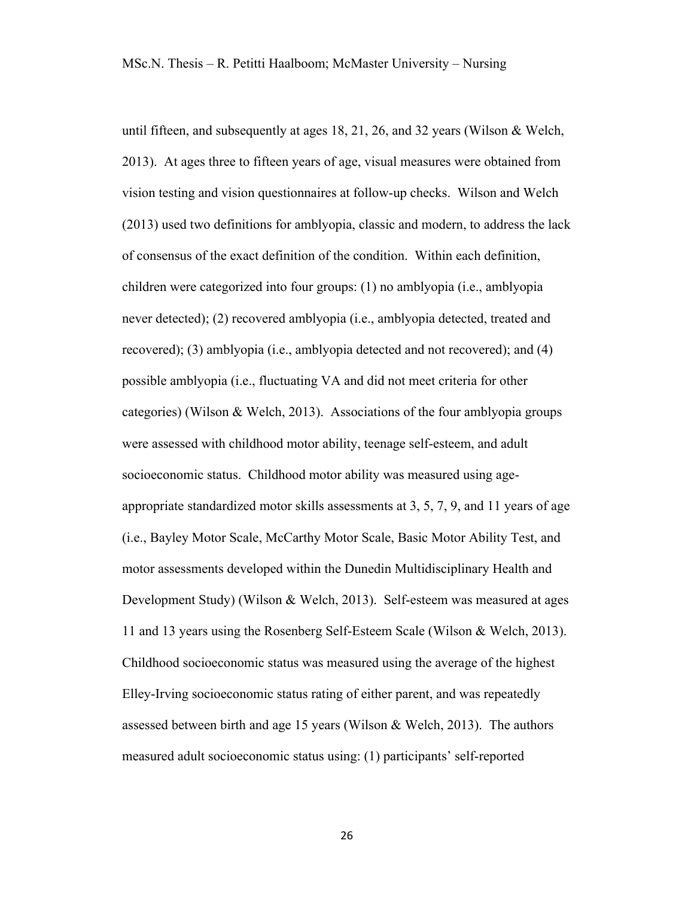until fifteen, and subsequently at ages 18, 21, 26, and 32 years (Wilson & Welch, 2013). At ages three to fifteen years of age, visual measures were obtained from vision testing and vision questionnaires at follow-up checks. Wilson and Welch (2013) used two definitions for amblyopia, classic and modern, to address the lack of consensus of the exact definition of the condition. Within each definition, children were categorized into four groups: (1) no amblyopia (i.e., amblyopia never detected); (2) recovered amblyopia (i.e., amblyopia detected, treated and recovered); (3) amblyopia (i.e., amblyopia detected and not recovered); and (4) possible amblyopia (i.e., fluctuating VA and did not meet criteria for other categories) (Wilson & Welch, 2013). Associations of the four amblyopia groups were assessed with childhood motor ability, teenage self-esteem, and adult socioeconomic status. Childhood motor ability was measured using age-appropriate standardized motor skills assessments at 3, 5, 7, 9, and 11 years of age (i.e., Bayley Motor Scale, McCarthy Motor Scale, Basic Motor Ability Test, and motor assessments developed within the Dunedin Multidisciplinary Health and Development Study) (Wilson & Welch, 2013). Self-esteem was measured at ages 11 and 13 years using the Rosenberg Self-Esteem Scale (Wilson & Welch, 2013). Childhood socioeconomic status was measured using the average of the highest Elley-Irving socioeconomic status rating of either parent, and was repeatedly assessed between birth and age 15 years (Wilson & Welch, 2013). The authors measured adult socioeconomic status using: (1) participants' self-reported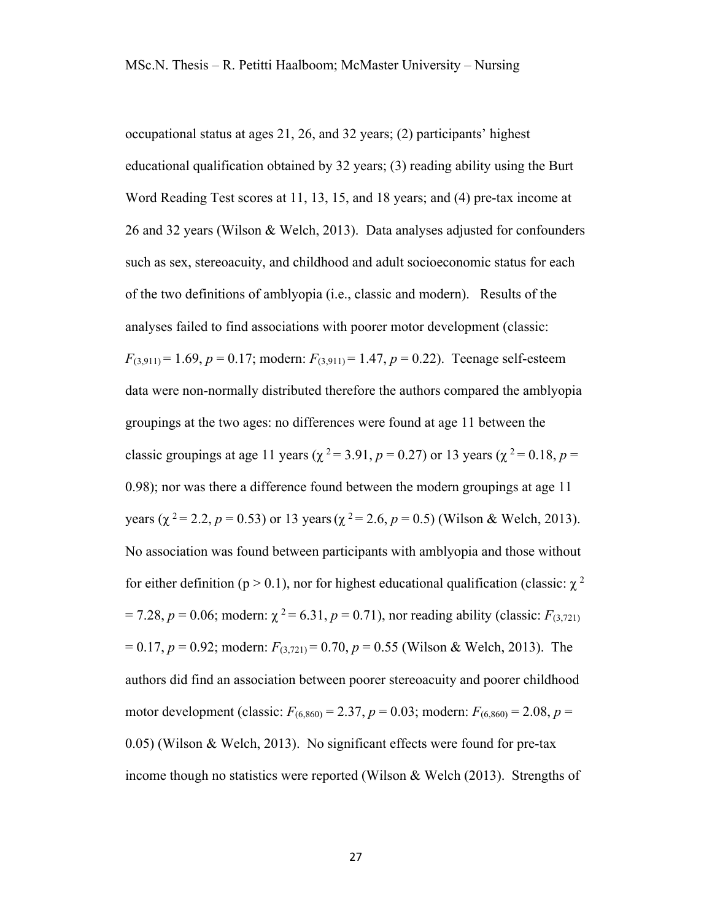occupational status at ages 21, 26, and 32 years; (2) participants' highest educational qualification obtained by 32 years; (3) reading ability using the Burt Word Reading Test scores at 11, 13, 15, and 18 years; and (4) pre-tax income at 26 and 32 years (Wilson & Welch, 2013). Data analyses adjusted for confounders such as sex, stereoacuity, and childhood and adult socioeconomic status for each of the two definitions of amblyopia (i.e., classic and modern). Results of the analyses failed to find associations with poorer motor development (classic: $F_{(3,911)} = 1.69$, $p = 0.17$; modern: $F_{(3,911)} = 1.47$, $p = 0.22$). Teenage self-esteem data were non-normally distributed therefore the authors compared the amblyopia groupings at the two ages: no differences were found at age 11 between the classic groupings at age 11 years ($\chi^2 = 3.91$, $p = 0.27$) or 13 years ($\chi^2 = 0.18$, $p = 0.98$); nor was there a difference found between the modern groupings at age 11 years ($\chi^2 = 2.2$, $p = 0.53$) or 13 years ($\chi^2 = 2.6$, $p = 0.5$) (Wilson & Welch, 2013). No association was found between participants with amblyopia and those without for either definition ($p > 0.1$), nor for highest educational qualification (classic: $\chi^2 = 7.28$, $p = 0.06$; modern: $\chi^2 = 6.31$, $p = 0.71$), nor reading ability (classic: $F_{(3,721)} = 0.17$, $p = 0.92$; modern: $F_{(3,721)} = 0.70$, $p = 0.55$ (Wilson & Welch, 2013). The authors did find an association between poorer stereoacuity and poorer childhood motor development (classic: $F_{(6,860)} = 2.37$, $p = 0.03$; modern: $F_{(6,860)} = 2.08$, $p = 0.05$) (Wilson & Welch, 2013). No significant effects were found for pre-tax income though no statistics were reported (Wilson & Welch (2013). Strengths of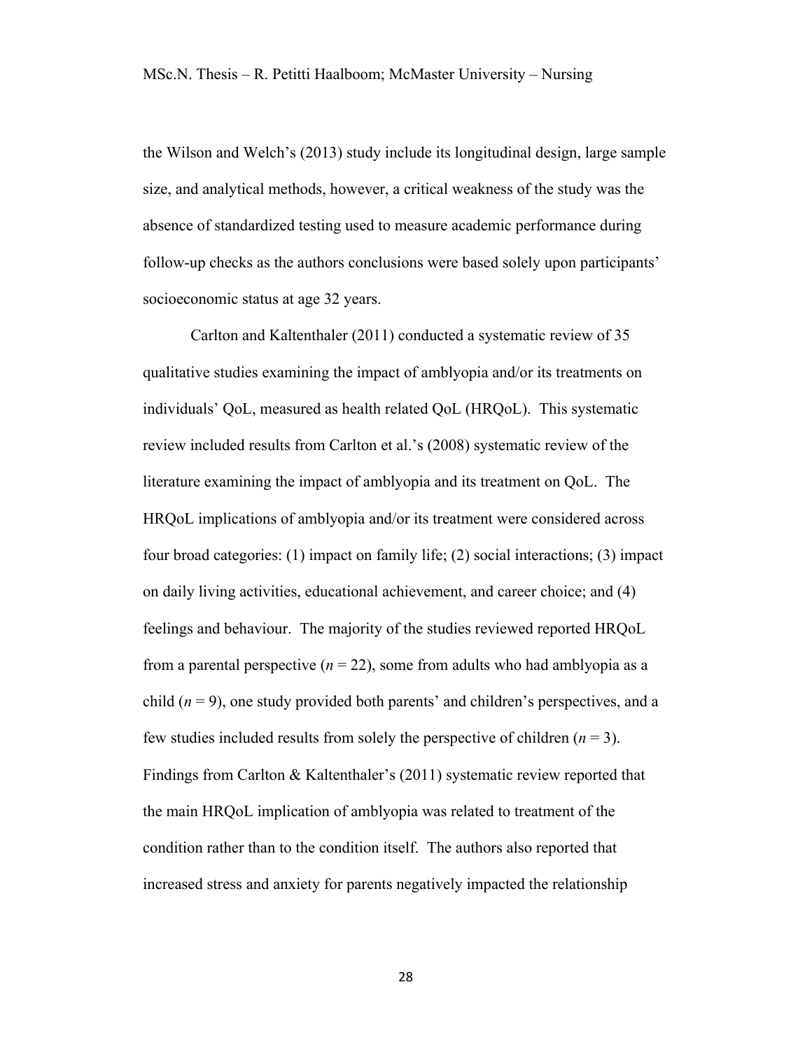the Wilson and Welch's (2013) study include its longitudinal design, large sample size, and analytical methods, however, a critical weakness of the study was the absence of standardized testing used to measure academic performance during follow-up checks as the authors conclusions were based solely upon participants' socioeconomic status at age 32 years.

Carlton and Kaltenthaler (2011) conducted a systematic review of 35 qualitative studies examining the impact of amblyopia and/or its treatments on individuals' QoL, measured as health related QoL (HRQoL). This systematic review included results from Carlton et al.'s (2008) systematic review of the literature examining the impact of amblyopia and its treatment on QoL. The HRQoL implications of amblyopia and/or its treatment were considered across four broad categories: (1) impact on family life; (2) social interactions; (3) impact on daily living activities, educational achievement, and career choice; and (4) feelings and behaviour. The majority of the studies reviewed reported HRQoL from a parental perspective ($n = 22$), some from adults who had amblyopia as a child ($n = 9$), one study provided both parents' and children's perspectives, and a few studies included results from solely the perspective of children ($n = 3$). Findings from Carlton & Kaltenthaler's (2011) systematic review reported that the main HRQoL implication of amblyopia was related to treatment of the condition rather than to the condition itself. The authors also reported that increased stress and anxiety for parents negatively impacted the relationship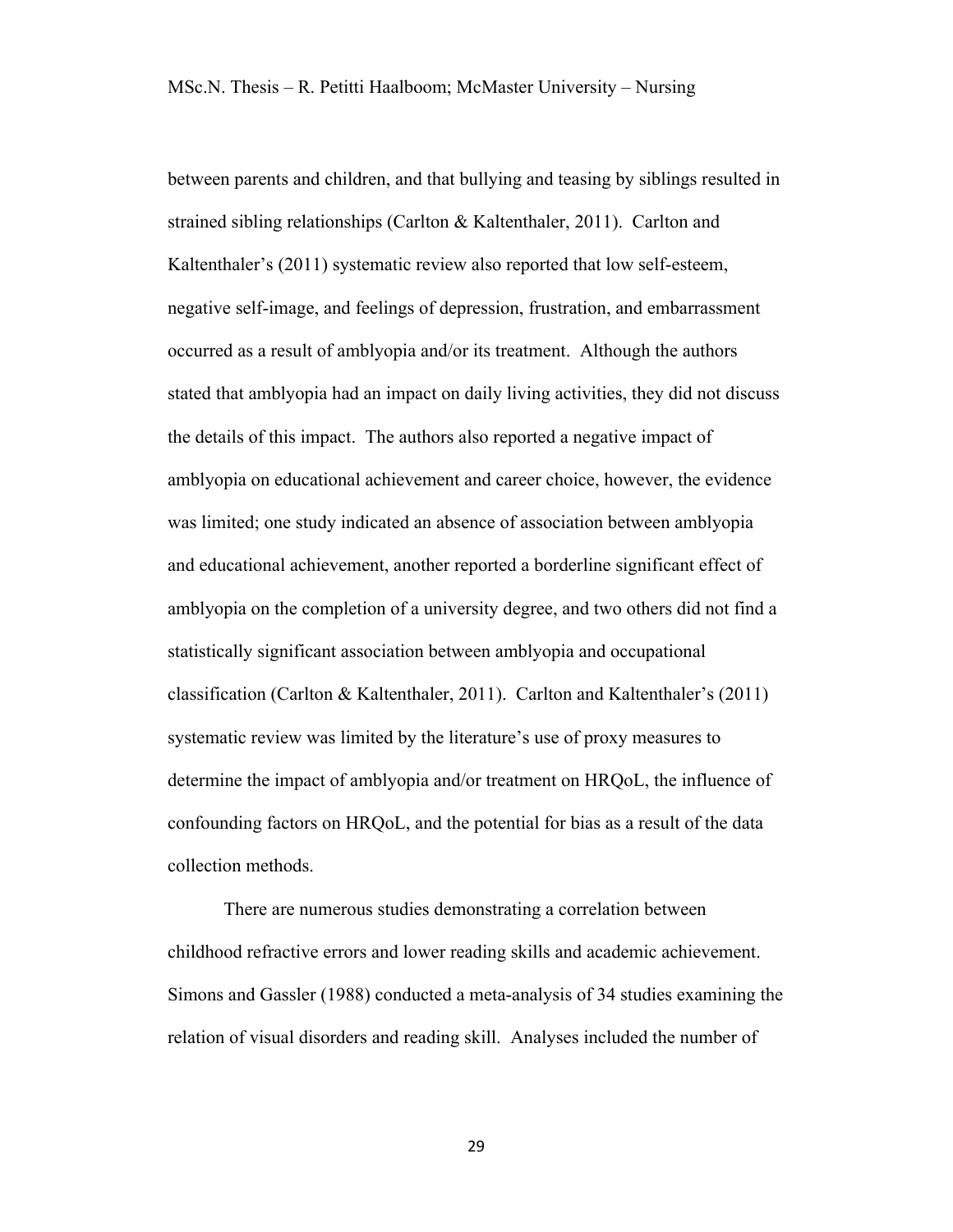between parents and children, and that bullying and teasing by siblings resulted in strained sibling relationships (Carlton & Kaltenthaler, 2011). Carlton and Kaltenthaler's (2011) systematic review also reported that low self-esteem, negative self-image, and feelings of depression, frustration, and embarrassment occurred as a result of amblyopia and/or its treatment. Although the authors stated that amblyopia had an impact on daily living activities, they did not discuss the details of this impact. The authors also reported a negative impact of amblyopia on educational achievement and career choice, however, the evidence was limited; one study indicated an absence of association between amblyopia and educational achievement, another reported a borderline significant effect of amblyopia on the completion of a university degree, and two others did not find a statistically significant association between amblyopia and occupational classification (Carlton & Kaltenthaler, 2011). Carlton and Kaltenthaler's (2011) systematic review was limited by the literature's use of proxy measures to determine the impact of amblyopia and/or treatment on HRQoL, the influence of confounding factors on HRQoL, and the potential for bias as a result of the data collection methods.

There are numerous studies demonstrating a correlation between childhood refractive errors and lower reading skills and academic achievement. Simons and Gassler (1988) conducted a meta-analysis of 34 studies examining the relation of visual disorders and reading skill. Analyses included the number of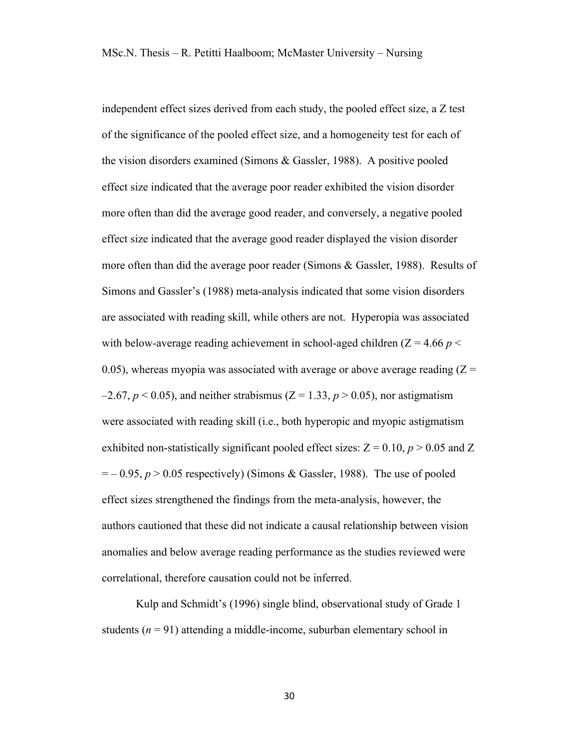independent effect sizes derived from each study, the pooled effect size, a Z test of the significance of the pooled effect size, and a homogeneity test for each of the vision disorders examined (Simons & Gassler, 1988). A positive pooled effect size indicated that the average poor reader exhibited the vision disorder more often than did the average good reader, and conversely, a negative pooled effect size indicated that the average good reader displayed the vision disorder more often than did the average poor reader (Simons & Gassler, 1988). Results of Simons and Gassler's (1988) meta-analysis indicated that some vision disorders are associated with reading skill, while others are not. Hyperopia was associated with below-average reading achievement in school-aged children ($Z = 4.66$ $p < 0.05$), whereas myopia was associated with average or above average reading ($Z = -2.67$, $p < 0.05$), and neither strabismus ($Z = 1.33$, $p > 0.05$), nor astigmatism were associated with reading skill (i.e., both hyperopic and myopic astigmatism exhibited non-statistically significant pooled effect sizes: $Z = 0.10$, $p > 0.05$ and $Z = -0.95$, $p > 0.05$ respectively) (Simons & Gassler, 1988). The use of pooled effect sizes strengthened the findings from the meta-analysis, however, the authors cautioned that these did not indicate a causal relationship between vision anomalies and below average reading performance as the studies reviewed were correlational, therefore causation could not be inferred.

Kulp and Schmidt's (1996) single blind, observational study of Grade 1 students ($n = 91$) attending a middle-income, suburban elementary school in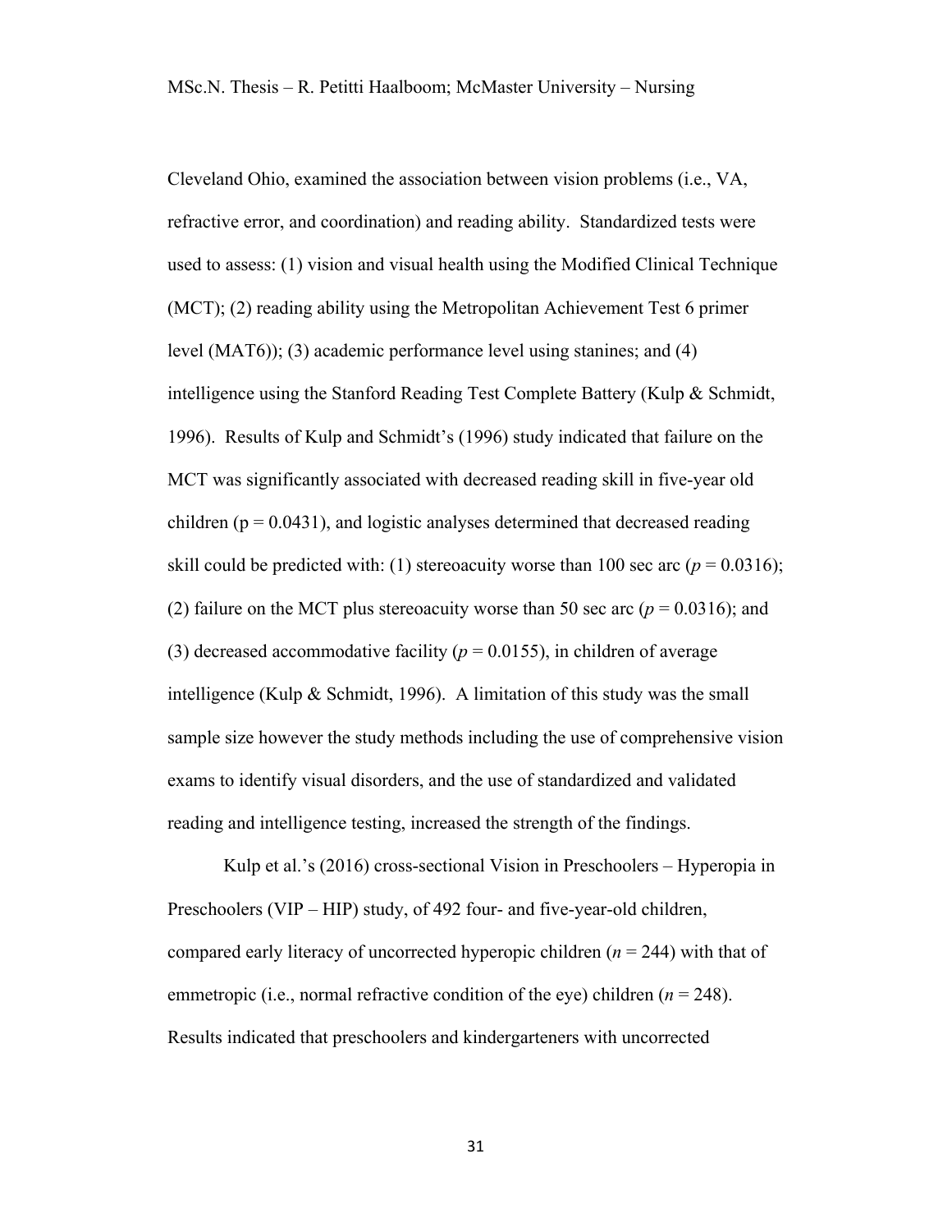Cleveland Ohio, examined the association between vision problems (i.e., VA, refractive error, and coordination) and reading ability. Standardized tests were used to assess: (1) vision and visual health using the Modified Clinical Technique (MCT); (2) reading ability using the Metropolitan Achievement Test 6 primer level (MAT6)); (3) academic performance level using stanines; and (4) intelligence using the Stanford Reading Test Complete Battery (Kulp & Schmidt, 1996). Results of Kulp and Schmidt's (1996) study indicated that failure on the MCT was significantly associated with decreased reading skill in five-year old children ($p = 0.0431$), and logistic analyses determined that decreased reading skill could be predicted with: (1) stereoacuity worse than 100 sec arc ($p = 0.0316$); (2) failure on the MCT plus stereoacuity worse than 50 sec arc ($p = 0.0316$); and (3) decreased accommodative facility ($p = 0.0155$), in children of average intelligence (Kulp & Schmidt, 1996). A limitation of this study was the small sample size however the study methods including the use of comprehensive vision exams to identify visual disorders, and the use of standardized and validated reading and intelligence testing, increased the strength of the findings.

Kulp et al.'s (2016) cross-sectional Vision in Preschoolers – Hyperopia in Preschoolers (VIP – HIP) study, of 492 four- and five-year-old children, compared early literacy of uncorrected hyperopic children ($n = 244$) with that of emmetropic (i.e., normal refractive condition of the eye) children ($n = 248$). Results indicated that preschoolers and kindergarteners with uncorrected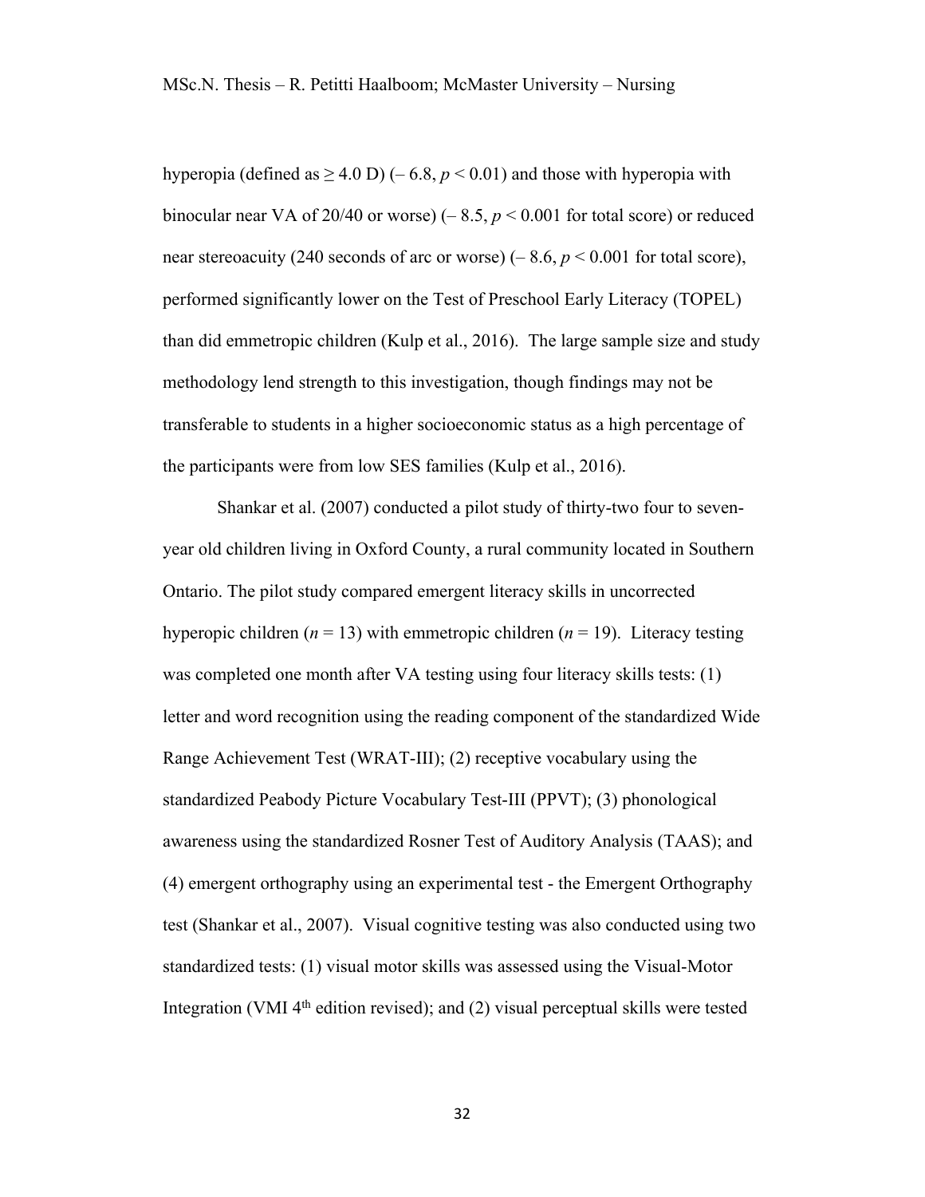hyperopia (defined as $\geq 4.0$ D) ($-6.8$, $p < 0.01$) and those with hyperopia with binocular near VA of 20/40 or worse) ($-8.5$, $p < 0.001$ for total score) or reduced near stereoacuity (240 seconds of arc or worse) ($-8.6$, $p < 0.001$ for total score), performed significantly lower on the Test of Preschool Early Literacy (TOPEL) than did emmetropic children (Kulp et al., 2016). The large sample size and study methodology lend strength to this investigation, though findings may not be transferable to students in a higher socioeconomic status as a high percentage of the participants were from low SES families (Kulp et al., 2016).

Shankar et al. (2007) conducted a pilot study of thirty-two four to seven-year old children living in Oxford County, a rural community located in Southern Ontario. The pilot study compared emergent literacy skills in uncorrected hyperopic children ($n = 13$) with emmetropic children ($n = 19$). Literacy testing was completed one month after VA testing using four literacy skills tests: (1) letter and word recognition using the reading component of the standardized Wide Range Achievement Test (WRAT-III); (2) receptive vocabulary using the standardized Peabody Picture Vocabulary Test-III (PPVT); (3) phonological awareness using the standardized Rosner Test of Auditory Analysis (TAAS); and (4) emergent orthography using an experimental test - the Emergent Orthography test (Shankar et al., 2007). Visual cognitive testing was also conducted using two standardized tests: (1) visual motor skills was assessed using the Visual-Motor Integration (VMI 4th edition revised); and (2) visual perceptual skills were tested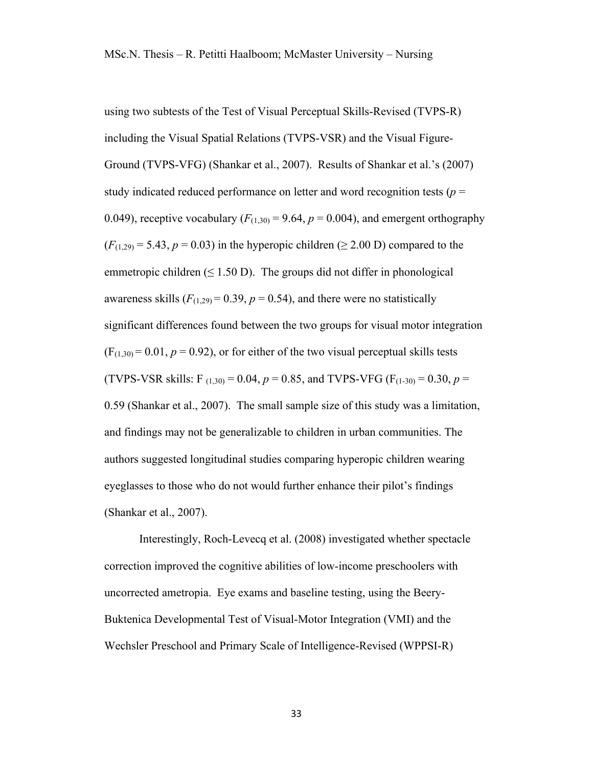using two subtests of the Test of Visual Perceptual Skills-Revised (TVPS-R) including the Visual Spatial Relations (TVPS-VSR) and the Visual Figure-Ground (TVPS-VFG) (Shankar et al., 2007). Results of Shankar et al.'s (2007) study indicated reduced performance on letter and word recognition tests ($p$ = 0.049), receptive vocabulary ($F_{(1,30)} = 9.64$, $p = 0.004$), and emergent orthography ($F_{(1,29)} = 5.43$, $p = 0.03$) in the hyperopic children (≥ 2.00 D) compared to the emmetropic children (≤ 1.50 D). The groups did not differ in phonological awareness skills ($F_{(1,29)} = 0.39$, $p = 0.54$), and there were no statistically significant differences found between the two groups for visual motor integration ($F_{(1,30)} = 0.01$, $p = 0.92$), or for either of the two visual perceptual skills tests (TVPS-VSR skills: $F_{(1,30)} = 0.04$, $p = 0.85$, and TVPS-VFG ($F_{(1-30)} = 0.30$, $p$ = 0.59 (Shankar et al., 2007). The small sample size of this study was a limitation, and findings may not be generalizable to children in urban communities. The authors suggested longitudinal studies comparing hyperopic children wearing eyeglasses to those who do not would further enhance their pilot's findings (Shankar et al., 2007).

Interestingly, Roch-Levecq et al. (2008) investigated whether spectacle correction improved the cognitive abilities of low-income preschoolers with uncorrected ametropia. Eye exams and baseline testing, using the Beery-Buktenica Developmental Test of Visual-Motor Integration (VMI) and the Wechsler Preschool and Primary Scale of Intelligence-Revised (WPPSI-R)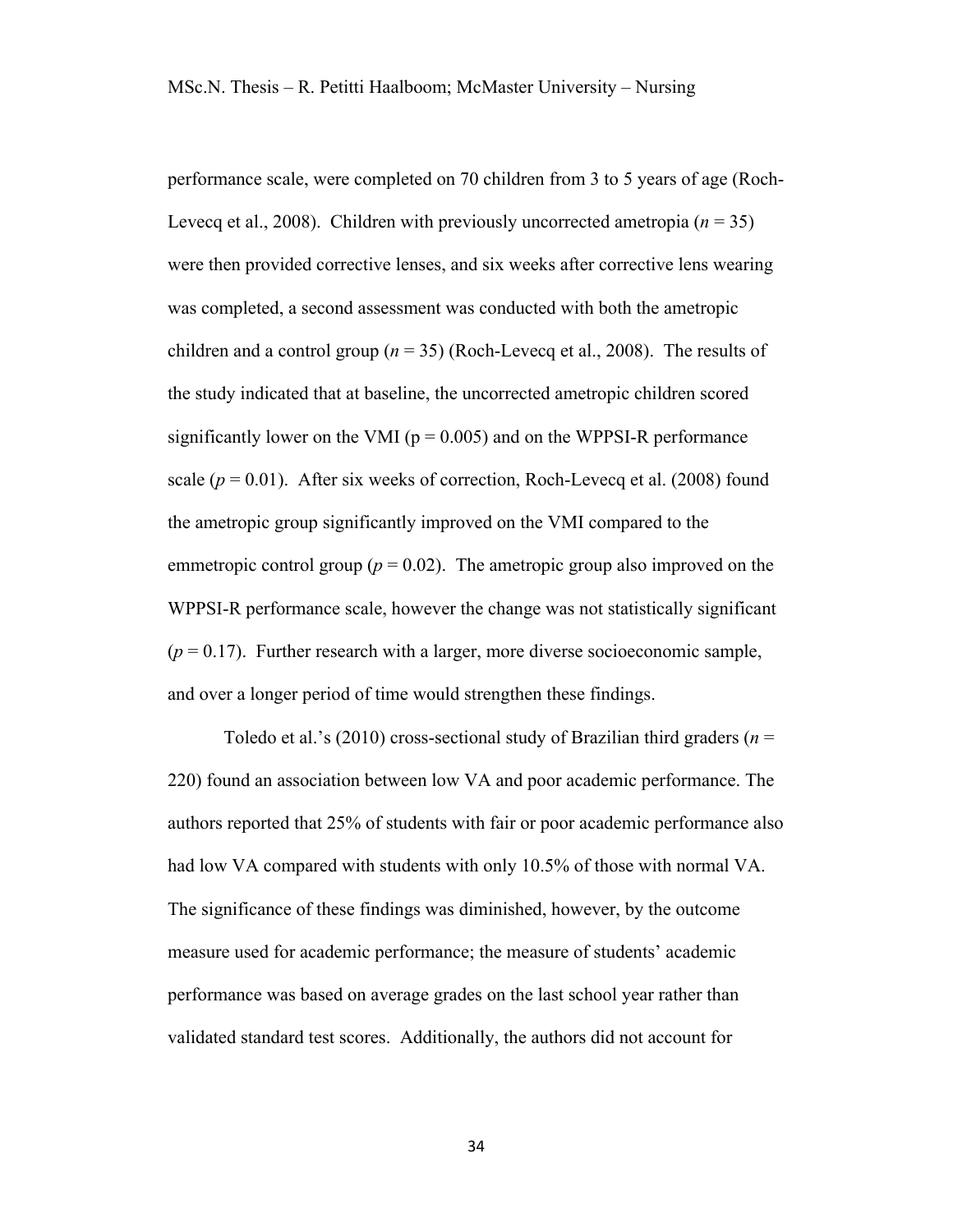performance scale, were completed on 70 children from 3 to 5 years of age (Roch-Levecq et al., 2008). Children with previously uncorrected ametropia ($n = 35$) were then provided corrective lenses, and six weeks after corrective lens wearing was completed, a second assessment was conducted with both the ametropic children and a control group ($n = 35$) (Roch-Levecq et al., 2008). The results of the study indicated that at baseline, the uncorrected ametropic children scored significantly lower on the VMI ($p = 0.005$) and on the WPPSI-R performance scale ($p = 0.01$). After six weeks of correction, Roch-Levecq et al. (2008) found the ametropic group significantly improved on the VMI compared to the emmetropic control group ($p = 0.02$). The ametropic group also improved on the WPPSI-R performance scale, however the change was not statistically significant ($p = 0.17$). Further research with a larger, more diverse socioeconomic sample, and over a longer period of time would strengthen these findings.

Toledo et al.'s (2010) cross-sectional study of Brazilian third graders ($n = 220$) found an association between low VA and poor academic performance. The authors reported that 25% of students with fair or poor academic performance also had low VA compared with students with only 10.5% of those with normal VA. The significance of these findings was diminished, however, by the outcome measure used for academic performance; the measure of students' academic performance was based on average grades on the last school year rather than validated standard test scores. Additionally, the authors did not account for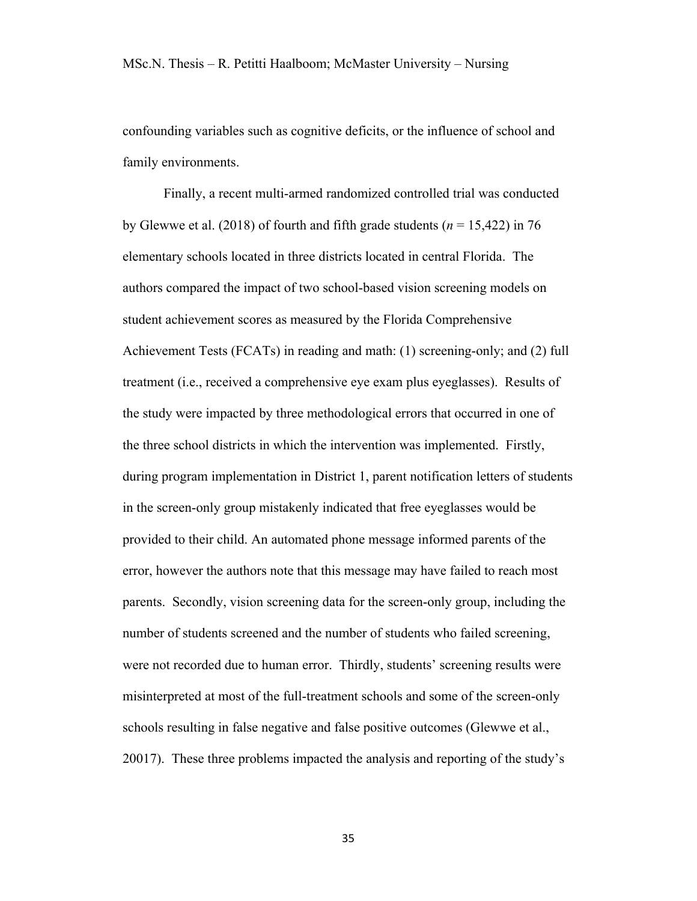confounding variables such as cognitive deficits, or the influence of school and family environments.

Finally, a recent multi-armed randomized controlled trial was conducted by Glewwe et al. (2018) of fourth and fifth grade students (*n* = 15,422) in 76 elementary schools located in three districts located in central Florida. The authors compared the impact of two school-based vision screening models on student achievement scores as measured by the Florida Comprehensive Achievement Tests (FCATs) in reading and math: (1) screening-only; and (2) full treatment (i.e., received a comprehensive eye exam plus eyeglasses). Results of the study were impacted by three methodological errors that occurred in one of the three school districts in which the intervention was implemented. Firstly, during program implementation in District 1, parent notification letters of students in the screen-only group mistakenly indicated that free eyeglasses would be provided to their child. An automated phone message informed parents of the error, however the authors note that this message may have failed to reach most parents. Secondly, vision screening data for the screen-only group, including the number of students screened and the number of students who failed screening, were not recorded due to human error. Thirdly, students' screening results were misinterpreted at most of the full-treatment schools and some of the screen-only schools resulting in false negative and false positive outcomes (Glewwe et al., 20017). These three problems impacted the analysis and reporting of the study's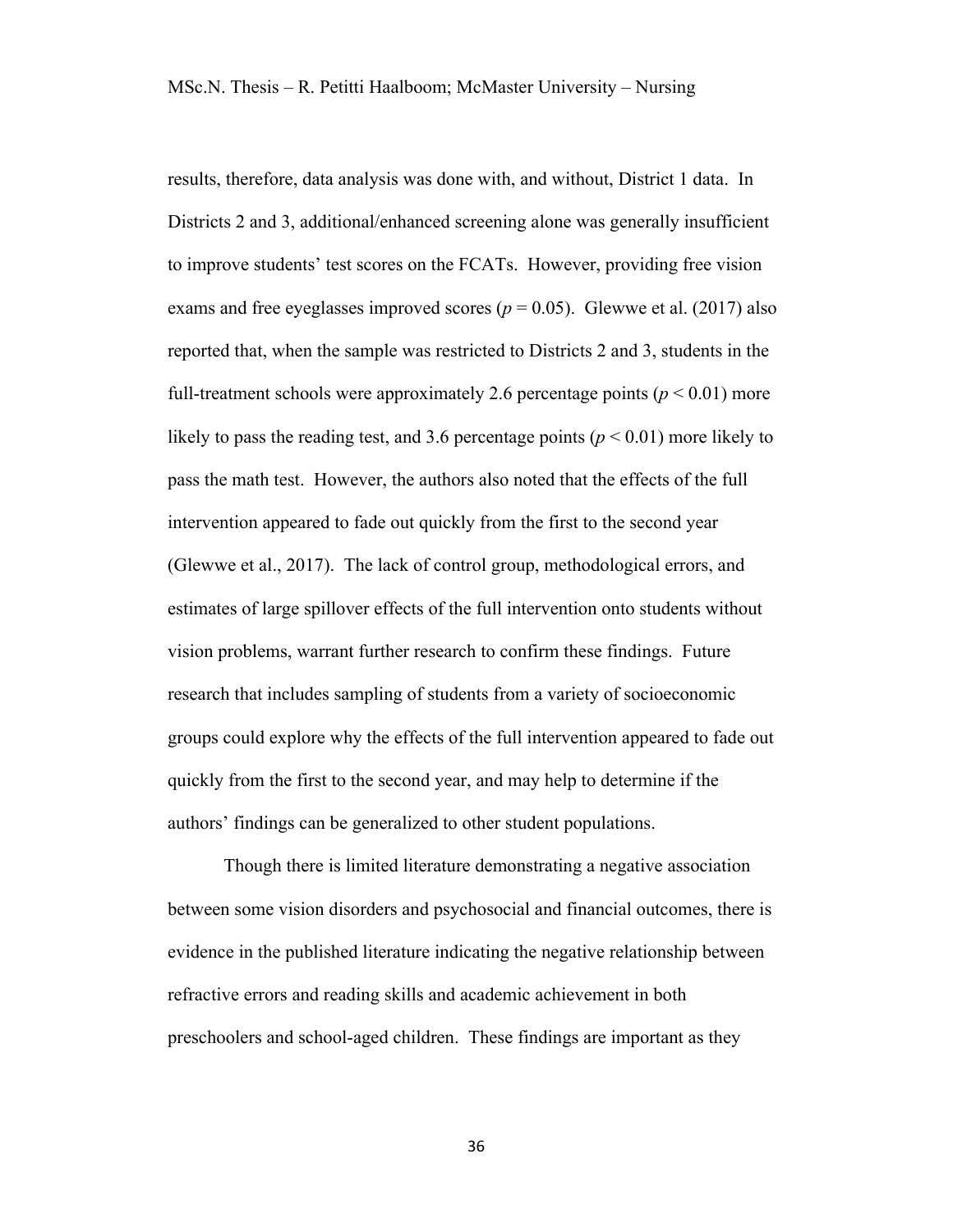results, therefore, data analysis was done with, and without, District 1 data. In Districts 2 and 3, additional/enhanced screening alone was generally insufficient to improve students' test scores on the FCATs. However, providing free vision exams and free eyeglasses improved scores ($p = 0.05$). Glewwe et al. (2017) also reported that, when the sample was restricted to Districts 2 and 3, students in the full-treatment schools were approximately 2.6 percentage points ($p < 0.01$) more likely to pass the reading test, and 3.6 percentage points ($p < 0.01$) more likely to pass the math test. However, the authors also noted that the effects of the full intervention appeared to fade out quickly from the first to the second year (Glewwe et al., 2017). The lack of control group, methodological errors, and estimates of large spillover effects of the full intervention onto students without vision problems, warrant further research to confirm these findings. Future research that includes sampling of students from a variety of socioeconomic groups could explore why the effects of the full intervention appeared to fade out quickly from the first to the second year, and may help to determine if the authors' findings can be generalized to other student populations.

Though there is limited literature demonstrating a negative association between some vision disorders and psychosocial and financial outcomes, there is evidence in the published literature indicating the negative relationship between refractive errors and reading skills and academic achievement in both preschoolers and school-aged children. These findings are important as they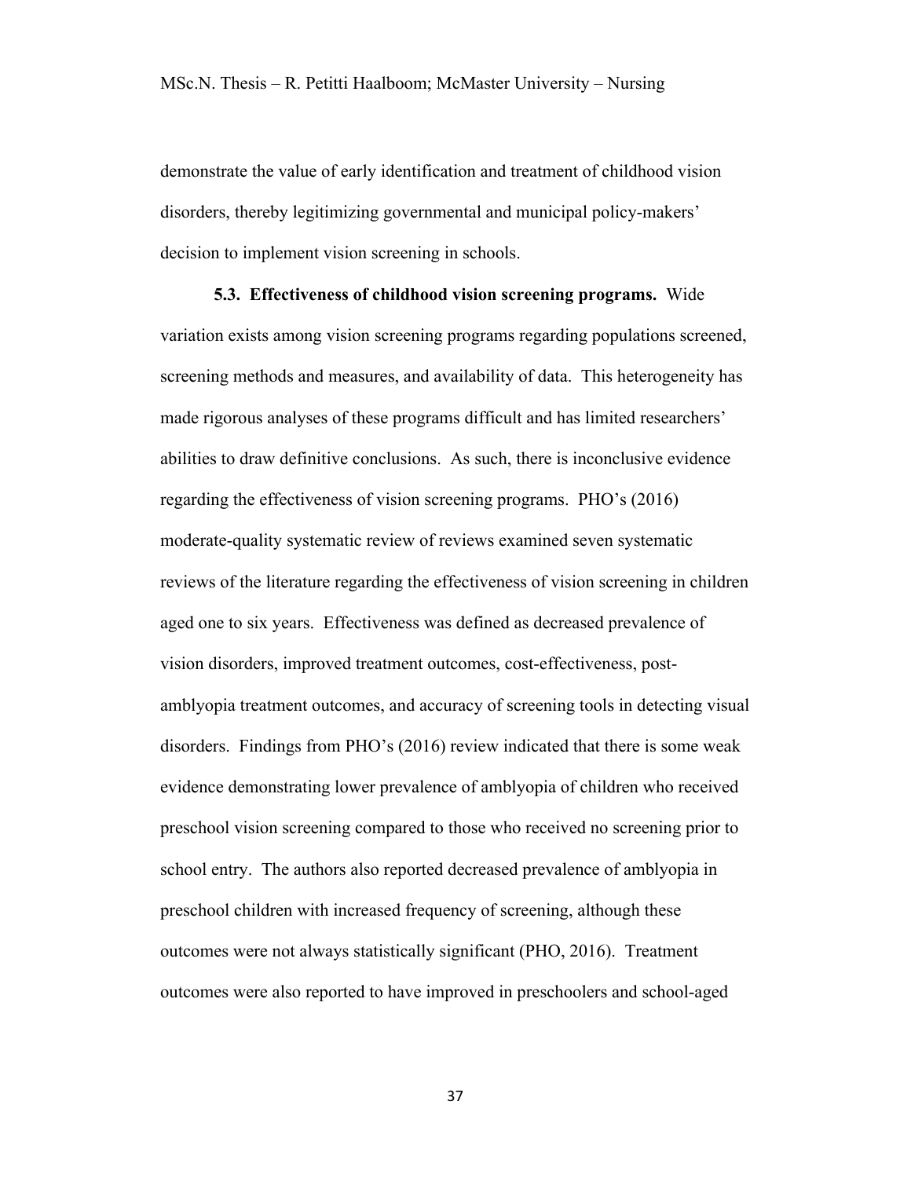demonstrate the value of early identification and treatment of childhood vision disorders, thereby legitimizing governmental and municipal policy-makers' decision to implement vision screening in schools.

**5.3. Effectiveness of childhood vision screening programs.** Wide variation exists among vision screening programs regarding populations screened, screening methods and measures, and availability of data. This heterogeneity has made rigorous analyses of these programs difficult and has limited researchers' abilities to draw definitive conclusions. As such, there is inconclusive evidence regarding the effectiveness of vision screening programs. PHO's (2016) moderate-quality systematic review of reviews examined seven systematic reviews of the literature regarding the effectiveness of vision screening in children aged one to six years. Effectiveness was defined as decreased prevalence of vision disorders, improved treatment outcomes, cost-effectiveness, post-amblyopia treatment outcomes, and accuracy of screening tools in detecting visual disorders. Findings from PHO's (2016) review indicated that there is some weak evidence demonstrating lower prevalence of amblyopia of children who received preschool vision screening compared to those who received no screening prior to school entry. The authors also reported decreased prevalence of amblyopia in preschool children with increased frequency of screening, although these outcomes were not always statistically significant (PHO, 2016). Treatment outcomes were also reported to have improved in preschoolers and school-aged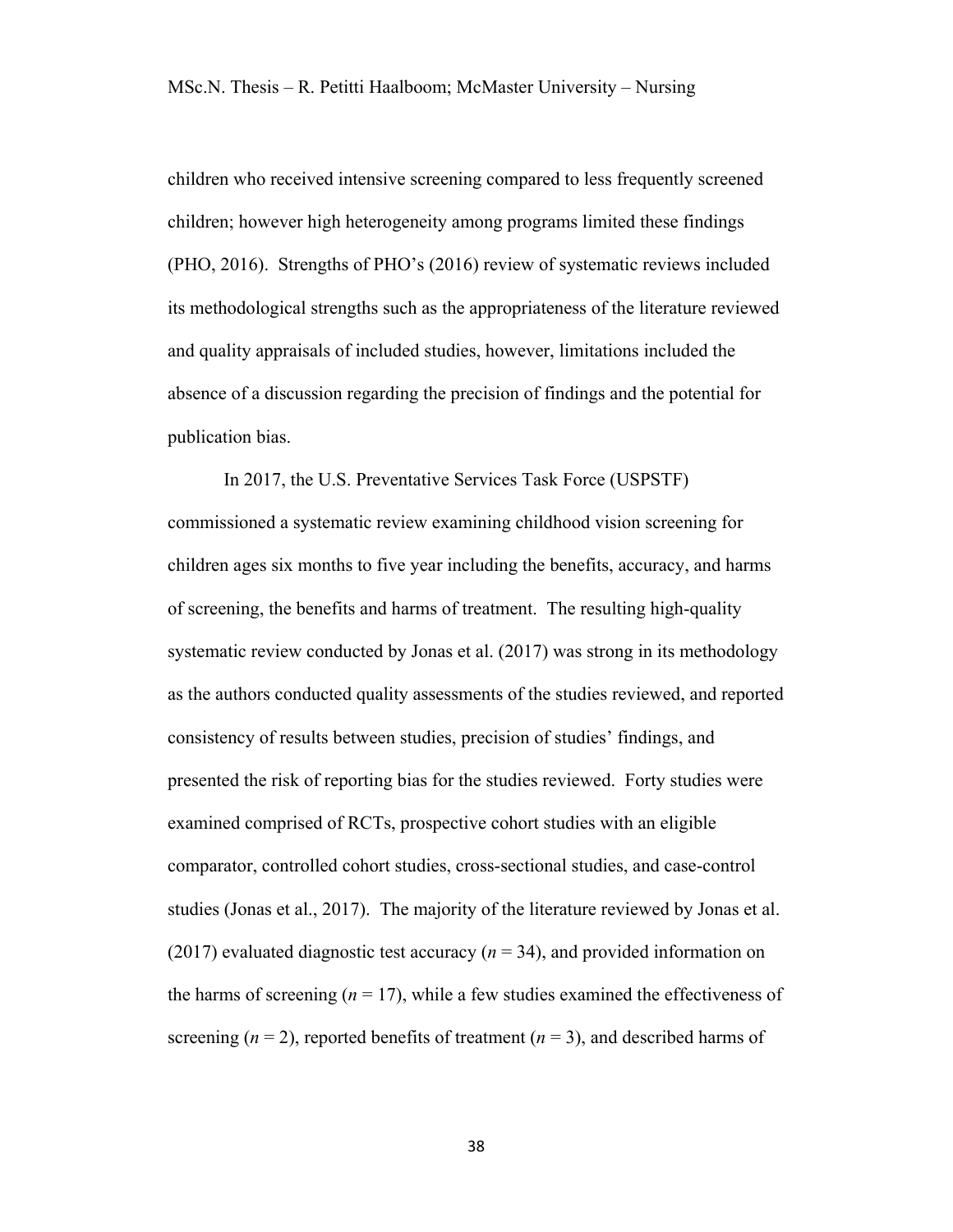children who received intensive screening compared to less frequently screened children; however high heterogeneity among programs limited these findings (PHO, 2016). Strengths of PHO's (2016) review of systematic reviews included its methodological strengths such as the appropriateness of the literature reviewed and quality appraisals of included studies, however, limitations included the absence of a discussion regarding the precision of findings and the potential for publication bias.

In 2017, the U.S. Preventative Services Task Force (USPSTF) commissioned a systematic review examining childhood vision screening for children ages six months to five year including the benefits, accuracy, and harms of screening, the benefits and harms of treatment. The resulting high-quality systematic review conducted by Jonas et al. (2017) was strong in its methodology as the authors conducted quality assessments of the studies reviewed, and reported consistency of results between studies, precision of studies' findings, and presented the risk of reporting bias for the studies reviewed. Forty studies were examined comprised of RCTs, prospective cohort studies with an eligible comparator, controlled cohort studies, cross-sectional studies, and case-control studies (Jonas et al., 2017). The majority of the literature reviewed by Jonas et al. (2017) evaluated diagnostic test accuracy (*n* = 34), and provided information on the harms of screening (*n* = 17), while a few studies examined the effectiveness of screening (*n* = 2), reported benefits of treatment (*n* = 3), and described harms of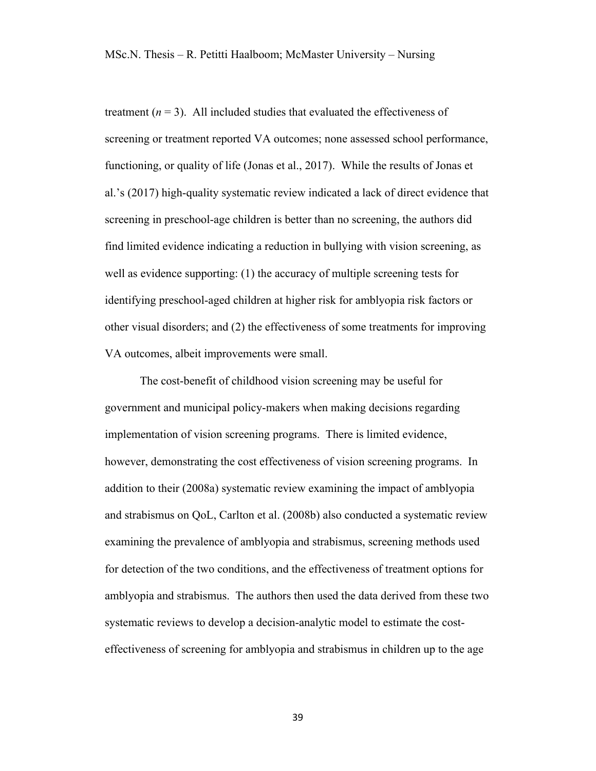treatment ($n = 3$). All included studies that evaluated the effectiveness of screening or treatment reported VA outcomes; none assessed school performance, functioning, or quality of life (Jonas et al., 2017). While the results of Jonas et al.'s (2017) high-quality systematic review indicated a lack of direct evidence that screening in preschool-age children is better than no screening, the authors did find limited evidence indicating a reduction in bullying with vision screening, as well as evidence supporting: (1) the accuracy of multiple screening tests for identifying preschool-aged children at higher risk for amblyopia risk factors or other visual disorders; and (2) the effectiveness of some treatments for improving VA outcomes, albeit improvements were small.

The cost-benefit of childhood vision screening may be useful for government and municipal policy-makers when making decisions regarding implementation of vision screening programs. There is limited evidence, however, demonstrating the cost effectiveness of vision screening programs. In addition to their (2008a) systematic review examining the impact of amblyopia and strabismus on QoL, Carlton et al. (2008b) also conducted a systematic review examining the prevalence of amblyopia and strabismus, screening methods used for detection of the two conditions, and the effectiveness of treatment options for amblyopia and strabismus. The authors then used the data derived from these two systematic reviews to develop a decision-analytic model to estimate the cost-effectiveness of screening for amblyopia and strabismus in children up to the age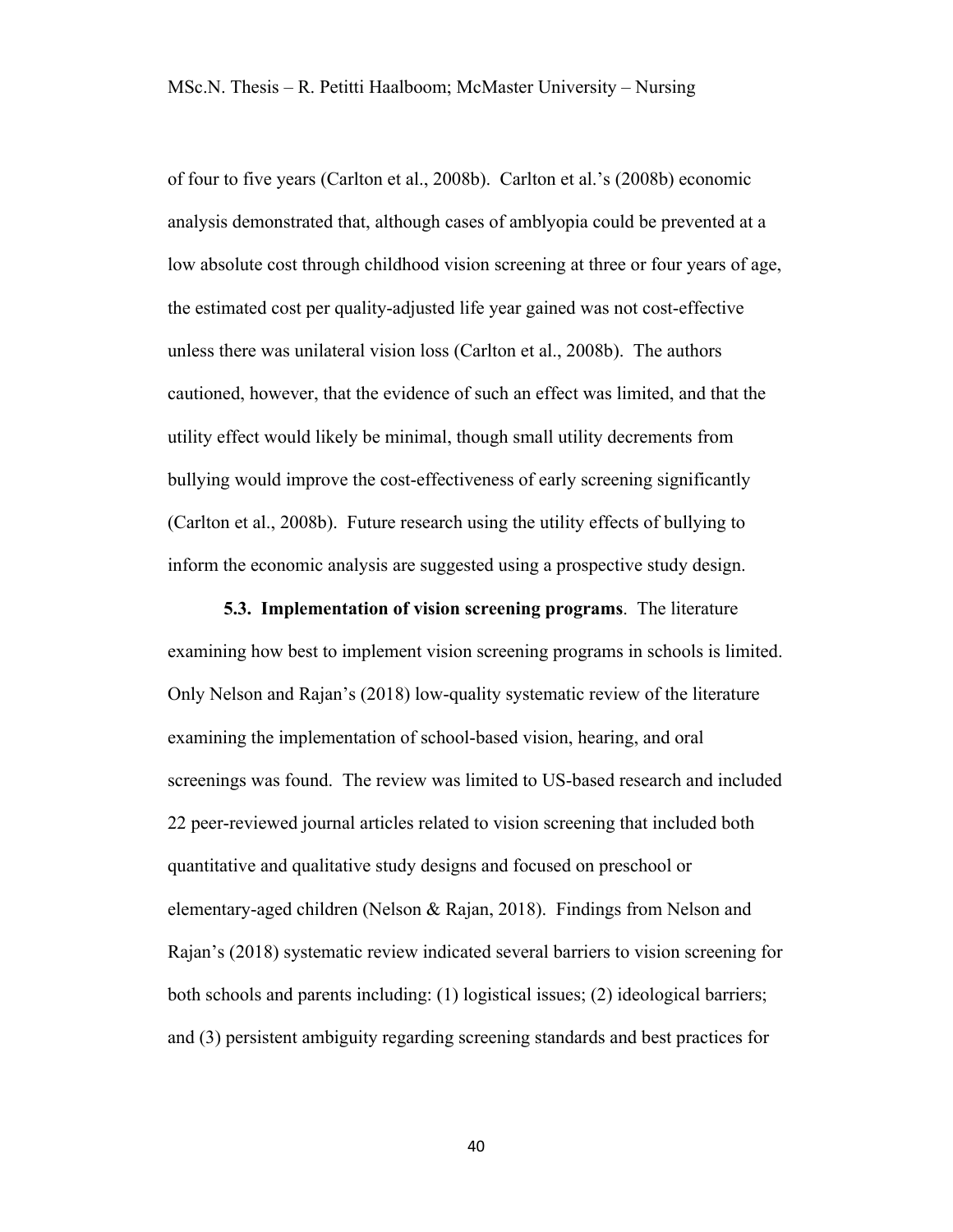of four to five years (Carlton et al., 2008b). Carlton et al.'s (2008b) economic analysis demonstrated that, although cases of amblyopia could be prevented at a low absolute cost through childhood vision screening at three or four years of age, the estimated cost per quality-adjusted life year gained was not cost-effective unless there was unilateral vision loss (Carlton et al., 2008b). The authors cautioned, however, that the evidence of such an effect was limited, and that the utility effect would likely be minimal, though small utility decrements from bullying would improve the cost-effectiveness of early screening significantly (Carlton et al., 2008b). Future research using the utility effects of bullying to inform the economic analysis are suggested using a prospective study design.

**5.3. Implementation of vision screening programs**. The literature examining how best to implement vision screening programs in schools is limited. Only Nelson and Rajan's (2018) low-quality systematic review of the literature examining the implementation of school-based vision, hearing, and oral screenings was found. The review was limited to US-based research and included 22 peer-reviewed journal articles related to vision screening that included both quantitative and qualitative study designs and focused on preschool or elementary-aged children (Nelson & Rajan, 2018). Findings from Nelson and Rajan's (2018) systematic review indicated several barriers to vision screening for both schools and parents including: (1) logistical issues; (2) ideological barriers; and (3) persistent ambiguity regarding screening standards and best practices for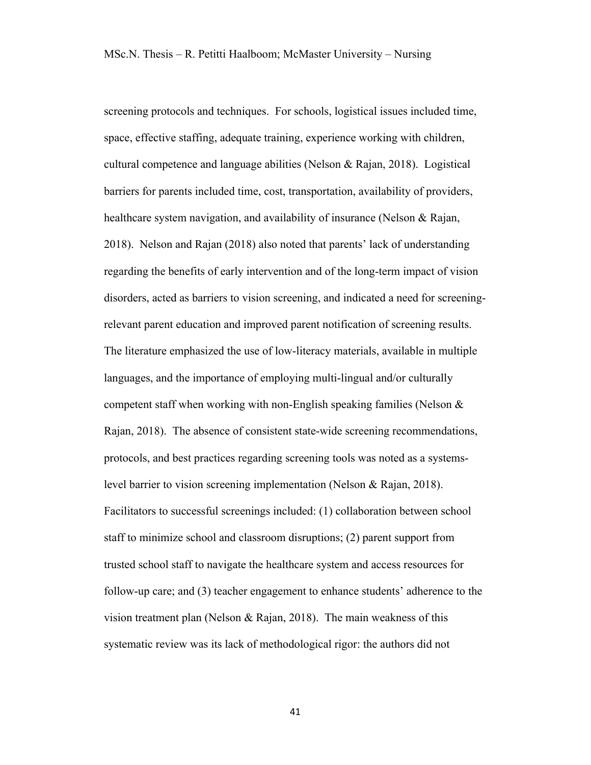screening protocols and techniques. For schools, logistical issues included time, space, effective staffing, adequate training, experience working with children, cultural competence and language abilities (Nelson & Rajan, 2018). Logistical barriers for parents included time, cost, transportation, availability of providers, healthcare system navigation, and availability of insurance (Nelson & Rajan, 2018). Nelson and Rajan (2018) also noted that parents' lack of understanding regarding the benefits of early intervention and of the long-term impact of vision disorders, acted as barriers to vision screening, and indicated a need for screening-relevant parent education and improved parent notification of screening results. The literature emphasized the use of low-literacy materials, available in multiple languages, and the importance of employing multi-lingual and/or culturally competent staff when working with non-English speaking families (Nelson & Rajan, 2018). The absence of consistent state-wide screening recommendations, protocols, and best practices regarding screening tools was noted as a systems-level barrier to vision screening implementation (Nelson & Rajan, 2018). Facilitators to successful screenings included: (1) collaboration between school staff to minimize school and classroom disruptions; (2) parent support from trusted school staff to navigate the healthcare system and access resources for follow-up care; and (3) teacher engagement to enhance students' adherence to the vision treatment plan (Nelson & Rajan, 2018). The main weakness of this systematic review was its lack of methodological rigor: the authors did not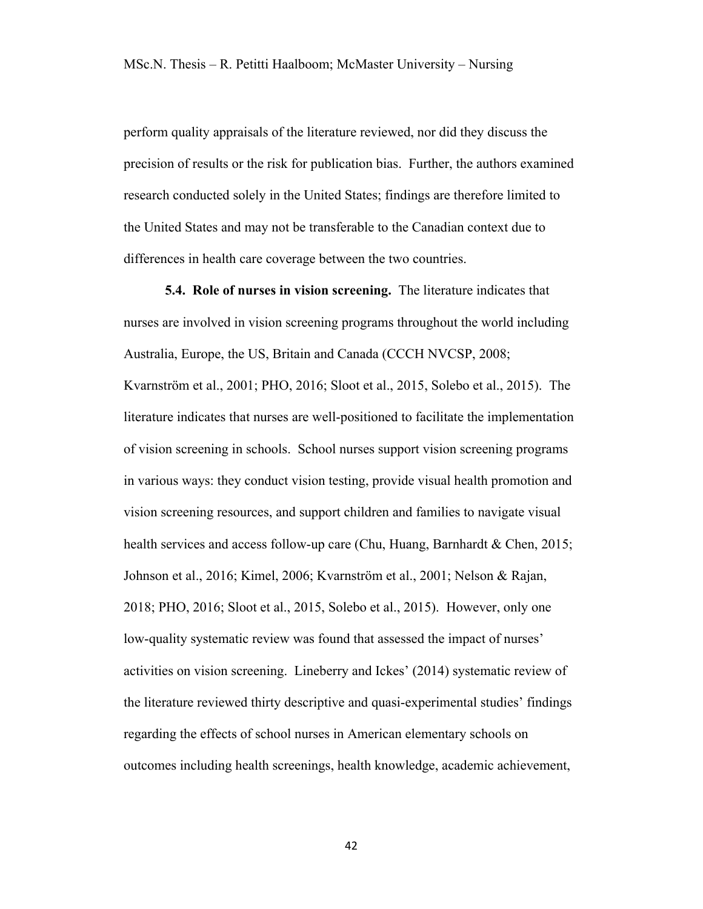perform quality appraisals of the literature reviewed, nor did they discuss the precision of results or the risk for publication bias. Further, the authors examined research conducted solely in the United States; findings are therefore limited to the United States and may not be transferable to the Canadian context due to differences in health care coverage between the two countries.

**5.4. Role of nurses in vision screening.** The literature indicates that nurses are involved in vision screening programs throughout the world including Australia, Europe, the US, Britain and Canada (CCCH NVCSP, 2008; Kvarnström et al., 2001; PHO, 2016; Sloot et al., 2015, Solebo et al., 2015). The literature indicates that nurses are well-positioned to facilitate the implementation of vision screening in schools. School nurses support vision screening programs in various ways: they conduct vision testing, provide visual health promotion and vision screening resources, and support children and families to navigate visual health services and access follow-up care (Chu, Huang, Barnhardt & Chen, 2015; Johnson et al., 2016; Kimel, 2006; Kvarnström et al., 2001; Nelson & Rajan, 2018; PHO, 2016; Sloot et al., 2015, Solebo et al., 2015). However, only one low-quality systematic review was found that assessed the impact of nurses' activities on vision screening. Lineberry and Ickes' (2014) systematic review of the literature reviewed thirty descriptive and quasi-experimental studies' findings regarding the effects of school nurses in American elementary schools on outcomes including health screenings, health knowledge, academic achievement,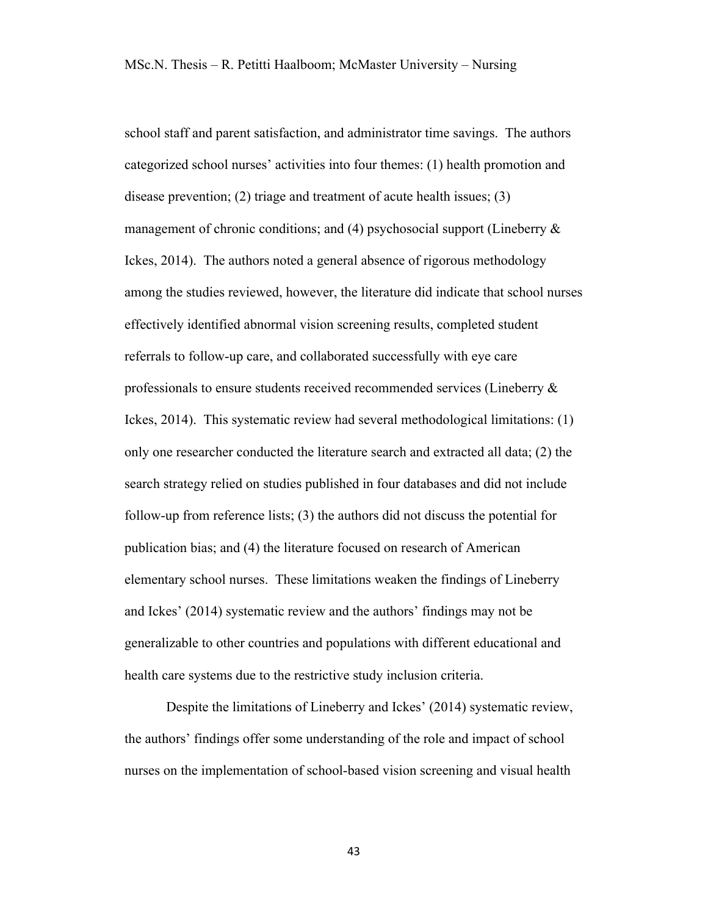school staff and parent satisfaction, and administrator time savings. The authors categorized school nurses' activities into four themes: (1) health promotion and disease prevention; (2) triage and treatment of acute health issues; (3) management of chronic conditions; and (4) psychosocial support (Lineberry & Ickes, 2014). The authors noted a general absence of rigorous methodology among the studies reviewed, however, the literature did indicate that school nurses effectively identified abnormal vision screening results, completed student referrals to follow-up care, and collaborated successfully with eye care professionals to ensure students received recommended services (Lineberry & Ickes, 2014). This systematic review had several methodological limitations: (1) only one researcher conducted the literature search and extracted all data; (2) the search strategy relied on studies published in four databases and did not include follow-up from reference lists; (3) the authors did not discuss the potential for publication bias; and (4) the literature focused on research of American elementary school nurses. These limitations weaken the findings of Lineberry and Ickes' (2014) systematic review and the authors' findings may not be generalizable to other countries and populations with different educational and health care systems due to the restrictive study inclusion criteria.

Despite the limitations of Lineberry and Ickes' (2014) systematic review, the authors' findings offer some understanding of the role and impact of school nurses on the implementation of school-based vision screening and visual health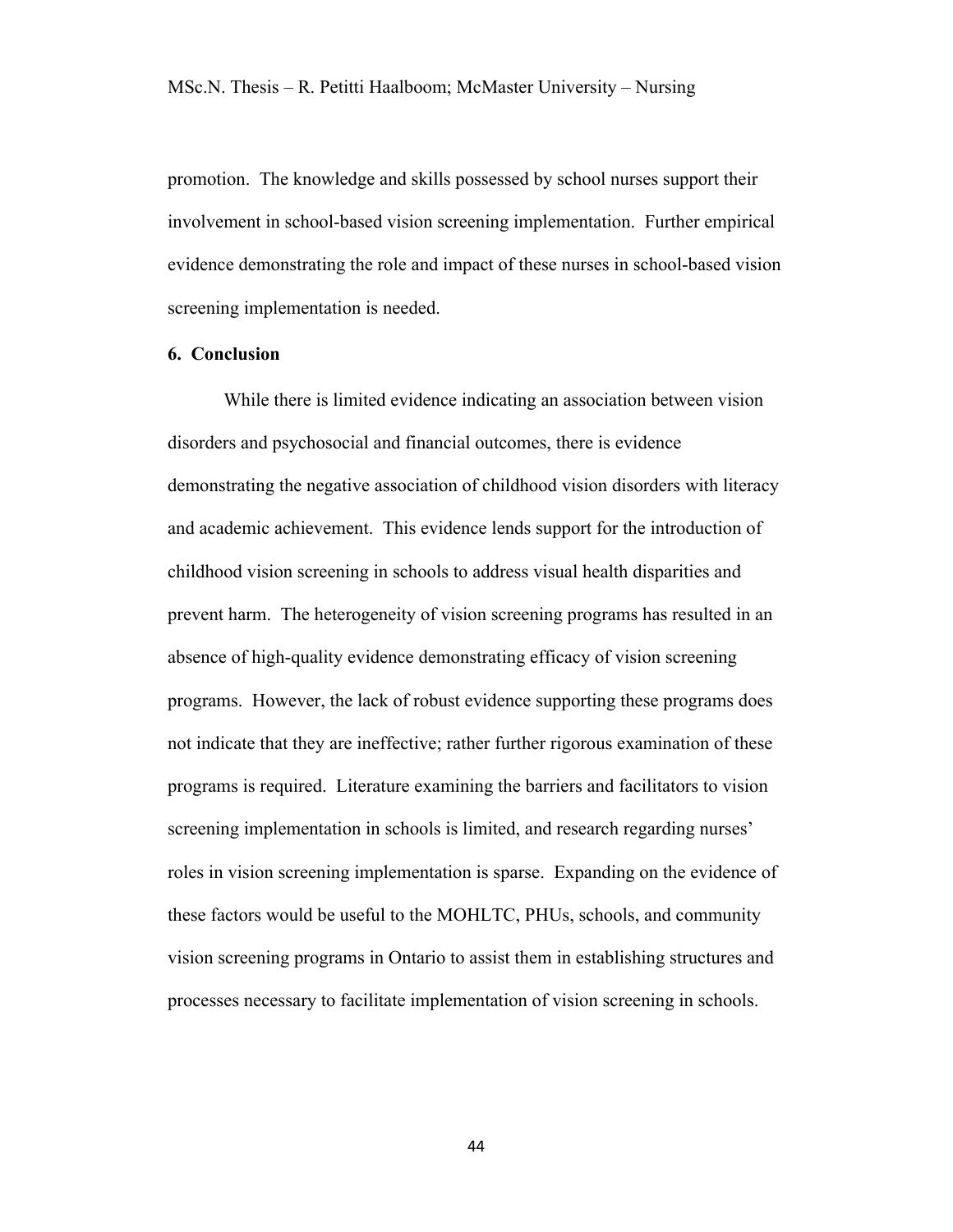promotion. The knowledge and skills possessed by school nurses support their involvement in school-based vision screening implementation. Further empirical evidence demonstrating the role and impact of these nurses in school-based vision screening implementation is needed.

## 6. Conclusion

While there is limited evidence indicating an association between vision disorders and psychosocial and financial outcomes, there is evidence demonstrating the negative association of childhood vision disorders with literacy and academic achievement. This evidence lends support for the introduction of childhood vision screening in schools to address visual health disparities and prevent harm. The heterogeneity of vision screening programs has resulted in an absence of high-quality evidence demonstrating efficacy of vision screening programs. However, the lack of robust evidence supporting these programs does not indicate that they are ineffective; rather further rigorous examination of these programs is required. Literature examining the barriers and facilitators to vision screening implementation in schools is limited, and research regarding nurses' roles in vision screening implementation is sparse. Expanding on the evidence of these factors would be useful to the MOHLTC, PHUs, schools, and community vision screening programs in Ontario to assist them in establishing structures and processes necessary to facilitate implementation of vision screening in schools.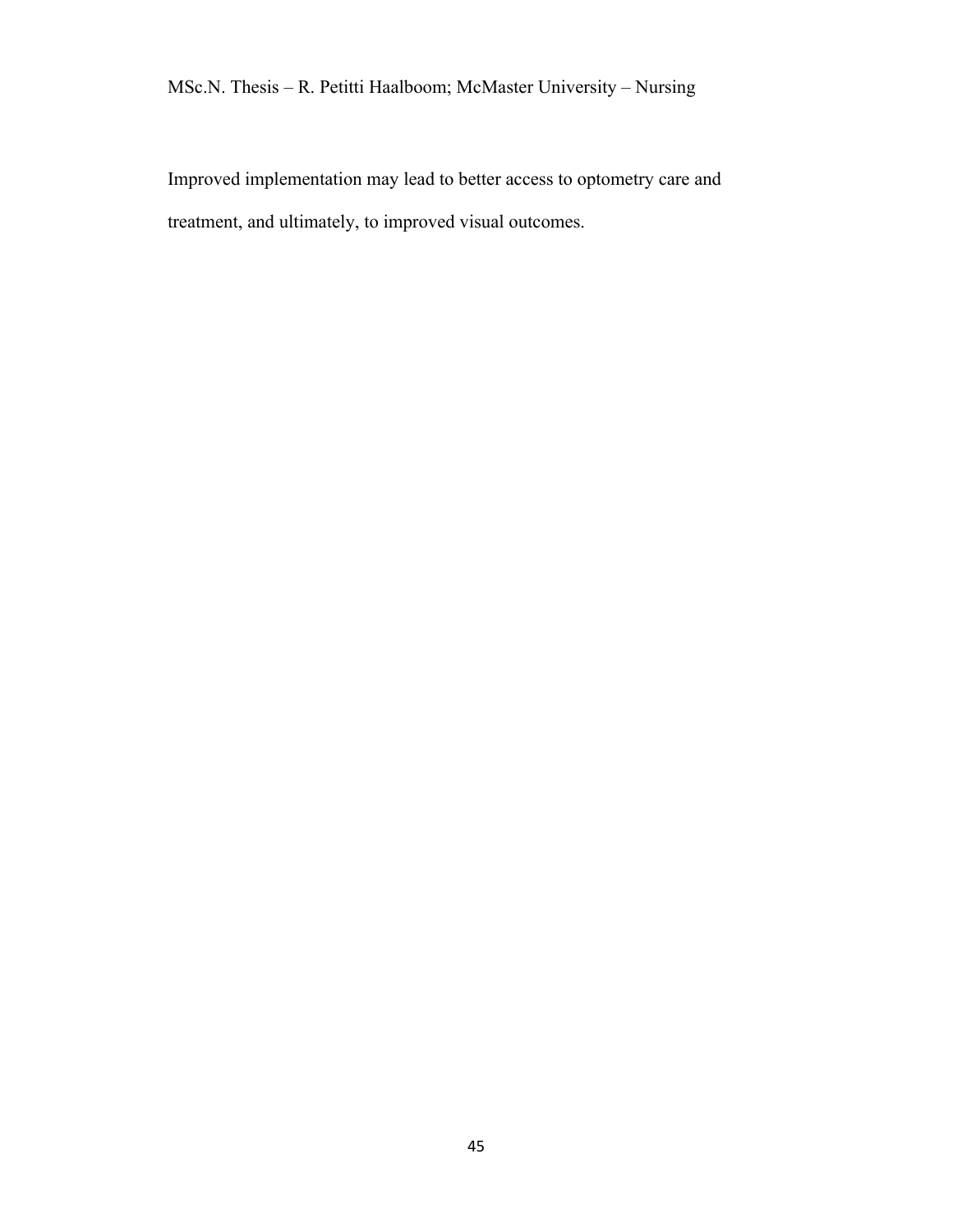Improved implementation may lead to better access to optometry care and treatment, and ultimately, to improved visual outcomes.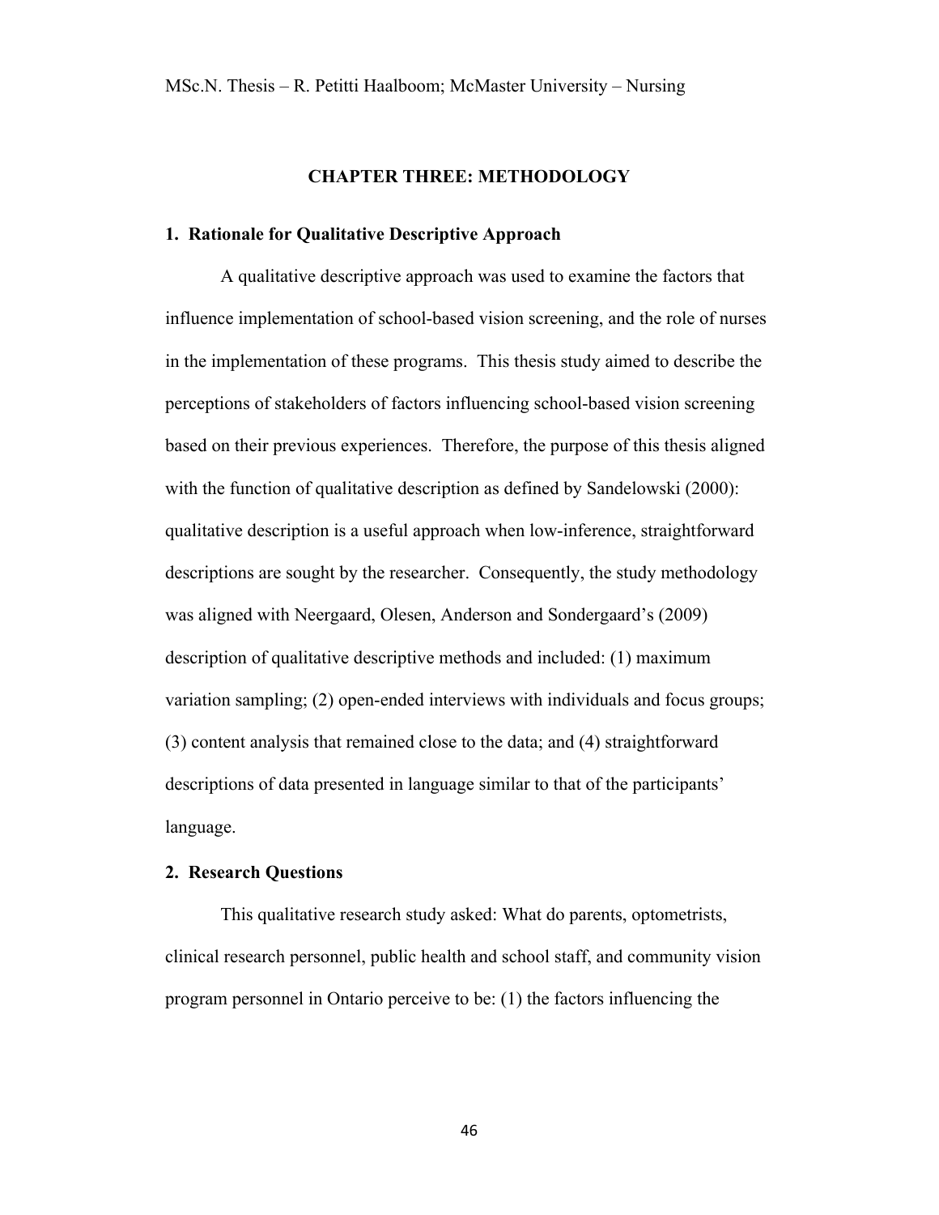## CHAPTER THREE: METHODOLOGY

### 1. Rationale for Qualitative Descriptive Approach

A qualitative descriptive approach was used to examine the factors that influence implementation of school-based vision screening, and the role of nurses in the implementation of these programs. This thesis study aimed to describe the perceptions of stakeholders of factors influencing school-based vision screening based on their previous experiences. Therefore, the purpose of this thesis aligned with the function of qualitative description as defined by Sandelowski (2000): qualitative description is a useful approach when low-inference, straightforward descriptions are sought by the researcher. Consequently, the study methodology was aligned with Neergaard, Olesen, Anderson and Sondergaard's (2009) description of qualitative descriptive methods and included: (1) maximum variation sampling; (2) open-ended interviews with individuals and focus groups; (3) content analysis that remained close to the data; and (4) straightforward descriptions of data presented in language similar to that of the participants' language.

### 2. Research Questions

This qualitative research study asked: What do parents, optometrists, clinical research personnel, public health and school staff, and community vision program personnel in Ontario perceive to be: (1) the factors influencing the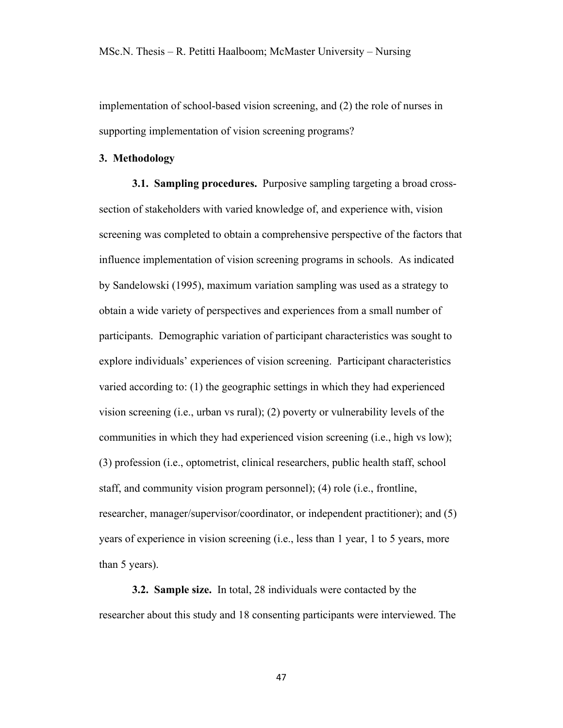implementation of school-based vision screening, and (2) the role of nurses in supporting implementation of vision screening programs?

## 3. Methodology

**3.1. Sampling procedures.** Purposive sampling targeting a broad cross-section of stakeholders with varied knowledge of, and experience with, vision screening was completed to obtain a comprehensive perspective of the factors that influence implementation of vision screening programs in schools. As indicated by Sandelowski (1995), maximum variation sampling was used as a strategy to obtain a wide variety of perspectives and experiences from a small number of participants. Demographic variation of participant characteristics was sought to explore individuals' experiences of vision screening. Participant characteristics varied according to: (1) the geographic settings in which they had experienced vision screening (i.e., urban vs rural); (2) poverty or vulnerability levels of the communities in which they had experienced vision screening (i.e., high vs low); (3) profession (i.e., optometrist, clinical researchers, public health staff, school staff, and community vision program personnel); (4) role (i.e., frontline, researcher, manager/supervisor/coordinator, or independent practitioner); and (5) years of experience in vision screening (i.e., less than 1 year, 1 to 5 years, more than 5 years).

**3.2. Sample size.** In total, 28 individuals were contacted by the researcher about this study and 18 consenting participants were interviewed. The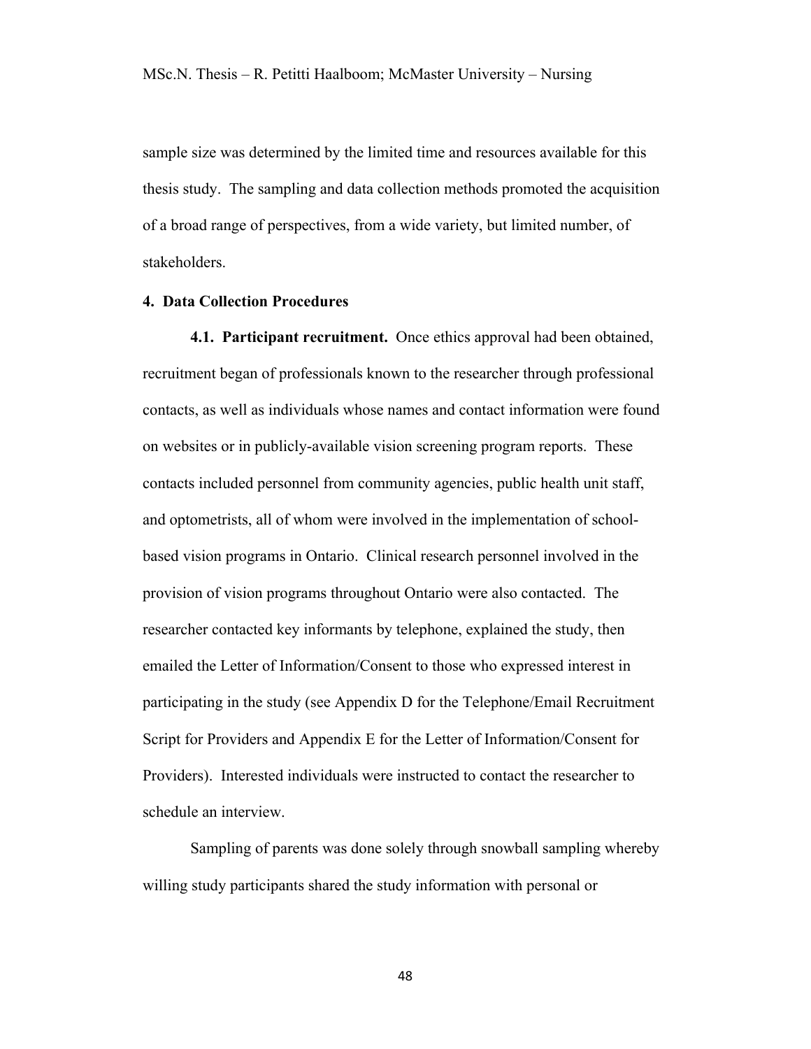sample size was determined by the limited time and resources available for this thesis study. The sampling and data collection methods promoted the acquisition of a broad range of perspectives, from a wide variety, but limited number, of stakeholders.

## 4. Data Collection Procedures

**4.1. Participant recruitment.** Once ethics approval had been obtained, recruitment began of professionals known to the researcher through professional contacts, as well as individuals whose names and contact information were found on websites or in publicly-available vision screening program reports. These contacts included personnel from community agencies, public health unit staff, and optometrists, all of whom were involved in the implementation of school-based vision programs in Ontario. Clinical research personnel involved in the provision of vision programs throughout Ontario were also contacted. The researcher contacted key informants by telephone, explained the study, then emailed the Letter of Information/Consent to those who expressed interest in participating in the study (see Appendix D for the Telephone/Email Recruitment Script for Providers and Appendix E for the Letter of Information/Consent for Providers). Interested individuals were instructed to contact the researcher to schedule an interview.

Sampling of parents was done solely through snowball sampling whereby willing study participants shared the study information with personal or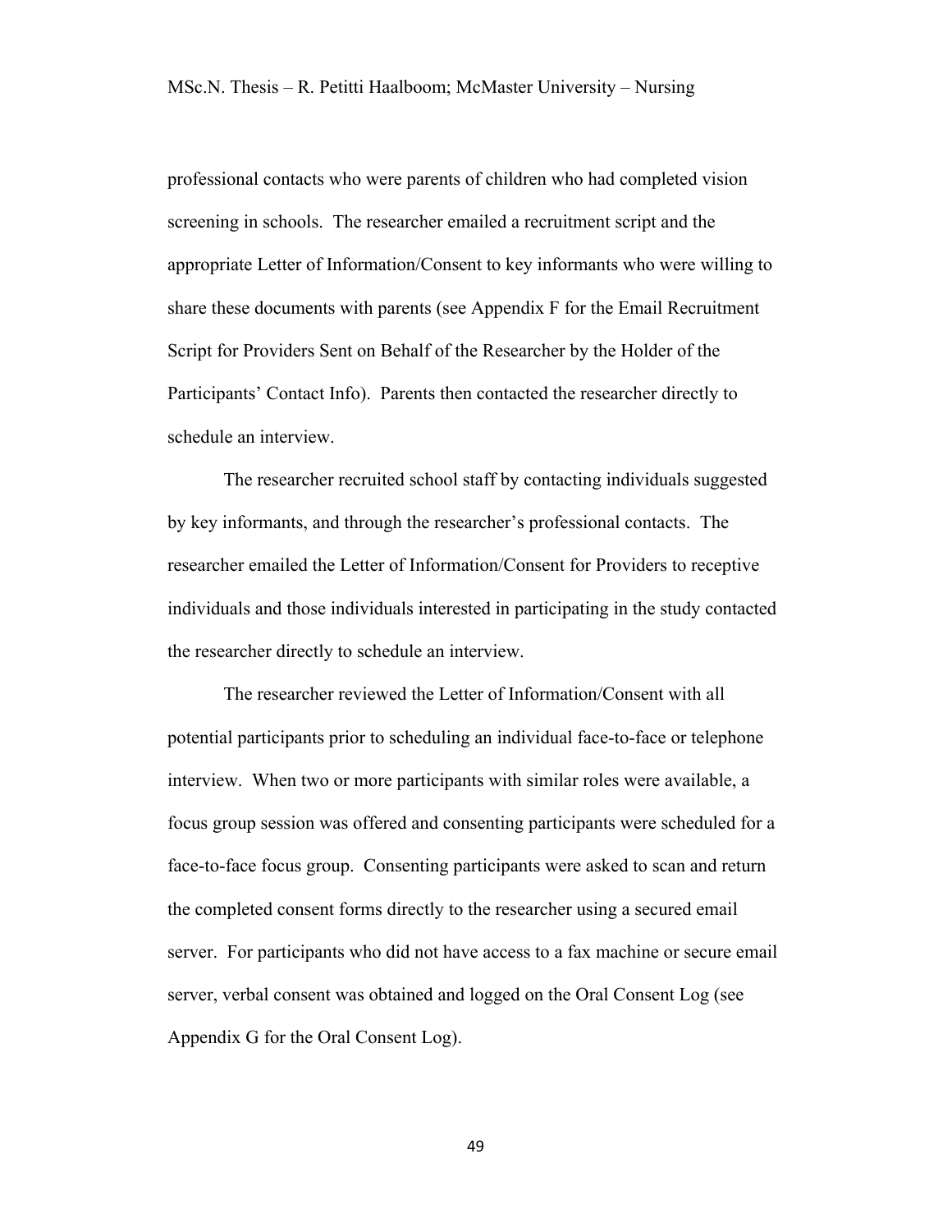professional contacts who were parents of children who had completed vision screening in schools. The researcher emailed a recruitment script and the appropriate Letter of Information/Consent to key informants who were willing to share these documents with parents (see Appendix F for the Email Recruitment Script for Providers Sent on Behalf of the Researcher by the Holder of the Participants' Contact Info). Parents then contacted the researcher directly to schedule an interview.

The researcher recruited school staff by contacting individuals suggested by key informants, and through the researcher's professional contacts. The researcher emailed the Letter of Information/Consent for Providers to receptive individuals and those individuals interested in participating in the study contacted the researcher directly to schedule an interview.

The researcher reviewed the Letter of Information/Consent with all potential participants prior to scheduling an individual face-to-face or telephone interview. When two or more participants with similar roles were available, a focus group session was offered and consenting participants were scheduled for a face-to-face focus group. Consenting participants were asked to scan and return the completed consent forms directly to the researcher using a secured email server. For participants who did not have access to a fax machine or secure email server, verbal consent was obtained and logged on the Oral Consent Log (see Appendix G for the Oral Consent Log).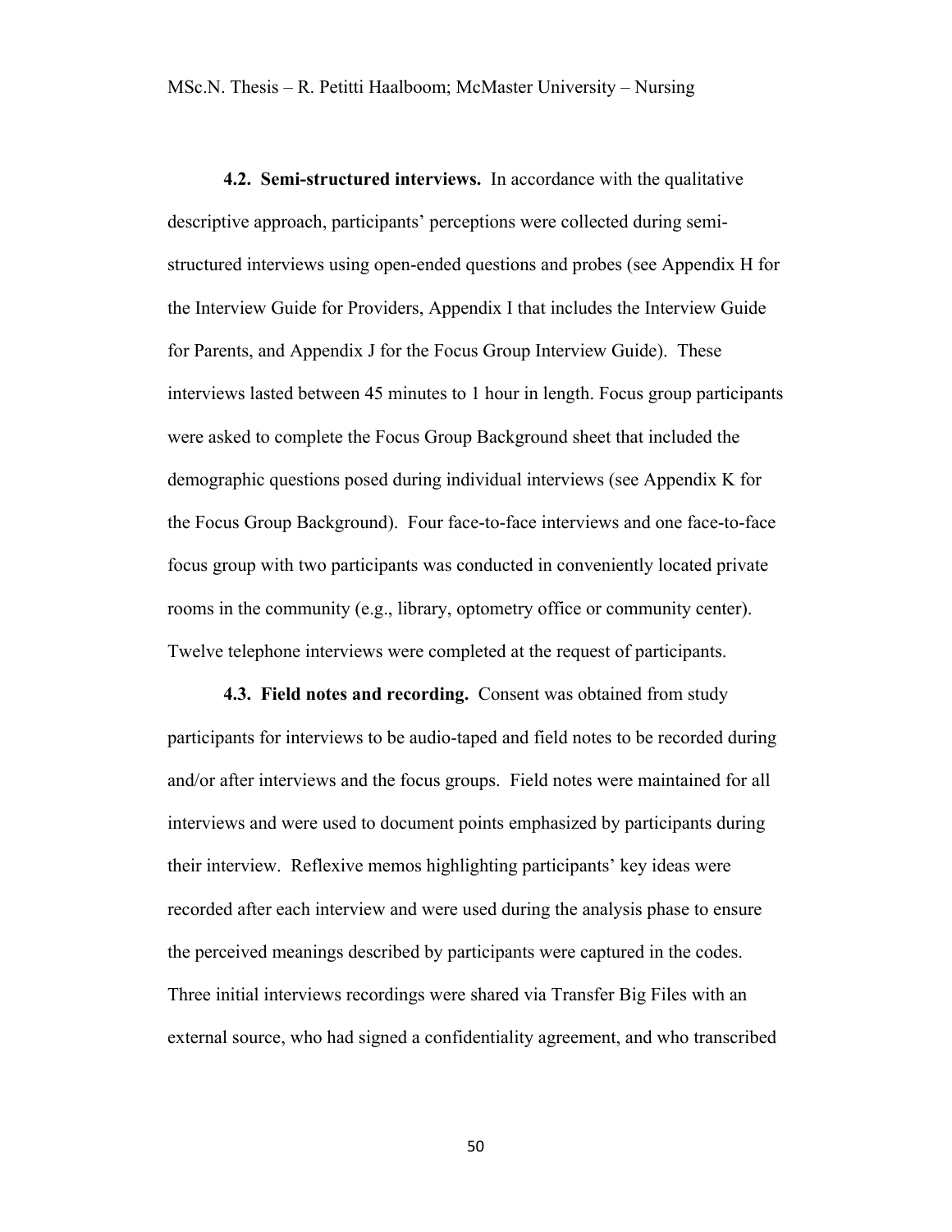**4.2. Semi-structured interviews.** In accordance with the qualitative descriptive approach, participants' perceptions were collected during semi-structured interviews using open-ended questions and probes (see Appendix H for the Interview Guide for Providers, Appendix I that includes the Interview Guide for Parents, and Appendix J for the Focus Group Interview Guide). These interviews lasted between 45 minutes to 1 hour in length. Focus group participants were asked to complete the Focus Group Background sheet that included the demographic questions posed during individual interviews (see Appendix K for the Focus Group Background). Four face-to-face interviews and one face-to-face focus group with two participants was conducted in conveniently located private rooms in the community (e.g., library, optometry office or community center). Twelve telephone interviews were completed at the request of participants.

**4.3. Field notes and recording.** Consent was obtained from study participants for interviews to be audio-taped and field notes to be recorded during and/or after interviews and the focus groups. Field notes were maintained for all interviews and were used to document points emphasized by participants during their interview. Reflexive memos highlighting participants' key ideas were recorded after each interview and were used during the analysis phase to ensure the perceived meanings described by participants were captured in the codes. Three initial interviews recordings were shared via Transfer Big Files with an external source, who had signed a confidentiality agreement, and who transcribed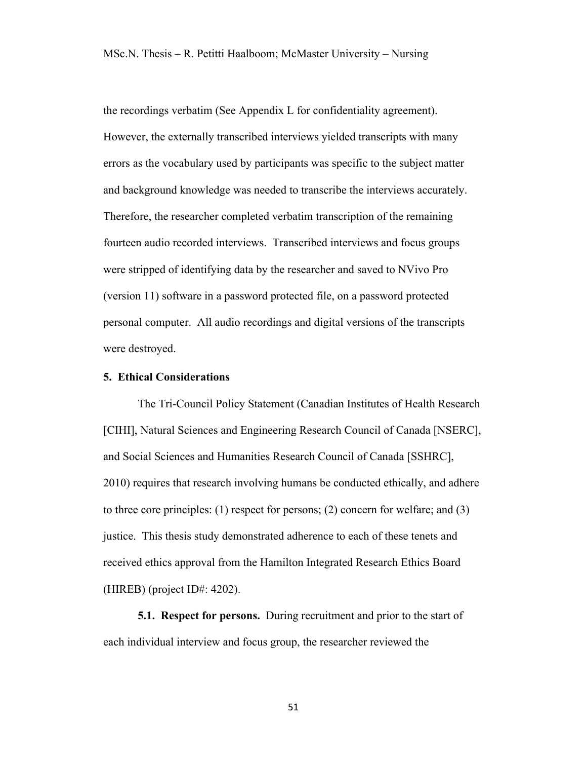the recordings verbatim (See Appendix L for confidentiality agreement). However, the externally transcribed interviews yielded transcripts with many errors as the vocabulary used by participants was specific to the subject matter and background knowledge was needed to transcribe the interviews accurately. Therefore, the researcher completed verbatim transcription of the remaining fourteen audio recorded interviews. Transcribed interviews and focus groups were stripped of identifying data by the researcher and saved to NVivo Pro (version 11) software in a password protected file, on a password protected personal computer. All audio recordings and digital versions of the transcripts were destroyed.

## 5. Ethical Considerations

The Tri-Council Policy Statement (Canadian Institutes of Health Research [CIHI], Natural Sciences and Engineering Research Council of Canada [NSERC], and Social Sciences and Humanities Research Council of Canada [SSHRC], 2010) requires that research involving humans be conducted ethically, and adhere to three core principles: (1) respect for persons; (2) concern for welfare; and (3) justice. This thesis study demonstrated adherence to each of these tenets and received ethics approval from the Hamilton Integrated Research Ethics Board (HIREB) (project ID#: 4202).

**5.1. Respect for persons.** During recruitment and prior to the start of each individual interview and focus group, the researcher reviewed the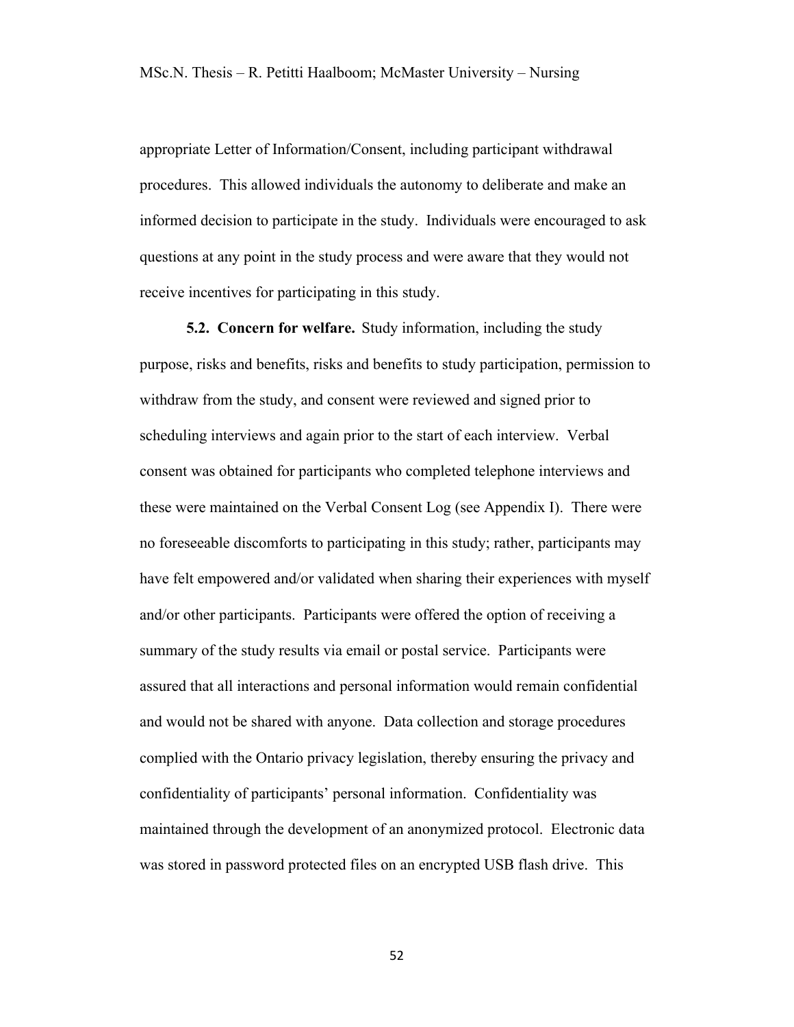appropriate Letter of Information/Consent, including participant withdrawal procedures. This allowed individuals the autonomy to deliberate and make an informed decision to participate in the study. Individuals were encouraged to ask questions at any point in the study process and were aware that they would not receive incentives for participating in this study.

**5.2. Concern for welfare.** Study information, including the study purpose, risks and benefits, risks and benefits to study participation, permission to withdraw from the study, and consent were reviewed and signed prior to scheduling interviews and again prior to the start of each interview. Verbal consent was obtained for participants who completed telephone interviews and these were maintained on the Verbal Consent Log (see Appendix I). There were no foreseeable discomforts to participating in this study; rather, participants may have felt empowered and/or validated when sharing their experiences with myself and/or other participants. Participants were offered the option of receiving a summary of the study results via email or postal service. Participants were assured that all interactions and personal information would remain confidential and would not be shared with anyone. Data collection and storage procedures complied with the Ontario privacy legislation, thereby ensuring the privacy and confidentiality of participants' personal information. Confidentiality was maintained through the development of an anonymized protocol. Electronic data was stored in password protected files on an encrypted USB flash drive. This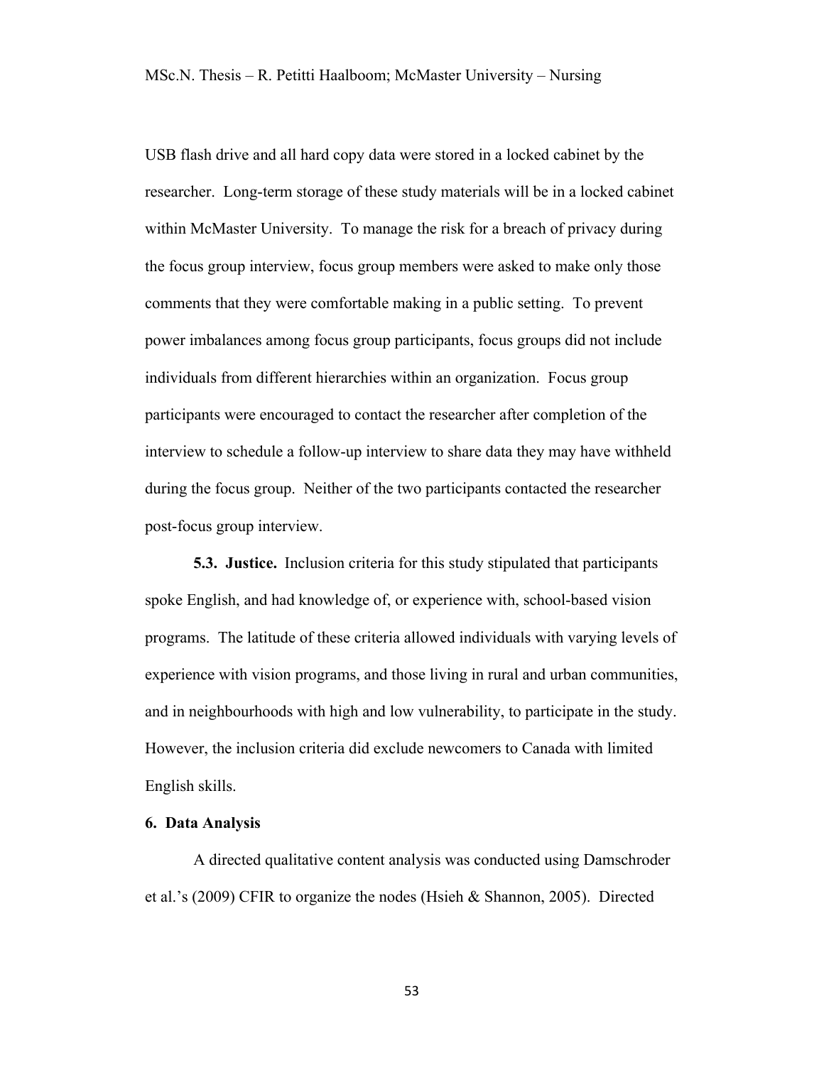USB flash drive and all hard copy data were stored in a locked cabinet by the researcher. Long-term storage of these study materials will be in a locked cabinet within McMaster University. To manage the risk for a breach of privacy during the focus group interview, focus group members were asked to make only those comments that they were comfortable making in a public setting. To prevent power imbalances among focus group participants, focus groups did not include individuals from different hierarchies within an organization. Focus group participants were encouraged to contact the researcher after completion of the interview to schedule a follow-up interview to share data they may have withheld during the focus group. Neither of the two participants contacted the researcher post-focus group interview.

**5.3. Justice.** Inclusion criteria for this study stipulated that participants spoke English, and had knowledge of, or experience with, school-based vision programs. The latitude of these criteria allowed individuals with varying levels of experience with vision programs, and those living in rural and urban communities, and in neighbourhoods with high and low vulnerability, to participate in the study. However, the inclusion criteria did exclude newcomers to Canada with limited English skills.

### 6. Data Analysis

A directed qualitative content analysis was conducted using Damschroder et al.'s (2009) CFIR to organize the nodes (Hsieh & Shannon, 2005). Directed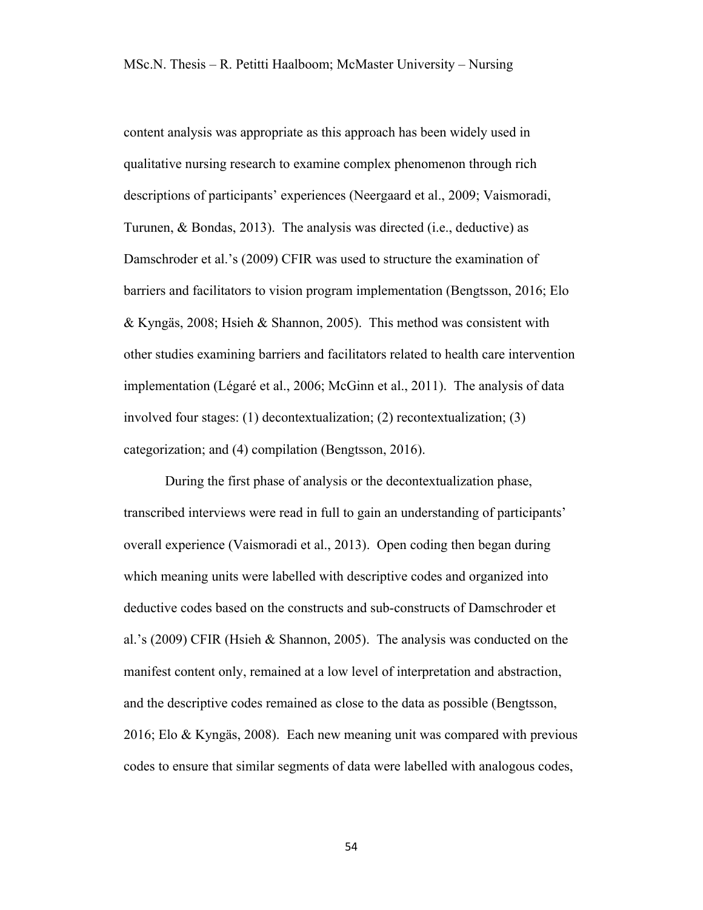content analysis was appropriate as this approach has been widely used in qualitative nursing research to examine complex phenomenon through rich descriptions of participants' experiences (Neergaard et al., 2009; Vaismoradi, Turunen, & Bondas, 2013). The analysis was directed (i.e., deductive) as Damschroder et al.'s (2009) CFIR was used to structure the examination of barriers and facilitators to vision program implementation (Bengtsson, 2016; Elo & Kyngäs, 2008; Hsieh & Shannon, 2005). This method was consistent with other studies examining barriers and facilitators related to health care intervention implementation (Légaré et al., 2006; McGinn et al., 2011). The analysis of data involved four stages: (1) decontextualization; (2) recontextualization; (3) categorization; and (4) compilation (Bengtsson, 2016).

During the first phase of analysis or the decontextualization phase, transcribed interviews were read in full to gain an understanding of participants' overall experience (Vaismoradi et al., 2013). Open coding then began during which meaning units were labelled with descriptive codes and organized into deductive codes based on the constructs and sub-constructs of Damschroder et al.'s (2009) CFIR (Hsieh & Shannon, 2005). The analysis was conducted on the manifest content only, remained at a low level of interpretation and abstraction, and the descriptive codes remained as close to the data as possible (Bengtsson, 2016; Elo & Kyngäs, 2008). Each new meaning unit was compared with previous codes to ensure that similar segments of data were labelled with analogous codes,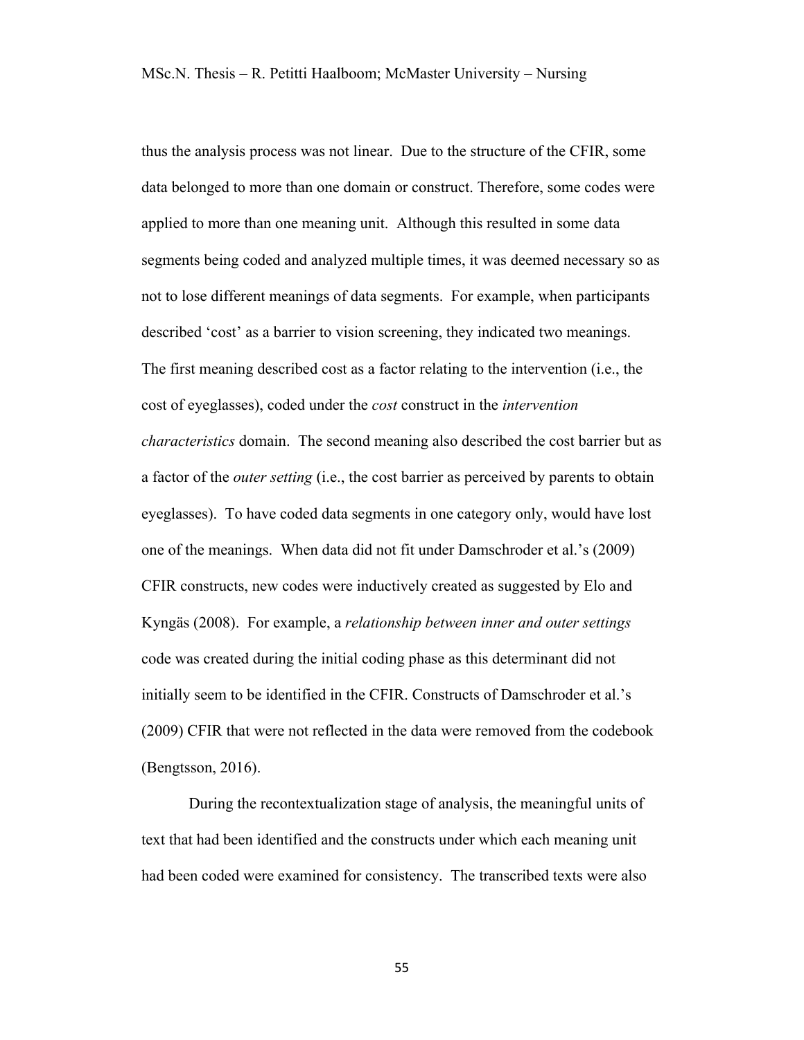thus the analysis process was not linear. Due to the structure of the CFIR, some data belonged to more than one domain or construct. Therefore, some codes were applied to more than one meaning unit. Although this resulted in some data segments being coded and analyzed multiple times, it was deemed necessary so as not to lose different meanings of data segments. For example, when participants described 'cost' as a barrier to vision screening, they indicated two meanings. The first meaning described cost as a factor relating to the intervention (i.e., the cost of eyeglasses), coded under the *cost* construct in the *intervention characteristics* domain. The second meaning also described the cost barrier but as a factor of the *outer setting* (i.e., the cost barrier as perceived by parents to obtain eyeglasses). To have coded data segments in one category only, would have lost one of the meanings. When data did not fit under Damschroder et al.'s (2009) CFIR constructs, new codes were inductively created as suggested by Elo and Kyngäs (2008). For example, a *relationship between inner and outer settings* code was created during the initial coding phase as this determinant did not initially seem to be identified in the CFIR. Constructs of Damschroder et al.'s (2009) CFIR that were not reflected in the data were removed from the codebook (Bengtsson, 2016).

During the recontextualization stage of analysis, the meaningful units of text that had been identified and the constructs under which each meaning unit had been coded were examined for consistency. The transcribed texts were also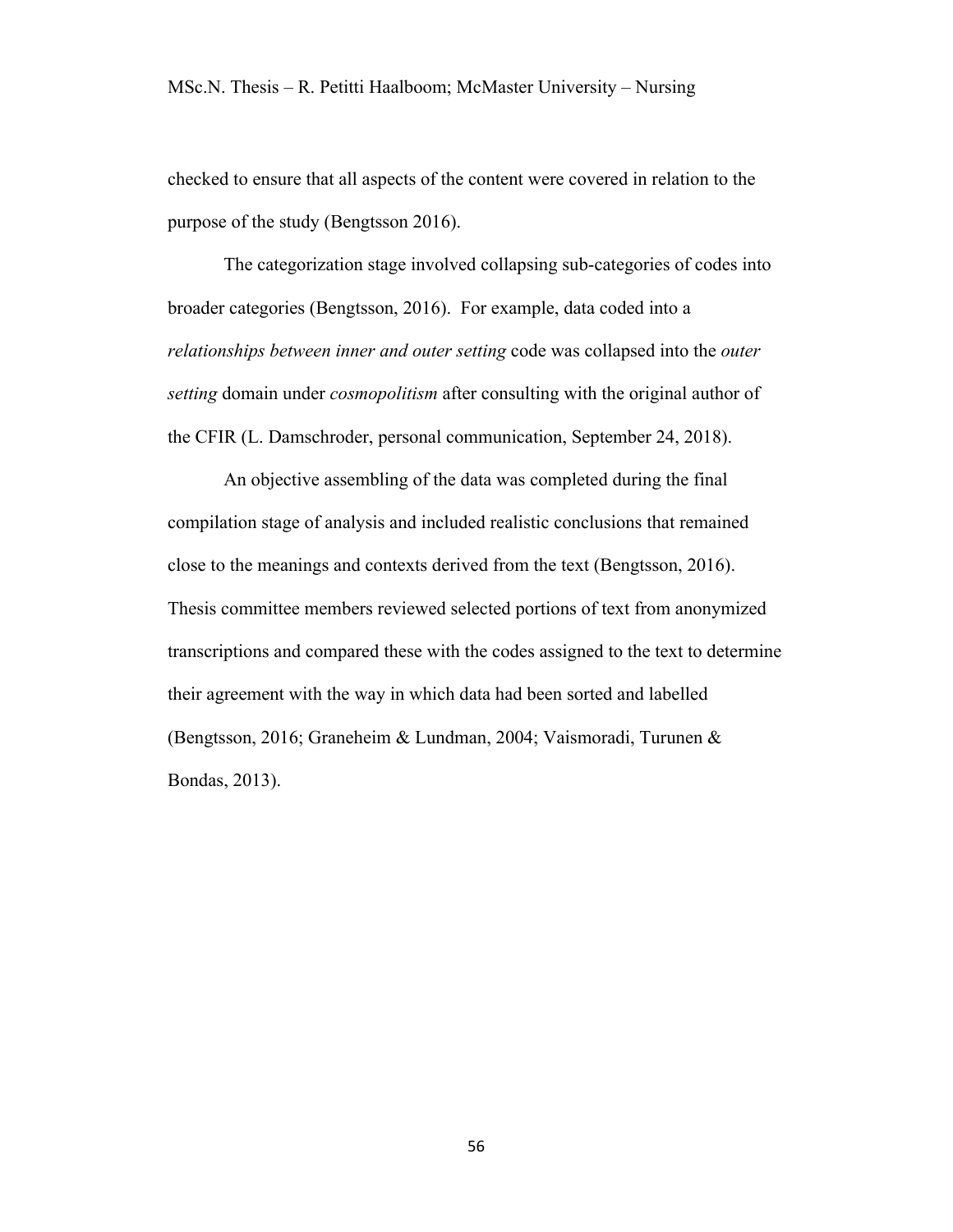checked to ensure that all aspects of the content were covered in relation to the purpose of the study (Bengtsson 2016).

The categorization stage involved collapsing sub-categories of codes into broader categories (Bengtsson, 2016). For example, data coded into a *relationships between inner and outer setting* code was collapsed into the *outer setting* domain under *cosmopolitism* after consulting with the original author of the CFIR (L. Damschroder, personal communication, September 24, 2018).

An objective assembling of the data was completed during the final compilation stage of analysis and included realistic conclusions that remained close to the meanings and contexts derived from the text (Bengtsson, 2016). Thesis committee members reviewed selected portions of text from anonymized transcriptions and compared these with the codes assigned to the text to determine their agreement with the way in which data had been sorted and labelled (Bengtsson, 2016; Graneheim & Lundman, 2004; Vaismoradi, Turunen & Bondas, 2013).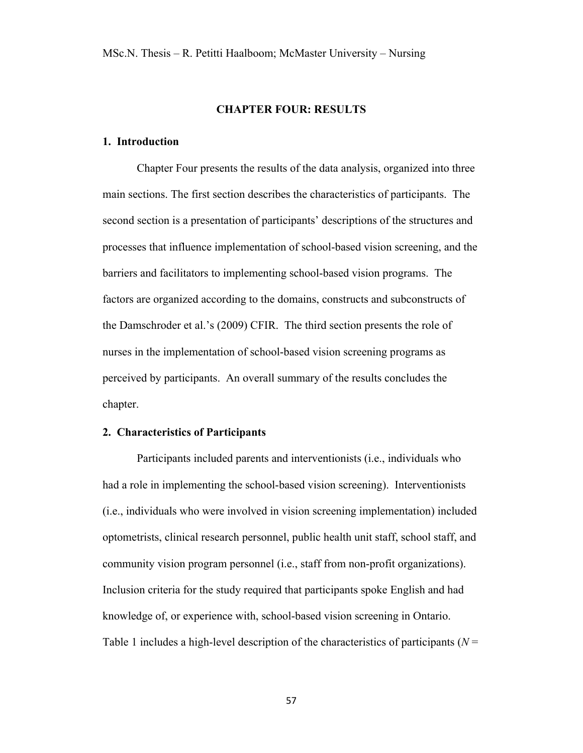# CHAPTER FOUR: RESULTS

## 1. Introduction

Chapter Four presents the results of the data analysis, organized into three main sections. The first section describes the characteristics of participants. The second section is a presentation of participants' descriptions of the structures and processes that influence implementation of school-based vision screening, and the barriers and facilitators to implementing school-based vision programs. The factors are organized according to the domains, constructs and subconstructs of the Damschroder et al.'s (2009) CFIR. The third section presents the role of nurses in the implementation of school-based vision screening programs as perceived by participants. An overall summary of the results concludes the chapter.

## 2. Characteristics of Participants

Participants included parents and interventionists (i.e., individuals who had a role in implementing the school-based vision screening). Interventionists (i.e., individuals who were involved in vision screening implementation) included optometrists, clinical research personnel, public health unit staff, school staff, and community vision program personnel (i.e., staff from non-profit organizations). Inclusion criteria for the study required that participants spoke English and had knowledge of, or experience with, school-based vision screening in Ontario. Table 1 includes a high-level description of the characteristics of participants (*N* =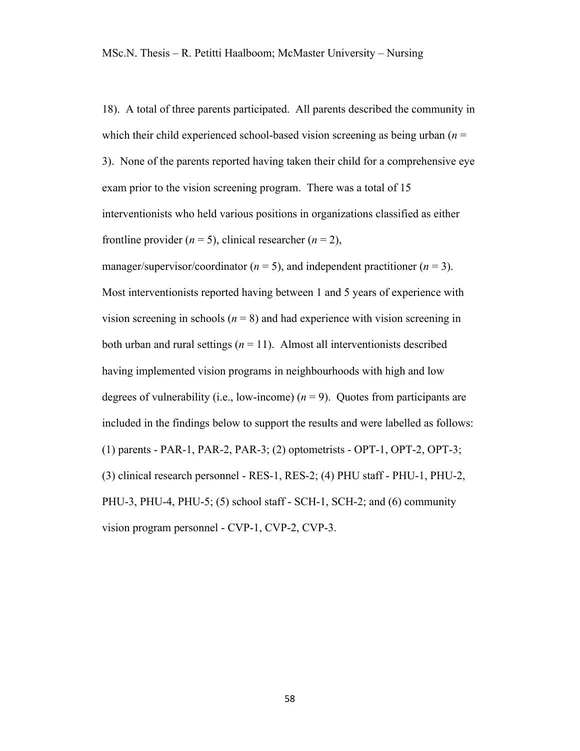18). A total of three parents participated. All parents described the community in which their child experienced school-based vision screening as being urban ($n$ = 3). None of the parents reported having taken their child for a comprehensive eye exam prior to the vision screening program. There was a total of 15 interventionists who held various positions in organizations classified as either frontline provider ($n$ = 5), clinical researcher ($n$ = 2), manager/supervisor/coordinator ($n$ = 5), and independent practitioner ($n$ = 3). Most interventionists reported having between 1 and 5 years of experience with vision screening in schools ($n$ = 8) and had experience with vision screening in both urban and rural settings ($n$ = 11). Almost all interventionists described having implemented vision programs in neighbourhoods with high and low degrees of vulnerability (i.e., low-income) ($n$ = 9). Quotes from participants are included in the findings below to support the results and were labelled as follows: (1) parents - PAR-1, PAR-2, PAR-3; (2) optometrists - OPT-1, OPT-2, OPT-3; (3) clinical research personnel - RES-1, RES-2; (4) PHU staff - PHU-1, PHU-2, PHU-3, PHU-4, PHU-5; (5) school staff - SCH-1, SCH-2; and (6) community vision program personnel - CVP-1, CVP-2, CVP-3.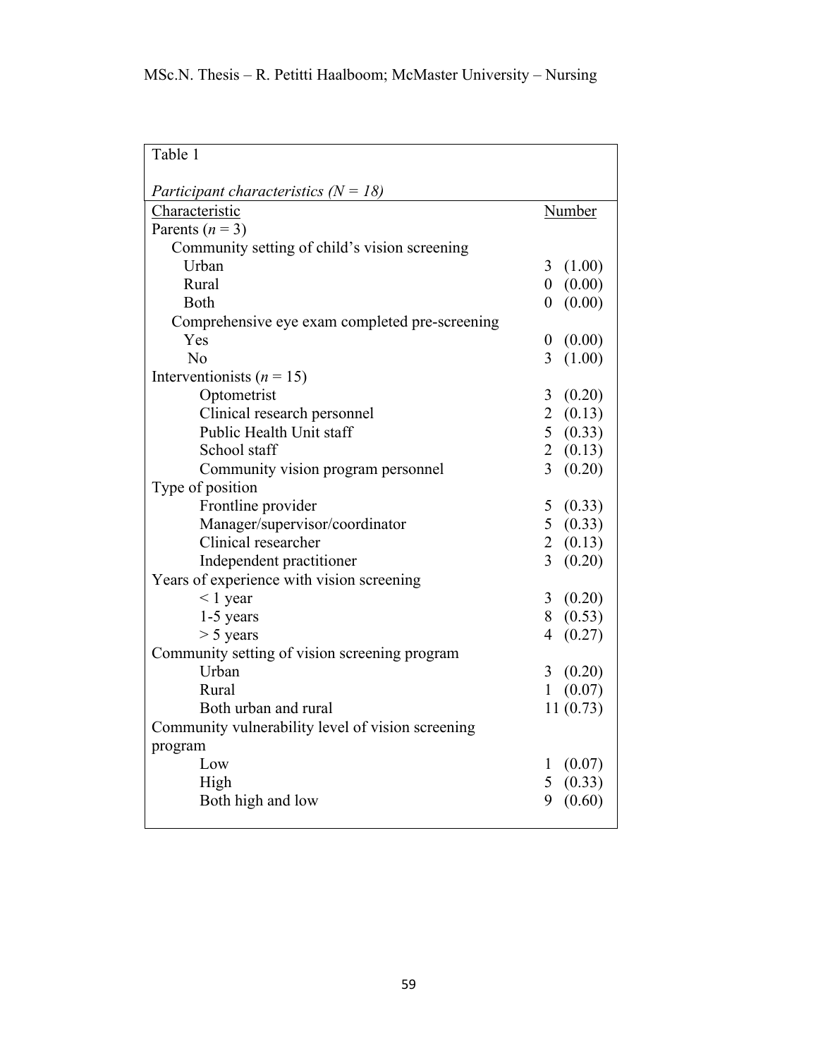Table 1

*Participant characteristics (N = 18)*

| Characteristic | Number |
|---|---|
| Parents ($n$ = 3) | |
| Community setting of child's vision screening | |
| Urban | 3 (1.00) |
| Rural | 0 (0.00) |
| Both | 0 (0.00) |
| Comprehensive eye exam completed pre-screening | |
| Yes | 0 (0.00) |
| No | 3 (1.00) |
| Interventionists ($n$ = 15) | |
| Optometrist | 3 (0.20) |
| Clinical research personnel | 2 (0.13) |
| Public Health Unit staff | 5 (0.33) |
| School staff | 2 (0.13) |
| Community vision program personnel | 3 (0.20) |
| Type of position | |
| Frontline provider | 5 (0.33) |
| Manager/supervisor/coordinator | 5 (0.33) |
| Clinical researcher | 2 (0.13) |
| Independent practitioner | 3 (0.20) |
| Years of experience with vision screening | |
| < 1 year | 3 (0.20) |
| 1-5 years | 8 (0.53) |
| > 5 years | 4 (0.27) |
| Community setting of vision screening program | |
| Urban | 3 (0.20) |
| Rural | 1 (0.07) |
| Both urban and rural | 11 (0.73) |
| Community vulnerability level of vision screening program | |
| Low | 1 (0.07) |
| High | 5 (0.33) |
| Both high and low | 9 (0.60) |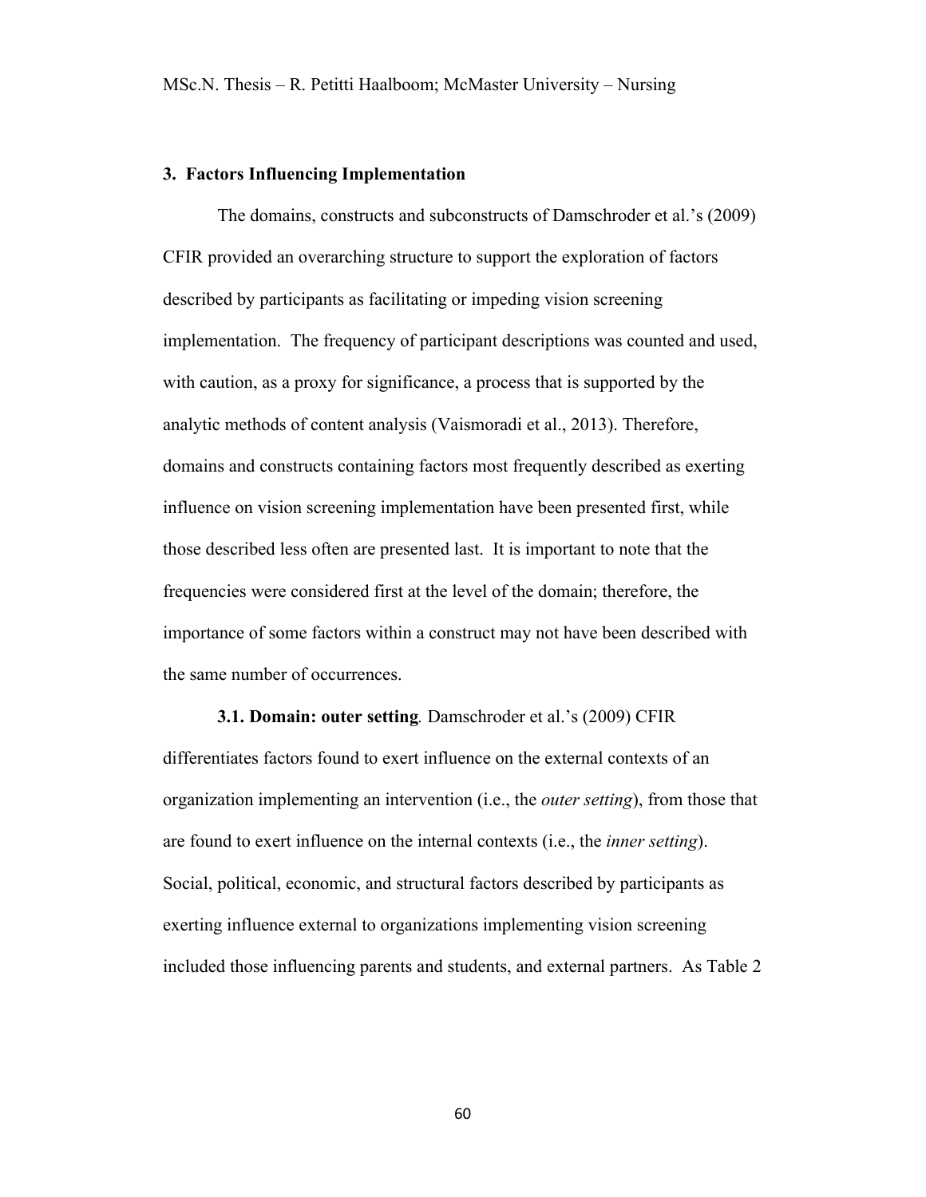## 3. Factors Influencing Implementation

The domains, constructs and subconstructs of Damschroder et al.'s (2009) CFIR provided an overarching structure to support the exploration of factors described by participants as facilitating or impeding vision screening implementation. The frequency of participant descriptions was counted and used, with caution, as a proxy for significance, a process that is supported by the analytic methods of content analysis (Vaismoradi et al., 2013). Therefore, domains and constructs containing factors most frequently described as exerting influence on vision screening implementation have been presented first, while those described less often are presented last. It is important to note that the frequencies were considered first at the level of the domain; therefore, the importance of some factors within a construct may not have been described with the same number of occurrences.

**3.1. Domain: outer setting**. Damschroder et al.'s (2009) CFIR differentiates factors found to exert influence on the external contexts of an organization implementing an intervention (i.e., the *outer setting*), from those that are found to exert influence on the internal contexts (i.e., the *inner setting*). Social, political, economic, and structural factors described by participants as exerting influence external to organizations implementing vision screening included those influencing parents and students, and external partners. As Table 2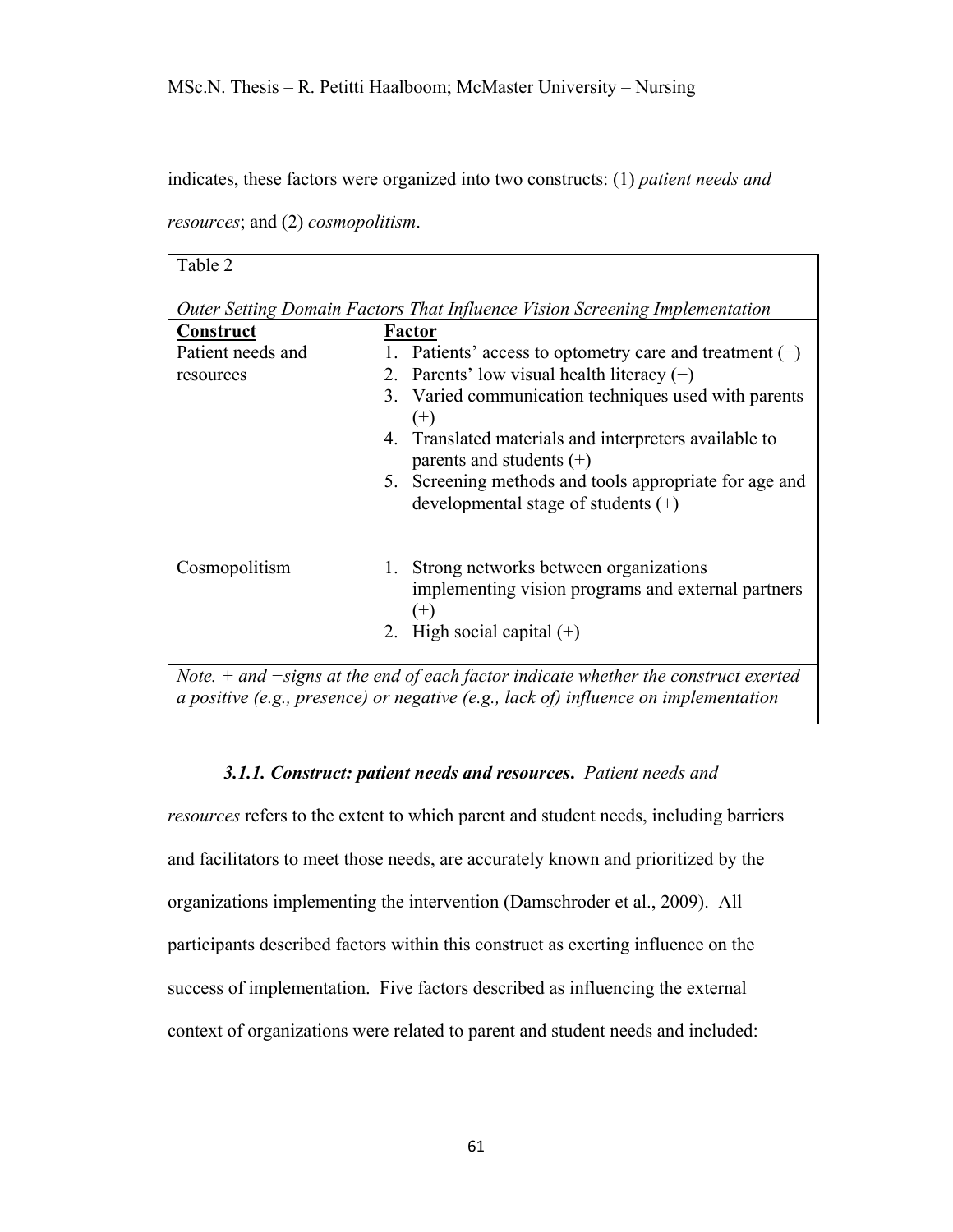indicates, these factors were organized into two constructs: (1) *patient needs and resources*; and (2) *cosmopolitism*.

Table 2

*Outer Setting Domain Factors That Influence Vision Screening Implementation*

| Construct | Factor |
|---|---|
| Patient needs and resources | 1. Patients' access to optometry care and treatment (−)<br>2. Parents' low visual health literacy (−)<br>3. Varied communication techniques used with parents (+)<br>4. Translated materials and interpreters available to parents and students (+)<br>5. Screening methods and tools appropriate for age and developmental stage of students (+) |
| Cosmopolitism | 1. Strong networks between organizations implementing vision programs and external partners (+)<br>2. High social capital (+) |

*Note.* + *and* −*signs at the end of each factor indicate whether the construct exerted a positive (e.g., presence) or negative (e.g., lack of) influence on implementation*

***3.1.1. Construct: patient needs and resources.*** *Patient needs and resources* refers to the extent to which parent and student needs, including barriers and facilitators to meet those needs, are accurately known and prioritized by the organizations implementing the intervention (Damschroder et al., 2009). All participants described factors within this construct as exerting influence on the success of implementation. Five factors described as influencing the external context of organizations were related to parent and student needs and included: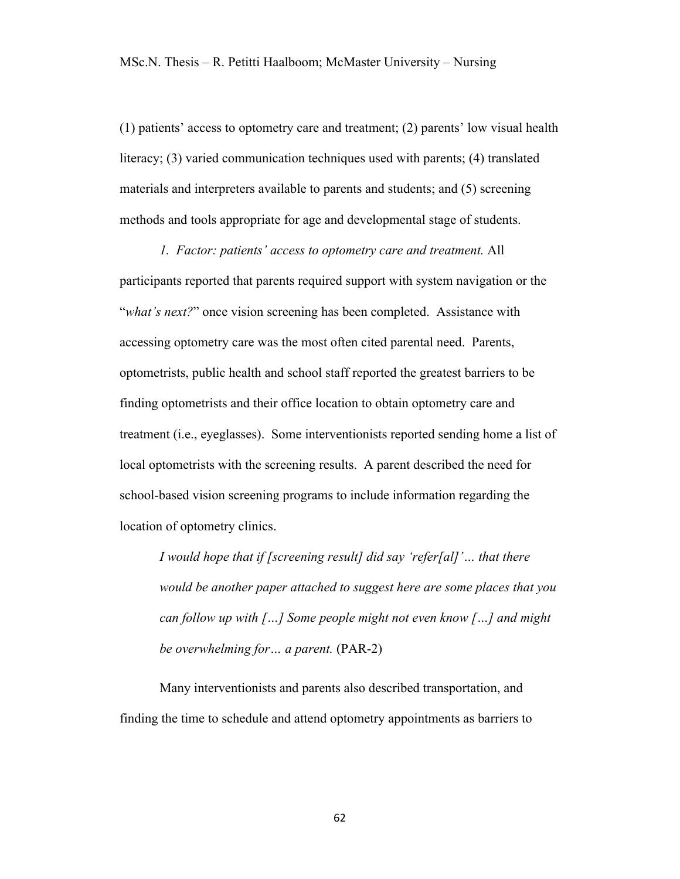(1) patients' access to optometry care and treatment; (2) parents' low visual health literacy; (3) varied communication techniques used with parents; (4) translated materials and interpreters available to parents and students; and (5) screening methods and tools appropriate for age and developmental stage of students.

*1. Factor: patients' access to optometry care and treatment.* All participants reported that parents required support with system navigation or the "*what's next?*" once vision screening has been completed. Assistance with accessing optometry care was the most often cited parental need. Parents, optometrists, public health and school staff reported the greatest barriers to be finding optometrists and their office location to obtain optometry care and treatment (i.e., eyeglasses). Some interventionists reported sending home a list of local optometrists with the screening results. A parent described the need for school-based vision screening programs to include information regarding the location of optometry clinics.

> *I would hope that if [screening result] did say 'refer[al]'… that there would be another paper attached to suggest here are some places that you can follow up with […] Some people might not even know […] and might be overwhelming for… a parent.* (PAR-2)

Many interventionists and parents also described transportation, and finding the time to schedule and attend optometry appointments as barriers to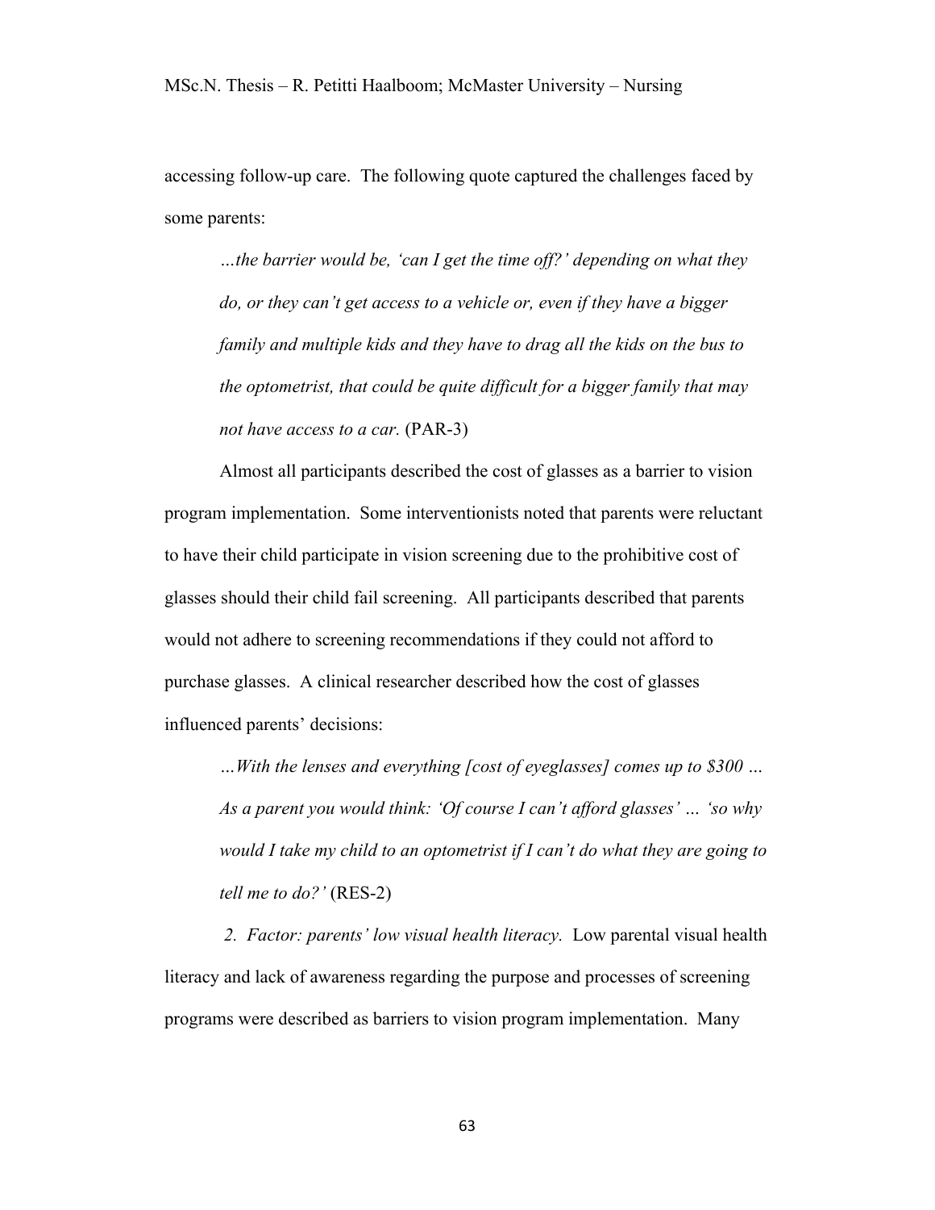accessing follow-up care. The following quote captured the challenges faced by some parents:

> *…the barrier would be, 'can I get the time off?' depending on what they do, or they can't get access to a vehicle or, even if they have a bigger family and multiple kids and they have to drag all the kids on the bus to the optometrist, that could be quite difficult for a bigger family that may not have access to a car.* (PAR-3)

Almost all participants described the cost of glasses as a barrier to vision program implementation. Some interventionists noted that parents were reluctant to have their child participate in vision screening due to the prohibitive cost of glasses should their child fail screening. All participants described that parents would not adhere to screening recommendations if they could not afford to purchase glasses. A clinical researcher described how the cost of glasses influenced parents' decisions:

> *…With the lenses and everything [cost of eyeglasses] comes up to $300 … As a parent you would think: 'Of course I can't afford glasses' … 'so why would I take my child to an optometrist if I can't do what they are going to tell me to do?'* (RES-2)

*2. Factor: parents' low visual health literacy.* Low parental visual health literacy and lack of awareness regarding the purpose and processes of screening programs were described as barriers to vision program implementation. Many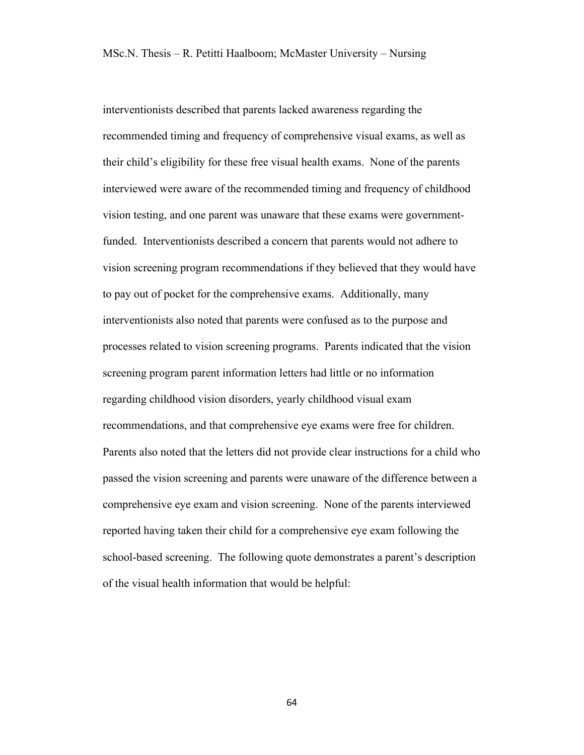interventionists described that parents lacked awareness regarding the recommended timing and frequency of comprehensive visual exams, as well as their child's eligibility for these free visual health exams. None of the parents interviewed were aware of the recommended timing and frequency of childhood vision testing, and one parent was unaware that these exams were government-funded. Interventionists described a concern that parents would not adhere to vision screening program recommendations if they believed that they would have to pay out of pocket for the comprehensive exams. Additionally, many interventionists also noted that parents were confused as to the purpose and processes related to vision screening programs. Parents indicated that the vision screening program parent information letters had little or no information regarding childhood vision disorders, yearly childhood visual exam recommendations, and that comprehensive eye exams were free for children. Parents also noted that the letters did not provide clear instructions for a child who passed the vision screening and parents were unaware of the difference between a comprehensive eye exam and vision screening. None of the parents interviewed reported having taken their child for a comprehensive eye exam following the school-based screening. The following quote demonstrates a parent's description of the visual health information that would be helpful: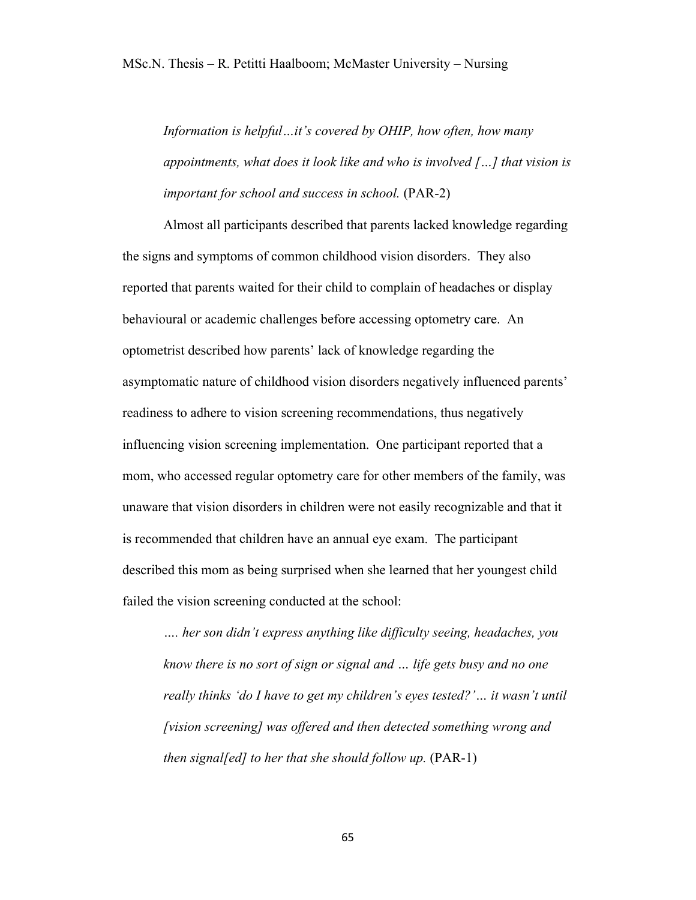> *Information is helpful…it's covered by OHIP, how often, how many appointments, what does it look like and who is involved […] that vision is important for school and success in school.* (PAR-2)

Almost all participants described that parents lacked knowledge regarding the signs and symptoms of common childhood vision disorders. They also reported that parents waited for their child to complain of headaches or display behavioural or academic challenges before accessing optometry care. An optometrist described how parents' lack of knowledge regarding the asymptomatic nature of childhood vision disorders negatively influenced parents' readiness to adhere to vision screening recommendations, thus negatively influencing vision screening implementation. One participant reported that a mom, who accessed regular optometry care for other members of the family, was unaware that vision disorders in children were not easily recognizable and that it is recommended that children have an annual eye exam. The participant described this mom as being surprised when she learned that her youngest child failed the vision screening conducted at the school:

> *…. her son didn't express anything like difficulty seeing, headaches, you know there is no sort of sign or signal and … life gets busy and no one really thinks 'do I have to get my children's eyes tested?'… it wasn't until [vision screening] was offered and then detected something wrong and then signal[ed] to her that she should follow up.* (PAR-1)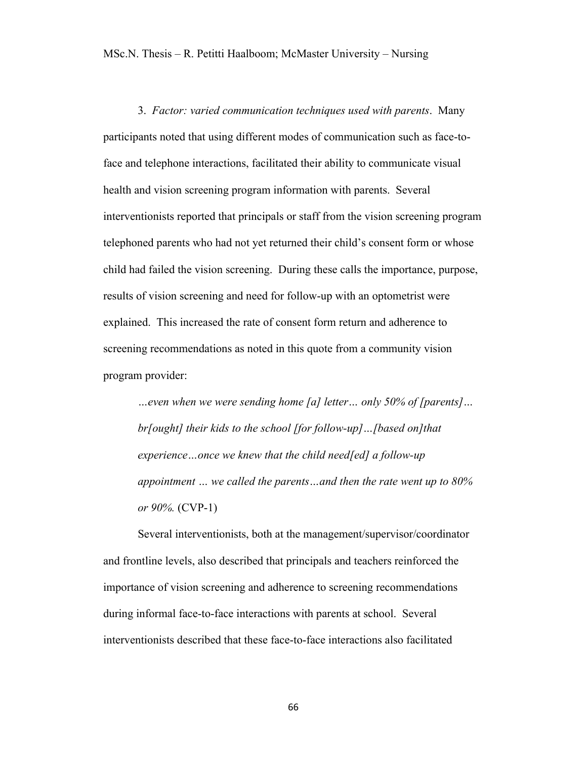3. *Factor: varied communication techniques used with parents*. Many participants noted that using different modes of communication such as face-to-face and telephone interactions, facilitated their ability to communicate visual health and vision screening program information with parents. Several interventionists reported that principals or staff from the vision screening program telephoned parents who had not yet returned their child's consent form or whose child had failed the vision screening. During these calls the importance, purpose, results of vision screening and need for follow-up with an optometrist were explained. This increased the rate of consent form return and adherence to screening recommendations as noted in this quote from a community vision program provider:

> *…even when we were sending home [a] letter… only 50% of [parents]… br[ought] their kids to the school [for follow-up]…[based on]that experience…once we knew that the child need[ed] a follow-up appointment … we called the parents…and then the rate went up to 80% or 90%.* (CVP-1)

Several interventionists, both at the management/supervisor/coordinator and frontline levels, also described that principals and teachers reinforced the importance of vision screening and adherence to screening recommendations during informal face-to-face interactions with parents at school. Several interventionists described that these face-to-face interactions also facilitated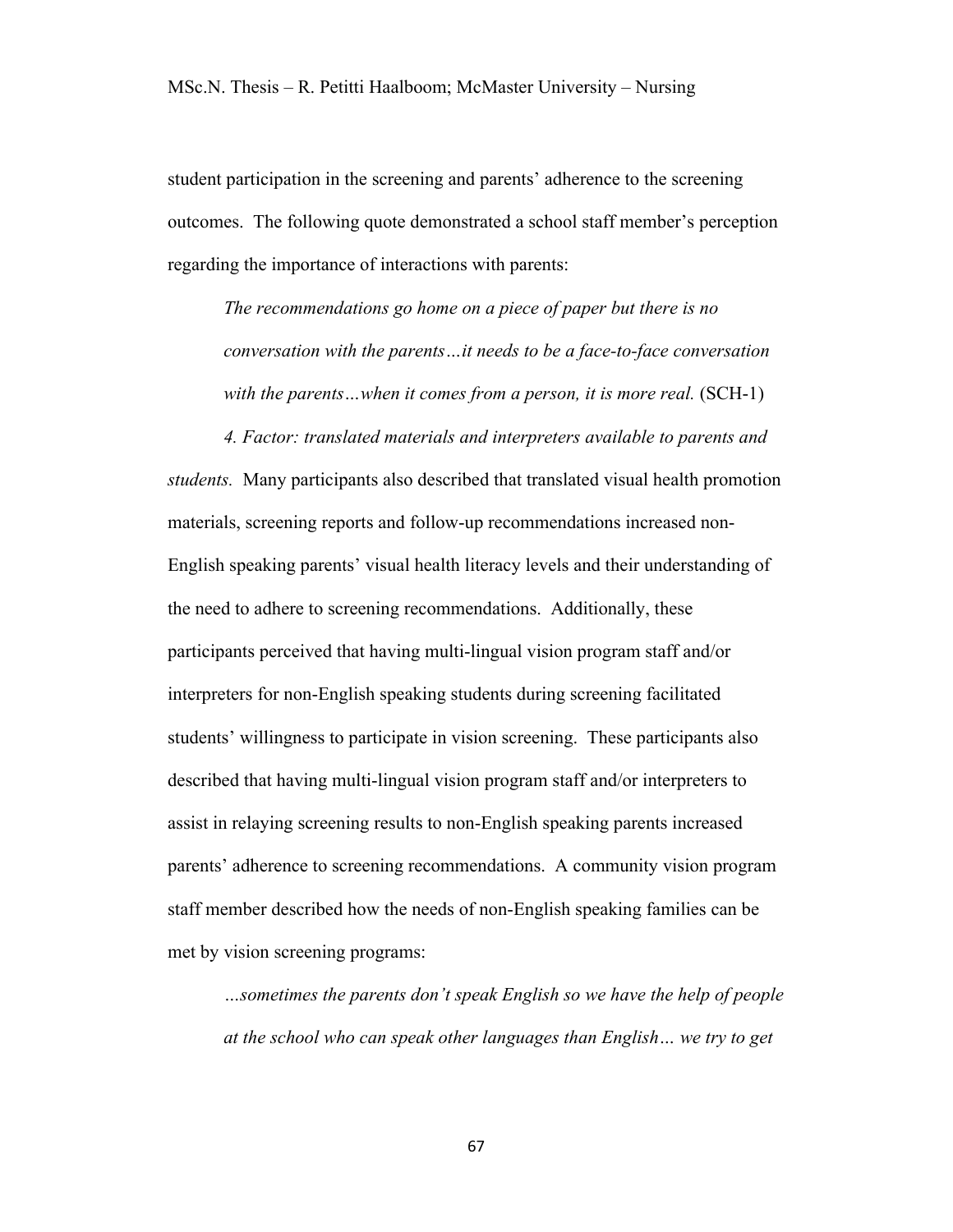student participation in the screening and parents' adherence to the screening outcomes. The following quote demonstrated a school staff member's perception regarding the importance of interactions with parents:

> *The recommendations go home on a piece of paper but there is no conversation with the parents…it needs to be a face-to-face conversation with the parents…when it comes from a person, it is more real.* (SCH-1)

*4. Factor: translated materials and interpreters available to parents and students.* Many participants also described that translated visual health promotion materials, screening reports and follow-up recommendations increased non-English speaking parents' visual health literacy levels and their understanding of the need to adhere to screening recommendations. Additionally, these participants perceived that having multi-lingual vision program staff and/or interpreters for non-English speaking students during screening facilitated students' willingness to participate in vision screening. These participants also described that having multi-lingual vision program staff and/or interpreters to assist in relaying screening results to non-English speaking parents increased parents' adherence to screening recommendations. A community vision program staff member described how the needs of non-English speaking families can be met by vision screening programs:

> *…sometimes the parents don't speak English so we have the help of people at the school who can speak other languages than English… we try to get*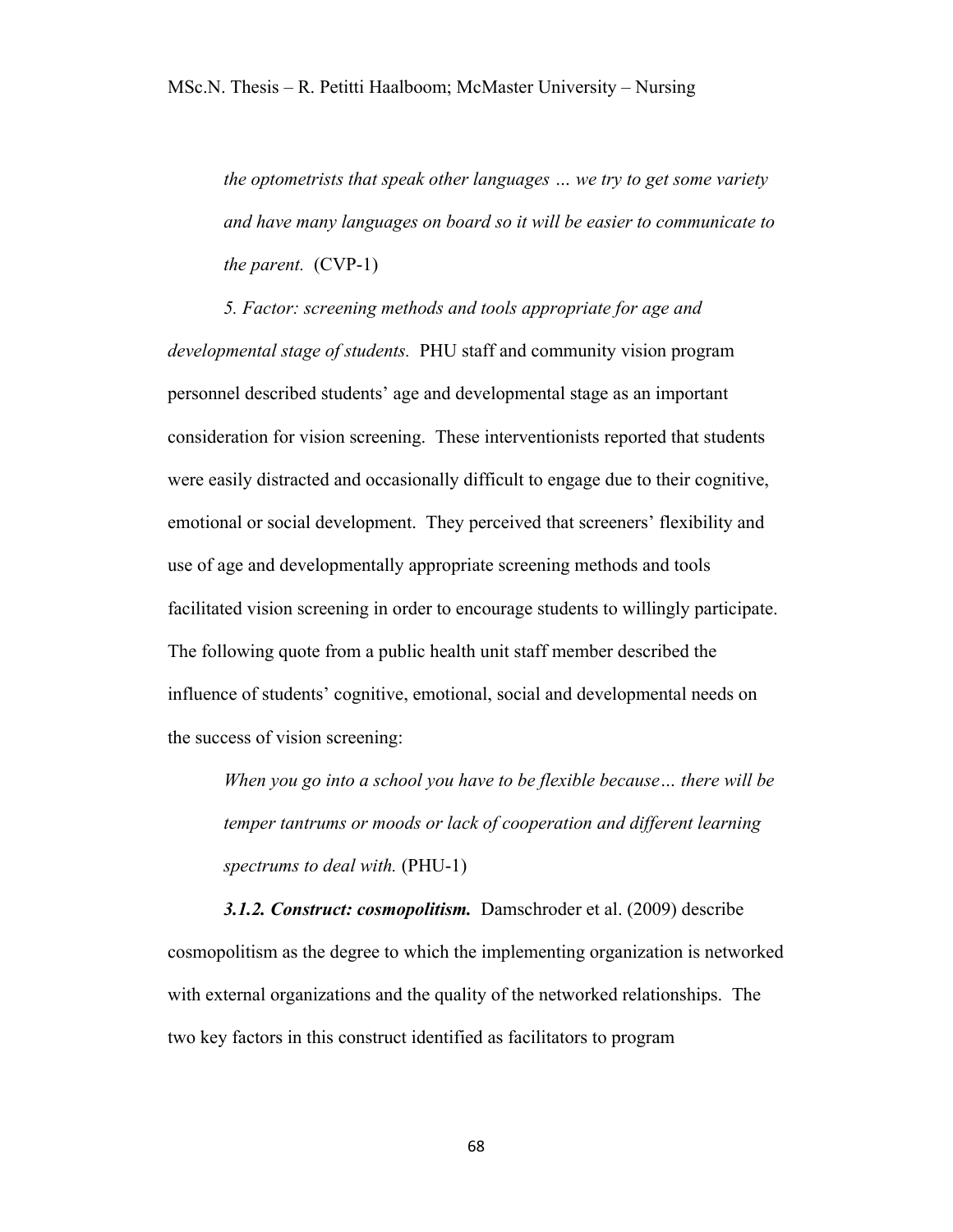> *the optometrists that speak other languages … we try to get some variety and have many languages on board so it will be easier to communicate to the parent.* (CVP-1)

*5. Factor: screening methods and tools appropriate for age and developmental stage of students.* PHU staff and community vision program personnel described students' age and developmental stage as an important consideration for vision screening. These interventionists reported that students were easily distracted and occasionally difficult to engage due to their cognitive, emotional or social development. They perceived that screeners' flexibility and use of age and developmentally appropriate screening methods and tools facilitated vision screening in order to encourage students to willingly participate. The following quote from a public health unit staff member described the influence of students' cognitive, emotional, social and developmental needs on the success of vision screening:

> *When you go into a school you have to be flexible because… there will be temper tantrums or moods or lack of cooperation and different learning spectrums to deal with.* (PHU-1)

***3.1.2. Construct: cosmopolitism.*** Damschroder et al. (2009) describe cosmopolitism as the degree to which the implementing organization is networked with external organizations and the quality of the networked relationships. The two key factors in this construct identified as facilitators to program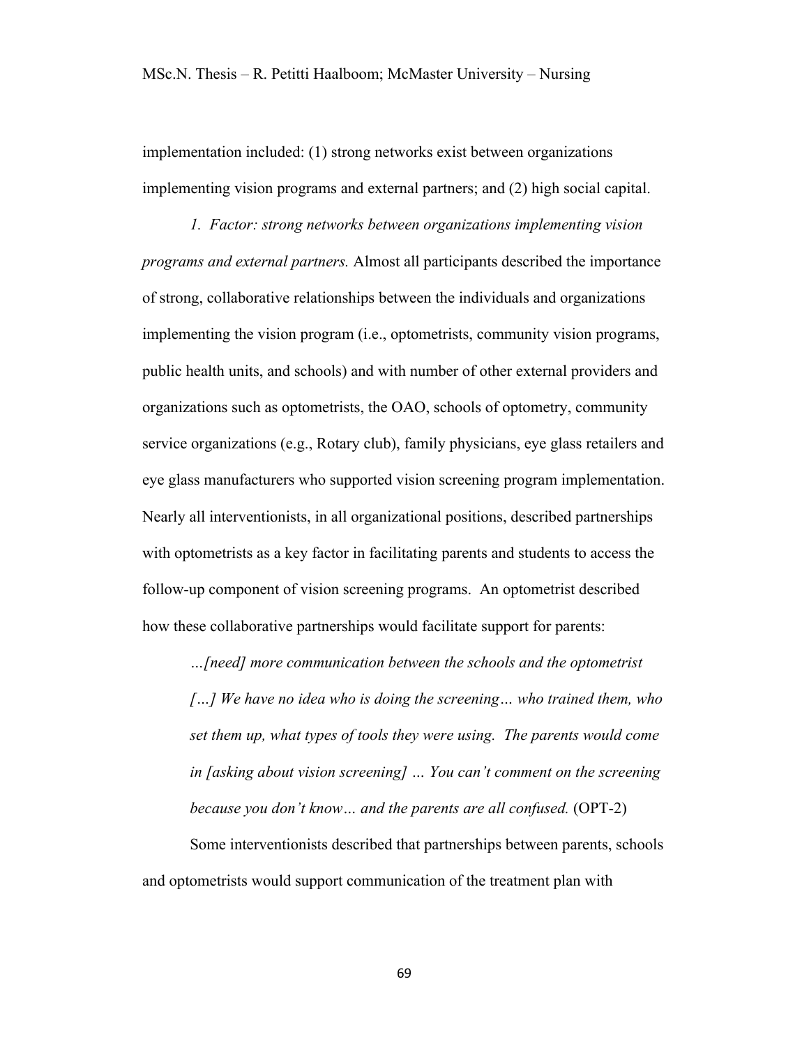implementation included: (1) strong networks exist between organizations implementing vision programs and external partners; and (2) high social capital.

*1. Factor: strong networks between organizations implementing vision programs and external partners.* Almost all participants described the importance of strong, collaborative relationships between the individuals and organizations implementing the vision program (i.e., optometrists, community vision programs, public health units, and schools) and with number of other external providers and organizations such as optometrists, the OAO, schools of optometry, community service organizations (e.g., Rotary club), family physicians, eye glass retailers and eye glass manufacturers who supported vision screening program implementation. Nearly all interventionists, in all organizational positions, described partnerships with optometrists as a key factor in facilitating parents and students to access the follow-up component of vision screening programs. An optometrist described how these collaborative partnerships would facilitate support for parents:

> *…[need] more communication between the schools and the optometrist […] We have no idea who is doing the screening… who trained them, who set them up, what types of tools they were using. The parents would come in [asking about vision screening] … You can't comment on the screening because you don't know… and the parents are all confused.* (OPT-2)

Some interventionists described that partnerships between parents, schools and optometrists would support communication of the treatment plan with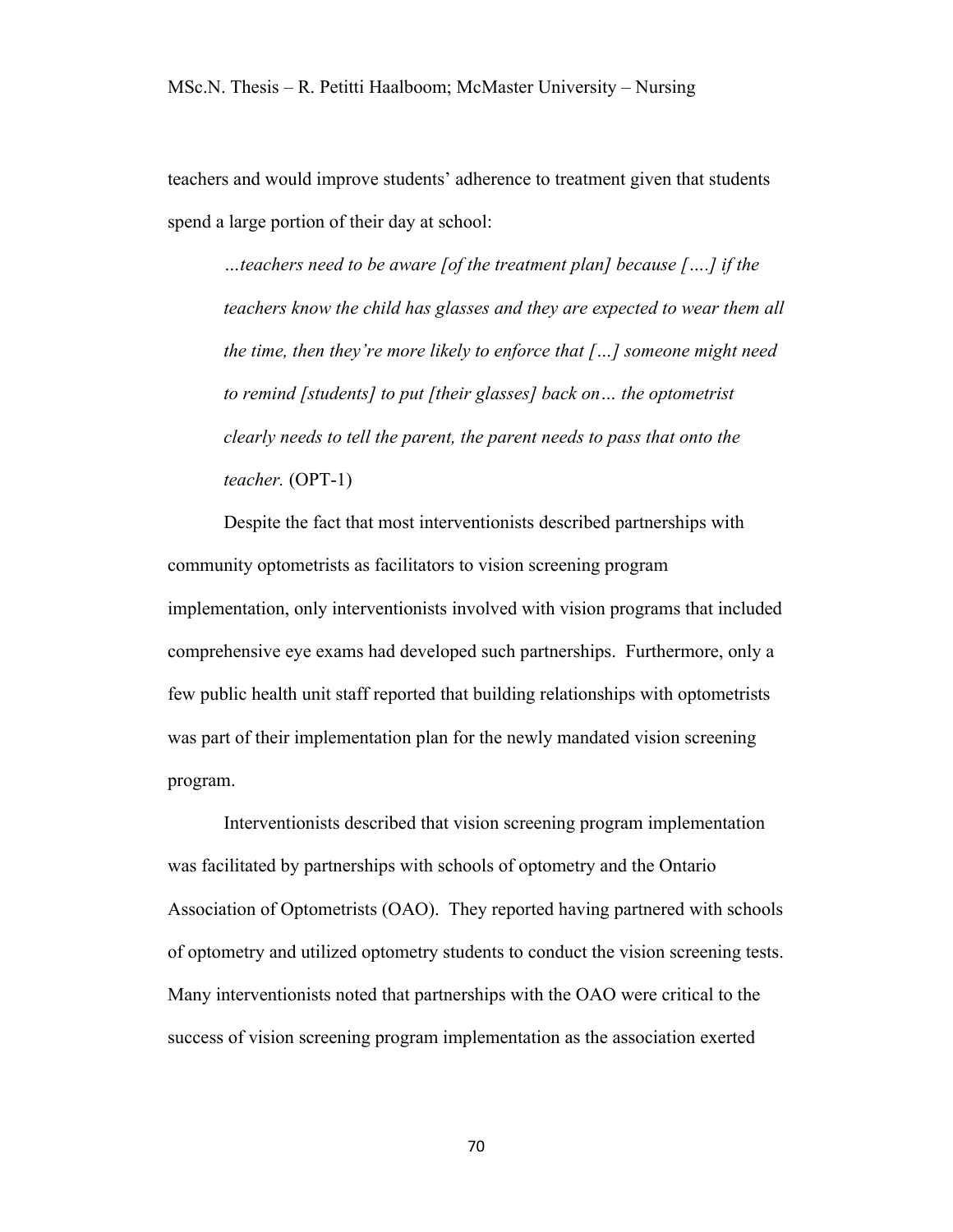teachers and would improve students' adherence to treatment given that students spend a large portion of their day at school:

> *…teachers need to be aware [of the treatment plan] because [….] if the teachers know the child has glasses and they are expected to wear them all the time, then they're more likely to enforce that […] someone might need to remind [students] to put [their glasses] back on… the optometrist clearly needs to tell the parent, the parent needs to pass that onto the teacher.* (OPT-1)

Despite the fact that most interventionists described partnerships with community optometrists as facilitators to vision screening program implementation, only interventionists involved with vision programs that included comprehensive eye exams had developed such partnerships. Furthermore, only a few public health unit staff reported that building relationships with optometrists was part of their implementation plan for the newly mandated vision screening program.

Interventionists described that vision screening program implementation was facilitated by partnerships with schools of optometry and the Ontario Association of Optometrists (OAO). They reported having partnered with schools of optometry and utilized optometry students to conduct the vision screening tests. Many interventionists noted that partnerships with the OAO were critical to the success of vision screening program implementation as the association exerted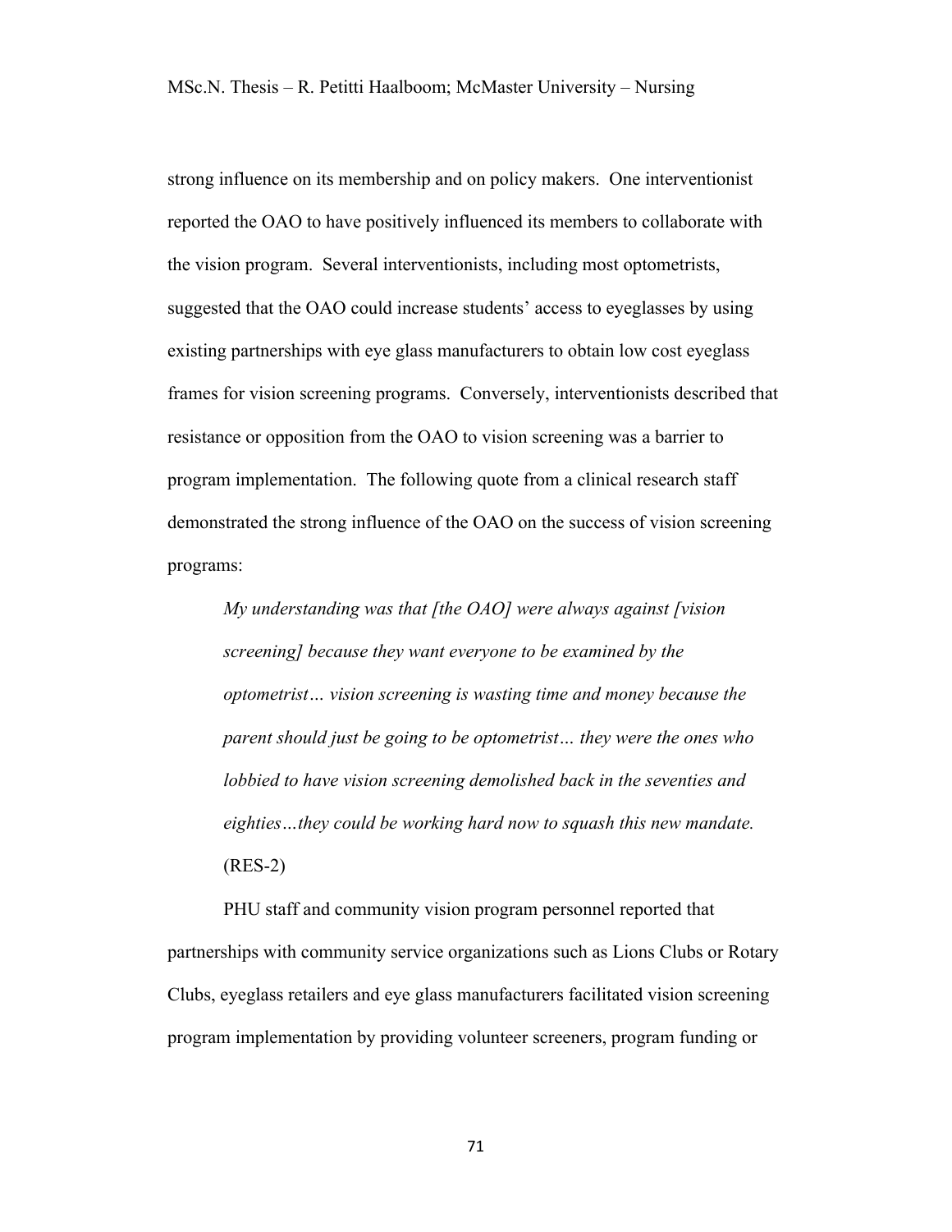strong influence on its membership and on policy makers. One interventionist reported the OAO to have positively influenced its members to collaborate with the vision program. Several interventionists, including most optometrists, suggested that the OAO could increase students' access to eyeglasses by using existing partnerships with eye glass manufacturers to obtain low cost eyeglass frames for vision screening programs. Conversely, interventionists described that resistance or opposition from the OAO to vision screening was a barrier to program implementation. The following quote from a clinical research staff demonstrated the strong influence of the OAO on the success of vision screening programs:

> *My understanding was that [the OAO] were always against [vision screening] because they want everyone to be examined by the optometrist… vision screening is wasting time and money because the parent should just be going to be optometrist… they were the ones who lobbied to have vision screening demolished back in the seventies and eighties…they could be working hard now to squash this new mandate.* (RES-2)

PHU staff and community vision program personnel reported that partnerships with community service organizations such as Lions Clubs or Rotary Clubs, eyeglass retailers and eye glass manufacturers facilitated vision screening program implementation by providing volunteer screeners, program funding or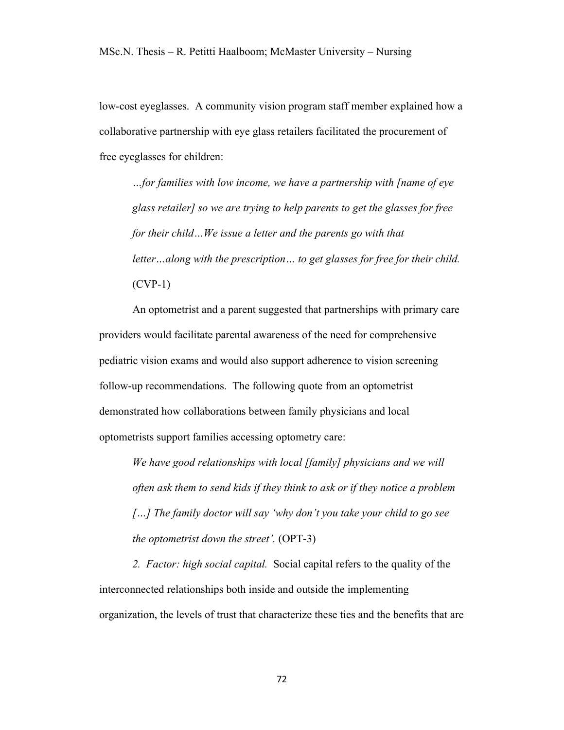low-cost eyeglasses. A community vision program staff member explained how a collaborative partnership with eye glass retailers facilitated the procurement of free eyeglasses for children:

> *…for families with low income, we have a partnership with [name of eye glass retailer] so we are trying to help parents to get the glasses for free for their child…We issue a letter and the parents go with that letter…along with the prescription… to get glasses for free for their child.* (CVP-1)

An optometrist and a parent suggested that partnerships with primary care providers would facilitate parental awareness of the need for comprehensive pediatric vision exams and would also support adherence to vision screening follow-up recommendations. The following quote from an optometrist demonstrated how collaborations between family physicians and local optometrists support families accessing optometry care:

> *We have good relationships with local [family] physicians and we will often ask them to send kids if they think to ask or if they notice a problem […] The family doctor will say 'why don't you take your child to go see the optometrist down the street'.* (OPT-3)

*2. Factor: high social capital.* Social capital refers to the quality of the interconnected relationships both inside and outside the implementing organization, the levels of trust that characterize these ties and the benefits that are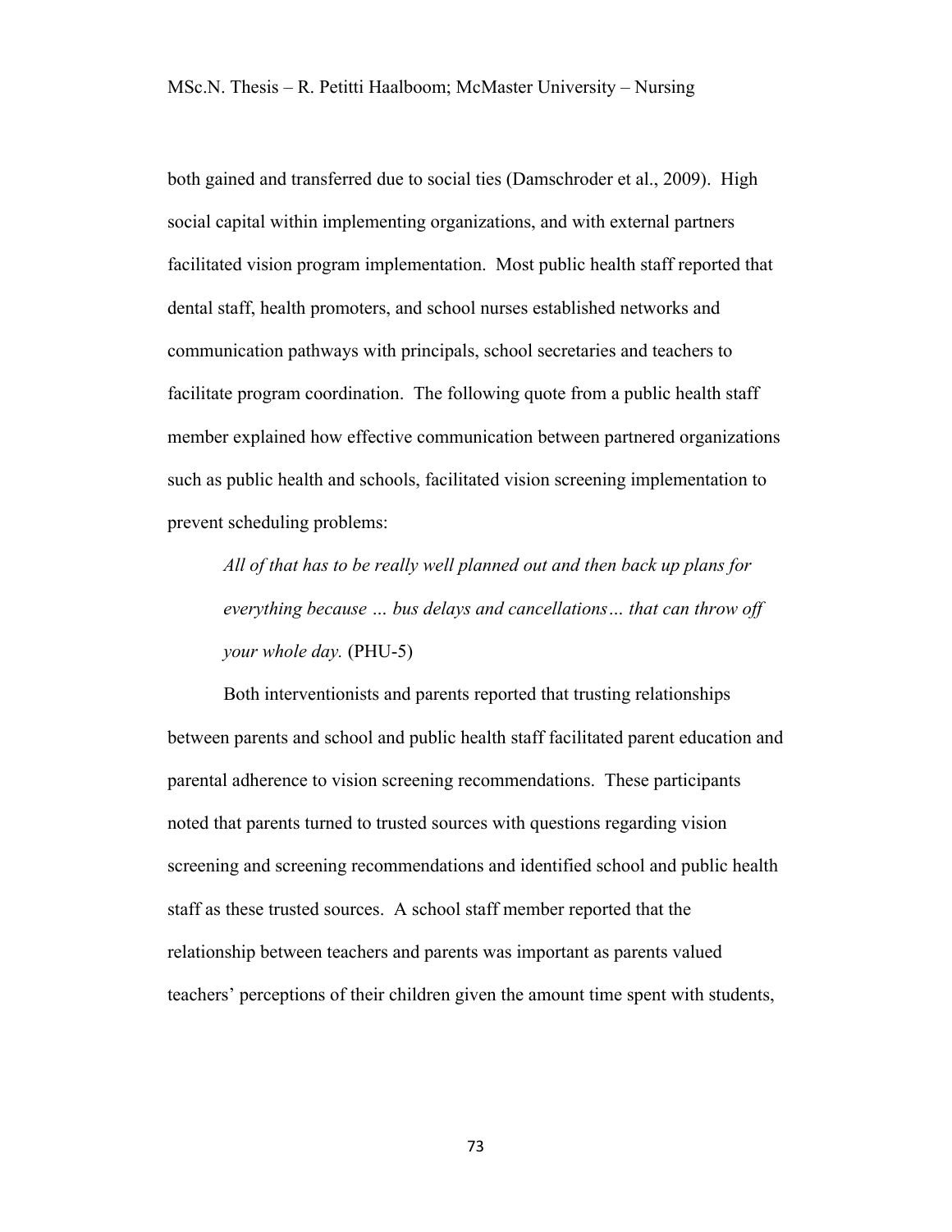both gained and transferred due to social ties (Damschroder et al., 2009). High social capital within implementing organizations, and with external partners facilitated vision program implementation. Most public health staff reported that dental staff, health promoters, and school nurses established networks and communication pathways with principals, school secretaries and teachers to facilitate program coordination. The following quote from a public health staff member explained how effective communication between partnered organizations such as public health and schools, facilitated vision screening implementation to prevent scheduling problems:

> *All of that has to be really well planned out and then back up plans for everything because … bus delays and cancellations… that can throw off your whole day.* (PHU-5)

Both interventionists and parents reported that trusting relationships between parents and school and public health staff facilitated parent education and parental adherence to vision screening recommendations. These participants noted that parents turned to trusted sources with questions regarding vision screening and screening recommendations and identified school and public health staff as these trusted sources. A school staff member reported that the relationship between teachers and parents was important as parents valued teachers' perceptions of their children given the amount time spent with students,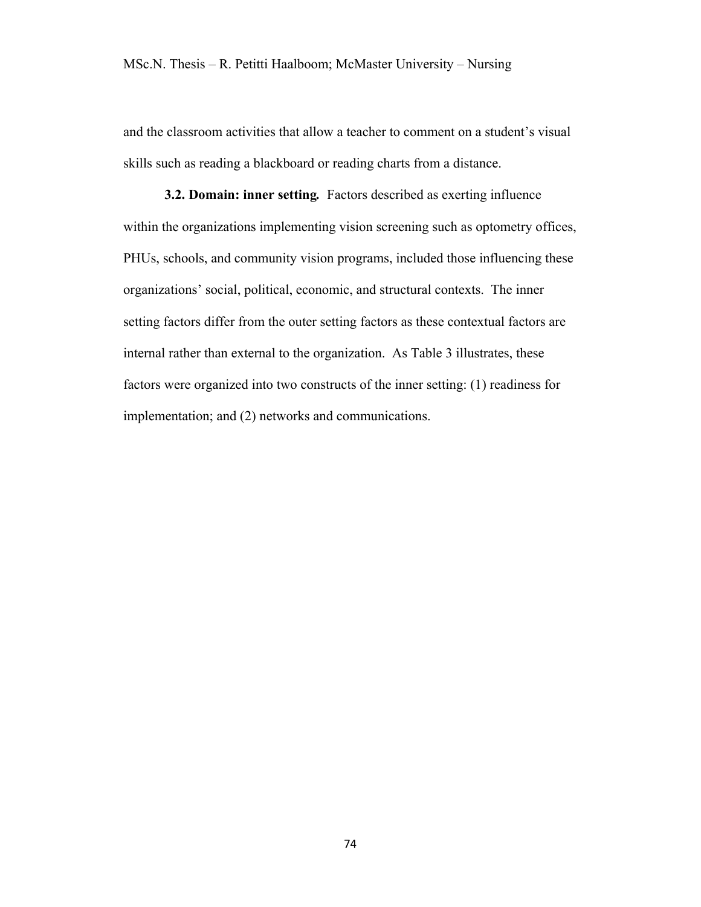and the classroom activities that allow a teacher to comment on a student's visual skills such as reading a blackboard or reading charts from a distance.

**3.2. Domain: inner setting.** Factors described as exerting influence within the organizations implementing vision screening such as optometry offices, PHUs, schools, and community vision programs, included those influencing these organizations' social, political, economic, and structural contexts. The inner setting factors differ from the outer setting factors as these contextual factors are internal rather than external to the organization. As Table 3 illustrates, these factors were organized into two constructs of the inner setting: (1) readiness for implementation; and (2) networks and communications.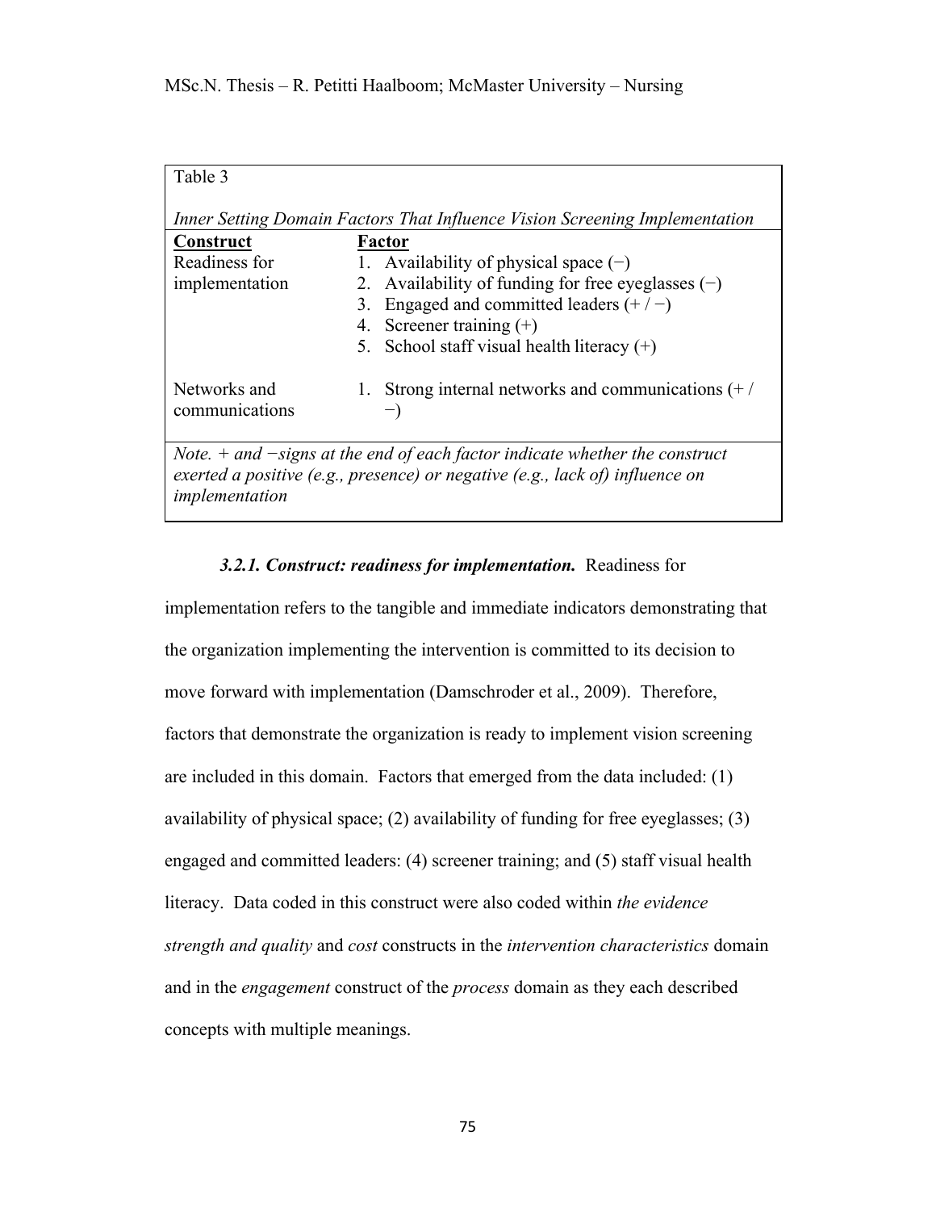Table 3

*Inner Setting Domain Factors That Influence Vision Screening Implementation*

| Construct | Factor |
| --- | --- |
| Readiness for implementation | 1. Availability of physical space (−)<br>2. Availability of funding for free eyeglasses (−)<br>3. Engaged and committed leaders (+ / −)<br>4. Screener training (+)<br>5. School staff visual health literacy (+) |
| Networks and communications | 1. Strong internal networks and communications (+ / −) |

*Note.* + *and* −*signs at the end of each factor indicate whether the construct exerted a positive (e.g., presence) or negative (e.g., lack of) influence on implementation*

***3.2.1. Construct: readiness for implementation.*** Readiness for implementation refers to the tangible and immediate indicators demonstrating that the organization implementing the intervention is committed to its decision to move forward with implementation (Damschroder et al., 2009). Therefore, factors that demonstrate the organization is ready to implement vision screening are included in this domain. Factors that emerged from the data included: (1) availability of physical space; (2) availability of funding for free eyeglasses; (3) engaged and committed leaders: (4) screener training; and (5) staff visual health literacy. Data coded in this construct were also coded within *the evidence strength and quality* and *cost* constructs in the *intervention characteristics* domain and in the *engagement* construct of the *process* domain as they each described concepts with multiple meanings.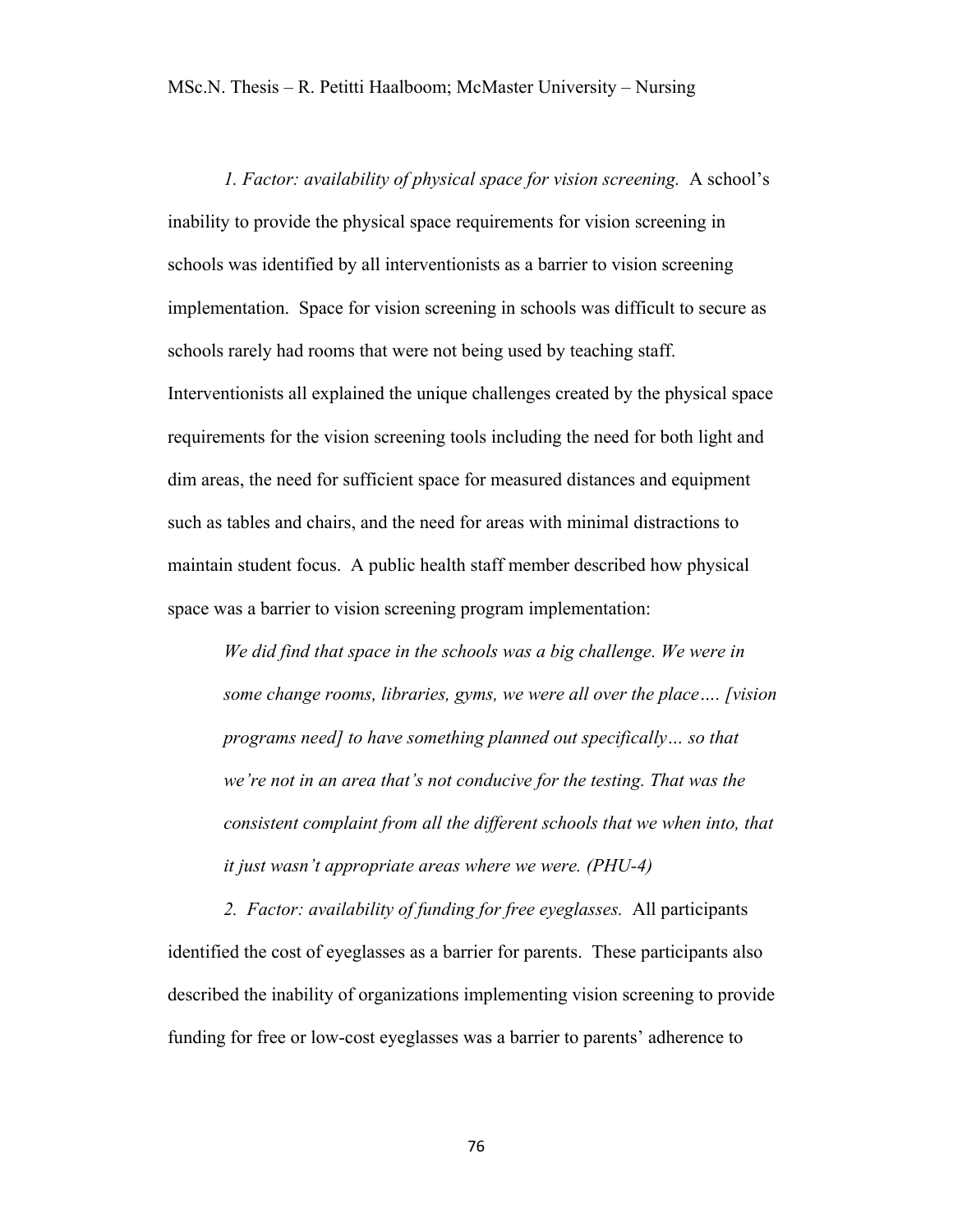*1. Factor: availability of physical space for vision screening.* A school's inability to provide the physical space requirements for vision screening in schools was identified by all interventionists as a barrier to vision screening implementation. Space for vision screening in schools was difficult to secure as schools rarely had rooms that were not being used by teaching staff. Interventionists all explained the unique challenges created by the physical space requirements for the vision screening tools including the need for both light and dim areas, the need for sufficient space for measured distances and equipment such as tables and chairs, and the need for areas with minimal distractions to maintain student focus. A public health staff member described how physical space was a barrier to vision screening program implementation:

> *We did find that space in the schools was a big challenge. We were in some change rooms, libraries, gyms, we were all over the place…. [vision programs need] to have something planned out specifically… so that we're not in an area that's not conducive for the testing. That was the consistent complaint from all the different schools that we when into, that it just wasn't appropriate areas where we were. (PHU-4)*

*2. Factor: availability of funding for free eyeglasses.* All participants identified the cost of eyeglasses as a barrier for parents. These participants also described the inability of organizations implementing vision screening to provide funding for free or low-cost eyeglasses was a barrier to parents' adherence to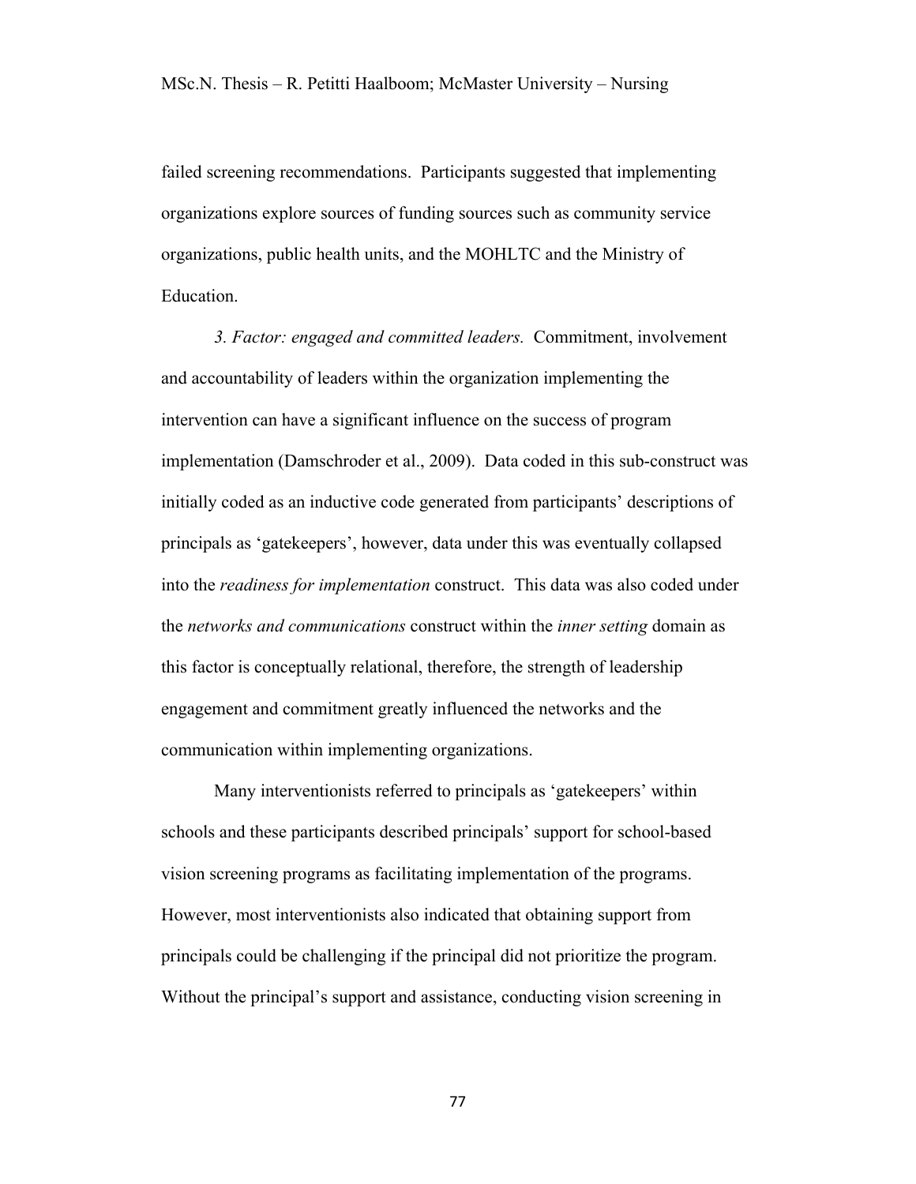failed screening recommendations. Participants suggested that implementing organizations explore sources of funding sources such as community service organizations, public health units, and the MOHLTC and the Ministry of Education.

*3. Factor: engaged and committed leaders.* Commitment, involvement and accountability of leaders within the organization implementing the intervention can have a significant influence on the success of program implementation (Damschroder et al., 2009). Data coded in this sub-construct was initially coded as an inductive code generated from participants' descriptions of principals as 'gatekeepers', however, data under this was eventually collapsed into the *readiness for implementation* construct. This data was also coded under the *networks and communications* construct within the *inner setting* domain as this factor is conceptually relational, therefore, the strength of leadership engagement and commitment greatly influenced the networks and the communication within implementing organizations.

Many interventionists referred to principals as 'gatekeepers' within schools and these participants described principals' support for school-based vision screening programs as facilitating implementation of the programs. However, most interventionists also indicated that obtaining support from principals could be challenging if the principal did not prioritize the program. Without the principal's support and assistance, conducting vision screening in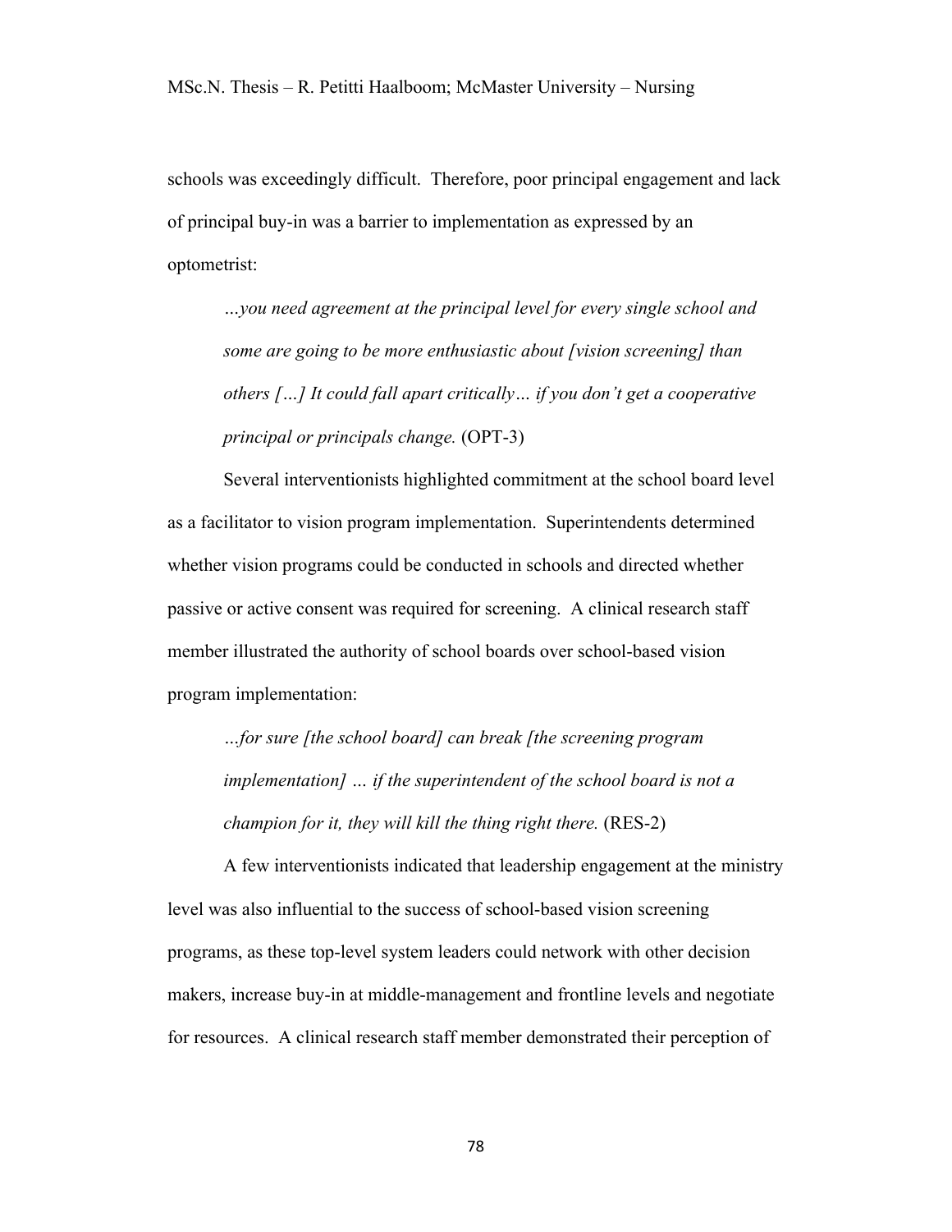schools was exceedingly difficult. Therefore, poor principal engagement and lack of principal buy-in was a barrier to implementation as expressed by an optometrist:

> *…you need agreement at the principal level for every single school and some are going to be more enthusiastic about [vision screening] than others […] It could fall apart critically… if you don't get a cooperative principal or principals change.* (OPT-3)

Several interventionists highlighted commitment at the school board level as a facilitator to vision program implementation. Superintendents determined whether vision programs could be conducted in schools and directed whether passive or active consent was required for screening. A clinical research staff member illustrated the authority of school boards over school-based vision program implementation:

> *…for sure [the school board] can break [the screening program implementation] … if the superintendent of the school board is not a champion for it, they will kill the thing right there.* (RES-2)

A few interventionists indicated that leadership engagement at the ministry level was also influential to the success of school-based vision screening programs, as these top-level system leaders could network with other decision makers, increase buy-in at middle-management and frontline levels and negotiate for resources. A clinical research staff member demonstrated their perception of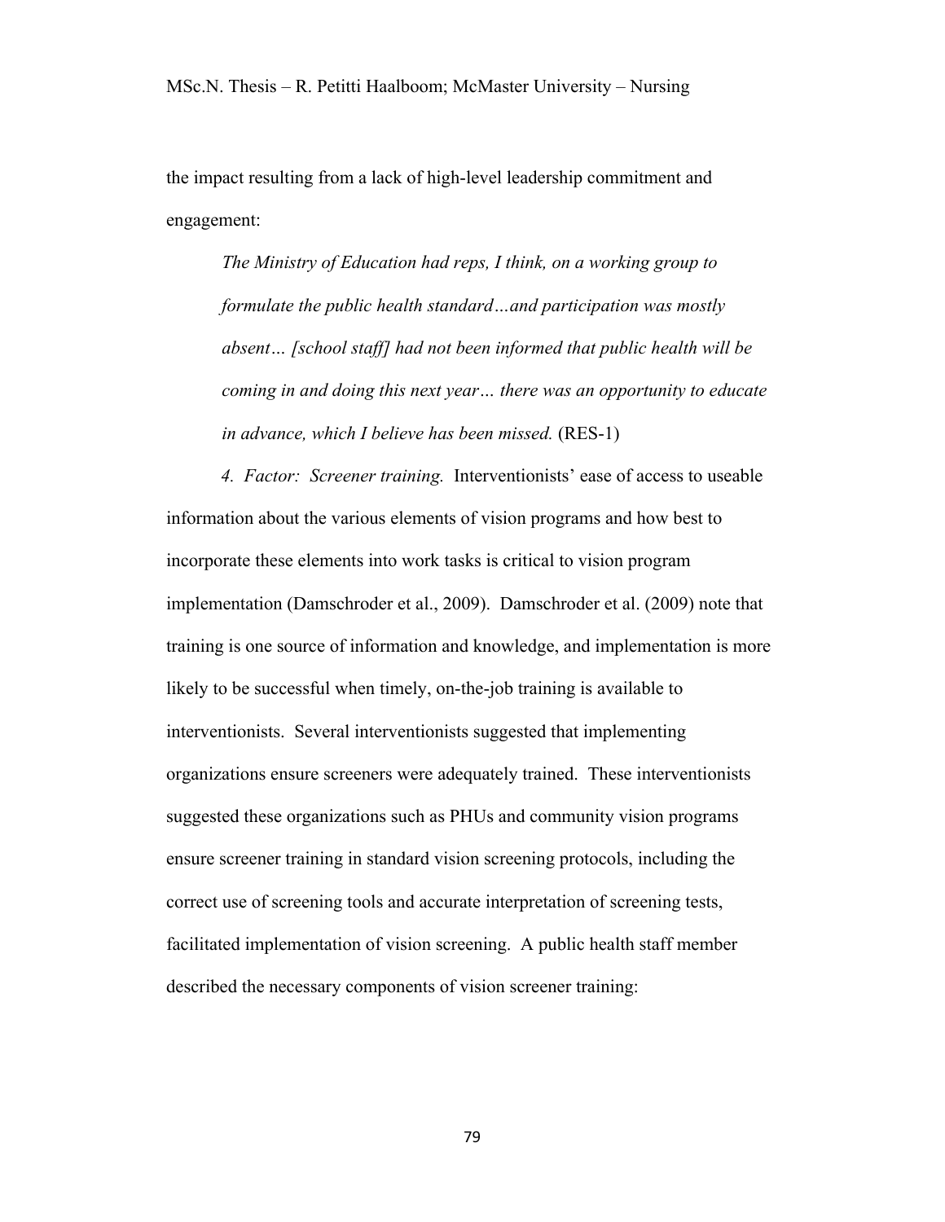the impact resulting from a lack of high-level leadership commitment and engagement:

> *The Ministry of Education had reps, I think, on a working group to formulate the public health standard…and participation was mostly absent… [school staff] had not been informed that public health will be coming in and doing this next year… there was an opportunity to educate in advance, which I believe has been missed.* (RES-1)

*4. Factor: Screener training.* Interventionists' ease of access to useable information about the various elements of vision programs and how best to incorporate these elements into work tasks is critical to vision program implementation (Damschroder et al., 2009). Damschroder et al. (2009) note that training is one source of information and knowledge, and implementation is more likely to be successful when timely, on-the-job training is available to interventionists. Several interventionists suggested that implementing organizations ensure screeners were adequately trained. These interventionists suggested these organizations such as PHUs and community vision programs ensure screener training in standard vision screening protocols, including the correct use of screening tools and accurate interpretation of screening tests, facilitated implementation of vision screening. A public health staff member described the necessary components of vision screener training: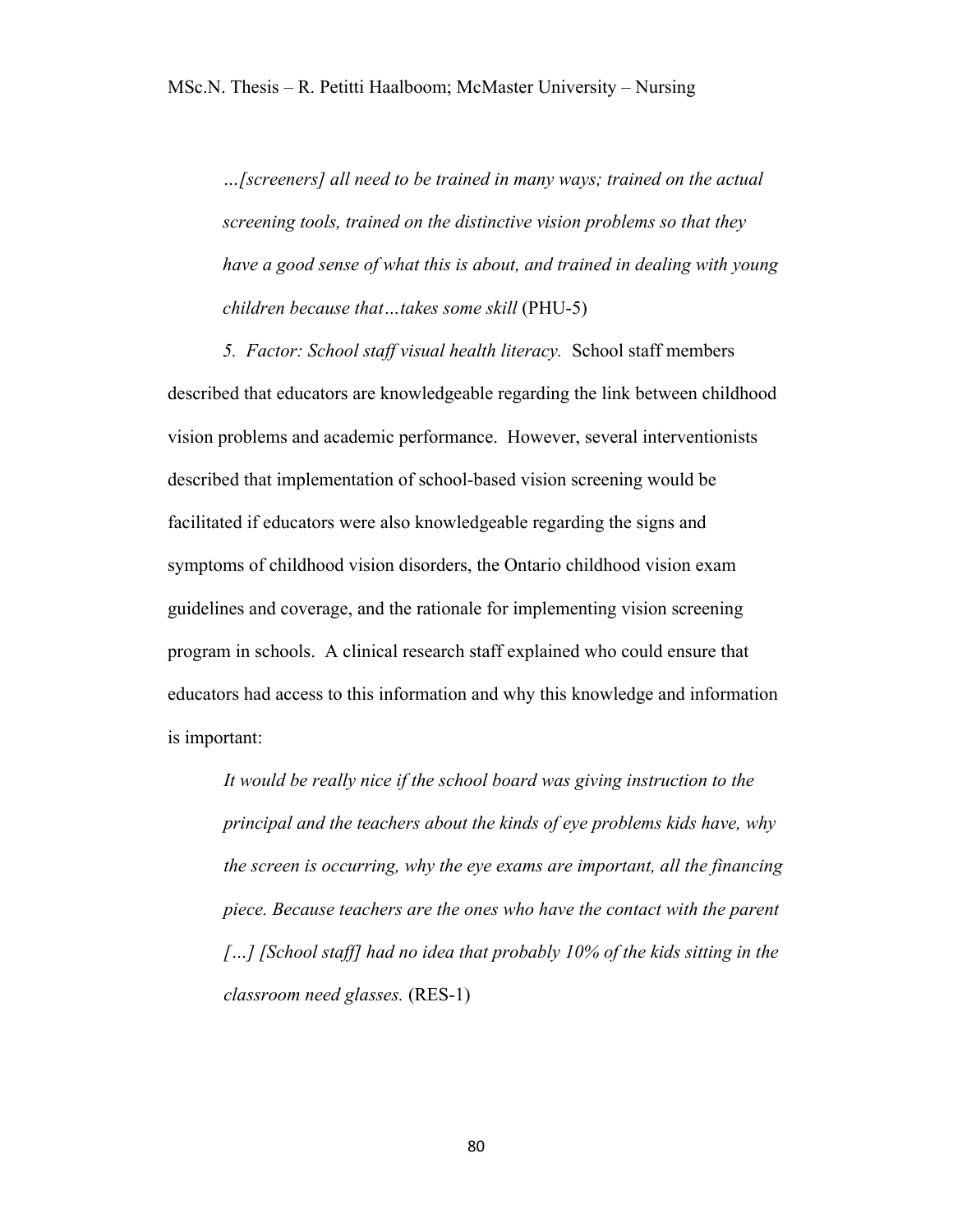> *…[screeners] all need to be trained in many ways; trained on the actual screening tools, trained on the distinctive vision problems so that they have a good sense of what this is about, and trained in dealing with young children because that…takes some skill* (PHU-5)

*5. Factor: School staff visual health literacy.* School staff members described that educators are knowledgeable regarding the link between childhood vision problems and academic performance. However, several interventionists described that implementation of school-based vision screening would be facilitated if educators were also knowledgeable regarding the signs and symptoms of childhood vision disorders, the Ontario childhood vision exam guidelines and coverage, and the rationale for implementing vision screening program in schools. A clinical research staff explained who could ensure that educators had access to this information and why this knowledge and information is important:

> *It would be really nice if the school board was giving instruction to the principal and the teachers about the kinds of eye problems kids have, why the screen is occurring, why the eye exams are important, all the financing piece. Because teachers are the ones who have the contact with the parent […] [School staff] had no idea that probably 10% of the kids sitting in the classroom need glasses.* (RES-1)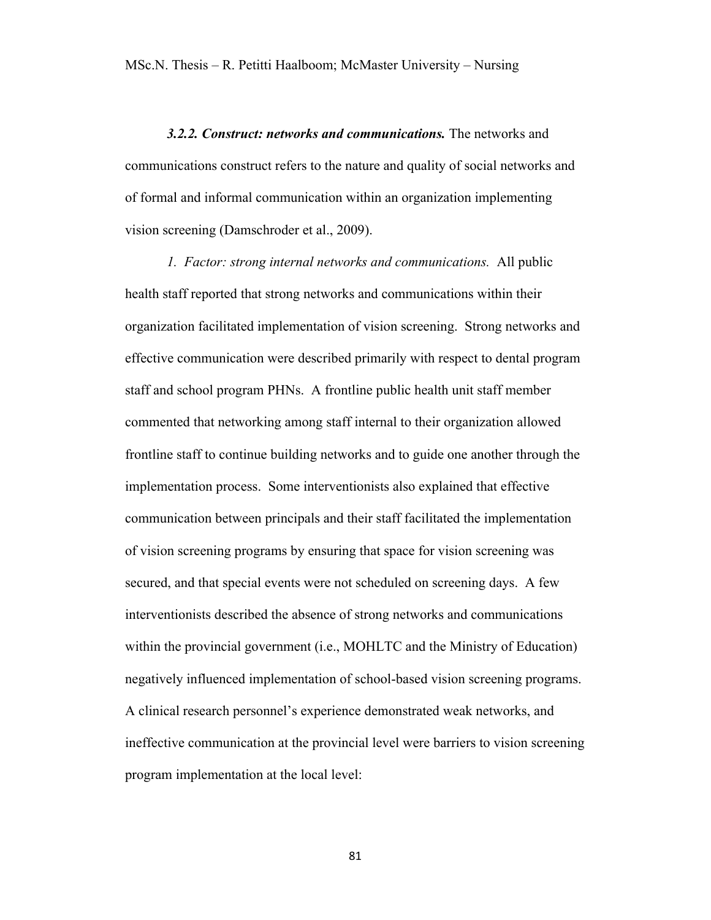***3.2.2. Construct: networks and communications.*** The networks and communications construct refers to the nature and quality of social networks and of formal and informal communication within an organization implementing vision screening (Damschroder et al., 2009).

*1. Factor: strong internal networks and communications.* All public health staff reported that strong networks and communications within their organization facilitated implementation of vision screening. Strong networks and effective communication were described primarily with respect to dental program staff and school program PHNs. A frontline public health unit staff member commented that networking among staff internal to their organization allowed frontline staff to continue building networks and to guide one another through the implementation process. Some interventionists also explained that effective communication between principals and their staff facilitated the implementation of vision screening programs by ensuring that space for vision screening was secured, and that special events were not scheduled on screening days. A few interventionists described the absence of strong networks and communications within the provincial government (i.e., MOHLTC and the Ministry of Education) negatively influenced implementation of school-based vision screening programs. A clinical research personnel's experience demonstrated weak networks, and ineffective communication at the provincial level were barriers to vision screening program implementation at the local level: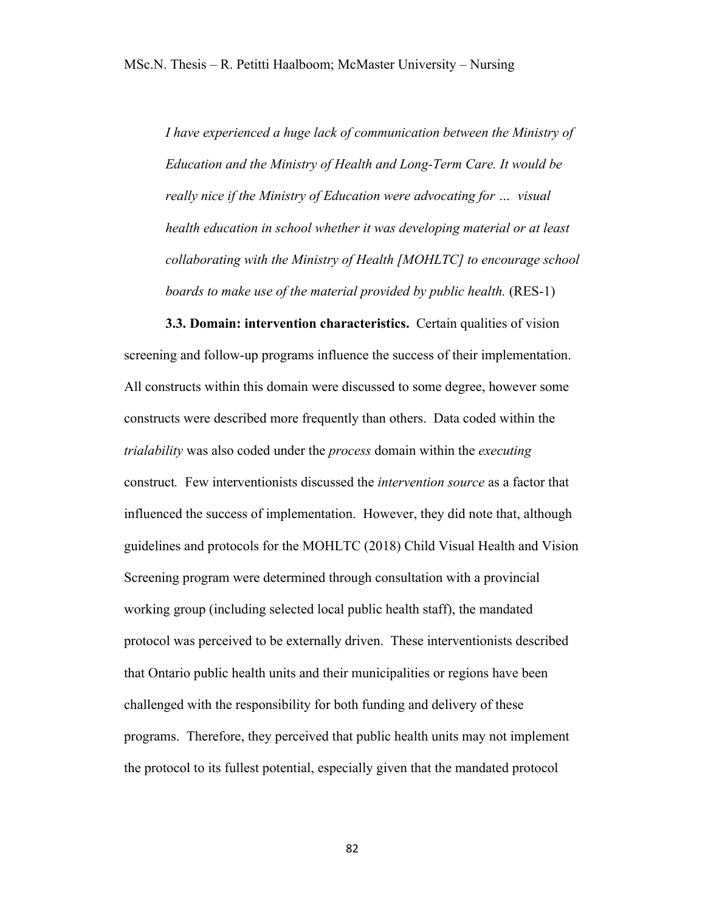> *I have experienced a huge lack of communication between the Ministry of Education and the Ministry of Health and Long-Term Care. It would be really nice if the Ministry of Education were advocating for … visual health education in school whether it was developing material or at least collaborating with the Ministry of Health [MOHLTC] to encourage school boards to make use of the material provided by public health.* (RES-1)

**3.3. Domain: intervention characteristics.** Certain qualities of vision screening and follow-up programs influence the success of their implementation. All constructs within this domain were discussed to some degree, however some constructs were described more frequently than others. Data coded within the *trialability* was also coded under the *process* domain within the *executing* construct*.* Few interventionists discussed the *intervention source* as a factor that influenced the success of implementation. However, they did note that, although guidelines and protocols for the MOHLTC (2018) Child Visual Health and Vision Screening program were determined through consultation with a provincial working group (including selected local public health staff), the mandated protocol was perceived to be externally driven. These interventionists described that Ontario public health units and their municipalities or regions have been challenged with the responsibility for both funding and delivery of these programs. Therefore, they perceived that public health units may not implement the protocol to its fullest potential, especially given that the mandated protocol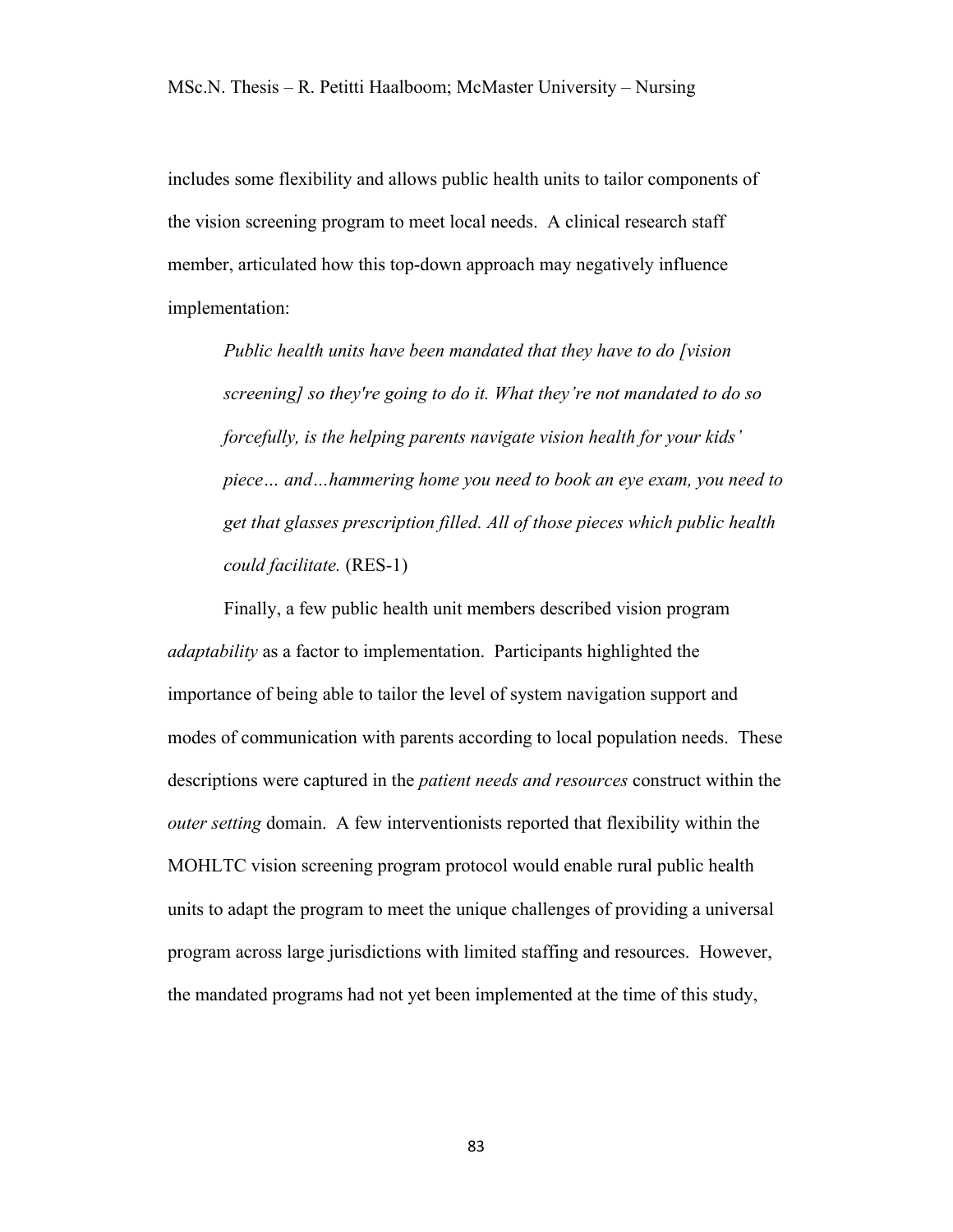includes some flexibility and allows public health units to tailor components of the vision screening program to meet local needs. A clinical research staff member, articulated how this top-down approach may negatively influence implementation:

> *Public health units have been mandated that they have to do [vision screening] so they're going to do it. What they're not mandated to do so forcefully, is the helping parents navigate vision health for your kids' piece… and…hammering home you need to book an eye exam, you need to get that glasses prescription filled. All of those pieces which public health could facilitate.* (RES-1)

Finally, a few public health unit members described vision program *adaptability* as a factor to implementation. Participants highlighted the importance of being able to tailor the level of system navigation support and modes of communication with parents according to local population needs. These descriptions were captured in the *patient needs and resources* construct within the *outer setting* domain. A few interventionists reported that flexibility within the MOHLTC vision screening program protocol would enable rural public health units to adapt the program to meet the unique challenges of providing a universal program across large jurisdictions with limited staffing and resources. However, the mandated programs had not yet been implemented at the time of this study,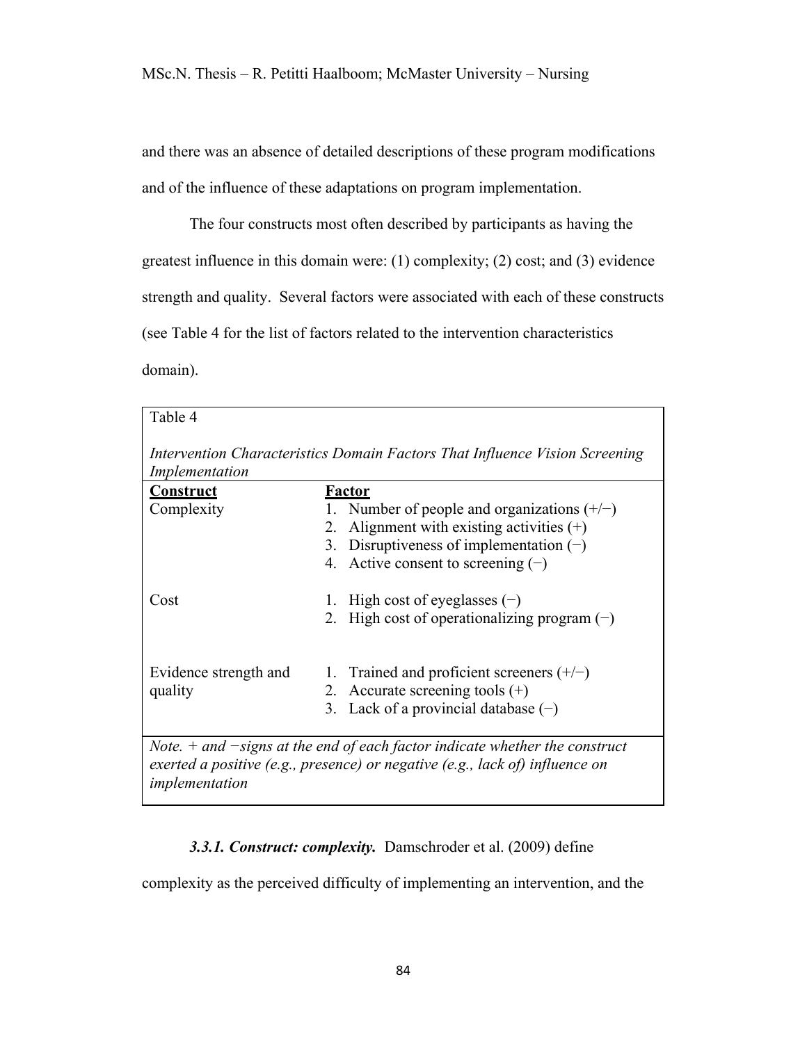and there was an absence of detailed descriptions of these program modifications and of the influence of these adaptations on program implementation.

The four constructs most often described by participants as having the greatest influence in this domain were: (1) complexity; (2) cost; and (3) evidence strength and quality. Several factors were associated with each of these constructs (see Table 4 for the list of factors related to the intervention characteristics domain).

Table 4

*Intervention Characteristics Domain Factors That Influence Vision Screening Implementation*

| **Construct** | **Factor** |
|---|---|
| Complexity | 1. Number of people and organizations (+/−)<br>2. Alignment with existing activities (+)<br>3. Disruptiveness of implementation (−)<br>4. Active consent to screening (−) |
| Cost | 1. High cost of eyeglasses (−)<br>2. High cost of operationalizing program (−) |
| Evidence strength and quality | 1. Trained and proficient screeners (+/−)<br>2. Accurate screening tools (+)<br>3. Lack of a provincial database (−) |

*Note. + and −signs at the end of each factor indicate whether the construct exerted a positive (e.g., presence) or negative (e.g., lack of) influence on implementation*

***3.3.1. Construct: complexity.*** Damschroder et al. (2009) define complexity as the perceived difficulty of implementing an intervention, and the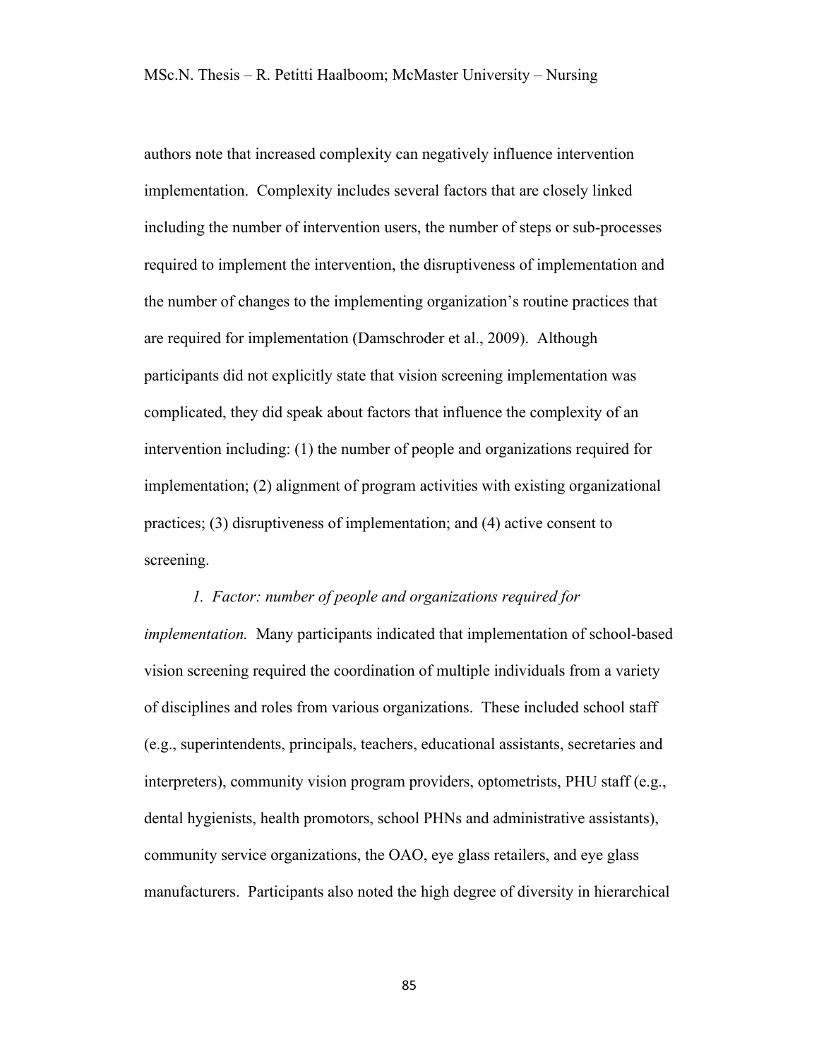authors note that increased complexity can negatively influence intervention implementation. Complexity includes several factors that are closely linked including the number of intervention users, the number of steps or sub-processes required to implement the intervention, the disruptiveness of implementation and the number of changes to the implementing organization's routine practices that are required for implementation (Damschroder et al., 2009). Although participants did not explicitly state that vision screening implementation was complicated, they did speak about factors that influence the complexity of an intervention including: (1) the number of people and organizations required for implementation; (2) alignment of program activities with existing organizational practices; (3) disruptiveness of implementation; and (4) active consent to screening.

*1. Factor: number of people and organizations required for implementation.* Many participants indicated that implementation of school-based vision screening required the coordination of multiple individuals from a variety of disciplines and roles from various organizations. These included school staff (e.g., superintendents, principals, teachers, educational assistants, secretaries and interpreters), community vision program providers, optometrists, PHU staff (e.g., dental hygienists, health promotors, school PHNs and administrative assistants), community service organizations, the OAO, eye glass retailers, and eye glass manufacturers. Participants also noted the high degree of diversity in hierarchical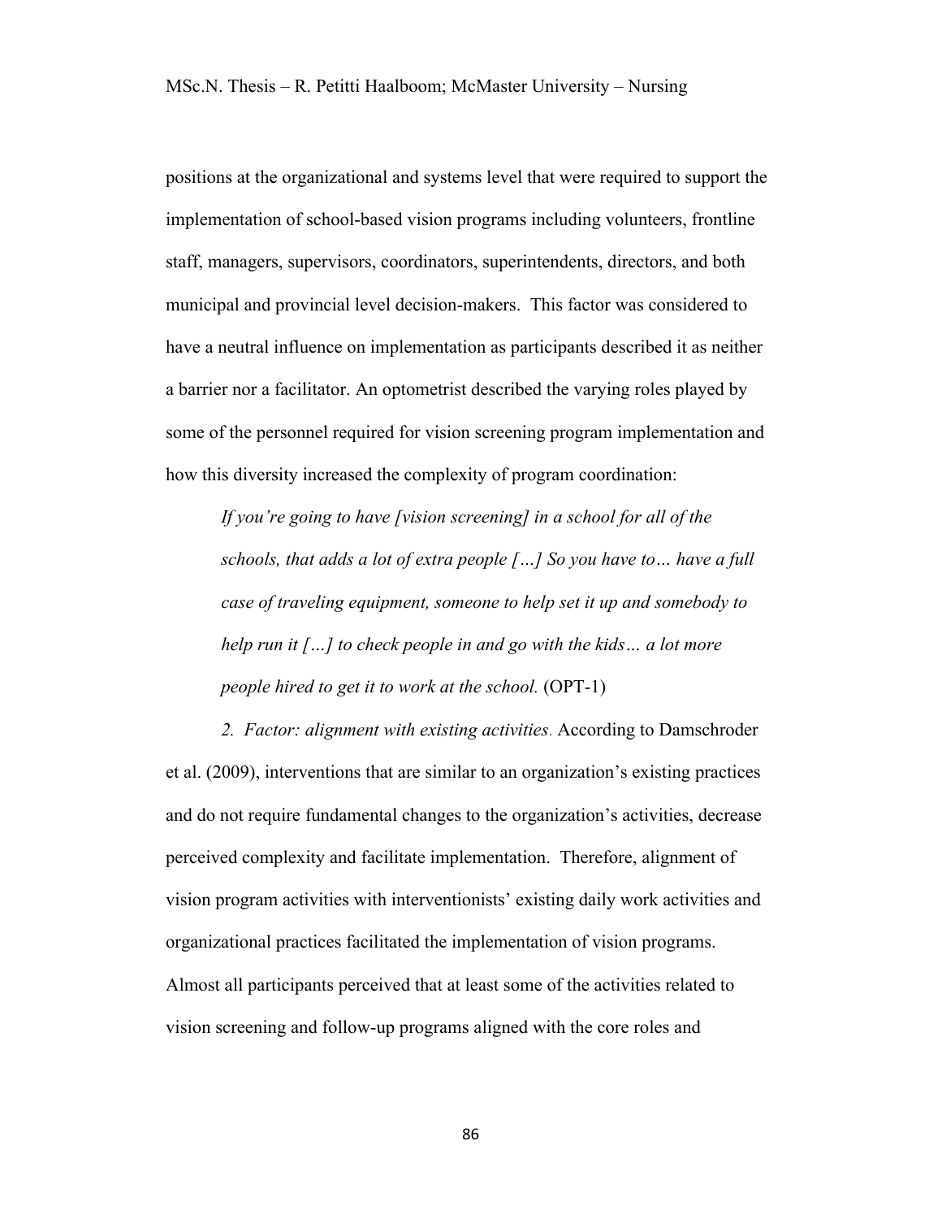positions at the organizational and systems level that were required to support the implementation of school-based vision programs including volunteers, frontline staff, managers, supervisors, coordinators, superintendents, directors, and both municipal and provincial level decision-makers. This factor was considered to have a neutral influence on implementation as participants described it as neither a barrier nor a facilitator. An optometrist described the varying roles played by some of the personnel required for vision screening program implementation and how this diversity increased the complexity of program coordination:

> *If you're going to have [vision screening] in a school for all of the schools, that adds a lot of extra people […] So you have to… have a full case of traveling equipment, someone to help set it up and somebody to help run it […] to check people in and go with the kids… a lot more people hired to get it to work at the school.* (OPT-1)

*2. Factor: alignment with existing activities.* According to Damschroder et al. (2009), interventions that are similar to an organization's existing practices and do not require fundamental changes to the organization's activities, decrease perceived complexity and facilitate implementation. Therefore, alignment of vision program activities with interventionists' existing daily work activities and organizational practices facilitated the implementation of vision programs. Almost all participants perceived that at least some of the activities related to vision screening and follow-up programs aligned with the core roles and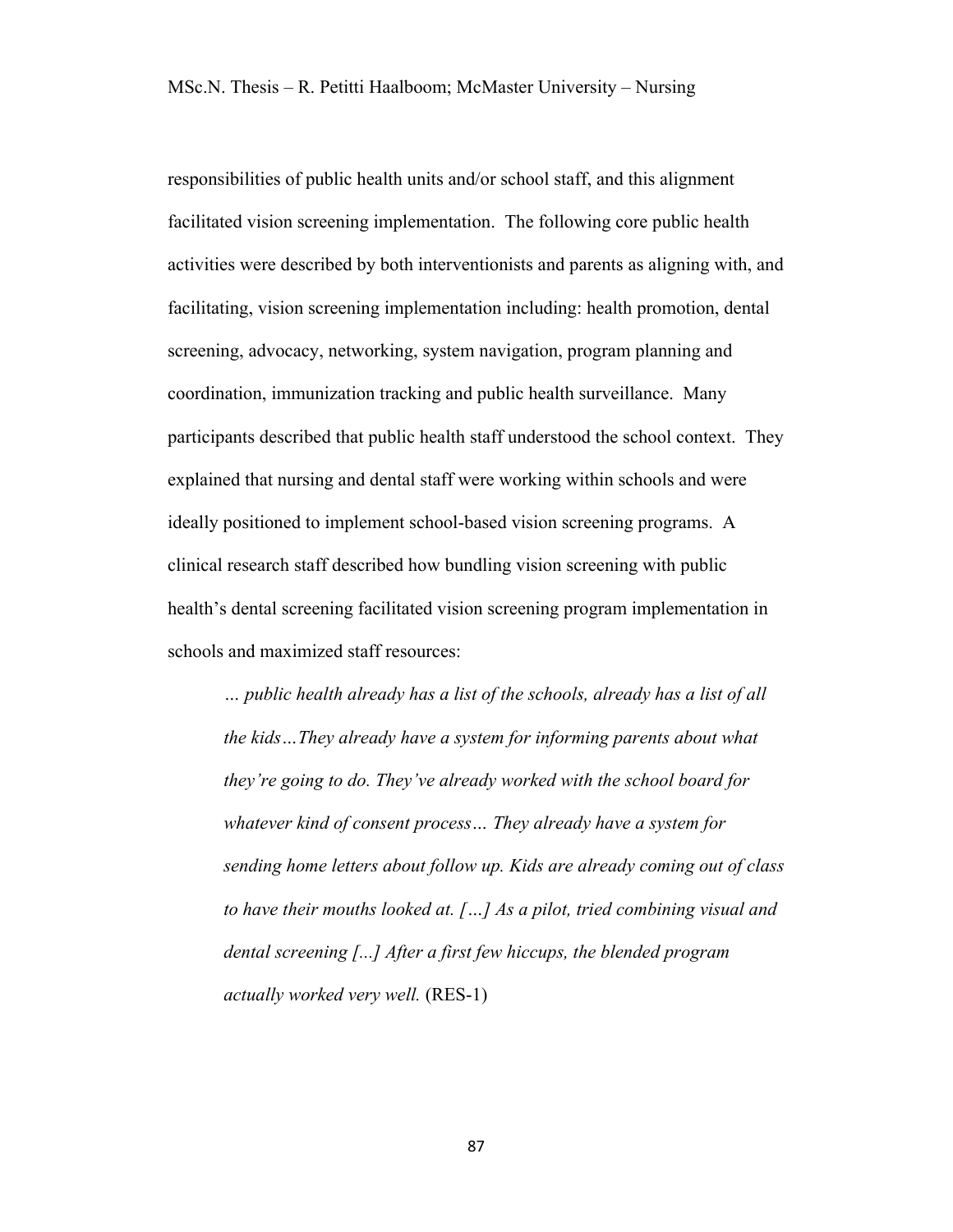responsibilities of public health units and/or school staff, and this alignment facilitated vision screening implementation. The following core public health activities were described by both interventionists and parents as aligning with, and facilitating, vision screening implementation including: health promotion, dental screening, advocacy, networking, system navigation, program planning and coordination, immunization tracking and public health surveillance. Many participants described that public health staff understood the school context. They explained that nursing and dental staff were working within schools and were ideally positioned to implement school-based vision screening programs. A clinical research staff described how bundling vision screening with public health's dental screening facilitated vision screening program implementation in schools and maximized staff resources:

> *… public health already has a list of the schools, already has a list of all the kids…They already have a system for informing parents about what they're going to do. They've already worked with the school board for whatever kind of consent process… They already have a system for sending home letters about follow up. Kids are already coming out of class to have their mouths looked at. […] As a pilot, tried combining visual and dental screening [...] After a first few hiccups, the blended program actually worked very well.* (RES-1)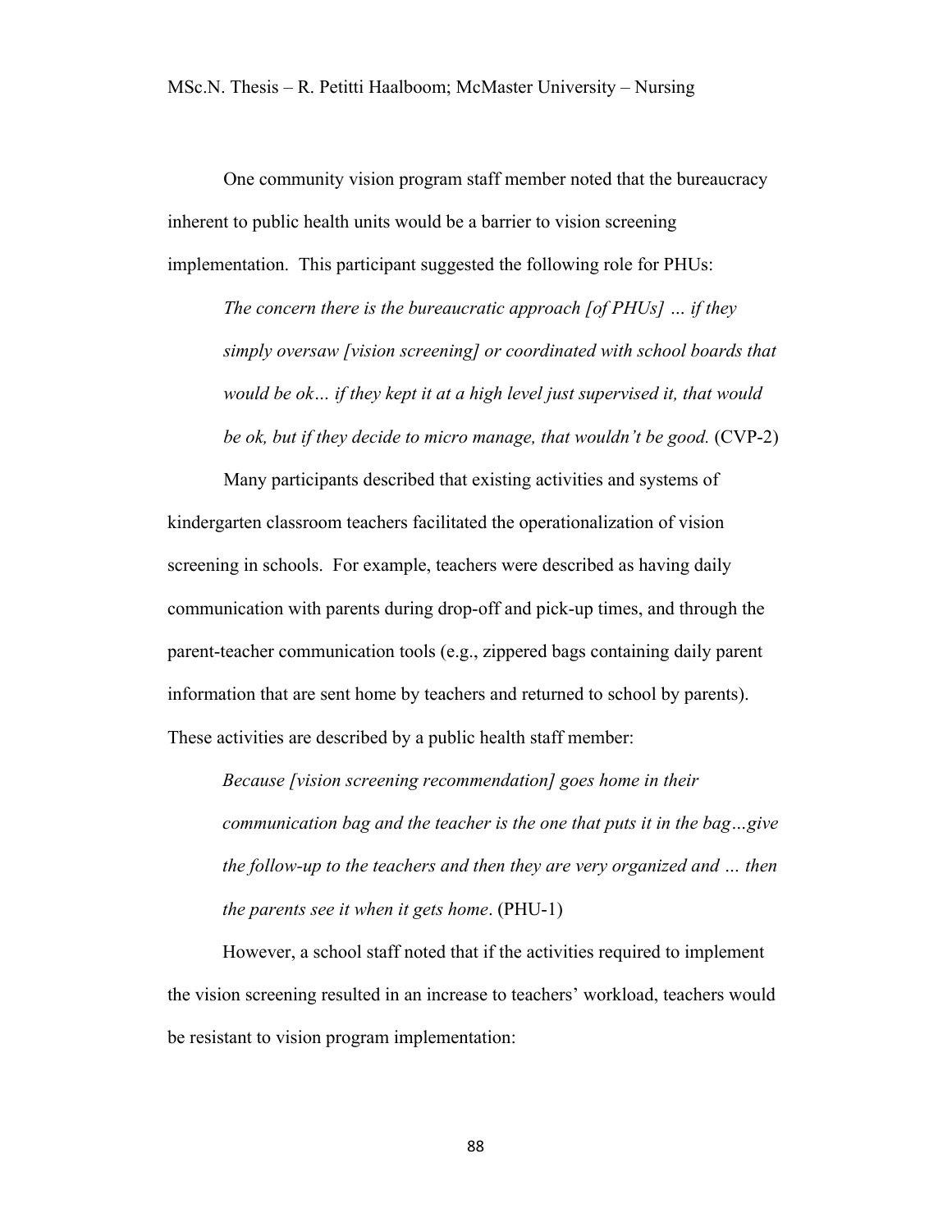One community vision program staff member noted that the bureaucracy inherent to public health units would be a barrier to vision screening implementation. This participant suggested the following role for PHUs:

> *The concern there is the bureaucratic approach [of PHUs] … if they simply oversaw [vision screening] or coordinated with school boards that would be ok… if they kept it at a high level just supervised it, that would be ok, but if they decide to micro manage, that wouldn't be good.* (CVP-2)

Many participants described that existing activities and systems of kindergarten classroom teachers facilitated the operationalization of vision screening in schools. For example, teachers were described as having daily communication with parents during drop-off and pick-up times, and through the parent-teacher communication tools (e.g., zippered bags containing daily parent information that are sent home by teachers and returned to school by parents). These activities are described by a public health staff member:

> *Because [vision screening recommendation] goes home in their communication bag and the teacher is the one that puts it in the bag…give the follow-up to the teachers and then they are very organized and … then the parents see it when it gets home*. (PHU-1)

However, a school staff noted that if the activities required to implement the vision screening resulted in an increase to teachers' workload, teachers would be resistant to vision program implementation: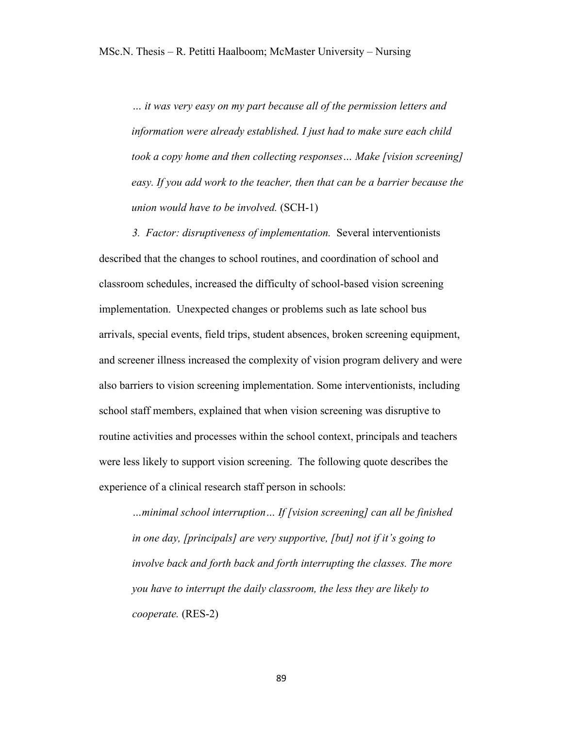> *… it was very easy on my part because all of the permission letters and information were already established. I just had to make sure each child took a copy home and then collecting responses… Make [vision screening] easy. If you add work to the teacher, then that can be a barrier because the union would have to be involved.* (SCH-1)

*3. Factor: disruptiveness of implementation.* Several interventionists described that the changes to school routines, and coordination of school and classroom schedules, increased the difficulty of school-based vision screening implementation. Unexpected changes or problems such as late school bus arrivals, special events, field trips, student absences, broken screening equipment, and screener illness increased the complexity of vision program delivery and were also barriers to vision screening implementation. Some interventionists, including school staff members, explained that when vision screening was disruptive to routine activities and processes within the school context, principals and teachers were less likely to support vision screening. The following quote describes the experience of a clinical research staff person in schools:

> *…minimal school interruption… If [vision screening] can all be finished in one day, [principals] are very supportive, [but] not if it's going to involve back and forth back and forth interrupting the classes. The more you have to interrupt the daily classroom, the less they are likely to cooperate.* (RES-2)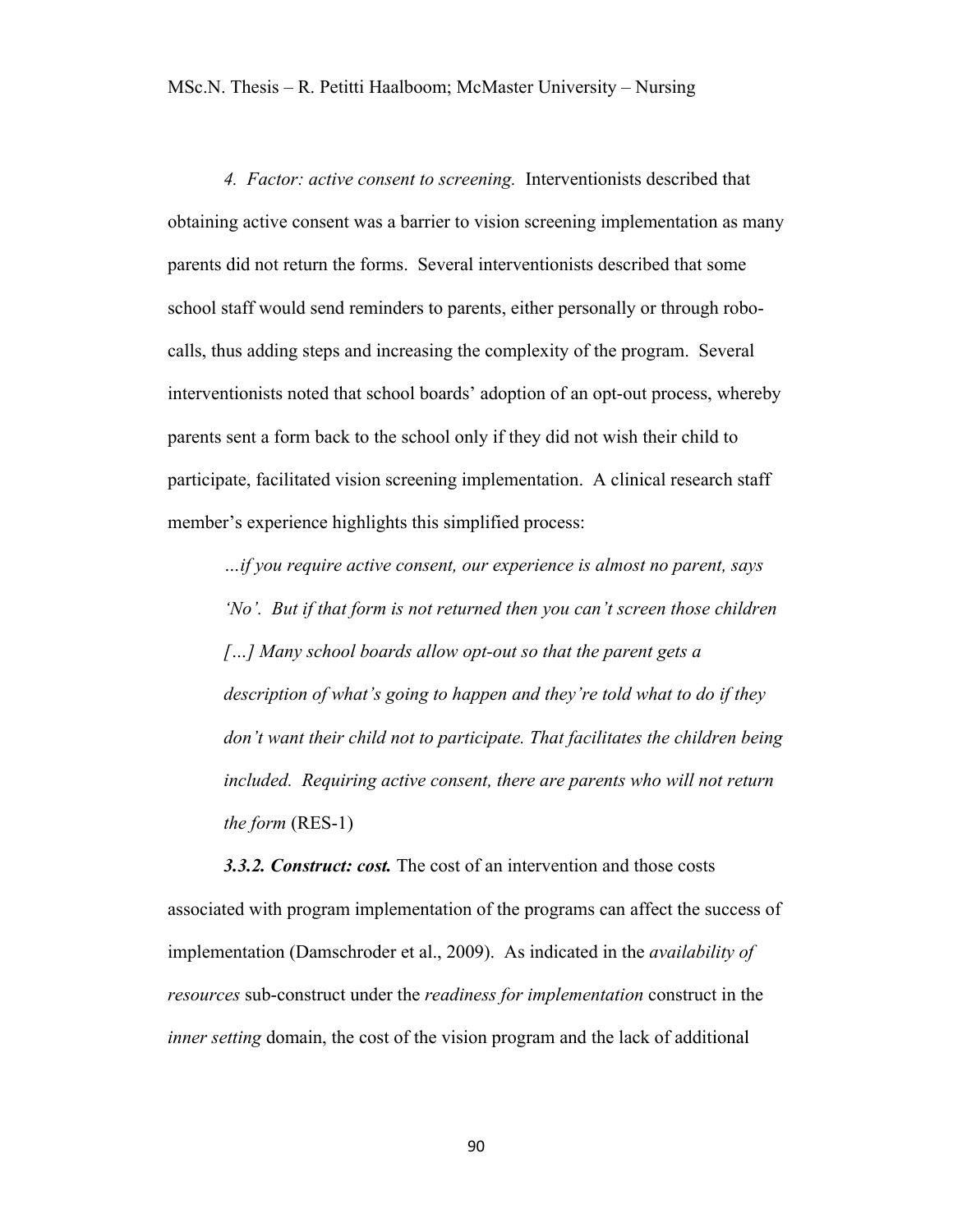*4. Factor: active consent to screening.* Interventionists described that obtaining active consent was a barrier to vision screening implementation as many parents did not return the forms. Several interventionists described that some school staff would send reminders to parents, either personally or through robo-calls, thus adding steps and increasing the complexity of the program. Several interventionists noted that school boards' adoption of an opt-out process, whereby parents sent a form back to the school only if they did not wish their child to participate, facilitated vision screening implementation. A clinical research staff member's experience highlights this simplified process:

> *…if you require active consent, our experience is almost no parent, says 'No'. But if that form is not returned then you can't screen those children […] Many school boards allow opt-out so that the parent gets a description of what's going to happen and they're told what to do if they don't want their child not to participate. That facilitates the children being included. Requiring active consent, there are parents who will not return the form* (RES-1)

***3.3.2. Construct: cost.*** The cost of an intervention and those costs associated with program implementation of the programs can affect the success of implementation (Damschroder et al., 2009). As indicated in the *availability of resources* sub-construct under the *readiness for implementation* construct in the *inner setting* domain, the cost of the vision program and the lack of additional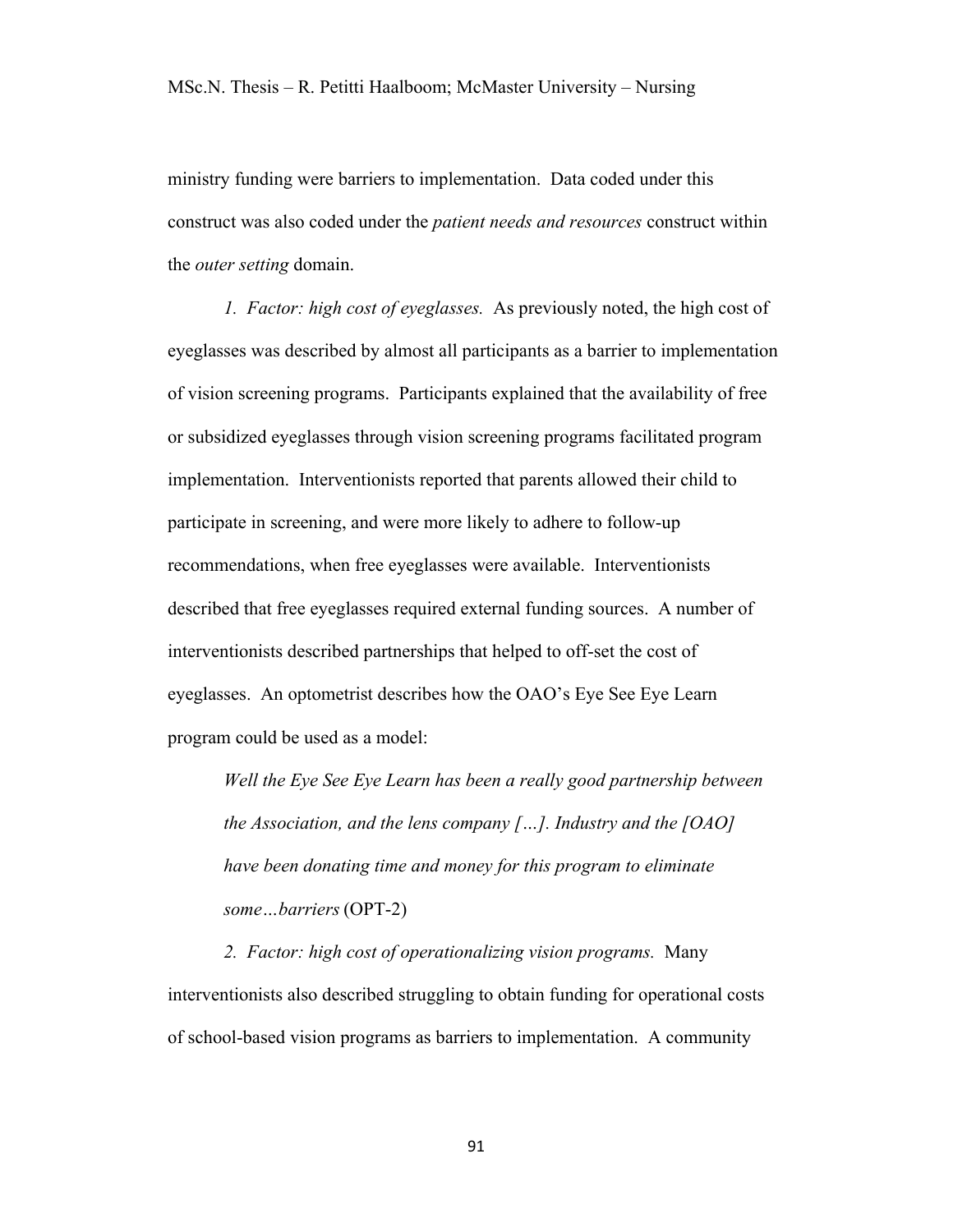ministry funding were barriers to implementation. Data coded under this construct was also coded under the *patient needs and resources* construct within the *outer setting* domain.

*1. Factor: high cost of eyeglasses.* As previously noted, the high cost of eyeglasses was described by almost all participants as a barrier to implementation of vision screening programs. Participants explained that the availability of free or subsidized eyeglasses through vision screening programs facilitated program implementation. Interventionists reported that parents allowed their child to participate in screening, and were more likely to adhere to follow-up recommendations, when free eyeglasses were available. Interventionists described that free eyeglasses required external funding sources. A number of interventionists described partnerships that helped to off-set the cost of eyeglasses. An optometrist describes how the OAO's Eye See Eye Learn program could be used as a model:

> *Well the Eye See Eye Learn has been a really good partnership between the Association, and the lens company […]. Industry and the [OAO] have been donating time and money for this program to eliminate some…barriers* (OPT-2)

*2. Factor: high cost of operationalizing vision programs.* Many interventionists also described struggling to obtain funding for operational costs of school-based vision programs as barriers to implementation. A community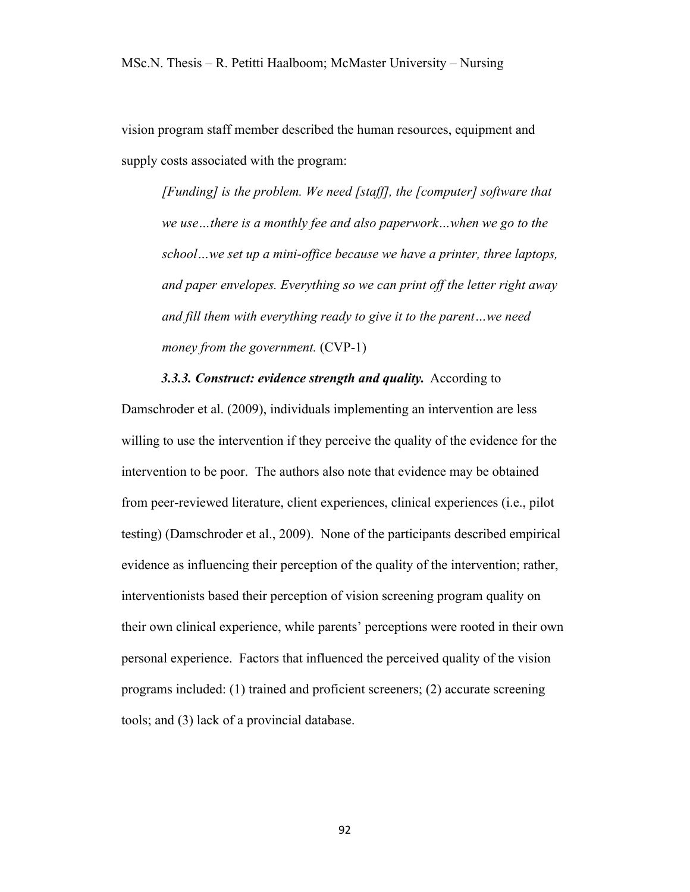vision program staff member described the human resources, equipment and supply costs associated with the program:

> *[Funding] is the problem. We need [staff], the [computer] software that we use…there is a monthly fee and also paperwork…when we go to the school…we set up a mini-office because we have a printer, three laptops, and paper envelopes. Everything so we can print off the letter right away and fill them with everything ready to give it to the parent…we need money from the government.* (CVP-1)

***3.3.3. Construct: evidence strength and quality.*** According to Damschroder et al. (2009), individuals implementing an intervention are less willing to use the intervention if they perceive the quality of the evidence for the intervention to be poor. The authors also note that evidence may be obtained from peer-reviewed literature, client experiences, clinical experiences (i.e., pilot testing) (Damschroder et al., 2009). None of the participants described empirical evidence as influencing their perception of the quality of the intervention; rather, interventionists based their perception of vision screening program quality on their own clinical experience, while parents' perceptions were rooted in their own personal experience. Factors that influenced the perceived quality of the vision programs included: (1) trained and proficient screeners; (2) accurate screening tools; and (3) lack of a provincial database.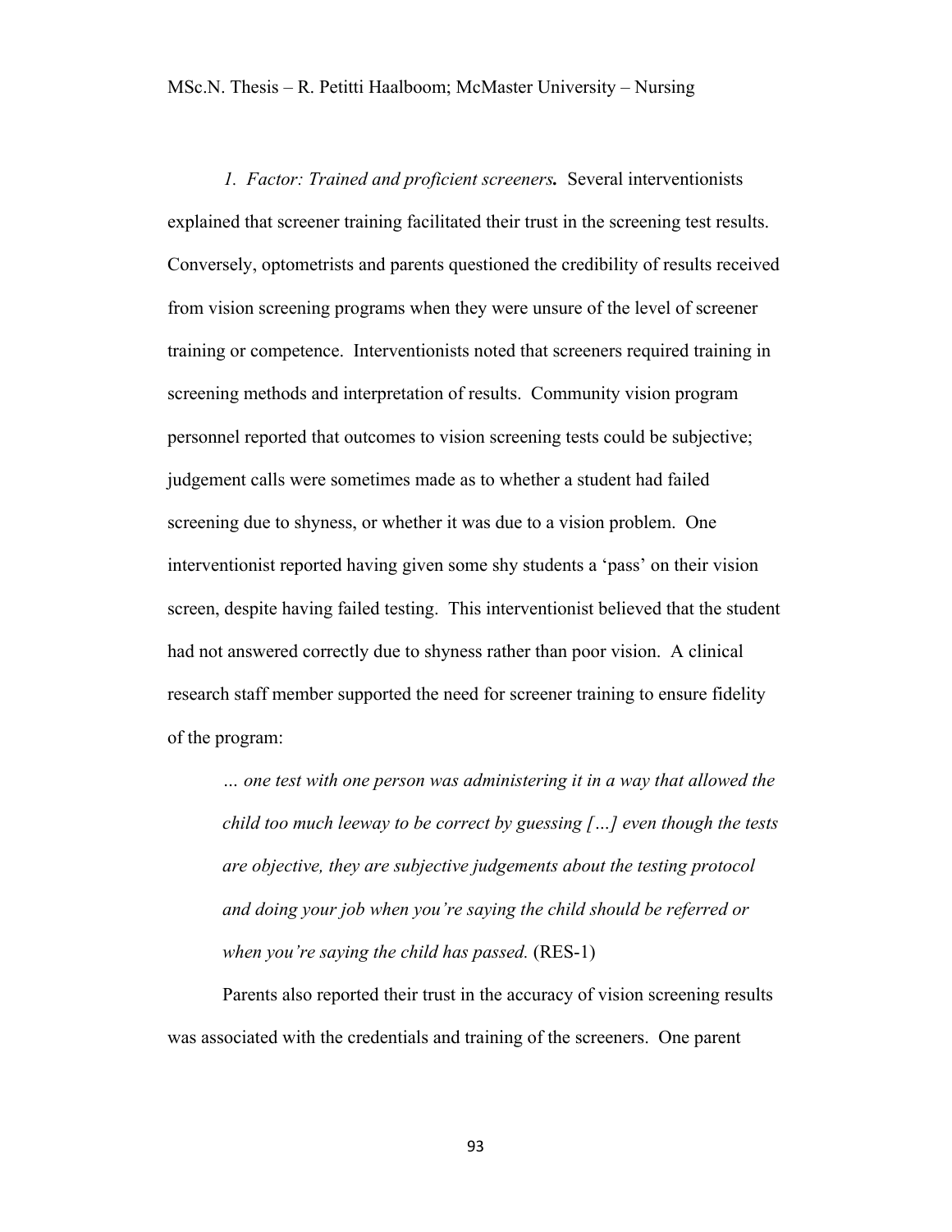*1. Factor: Trained and proficient screeners.* Several interventionists explained that screener training facilitated their trust in the screening test results. Conversely, optometrists and parents questioned the credibility of results received from vision screening programs when they were unsure of the level of screener training or competence. Interventionists noted that screeners required training in screening methods and interpretation of results. Community vision program personnel reported that outcomes to vision screening tests could be subjective; judgement calls were sometimes made as to whether a student had failed screening due to shyness, or whether it was due to a vision problem. One interventionist reported having given some shy students a 'pass' on their vision screen, despite having failed testing. This interventionist believed that the student had not answered correctly due to shyness rather than poor vision. A clinical research staff member supported the need for screener training to ensure fidelity of the program:

> *… one test with one person was administering it in a way that allowed the child too much leeway to be correct by guessing […] even though the tests are objective, they are subjective judgements about the testing protocol and doing your job when you're saying the child should be referred or when you're saying the child has passed.* (RES-1)

Parents also reported their trust in the accuracy of vision screening results was associated with the credentials and training of the screeners. One parent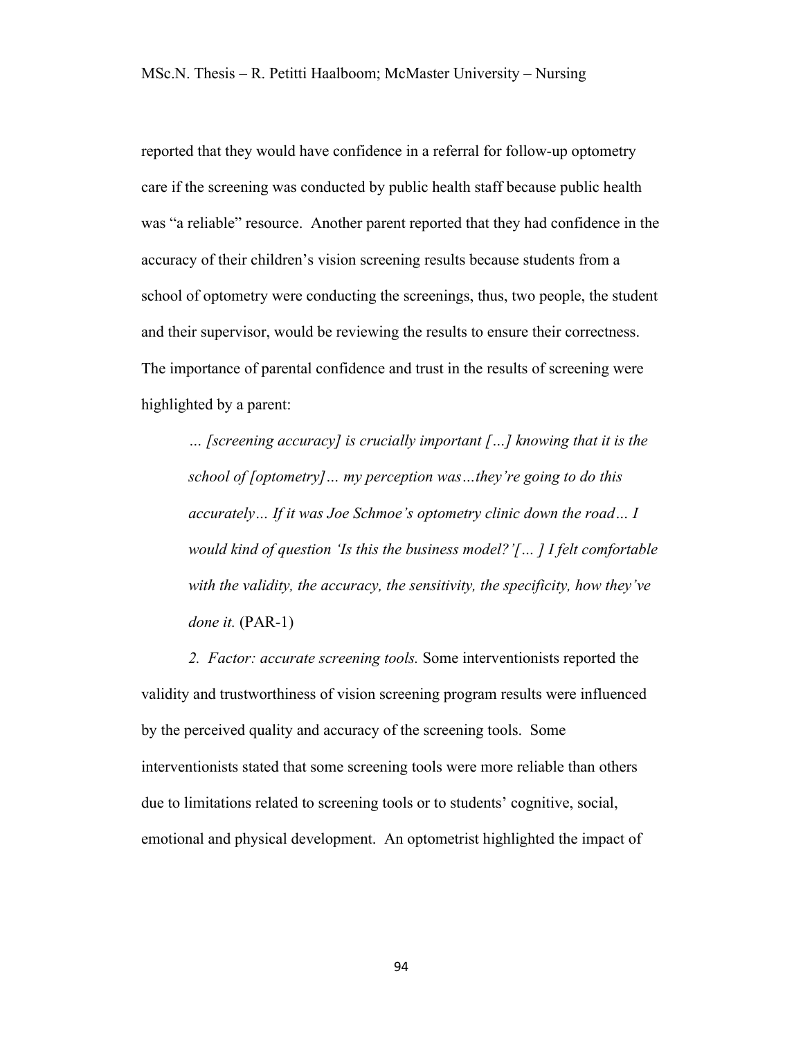reported that they would have confidence in a referral for follow-up optometry care if the screening was conducted by public health staff because public health was "a reliable" resource. Another parent reported that they had confidence in the accuracy of their children's vision screening results because students from a school of optometry were conducting the screenings, thus, two people, the student and their supervisor, would be reviewing the results to ensure their correctness. The importance of parental confidence and trust in the results of screening were highlighted by a parent:

> *… [screening accuracy] is crucially important […] knowing that it is the school of [optometry]… my perception was…they're going to do this accurately… If it was Joe Schmoe's optometry clinic down the road… I would kind of question 'Is this the business model?'[… ] I felt comfortable with the validity, the accuracy, the sensitivity, the specificity, how they've done it.* (PAR-1)

*2. Factor: accurate screening tools.* Some interventionists reported the validity and trustworthiness of vision screening program results were influenced by the perceived quality and accuracy of the screening tools. Some interventionists stated that some screening tools were more reliable than others due to limitations related to screening tools or to students' cognitive, social, emotional and physical development. An optometrist highlighted the impact of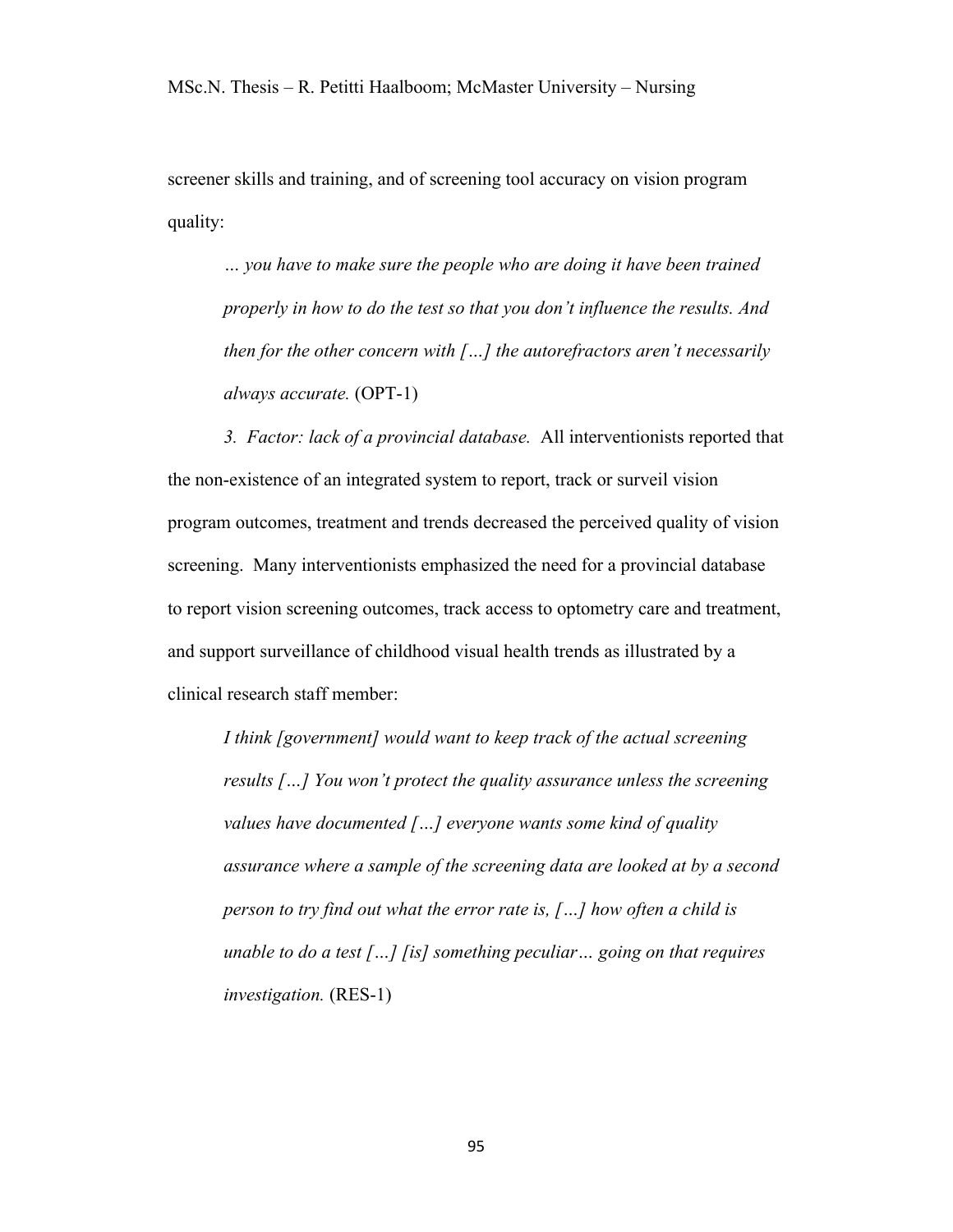screener skills and training, and of screening tool accuracy on vision program quality:

> *… you have to make sure the people who are doing it have been trained properly in how to do the test so that you don't influence the results. And then for the other concern with […] the autorefractors aren't necessarily always accurate.* (OPT-1)

*3. Factor: lack of a provincial database.* All interventionists reported that the non-existence of an integrated system to report, track or surveil vision program outcomes, treatment and trends decreased the perceived quality of vision screening. Many interventionists emphasized the need for a provincial database to report vision screening outcomes, track access to optometry care and treatment, and support surveillance of childhood visual health trends as illustrated by a clinical research staff member:

> *I think [government] would want to keep track of the actual screening results […] You won't protect the quality assurance unless the screening values have documented […] everyone wants some kind of quality assurance where a sample of the screening data are looked at by a second person to try find out what the error rate is, […] how often a child is unable to do a test […] [is] something peculiar… going on that requires investigation.* (RES-1)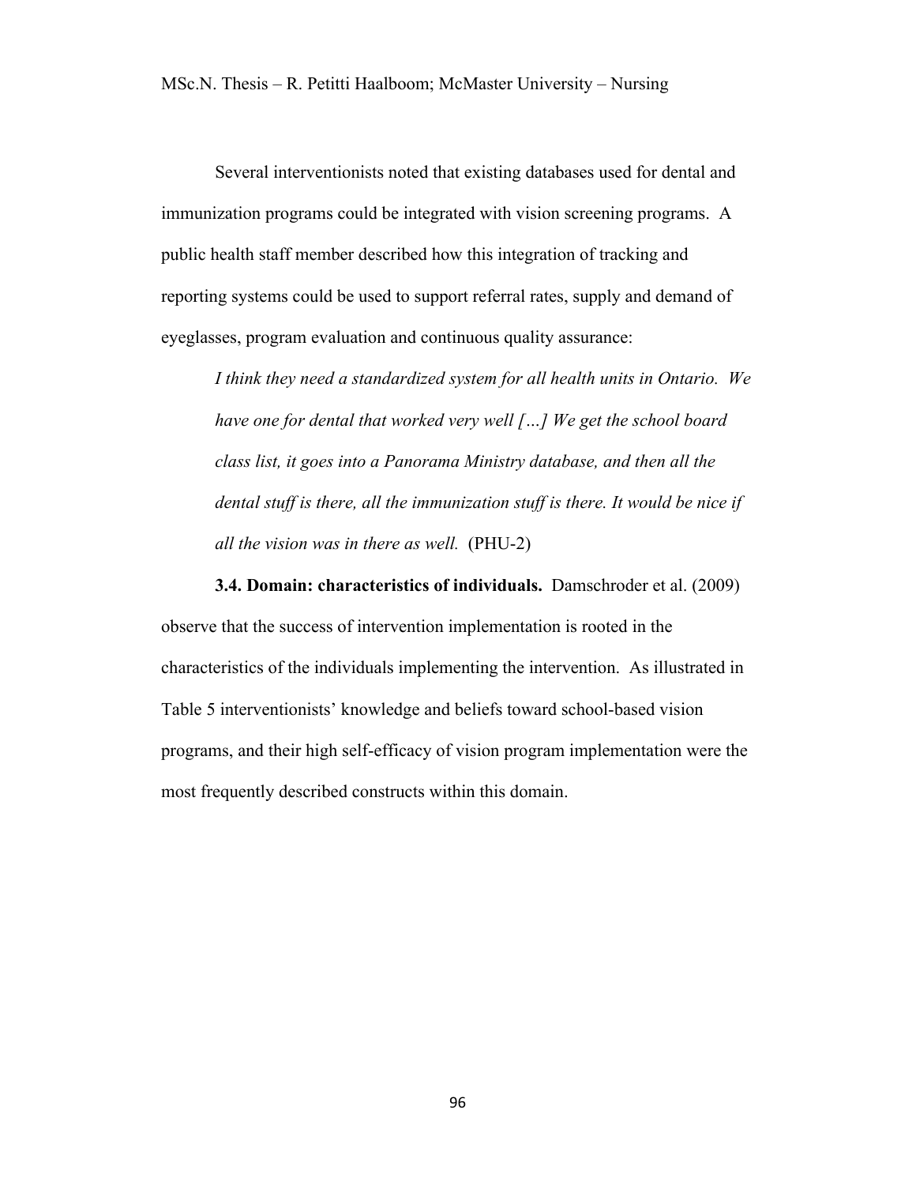Several interventionists noted that existing databases used for dental and immunization programs could be integrated with vision screening programs. A public health staff member described how this integration of tracking and reporting systems could be used to support referral rates, supply and demand of eyeglasses, program evaluation and continuous quality assurance:

> *I think they need a standardized system for all health units in Ontario. We have one for dental that worked very well […] We get the school board class list, it goes into a Panorama Ministry database, and then all the dental stuff is there, all the immunization stuff is there. It would be nice if all the vision was in there as well.* (PHU-2)

**3.4. Domain: characteristics of individuals.** Damschroder et al. (2009) observe that the success of intervention implementation is rooted in the characteristics of the individuals implementing the intervention. As illustrated in Table 5 interventionists' knowledge and beliefs toward school-based vision programs, and their high self-efficacy of vision program implementation were the most frequently described constructs within this domain.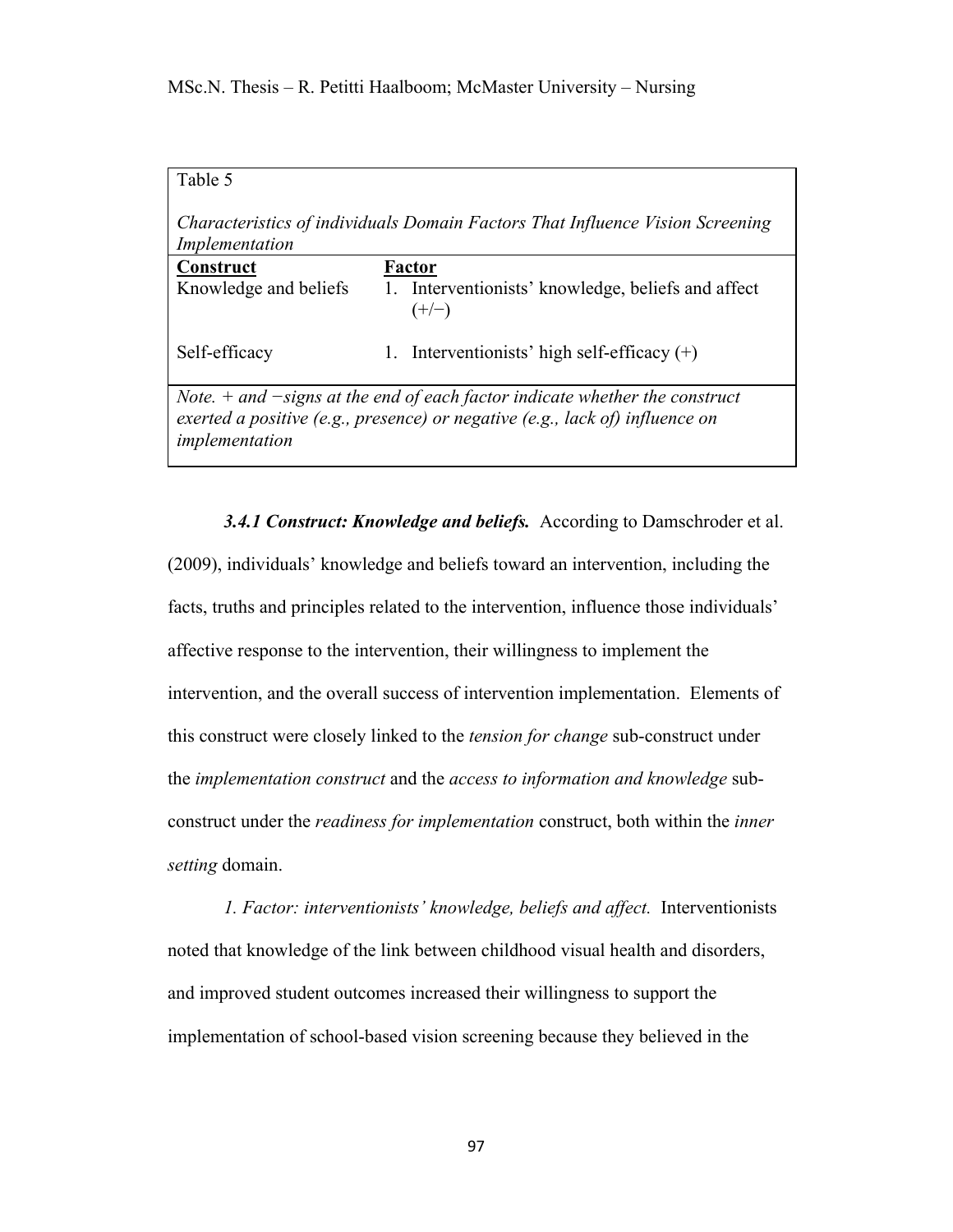Table 5

*Characteristics of individuals Domain Factors That Influence Vision Screening Implementation*

| **Construct** | **Factor** |
|---|---|
| Knowledge and beliefs | 1. Interventionists' knowledge, beliefs and affect (+/−) |
| Self-efficacy | 1. Interventionists' high self-efficacy (+) |

*Note.* + *and −signs at the end of each factor indicate whether the construct exerted a positive (e.g., presence) or negative (e.g., lack of) influence on implementation*

***3.4.1 Construct: Knowledge and beliefs.*** According to Damschroder et al. (2009), individuals' knowledge and beliefs toward an intervention, including the facts, truths and principles related to the intervention, influence those individuals' affective response to the intervention, their willingness to implement the intervention, and the overall success of intervention implementation. Elements of this construct were closely linked to the *tension for change* sub-construct under the *implementation construct* and the *access to information and knowledge* sub-construct under the *readiness for implementation* construct, both within the *inner setting* domain.

*1. Factor: interventionists' knowledge, beliefs and affect.* Interventionists noted that knowledge of the link between childhood visual health and disorders, and improved student outcomes increased their willingness to support the implementation of school-based vision screening because they believed in the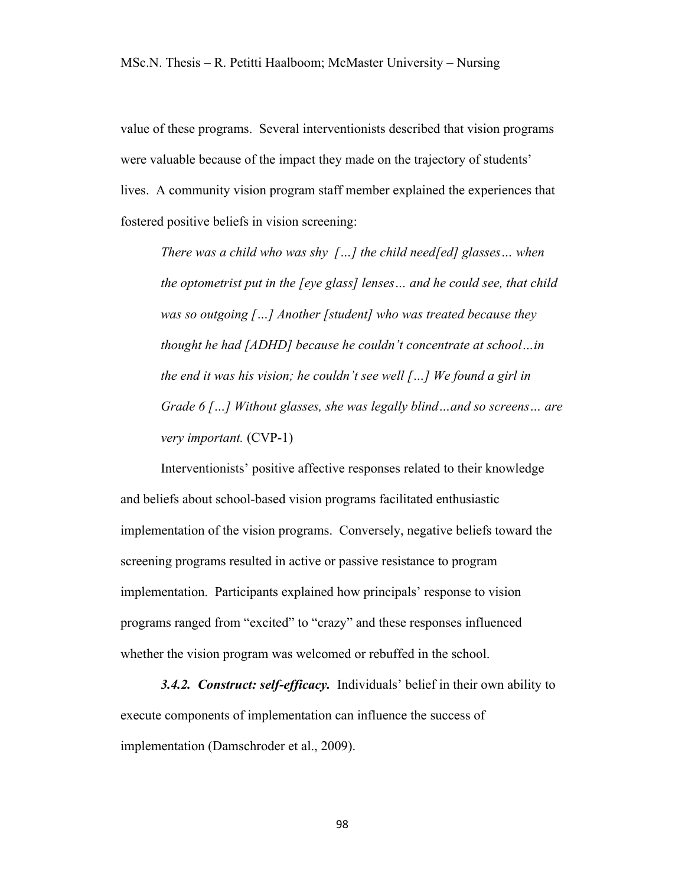value of these programs. Several interventionists described that vision programs were valuable because of the impact they made on the trajectory of students' lives. A community vision program staff member explained the experiences that fostered positive beliefs in vision screening:

> *There was a child who was shy […] the child need[ed] glasses… when the optometrist put in the [eye glass] lenses… and he could see, that child was so outgoing […] Another [student] who was treated because they thought he had [ADHD] because he couldn't concentrate at school…in the end it was his vision; he couldn't see well […] We found a girl in Grade 6 […] Without glasses, she was legally blind…and so screens… are very important.* (CVP-1)

Interventionists' positive affective responses related to their knowledge and beliefs about school-based vision programs facilitated enthusiastic implementation of the vision programs. Conversely, negative beliefs toward the screening programs resulted in active or passive resistance to program implementation. Participants explained how principals' response to vision programs ranged from "excited" to "crazy" and these responses influenced whether the vision program was welcomed or rebuffed in the school.

***3.4.2. Construct: self-efficacy.*** Individuals' belief in their own ability to execute components of implementation can influence the success of implementation (Damschroder et al., 2009).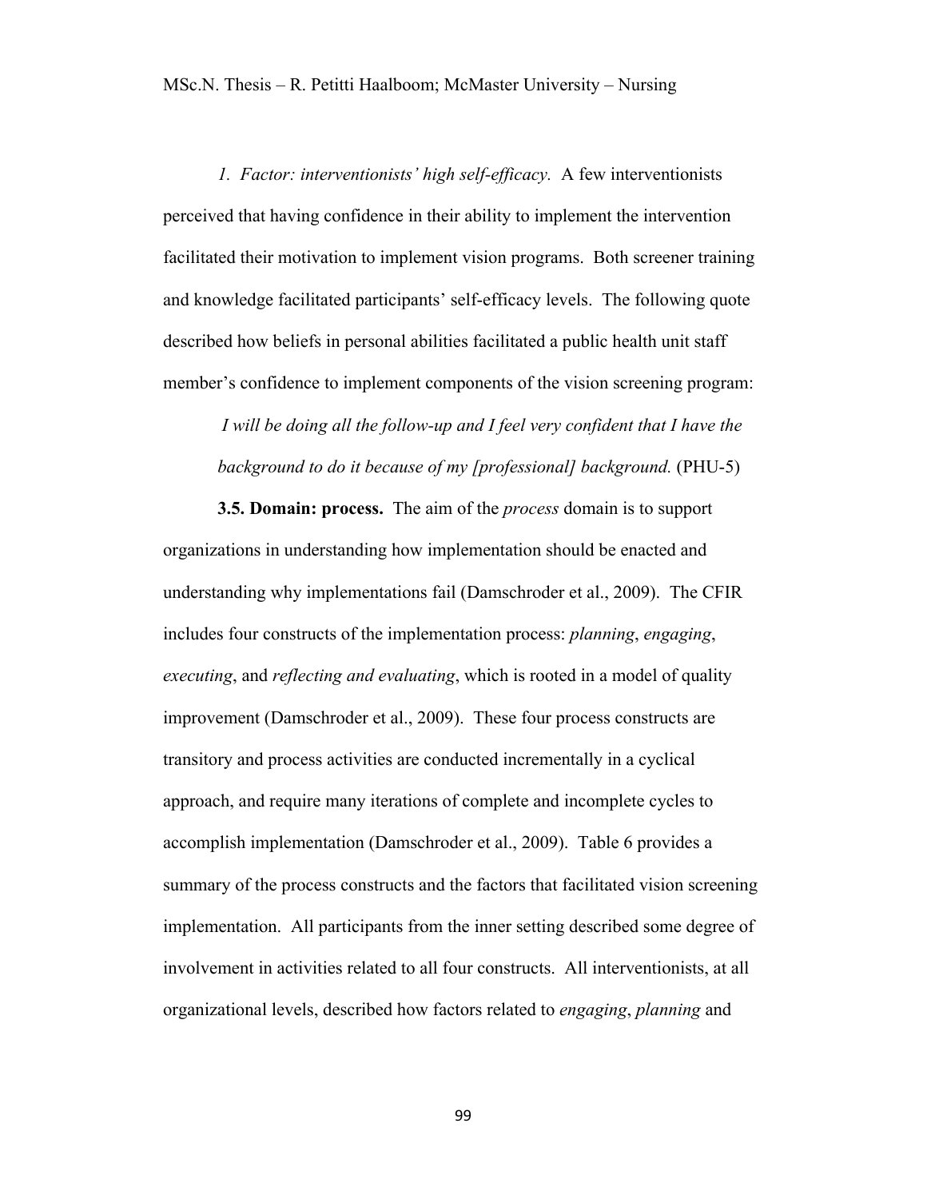*1. Factor: interventionists' high self-efficacy.* A few interventionists perceived that having confidence in their ability to implement the intervention facilitated their motivation to implement vision programs. Both screener training and knowledge facilitated participants' self-efficacy levels. The following quote described how beliefs in personal abilities facilitated a public health unit staff member's confidence to implement components of the vision screening program:

> *I will be doing all the follow-up and I feel very confident that I have the background to do it because of my [professional] background.* (PHU-5)

**3.5. Domain: process.** The aim of the *process* domain is to support organizations in understanding how implementation should be enacted and understanding why implementations fail (Damschroder et al., 2009). The CFIR includes four constructs of the implementation process: *planning*, *engaging*, *executing*, and *reflecting and evaluating*, which is rooted in a model of quality improvement (Damschroder et al., 2009). These four process constructs are transitory and process activities are conducted incrementally in a cyclical approach, and require many iterations of complete and incomplete cycles to accomplish implementation (Damschroder et al., 2009). Table 6 provides a summary of the process constructs and the factors that facilitated vision screening implementation. All participants from the inner setting described some degree of involvement in activities related to all four constructs. All interventionists, at all organizational levels, described how factors related to *engaging*, *planning* and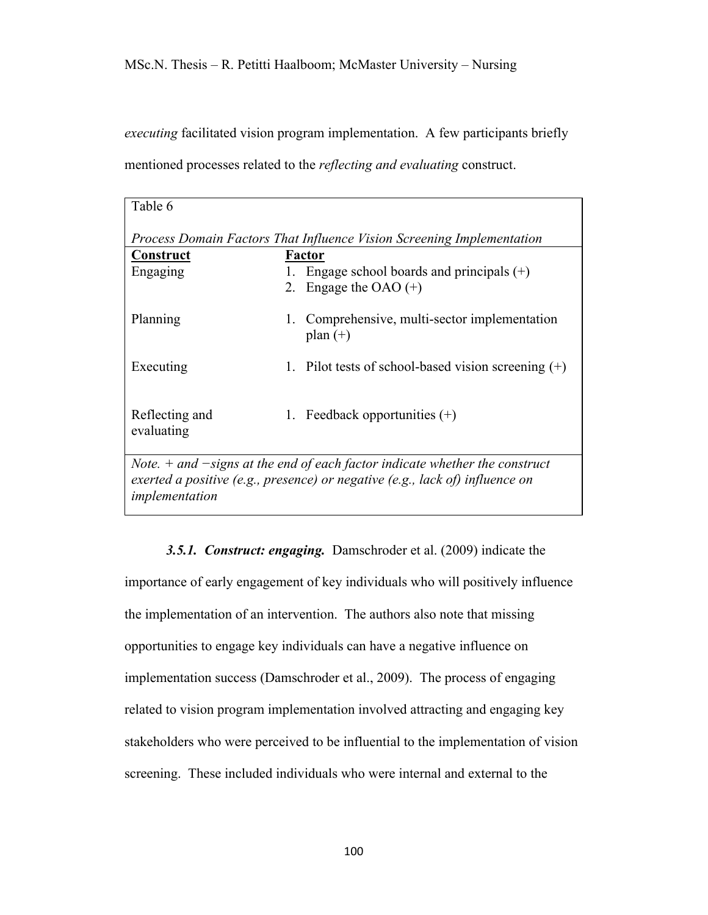*executing* facilitated vision program implementation. A few participants briefly mentioned processes related to the *reflecting and evaluating* construct.

Table 6

*Process Domain Factors That Influence Vision Screening Implementation*

| **Construct** | **Factor** |
|---|---|
| Engaging | 1. Engage school boards and principals (+)<br>2. Engage the OAO (+) |
| Planning | 1. Comprehensive, multi-sector implementation plan (+) |
| Executing | 1. Pilot tests of school-based vision screening (+) |
| Reflecting and evaluating | 1. Feedback opportunities (+) |

*Note. + and −signs at the end of each factor indicate whether the construct exerted a positive (e.g., presence) or negative (e.g., lack of) influence on implementation*

***3.5.1. Construct: engaging.*** Damschroder et al. (2009) indicate the importance of early engagement of key individuals who will positively influence the implementation of an intervention. The authors also note that missing opportunities to engage key individuals can have a negative influence on implementation success (Damschroder et al., 2009). The process of engaging related to vision program implementation involved attracting and engaging key stakeholders who were perceived to be influential to the implementation of vision screening. These included individuals who were internal and external to the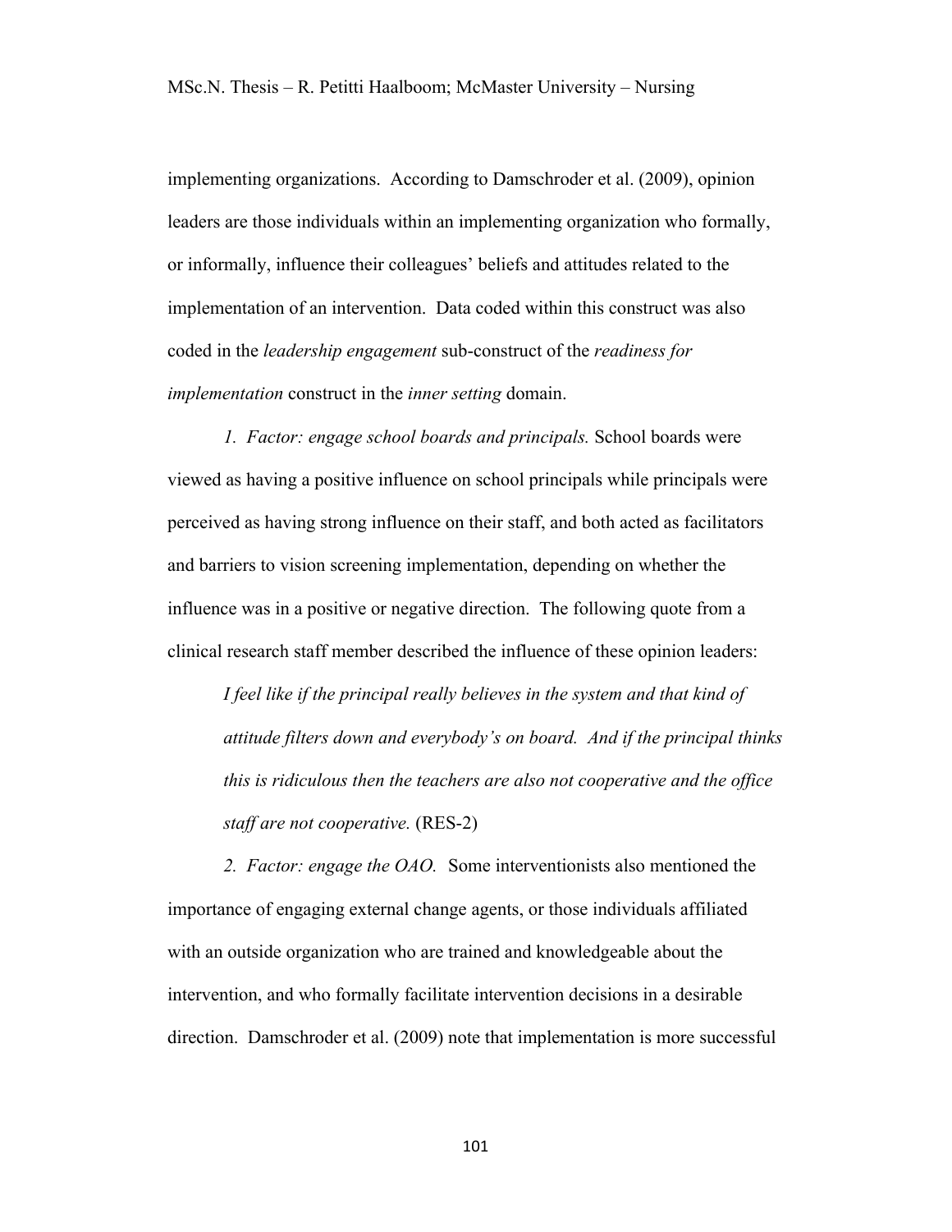implementing organizations. According to Damschroder et al. (2009), opinion leaders are those individuals within an implementing organization who formally, or informally, influence their colleagues' beliefs and attitudes related to the implementation of an intervention. Data coded within this construct was also coded in the *leadership engagement* sub-construct of the *readiness for implementation* construct in the *inner setting* domain.

*1. Factor: engage school boards and principals.* School boards were viewed as having a positive influence on school principals while principals were perceived as having strong influence on their staff, and both acted as facilitators and barriers to vision screening implementation, depending on whether the influence was in a positive or negative direction. The following quote from a clinical research staff member described the influence of these opinion leaders:

> *I feel like if the principal really believes in the system and that kind of attitude filters down and everybody's on board. And if the principal thinks this is ridiculous then the teachers are also not cooperative and the office staff are not cooperative.* (RES-2)

*2. Factor: engage the OAO.* Some interventionists also mentioned the importance of engaging external change agents, or those individuals affiliated with an outside organization who are trained and knowledgeable about the intervention, and who formally facilitate intervention decisions in a desirable direction. Damschroder et al. (2009) note that implementation is more successful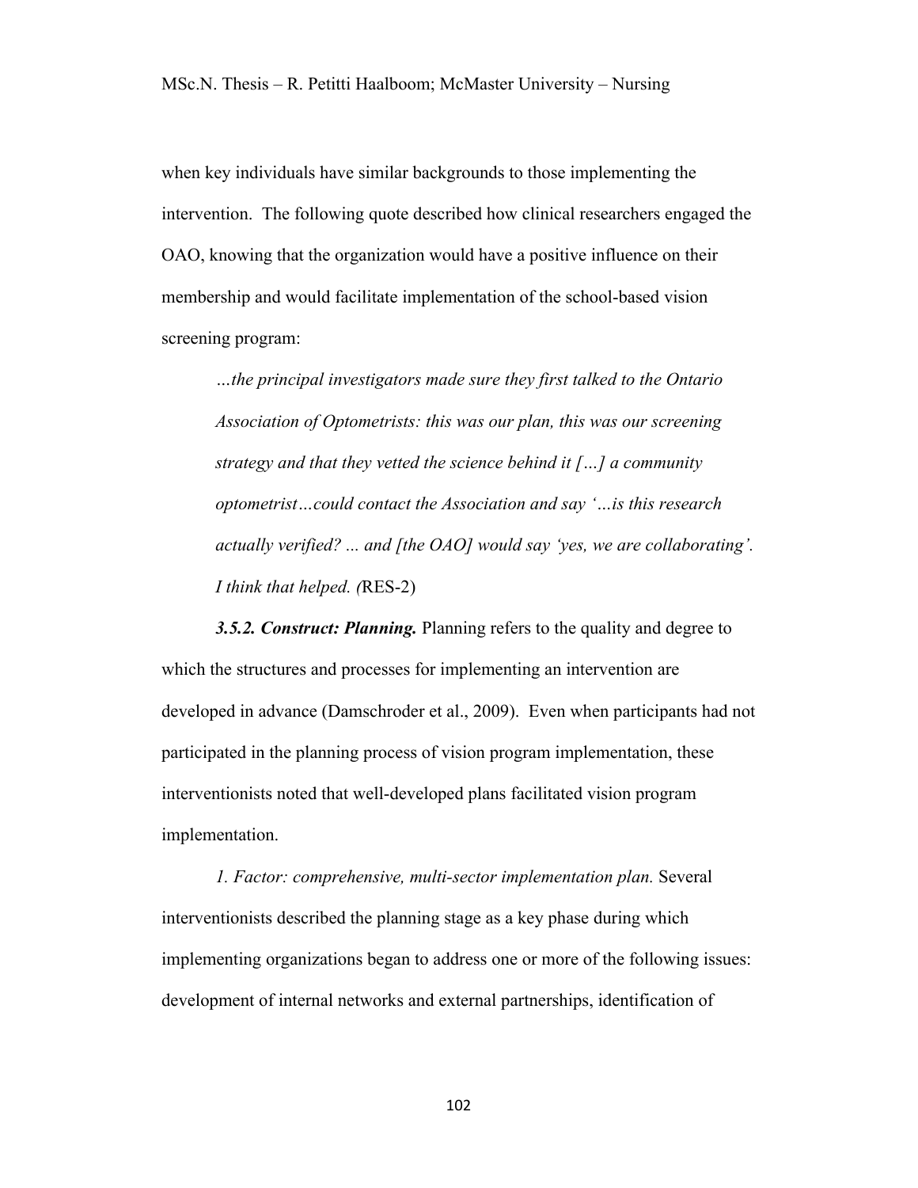when key individuals have similar backgrounds to those implementing the intervention. The following quote described how clinical researchers engaged the OAO, knowing that the organization would have a positive influence on their membership and would facilitate implementation of the school-based vision screening program:

> *…the principal investigators made sure they first talked to the Ontario Association of Optometrists: this was our plan, this was our screening strategy and that they vetted the science behind it […] a community optometrist…could contact the Association and say '…is this research actually verified? ... and [the OAO] would say 'yes, we are collaborating'. I think that helped.* (RES-2)

***3.5.2. Construct: Planning.*** Planning refers to the quality and degree to which the structures and processes for implementing an intervention are developed in advance (Damschroder et al., 2009). Even when participants had not participated in the planning process of vision program implementation, these interventionists noted that well-developed plans facilitated vision program implementation.

*1. Factor: comprehensive, multi-sector implementation plan.* Several interventionists described the planning stage as a key phase during which implementing organizations began to address one or more of the following issues: development of internal networks and external partnerships, identification of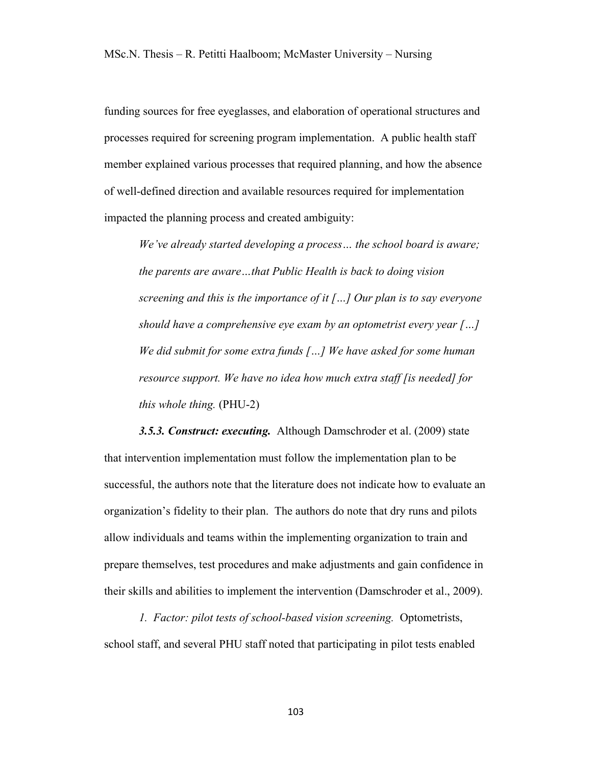funding sources for free eyeglasses, and elaboration of operational structures and processes required for screening program implementation. A public health staff member explained various processes that required planning, and how the absence of well-defined direction and available resources required for implementation impacted the planning process and created ambiguity:

> *We've already started developing a process… the school board is aware; the parents are aware…that Public Health is back to doing vision screening and this is the importance of it […] Our plan is to say everyone should have a comprehensive eye exam by an optometrist every year […] We did submit for some extra funds […] We have asked for some human resource support. We have no idea how much extra staff [is needed] for this whole thing.* (PHU-2)

***3.5.3. Construct: executing.*** Although Damschroder et al. (2009) state that intervention implementation must follow the implementation plan to be successful, the authors note that the literature does not indicate how to evaluate an organization's fidelity to their plan. The authors do note that dry runs and pilots allow individuals and teams within the implementing organization to train and prepare themselves, test procedures and make adjustments and gain confidence in their skills and abilities to implement the intervention (Damschroder et al., 2009).

*1. Factor: pilot tests of school-based vision screening.* Optometrists, school staff, and several PHU staff noted that participating in pilot tests enabled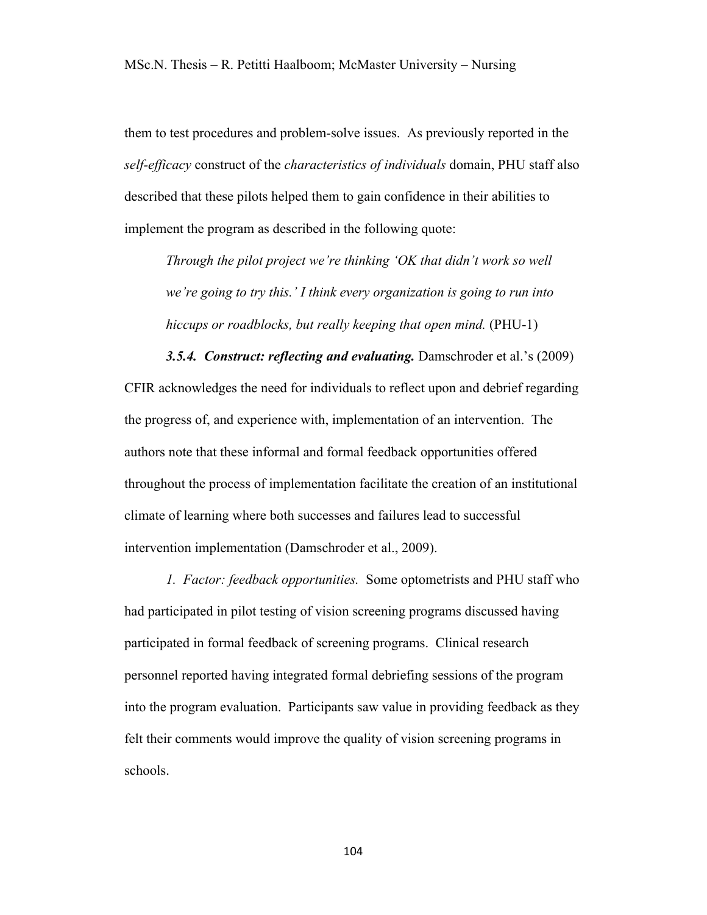them to test procedures and problem-solve issues. As previously reported in the *self-efficacy* construct of the *characteristics of individuals* domain, PHU staff also described that these pilots helped them to gain confidence in their abilities to implement the program as described in the following quote:

> *Through the pilot project we're thinking 'OK that didn't work so well we're going to try this.' I think every organization is going to run into hiccups or roadblocks, but really keeping that open mind.* (PHU-1)

#### *3.5.4. Construct: reflecting and evaluating.*

Damschroder et al.'s (2009) CFIR acknowledges the need for individuals to reflect upon and debrief regarding the progress of, and experience with, implementation of an intervention. The authors note that these informal and formal feedback opportunities offered throughout the process of implementation facilitate the creation of an institutional climate of learning where both successes and failures lead to successful intervention implementation (Damschroder et al., 2009).

*1. Factor: feedback opportunities.* Some optometrists and PHU staff who had participated in pilot testing of vision screening programs discussed having participated in formal feedback of screening programs. Clinical research personnel reported having integrated formal debriefing sessions of the program into the program evaluation. Participants saw value in providing feedback as they felt their comments would improve the quality of vision screening programs in schools.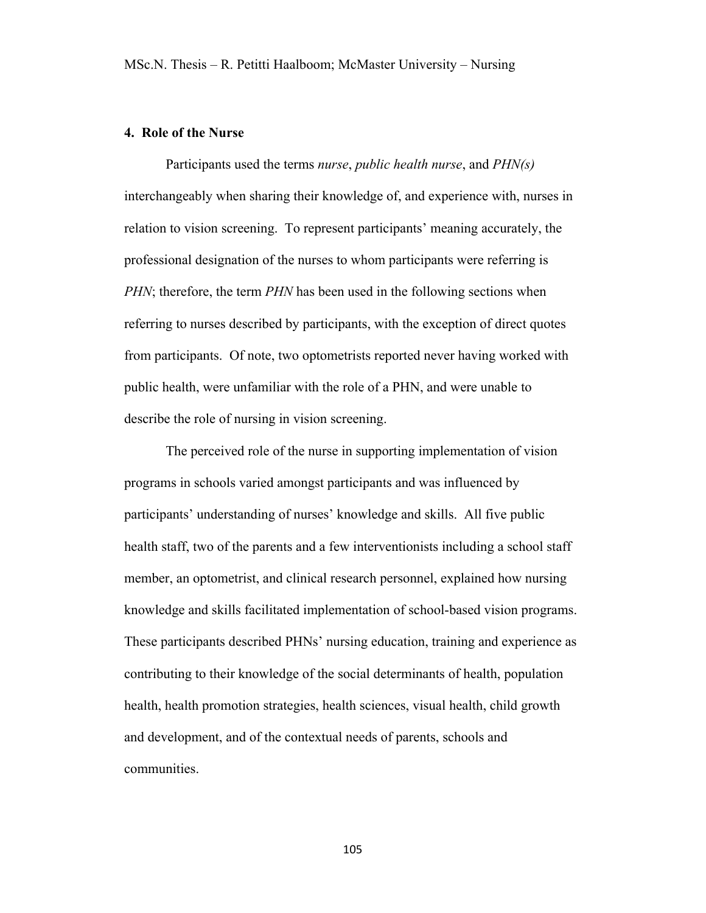**4. Role of the Nurse**

Participants used the terms *nurse*, *public health nurse*, and *PHN(s)* interchangeably when sharing their knowledge of, and experience with, nurses in relation to vision screening. To represent participants' meaning accurately, the professional designation of the nurses to whom participants were referring is *PHN*; therefore, the term *PHN* has been used in the following sections when referring to nurses described by participants, with the exception of direct quotes from participants. Of note, two optometrists reported never having worked with public health, were unfamiliar with the role of a PHN, and were unable to describe the role of nursing in vision screening.

The perceived role of the nurse in supporting implementation of vision programs in schools varied amongst participants and was influenced by participants' understanding of nurses' knowledge and skills. All five public health staff, two of the parents and a few interventionists including a school staff member, an optometrist, and clinical research personnel, explained how nursing knowledge and skills facilitated implementation of school-based vision programs. These participants described PHNs' nursing education, training and experience as contributing to their knowledge of the social determinants of health, population health, health promotion strategies, health sciences, visual health, child growth and development, and of the contextual needs of parents, schools and communities.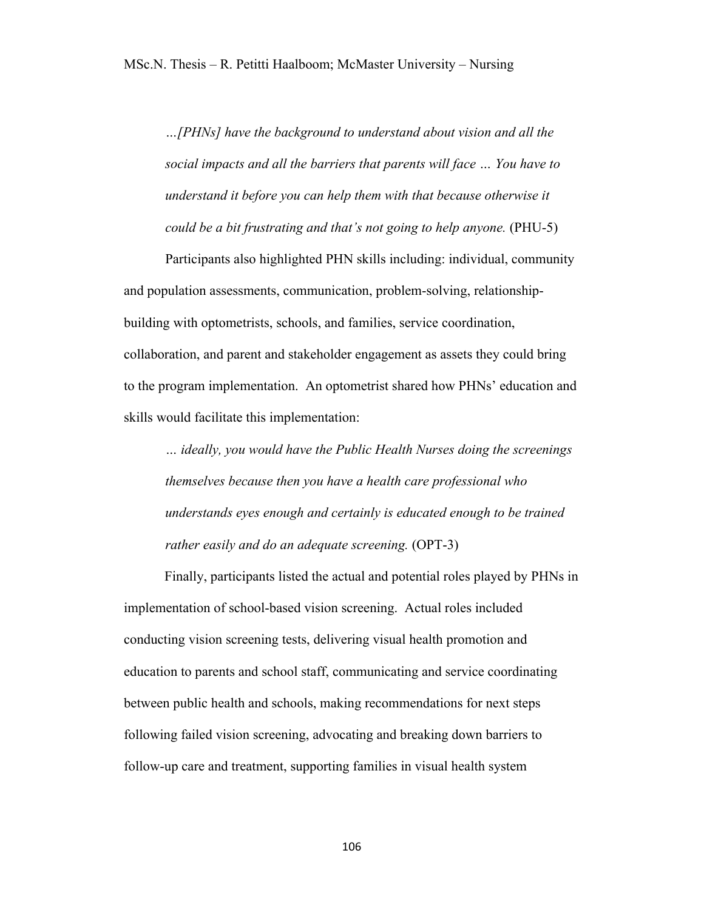> *…[PHNs] have the background to understand about vision and all the social impacts and all the barriers that parents will face … You have to understand it before you can help them with that because otherwise it could be a bit frustrating and that's not going to help anyone.* (PHU-5)

Participants also highlighted PHN skills including: individual, community and population assessments, communication, problem-solving, relationship-building with optometrists, schools, and families, service coordination, collaboration, and parent and stakeholder engagement as assets they could bring to the program implementation. An optometrist shared how PHNs' education and skills would facilitate this implementation:

> *… ideally, you would have the Public Health Nurses doing the screenings themselves because then you have a health care professional who understands eyes enough and certainly is educated enough to be trained rather easily and do an adequate screening.* (OPT-3)

Finally, participants listed the actual and potential roles played by PHNs in implementation of school-based vision screening. Actual roles included conducting vision screening tests, delivering visual health promotion and education to parents and school staff, communicating and service coordinating between public health and schools, making recommendations for next steps following failed vision screening, advocating and breaking down barriers to follow-up care and treatment, supporting families in visual health system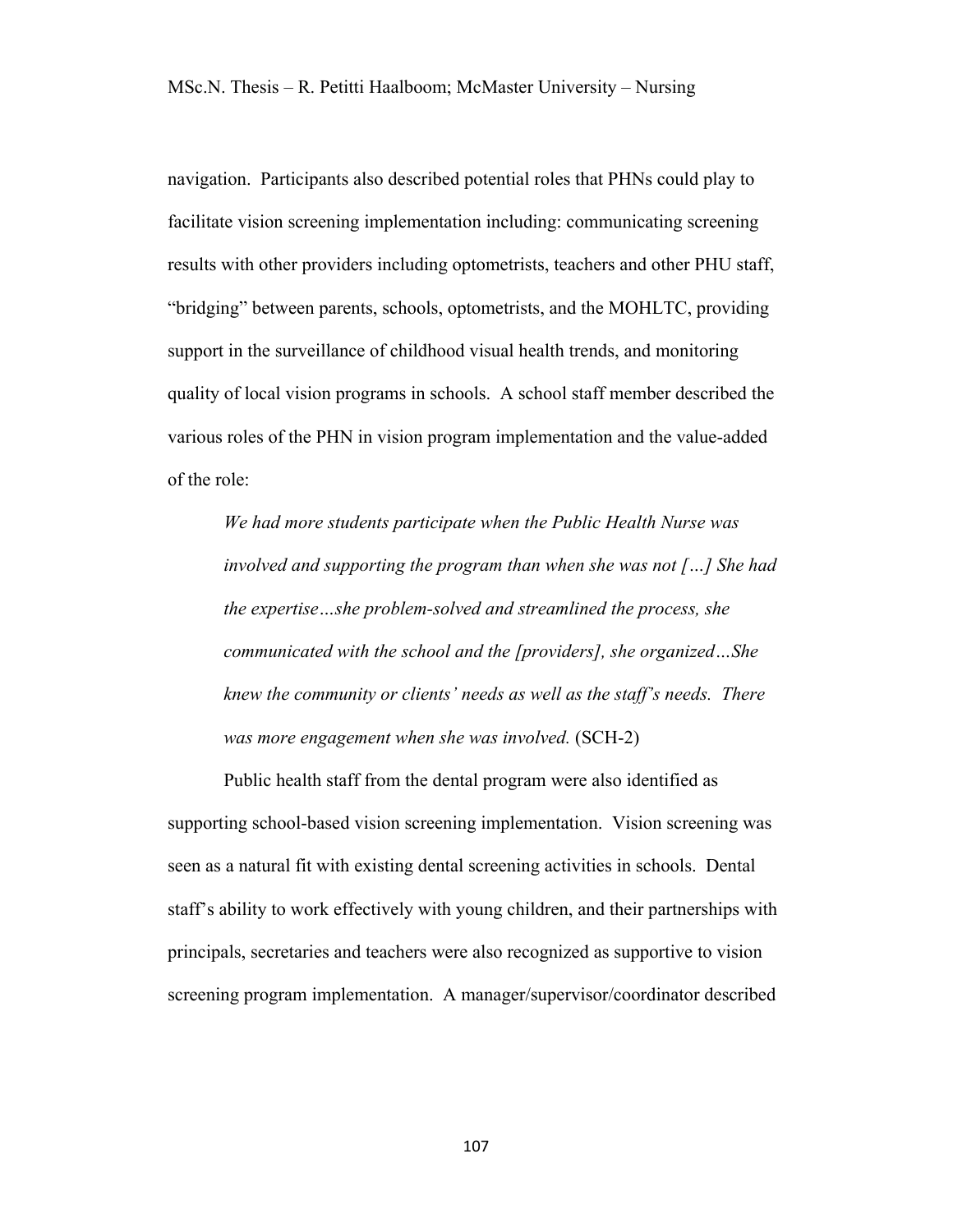navigation. Participants also described potential roles that PHNs could play to facilitate vision screening implementation including: communicating screening results with other providers including optometrists, teachers and other PHU staff, "bridging" between parents, schools, optometrists, and the MOHLTC, providing support in the surveillance of childhood visual health trends, and monitoring quality of local vision programs in schools. A school staff member described the various roles of the PHN in vision program implementation and the value-added of the role:

> *We had more students participate when the Public Health Nurse was involved and supporting the program than when she was not […] She had the expertise…she problem-solved and streamlined the process, she communicated with the school and the [providers], she organized…She knew the community or clients' needs as well as the staff's needs. There was more engagement when she was involved.* (SCH-2)

Public health staff from the dental program were also identified as supporting school-based vision screening implementation. Vision screening was seen as a natural fit with existing dental screening activities in schools. Dental staff's ability to work effectively with young children, and their partnerships with principals, secretaries and teachers were also recognized as supportive to vision screening program implementation. A manager/supervisor/coordinator described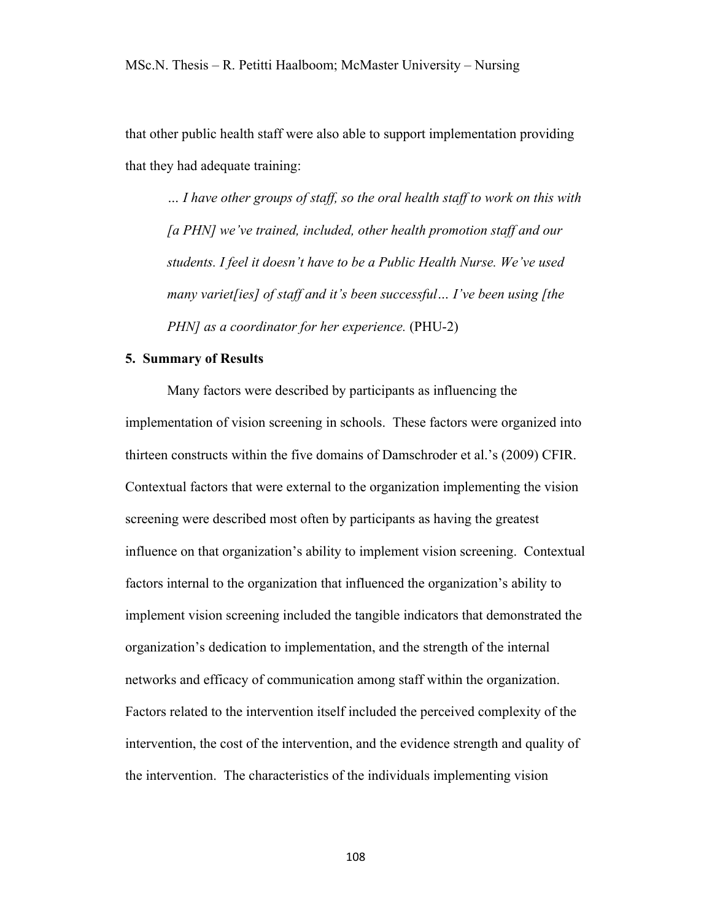that other public health staff were also able to support implementation providing that they had adequate training:

> *… I have other groups of staff, so the oral health staff to work on this with [a PHN] we've trained, included, other health promotion staff and our students. I feel it doesn't have to be a Public Health Nurse. We've used many variet[ies] of staff and it's been successful… I've been using [the PHN] as a coordinator for her experience.* (PHU-2)

### 5. Summary of Results

Many factors were described by participants as influencing the implementation of vision screening in schools. These factors were organized into thirteen constructs within the five domains of Damschroder et al.'s (2009) CFIR. Contextual factors that were external to the organization implementing the vision screening were described most often by participants as having the greatest influence on that organization's ability to implement vision screening. Contextual factors internal to the organization that influenced the organization's ability to implement vision screening included the tangible indicators that demonstrated the organization's dedication to implementation, and the strength of the internal networks and efficacy of communication among staff within the organization. Factors related to the intervention itself included the perceived complexity of the intervention, the cost of the intervention, and the evidence strength and quality of the intervention. The characteristics of the individuals implementing vision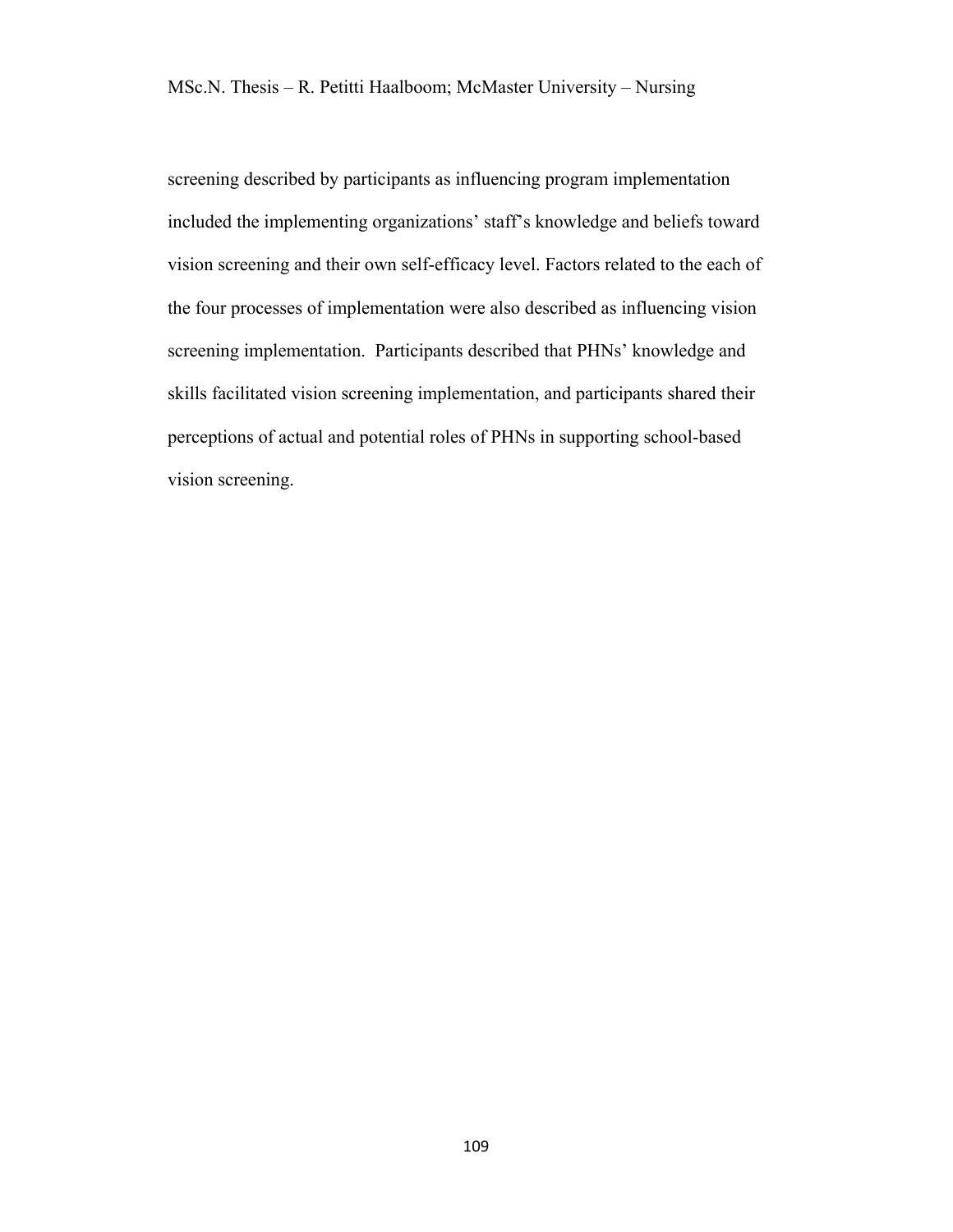screening described by participants as influencing program implementation included the implementing organizations' staff's knowledge and beliefs toward vision screening and their own self-efficacy level. Factors related to the each of the four processes of implementation were also described as influencing vision screening implementation. Participants described that PHNs' knowledge and skills facilitated vision screening implementation, and participants shared their perceptions of actual and potential roles of PHNs in supporting school-based vision screening.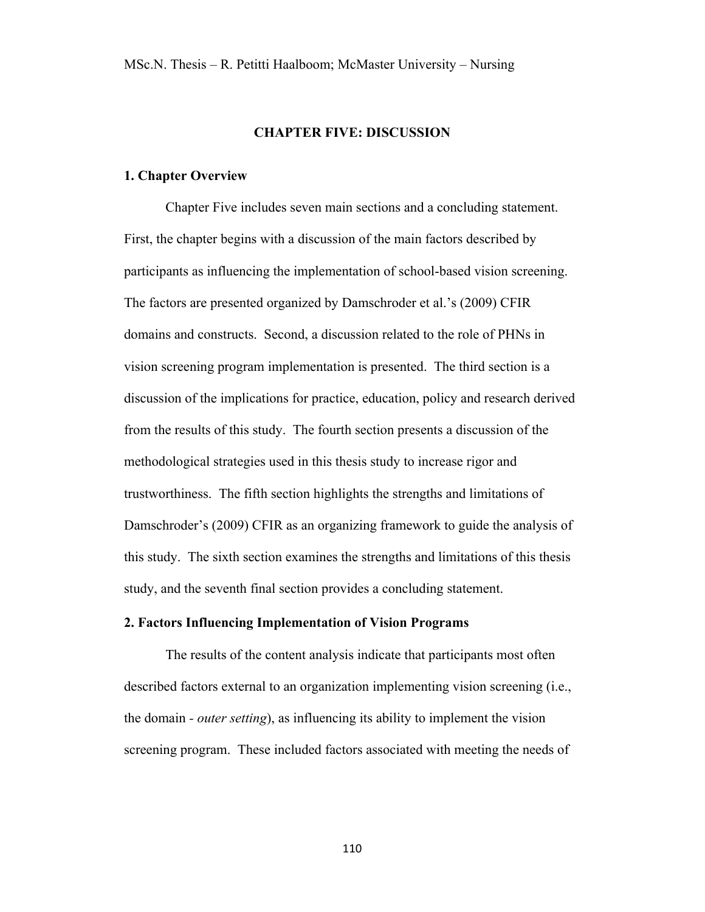# CHAPTER FIVE: DISCUSSION

## 1. Chapter Overview

Chapter Five includes seven main sections and a concluding statement. First, the chapter begins with a discussion of the main factors described by participants as influencing the implementation of school-based vision screening. The factors are presented organized by Damschroder et al.'s (2009) CFIR domains and constructs. Second, a discussion related to the role of PHNs in vision screening program implementation is presented. The third section is a discussion of the implications for practice, education, policy and research derived from the results of this study. The fourth section presents a discussion of the methodological strategies used in this thesis study to increase rigor and trustworthiness. The fifth section highlights the strengths and limitations of Damschroder's (2009) CFIR as an organizing framework to guide the analysis of this study. The sixth section examines the strengths and limitations of this thesis study, and the seventh final section provides a concluding statement.

## 2. Factors Influencing Implementation of Vision Programs

The results of the content analysis indicate that participants most often described factors external to an organization implementing vision screening (i.e., the domain - *outer setting*), as influencing its ability to implement the vision screening program. These included factors associated with meeting the needs of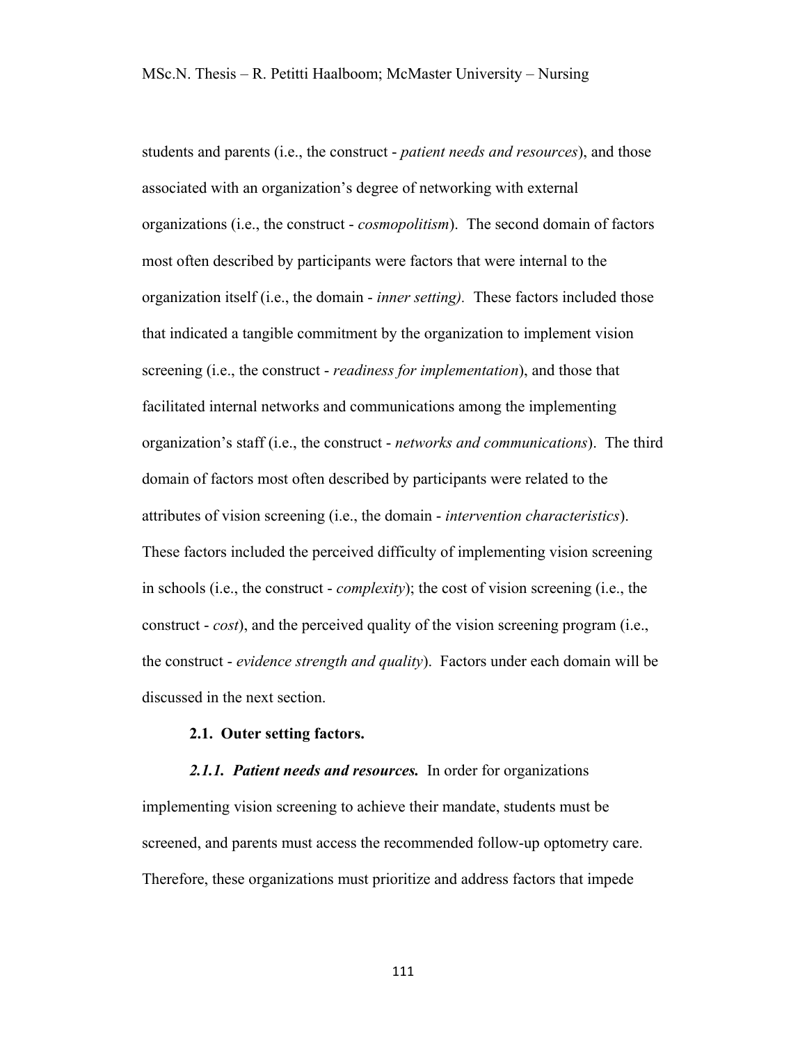students and parents (i.e., the construct - *patient needs and resources*), and those associated with an organization's degree of networking with external organizations (i.e., the construct - *cosmopolitism*). The second domain of factors most often described by participants were factors that were internal to the organization itself (i.e., the domain - *inner setting).* These factors included those that indicated a tangible commitment by the organization to implement vision screening (i.e., the construct - *readiness for implementation*), and those that facilitated internal networks and communications among the implementing organization's staff (i.e., the construct - *networks and communications*). The third domain of factors most often described by participants were related to the attributes of vision screening (i.e., the domain - *intervention characteristics*). These factors included the perceived difficulty of implementing vision screening in schools (i.e., the construct - *complexity*); the cost of vision screening (i.e., the construct - *cost*), and the perceived quality of the vision screening program (i.e., the construct - *evidence strength and quality*). Factors under each domain will be discussed in the next section.

**2.1. Outer setting factors.**

***2.1.1. Patient needs and resources.*** In order for organizations implementing vision screening to achieve their mandate, students must be screened, and parents must access the recommended follow-up optometry care. Therefore, these organizations must prioritize and address factors that impede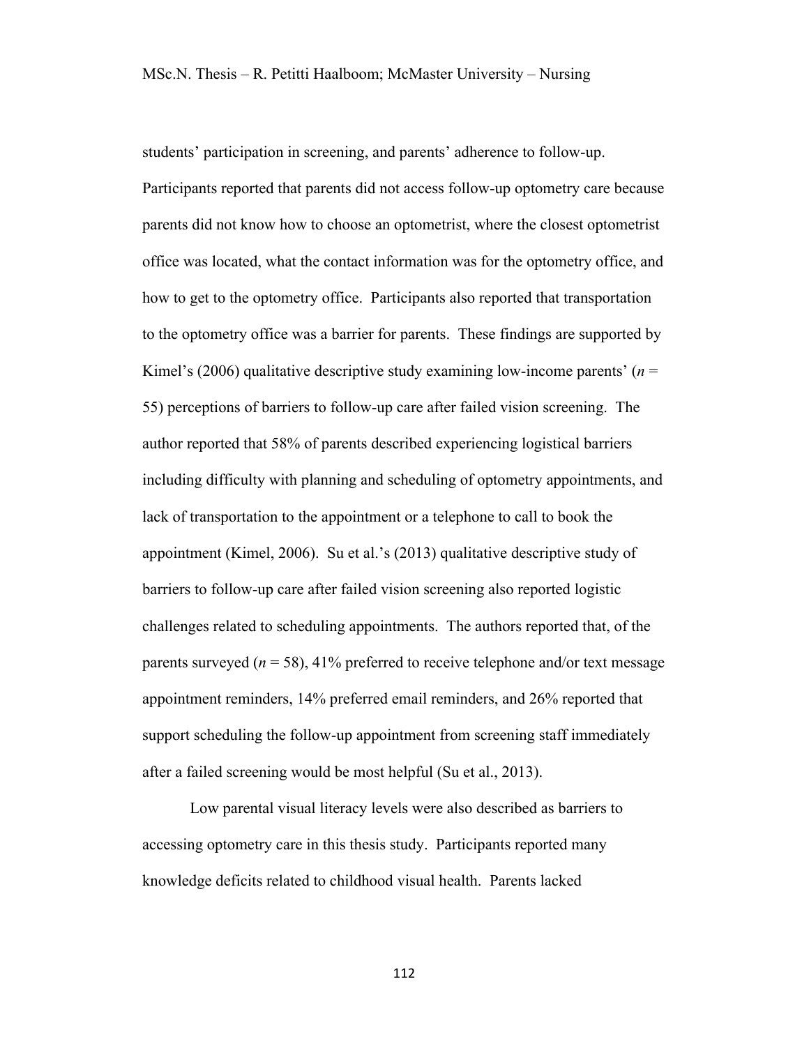students' participation in screening, and parents' adherence to follow-up. Participants reported that parents did not access follow-up optometry care because parents did not know how to choose an optometrist, where the closest optometrist office was located, what the contact information was for the optometry office, and how to get to the optometry office. Participants also reported that transportation to the optometry office was a barrier for parents. These findings are supported by Kimel's (2006) qualitative descriptive study examining low-income parents' ($n$ = 55) perceptions of barriers to follow-up care after failed vision screening. The author reported that 58% of parents described experiencing logistical barriers including difficulty with planning and scheduling of optometry appointments, and lack of transportation to the appointment or a telephone to call to book the appointment (Kimel, 2006). Su et al.'s (2013) qualitative descriptive study of barriers to follow-up care after failed vision screening also reported logistic challenges related to scheduling appointments. The authors reported that, of the parents surveyed ($n$ = 58), 41% preferred to receive telephone and/or text message appointment reminders, 14% preferred email reminders, and 26% reported that support scheduling the follow-up appointment from screening staff immediately after a failed screening would be most helpful (Su et al., 2013).

Low parental visual literacy levels were also described as barriers to accessing optometry care in this thesis study. Participants reported many knowledge deficits related to childhood visual health. Parents lacked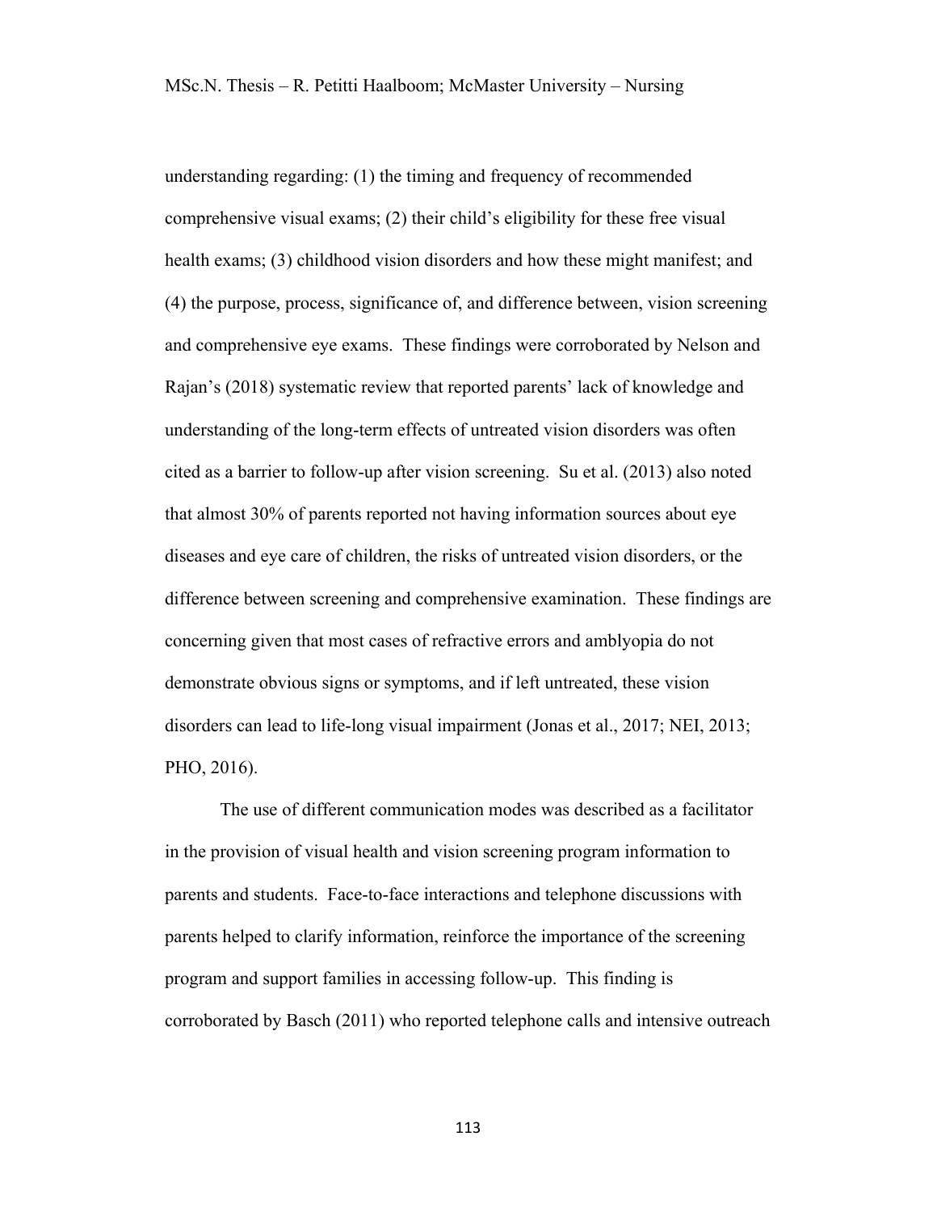understanding regarding: (1) the timing and frequency of recommended comprehensive visual exams; (2) their child's eligibility for these free visual health exams; (3) childhood vision disorders and how these might manifest; and (4) the purpose, process, significance of, and difference between, vision screening and comprehensive eye exams. These findings were corroborated by Nelson and Rajan's (2018) systematic review that reported parents' lack of knowledge and understanding of the long-term effects of untreated vision disorders was often cited as a barrier to follow-up after vision screening. Su et al. (2013) also noted that almost 30% of parents reported not having information sources about eye diseases and eye care of children, the risks of untreated vision disorders, or the difference between screening and comprehensive examination. These findings are concerning given that most cases of refractive errors and amblyopia do not demonstrate obvious signs or symptoms, and if left untreated, these vision disorders can lead to life-long visual impairment (Jonas et al., 2017; NEI, 2013; PHO, 2016).

The use of different communication modes was described as a facilitator in the provision of visual health and vision screening program information to parents and students. Face-to-face interactions and telephone discussions with parents helped to clarify information, reinforce the importance of the screening program and support families in accessing follow-up. This finding is corroborated by Basch (2011) who reported telephone calls and intensive outreach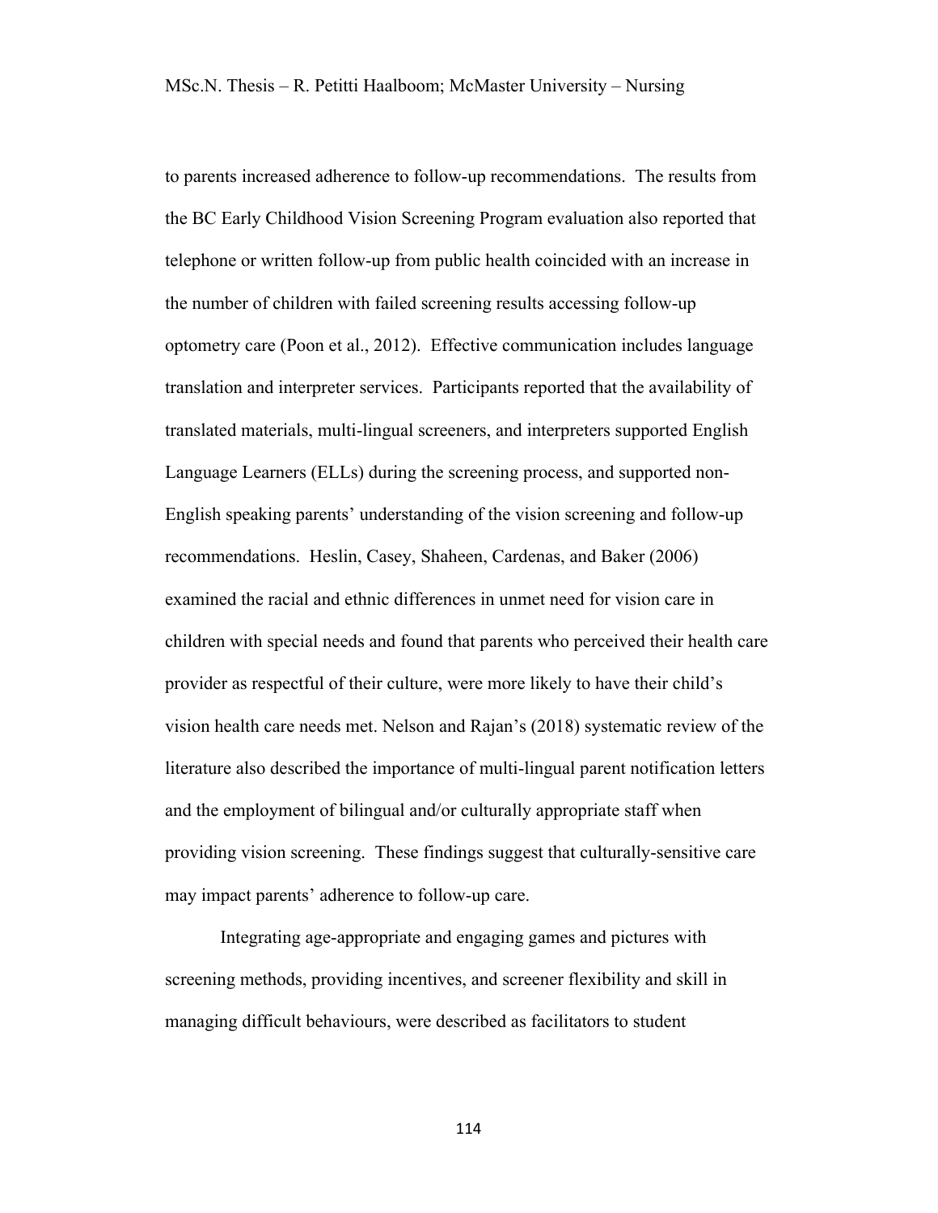to parents increased adherence to follow-up recommendations. The results from the BC Early Childhood Vision Screening Program evaluation also reported that telephone or written follow-up from public health coincided with an increase in the number of children with failed screening results accessing follow-up optometry care (Poon et al., 2012). Effective communication includes language translation and interpreter services. Participants reported that the availability of translated materials, multi-lingual screeners, and interpreters supported English Language Learners (ELLs) during the screening process, and supported non-English speaking parents' understanding of the vision screening and follow-up recommendations. Heslin, Casey, Shaheen, Cardenas, and Baker (2006) examined the racial and ethnic differences in unmet need for vision care in children with special needs and found that parents who perceived their health care provider as respectful of their culture, were more likely to have their child's vision health care needs met. Nelson and Rajan's (2018) systematic review of the literature also described the importance of multi-lingual parent notification letters and the employment of bilingual and/or culturally appropriate staff when providing vision screening. These findings suggest that culturally-sensitive care may impact parents' adherence to follow-up care.

Integrating age-appropriate and engaging games and pictures with screening methods, providing incentives, and screener flexibility and skill in managing difficult behaviours, were described as facilitators to student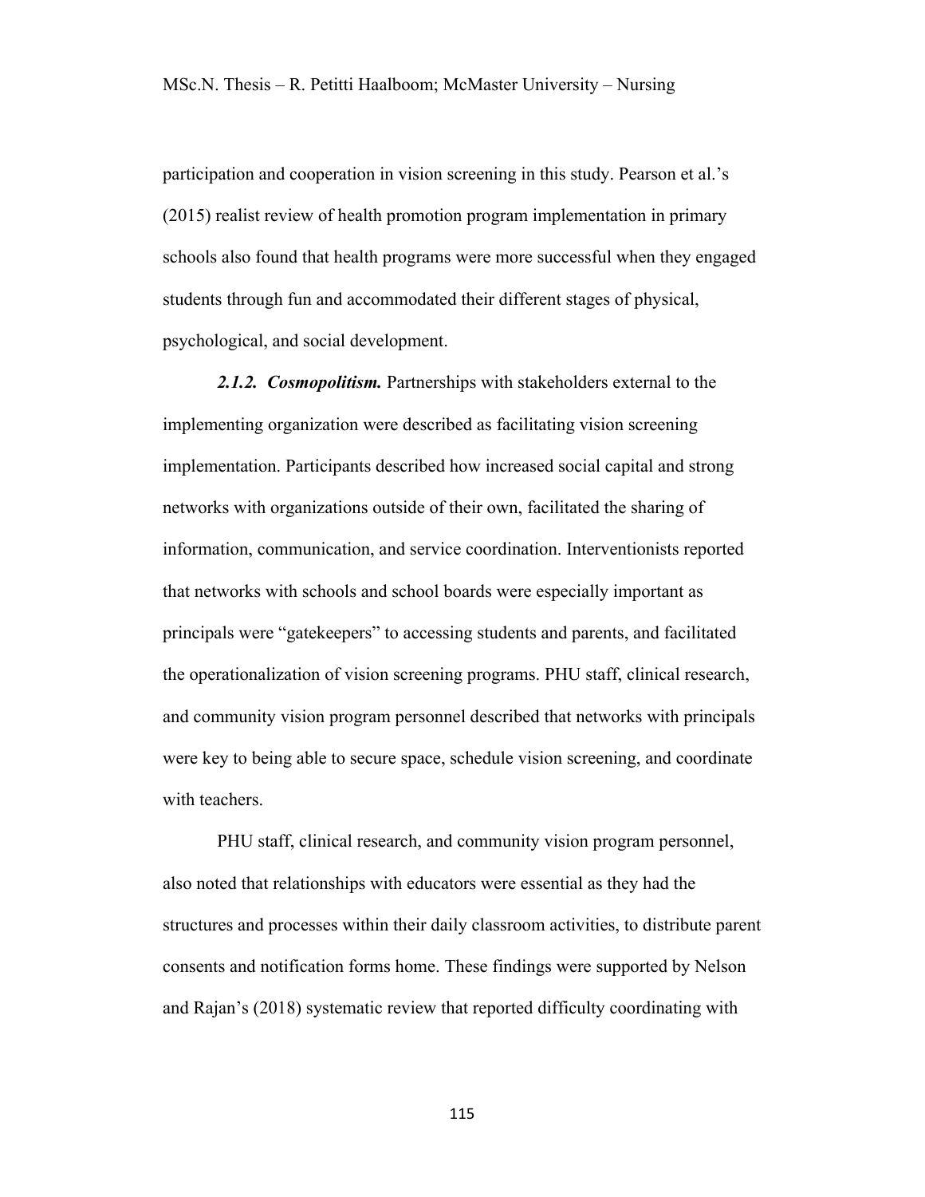participation and cooperation in vision screening in this study. Pearson et al.'s (2015) realist review of health promotion program implementation in primary schools also found that health programs were more successful when they engaged students through fun and accommodated their different stages of physical, psychological, and social development.

***2.1.2. Cosmopolitism.*** Partnerships with stakeholders external to the implementing organization were described as facilitating vision screening implementation. Participants described how increased social capital and strong networks with organizations outside of their own, facilitated the sharing of information, communication, and service coordination. Interventionists reported that networks with schools and school boards were especially important as principals were "gatekeepers" to accessing students and parents, and facilitated the operationalization of vision screening programs. PHU staff, clinical research, and community vision program personnel described that networks with principals were key to being able to secure space, schedule vision screening, and coordinate with teachers.

PHU staff, clinical research, and community vision program personnel, also noted that relationships with educators were essential as they had the structures and processes within their daily classroom activities, to distribute parent consents and notification forms home. These findings were supported by Nelson and Rajan's (2018) systematic review that reported difficulty coordinating with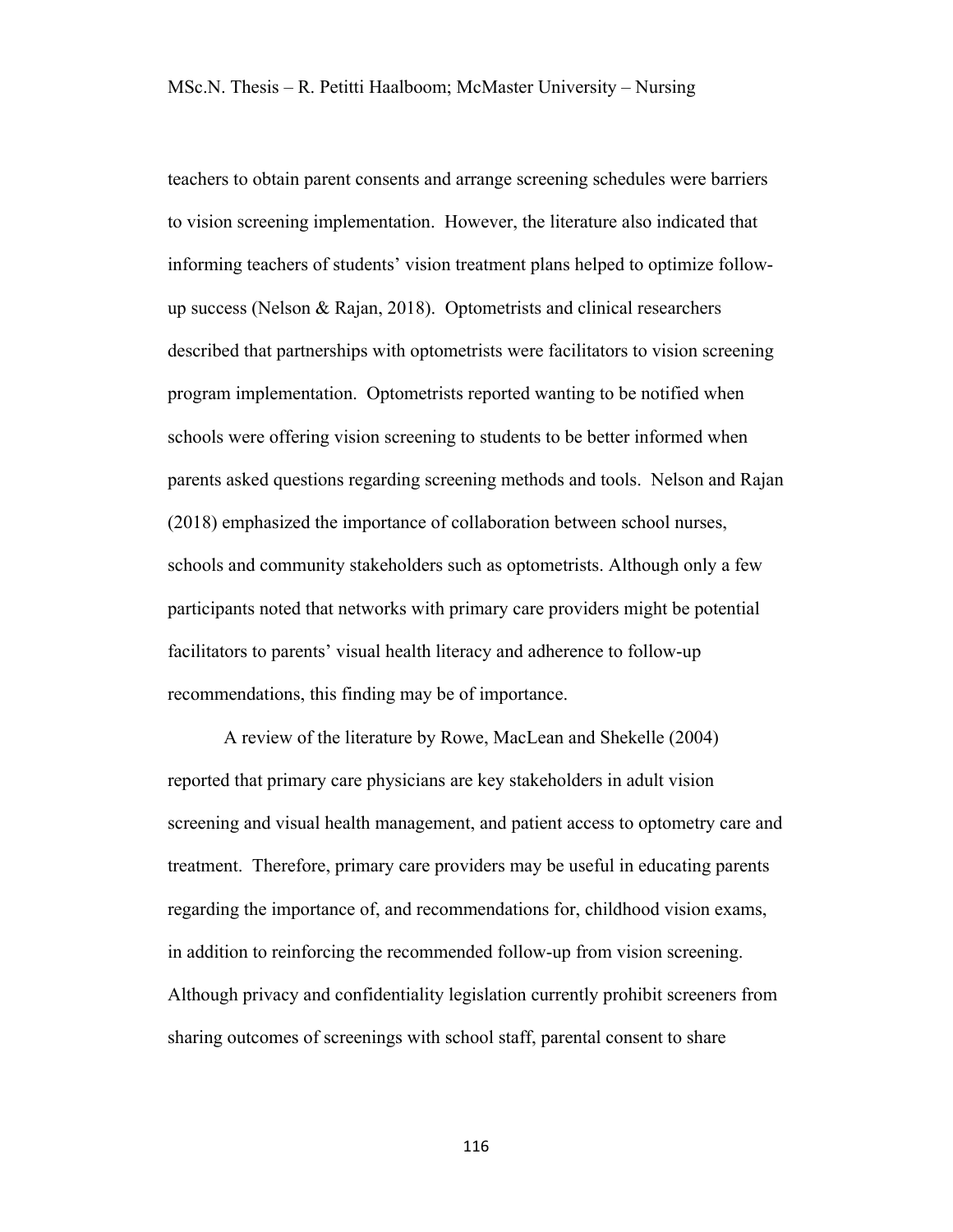teachers to obtain parent consents and arrange screening schedules were barriers to vision screening implementation. However, the literature also indicated that informing teachers of students' vision treatment plans helped to optimize follow-up success (Nelson & Rajan, 2018). Optometrists and clinical researchers described that partnerships with optometrists were facilitators to vision screening program implementation. Optometrists reported wanting to be notified when schools were offering vision screening to students to be better informed when parents asked questions regarding screening methods and tools. Nelson and Rajan (2018) emphasized the importance of collaboration between school nurses, schools and community stakeholders such as optometrists. Although only a few participants noted that networks with primary care providers might be potential facilitators to parents' visual health literacy and adherence to follow-up recommendations, this finding may be of importance.

A review of the literature by Rowe, MacLean and Shekelle (2004) reported that primary care physicians are key stakeholders in adult vision screening and visual health management, and patient access to optometry care and treatment. Therefore, primary care providers may be useful in educating parents regarding the importance of, and recommendations for, childhood vision exams, in addition to reinforcing the recommended follow-up from vision screening. Although privacy and confidentiality legislation currently prohibit screeners from sharing outcomes of screenings with school staff, parental consent to share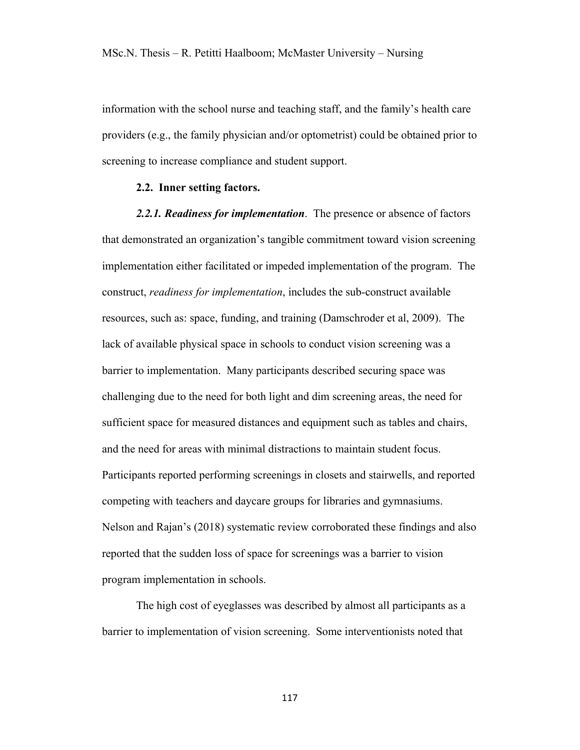information with the school nurse and teaching staff, and the family's health care providers (e.g., the family physician and/or optometrist) could be obtained prior to screening to increase compliance and student support.

### 2.2. Inner setting factors.

***2.2.1. Readiness for implementation***. The presence or absence of factors that demonstrated an organization's tangible commitment toward vision screening implementation either facilitated or impeded implementation of the program. The construct, *readiness for implementation*, includes the sub-construct available resources, such as: space, funding, and training (Damschroder et al, 2009). The lack of available physical space in schools to conduct vision screening was a barrier to implementation. Many participants described securing space was challenging due to the need for both light and dim screening areas, the need for sufficient space for measured distances and equipment such as tables and chairs, and the need for areas with minimal distractions to maintain student focus. Participants reported performing screenings in closets and stairwells, and reported competing with teachers and daycare groups for libraries and gymnasiums. Nelson and Rajan's (2018) systematic review corroborated these findings and also reported that the sudden loss of space for screenings was a barrier to vision program implementation in schools.

The high cost of eyeglasses was described by almost all participants as a barrier to implementation of vision screening. Some interventionists noted that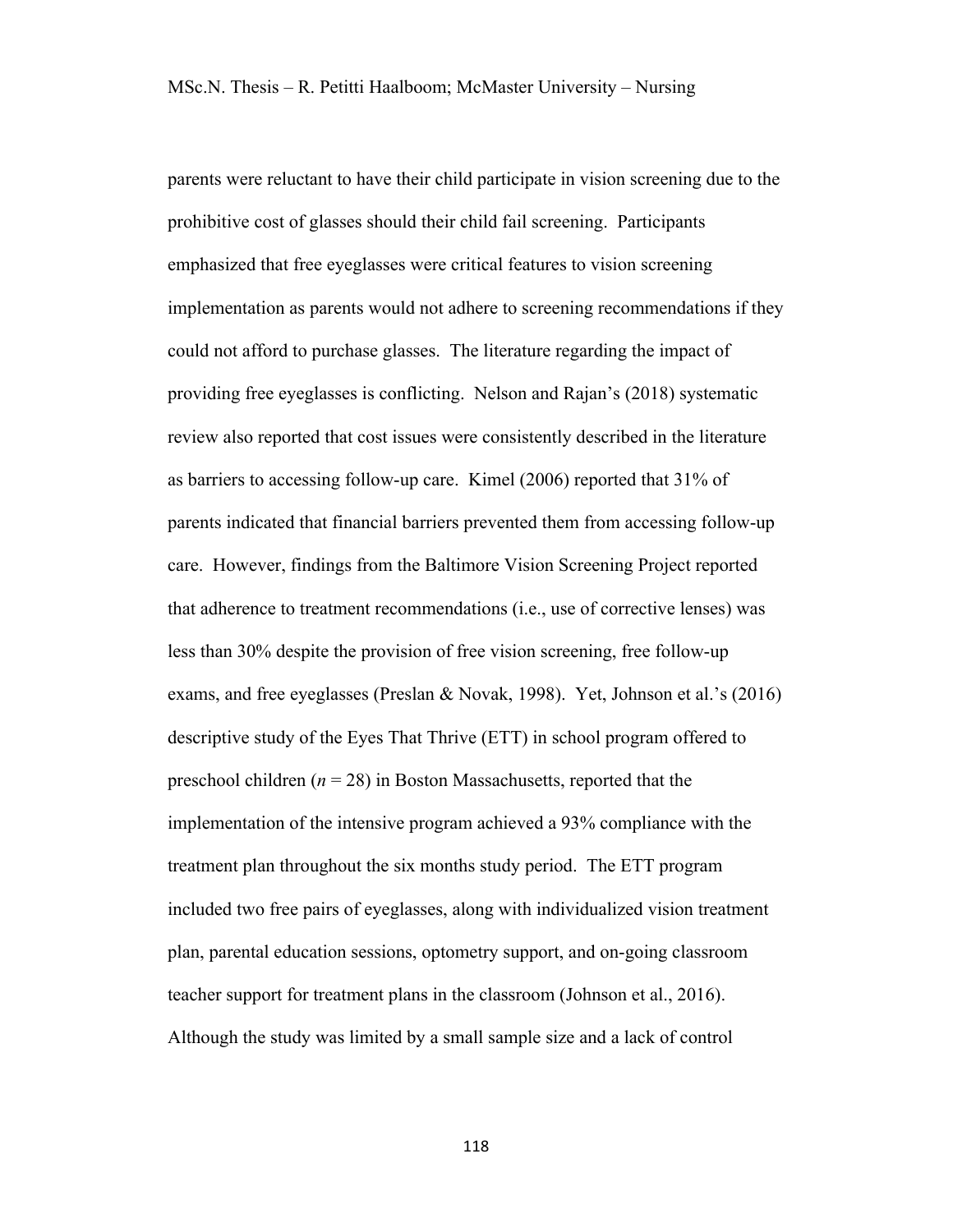parents were reluctant to have their child participate in vision screening due to the prohibitive cost of glasses should their child fail screening. Participants emphasized that free eyeglasses were critical features to vision screening implementation as parents would not adhere to screening recommendations if they could not afford to purchase glasses. The literature regarding the impact of providing free eyeglasses is conflicting. Nelson and Rajan's (2018) systematic review also reported that cost issues were consistently described in the literature as barriers to accessing follow-up care. Kimel (2006) reported that 31% of parents indicated that financial barriers prevented them from accessing follow-up care. However, findings from the Baltimore Vision Screening Project reported that adherence to treatment recommendations (i.e., use of corrective lenses) was less than 30% despite the provision of free vision screening, free follow-up exams, and free eyeglasses (Preslan & Novak, 1998). Yet, Johnson et al.'s (2016) descriptive study of the Eyes That Thrive (ETT) in school program offered to preschool children ($n$ = 28) in Boston Massachusetts, reported that the implementation of the intensive program achieved a 93% compliance with the treatment plan throughout the six months study period. The ETT program included two free pairs of eyeglasses, along with individualized vision treatment plan, parental education sessions, optometry support, and on-going classroom teacher support for treatment plans in the classroom (Johnson et al., 2016). Although the study was limited by a small sample size and a lack of control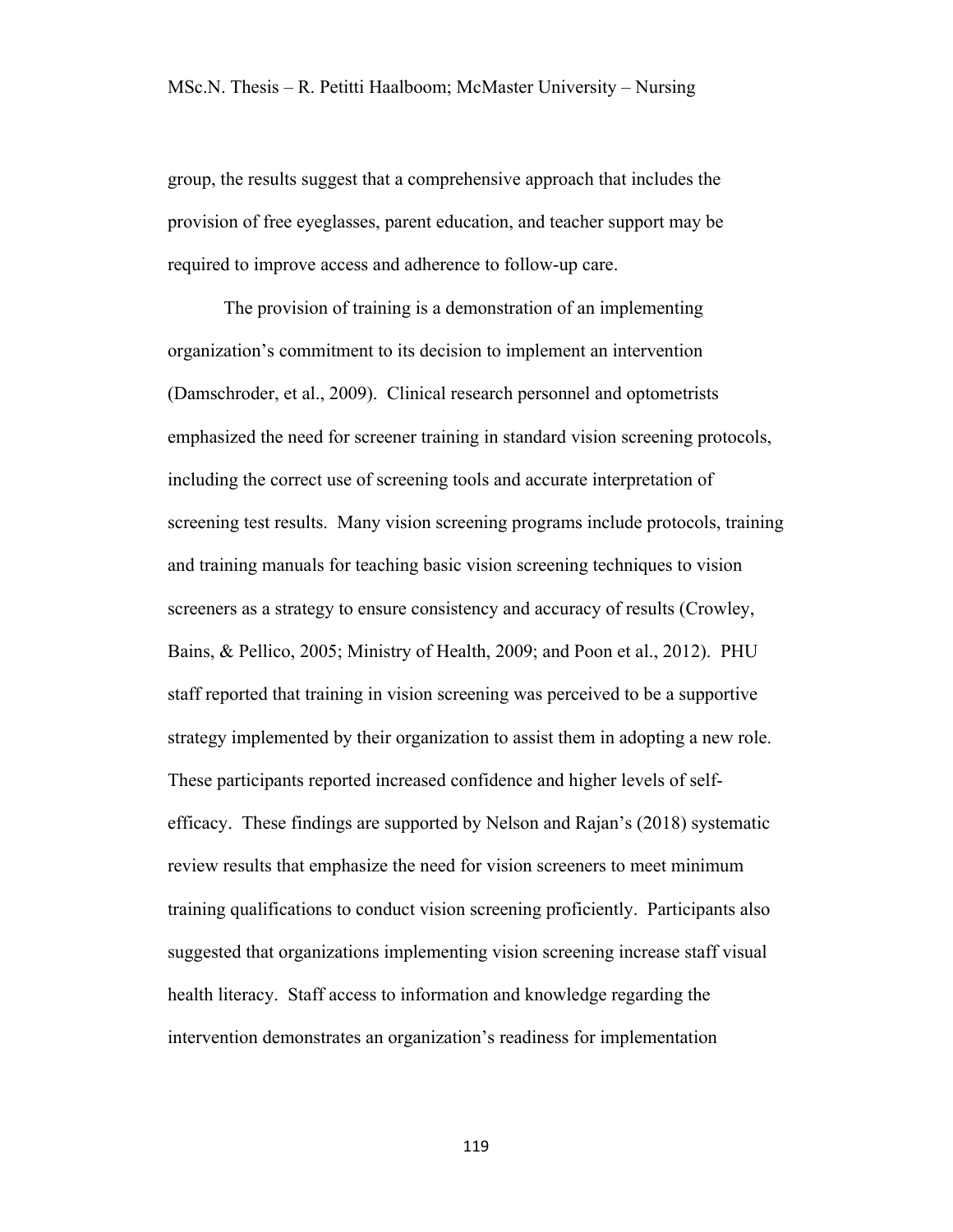group, the results suggest that a comprehensive approach that includes the provision of free eyeglasses, parent education, and teacher support may be required to improve access and adherence to follow-up care.

The provision of training is a demonstration of an implementing organization's commitment to its decision to implement an intervention (Damschroder, et al., 2009). Clinical research personnel and optometrists emphasized the need for screener training in standard vision screening protocols, including the correct use of screening tools and accurate interpretation of screening test results. Many vision screening programs include protocols, training and training manuals for teaching basic vision screening techniques to vision screeners as a strategy to ensure consistency and accuracy of results (Crowley, Bains, & Pellico, 2005; Ministry of Health, 2009; and Poon et al., 2012). PHU staff reported that training in vision screening was perceived to be a supportive strategy implemented by their organization to assist them in adopting a new role. These participants reported increased confidence and higher levels of self-efficacy. These findings are supported by Nelson and Rajan's (2018) systematic review results that emphasize the need for vision screeners to meet minimum training qualifications to conduct vision screening proficiently. Participants also suggested that organizations implementing vision screening increase staff visual health literacy. Staff access to information and knowledge regarding the intervention demonstrates an organization's readiness for implementation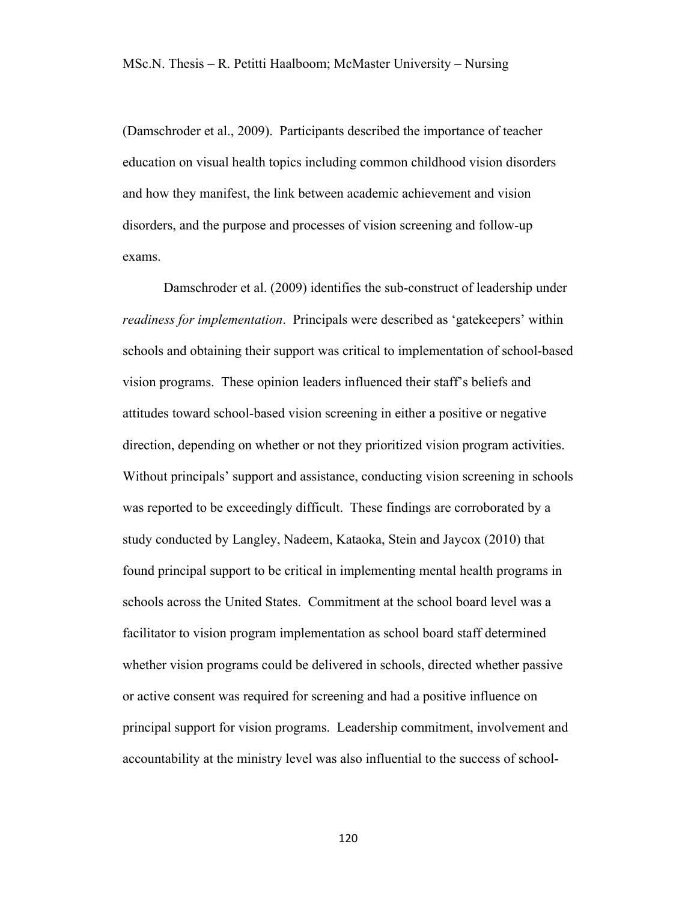(Damschroder et al., 2009). Participants described the importance of teacher education on visual health topics including common childhood vision disorders and how they manifest, the link between academic achievement and vision disorders, and the purpose and processes of vision screening and follow-up exams.

Damschroder et al. (2009) identifies the sub-construct of leadership under *readiness for implementation*. Principals were described as 'gatekeepers' within schools and obtaining their support was critical to implementation of school-based vision programs. These opinion leaders influenced their staff's beliefs and attitudes toward school-based vision screening in either a positive or negative direction, depending on whether or not they prioritized vision program activities. Without principals' support and assistance, conducting vision screening in schools was reported to be exceedingly difficult. These findings are corroborated by a study conducted by Langley, Nadeem, Kataoka, Stein and Jaycox (2010) that found principal support to be critical in implementing mental health programs in schools across the United States. Commitment at the school board level was a facilitator to vision program implementation as school board staff determined whether vision programs could be delivered in schools, directed whether passive or active consent was required for screening and had a positive influence on principal support for vision programs. Leadership commitment, involvement and accountability at the ministry level was also influential to the success of school-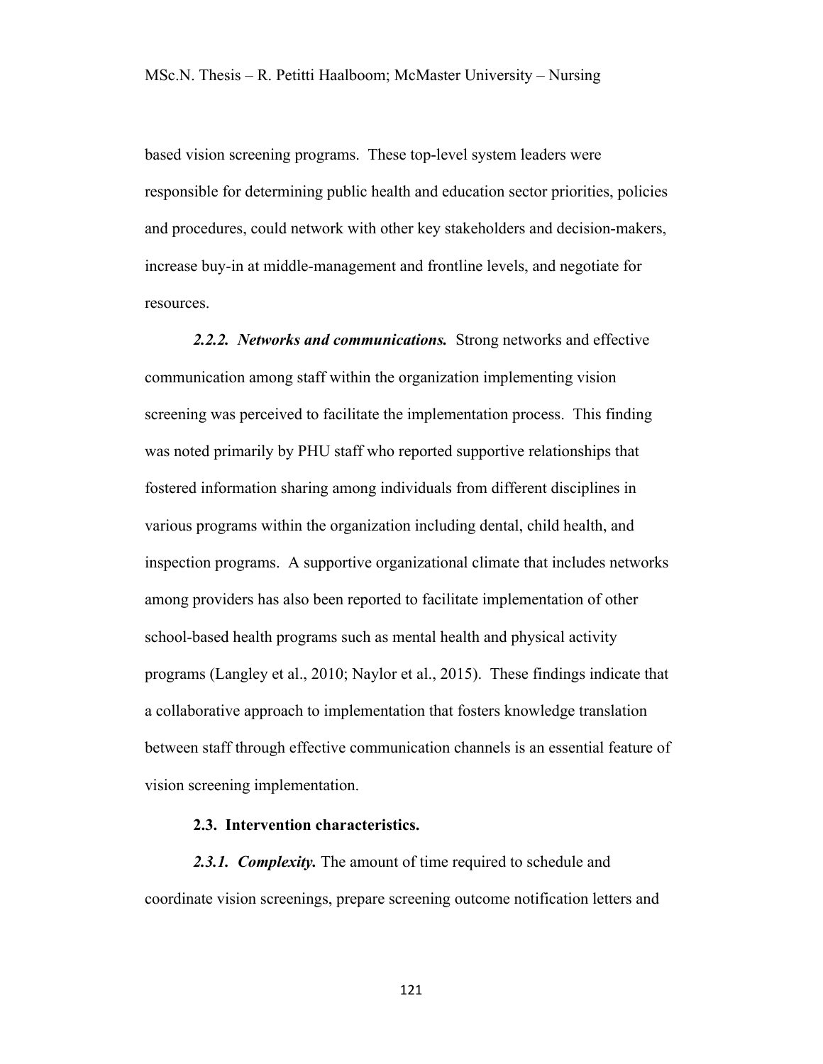based vision screening programs. These top-level system leaders were responsible for determining public health and education sector priorities, policies and procedures, could network with other key stakeholders and decision-makers, increase buy-in at middle-management and frontline levels, and negotiate for resources.

***2.2.2. Networks and communications.*** Strong networks and effective communication among staff within the organization implementing vision screening was perceived to facilitate the implementation process. This finding was noted primarily by PHU staff who reported supportive relationships that fostered information sharing among individuals from different disciplines in various programs within the organization including dental, child health, and inspection programs. A supportive organizational climate that includes networks among providers has also been reported to facilitate implementation of other school-based health programs such as mental health and physical activity programs (Langley et al., 2010; Naylor et al., 2015). These findings indicate that a collaborative approach to implementation that fosters knowledge translation between staff through effective communication channels is an essential feature of vision screening implementation.

**2.3. Intervention characteristics.**

***2.3.1. Complexity.*** The amount of time required to schedule and coordinate vision screenings, prepare screening outcome notification letters and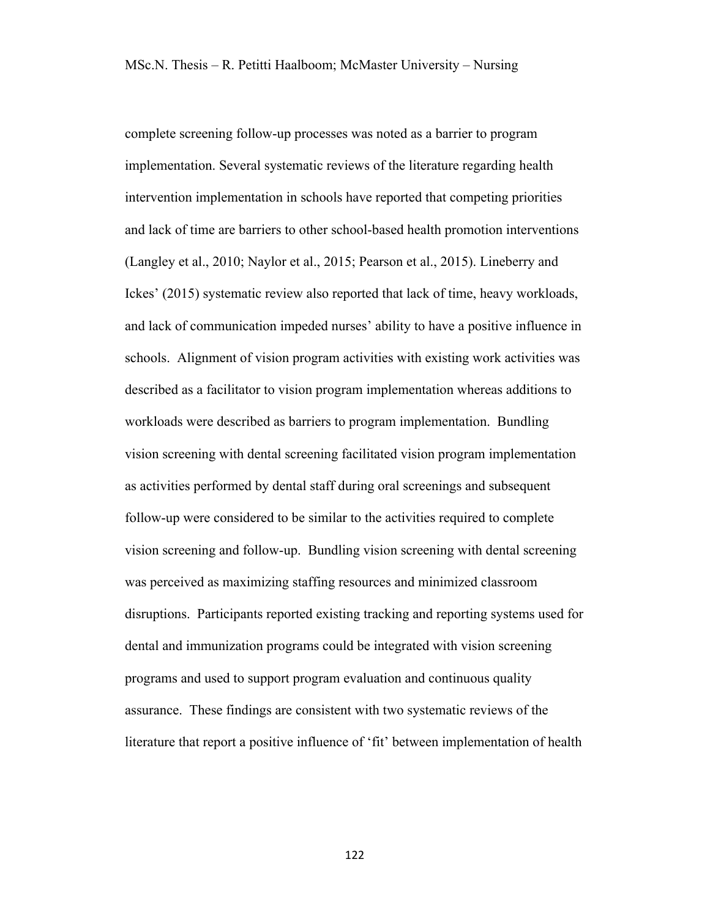complete screening follow-up processes was noted as a barrier to program implementation. Several systematic reviews of the literature regarding health intervention implementation in schools have reported that competing priorities and lack of time are barriers to other school-based health promotion interventions (Langley et al., 2010; Naylor et al., 2015; Pearson et al., 2015). Lineberry and Ickes' (2015) systematic review also reported that lack of time, heavy workloads, and lack of communication impeded nurses' ability to have a positive influence in schools. Alignment of vision program activities with existing work activities was described as a facilitator to vision program implementation whereas additions to workloads were described as barriers to program implementation. Bundling vision screening with dental screening facilitated vision program implementation as activities performed by dental staff during oral screenings and subsequent follow-up were considered to be similar to the activities required to complete vision screening and follow-up. Bundling vision screening with dental screening was perceived as maximizing staffing resources and minimized classroom disruptions. Participants reported existing tracking and reporting systems used for dental and immunization programs could be integrated with vision screening programs and used to support program evaluation and continuous quality assurance. These findings are consistent with two systematic reviews of the literature that report a positive influence of 'fit' between implementation of health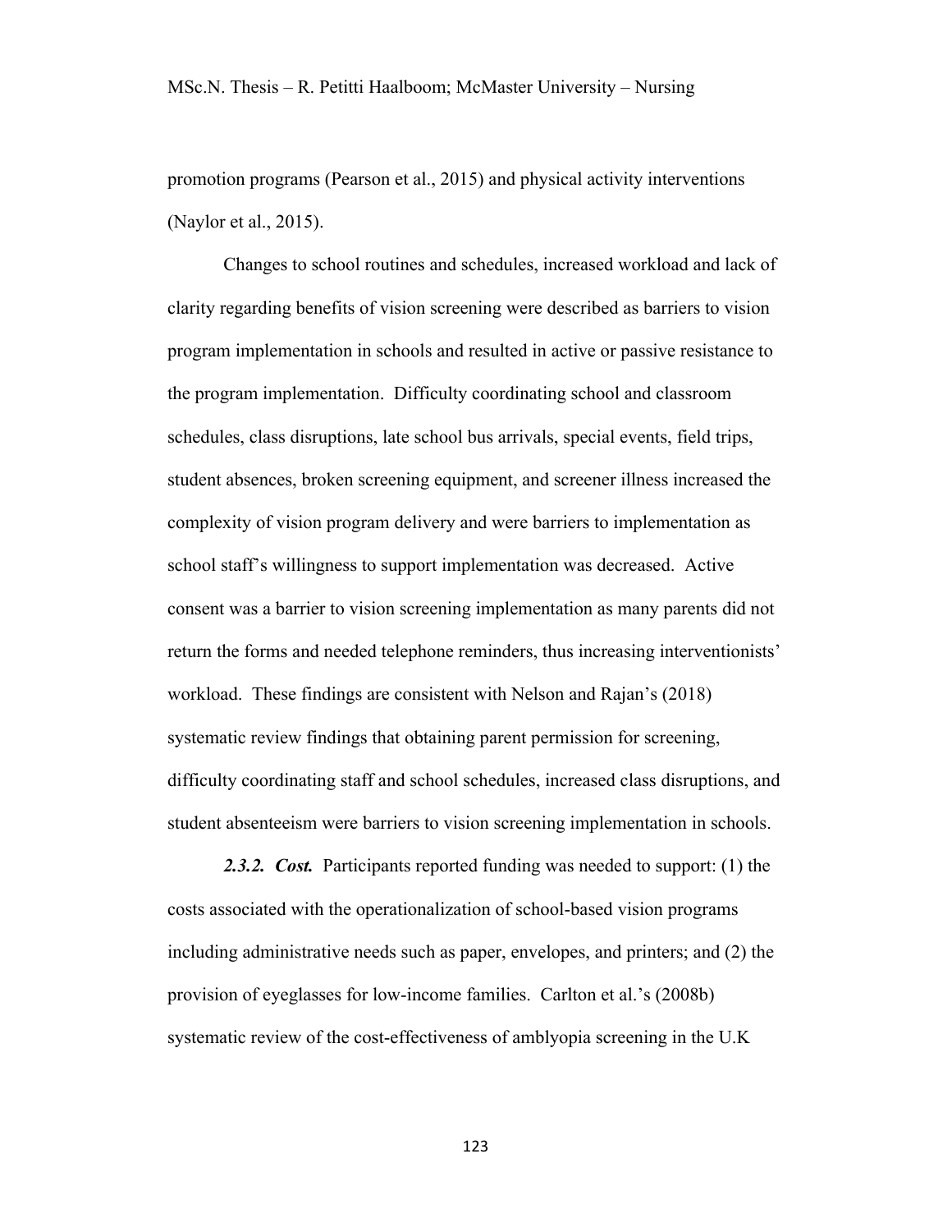promotion programs (Pearson et al., 2015) and physical activity interventions (Naylor et al., 2015).

Changes to school routines and schedules, increased workload and lack of clarity regarding benefits of vision screening were described as barriers to vision program implementation in schools and resulted in active or passive resistance to the program implementation. Difficulty coordinating school and classroom schedules, class disruptions, late school bus arrivals, special events, field trips, student absences, broken screening equipment, and screener illness increased the complexity of vision program delivery and were barriers to implementation as school staff's willingness to support implementation was decreased. Active consent was a barrier to vision screening implementation as many parents did not return the forms and needed telephone reminders, thus increasing interventionists' workload. These findings are consistent with Nelson and Rajan's (2018) systematic review findings that obtaining parent permission for screening, difficulty coordinating staff and school schedules, increased class disruptions, and student absenteeism were barriers to vision screening implementation in schools.

***2.3.2. Cost.*** Participants reported funding was needed to support: (1) the costs associated with the operationalization of school-based vision programs including administrative needs such as paper, envelopes, and printers; and (2) the provision of eyeglasses for low-income families. Carlton et al.'s (2008b) systematic review of the cost-effectiveness of amblyopia screening in the U.K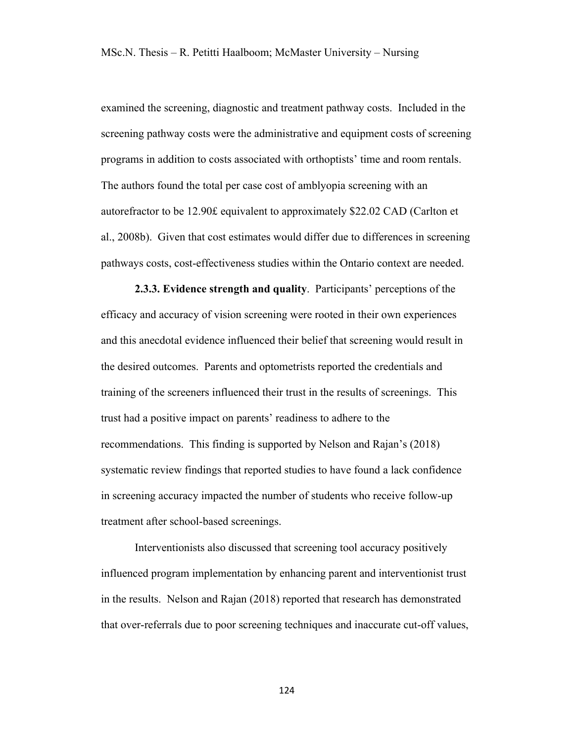examined the screening, diagnostic and treatment pathway costs. Included in the screening pathway costs were the administrative and equipment costs of screening programs in addition to costs associated with orthoptists' time and room rentals. The authors found the total per case cost of amblyopia screening with an autorefractor to be 12.90£ equivalent to approximately $22.02 CAD (Carlton et al., 2008b). Given that cost estimates would differ due to differences in screening pathways costs, cost-effectiveness studies within the Ontario context are needed.

**2.3.3. Evidence strength and quality**. Participants' perceptions of the efficacy and accuracy of vision screening were rooted in their own experiences and this anecdotal evidence influenced their belief that screening would result in the desired outcomes. Parents and optometrists reported the credentials and training of the screeners influenced their trust in the results of screenings. This trust had a positive impact on parents' readiness to adhere to the recommendations. This finding is supported by Nelson and Rajan's (2018) systematic review findings that reported studies to have found a lack confidence in screening accuracy impacted the number of students who receive follow-up treatment after school-based screenings.

Interventionists also discussed that screening tool accuracy positively influenced program implementation by enhancing parent and interventionist trust in the results. Nelson and Rajan (2018) reported that research has demonstrated that over-referrals due to poor screening techniques and inaccurate cut-off values,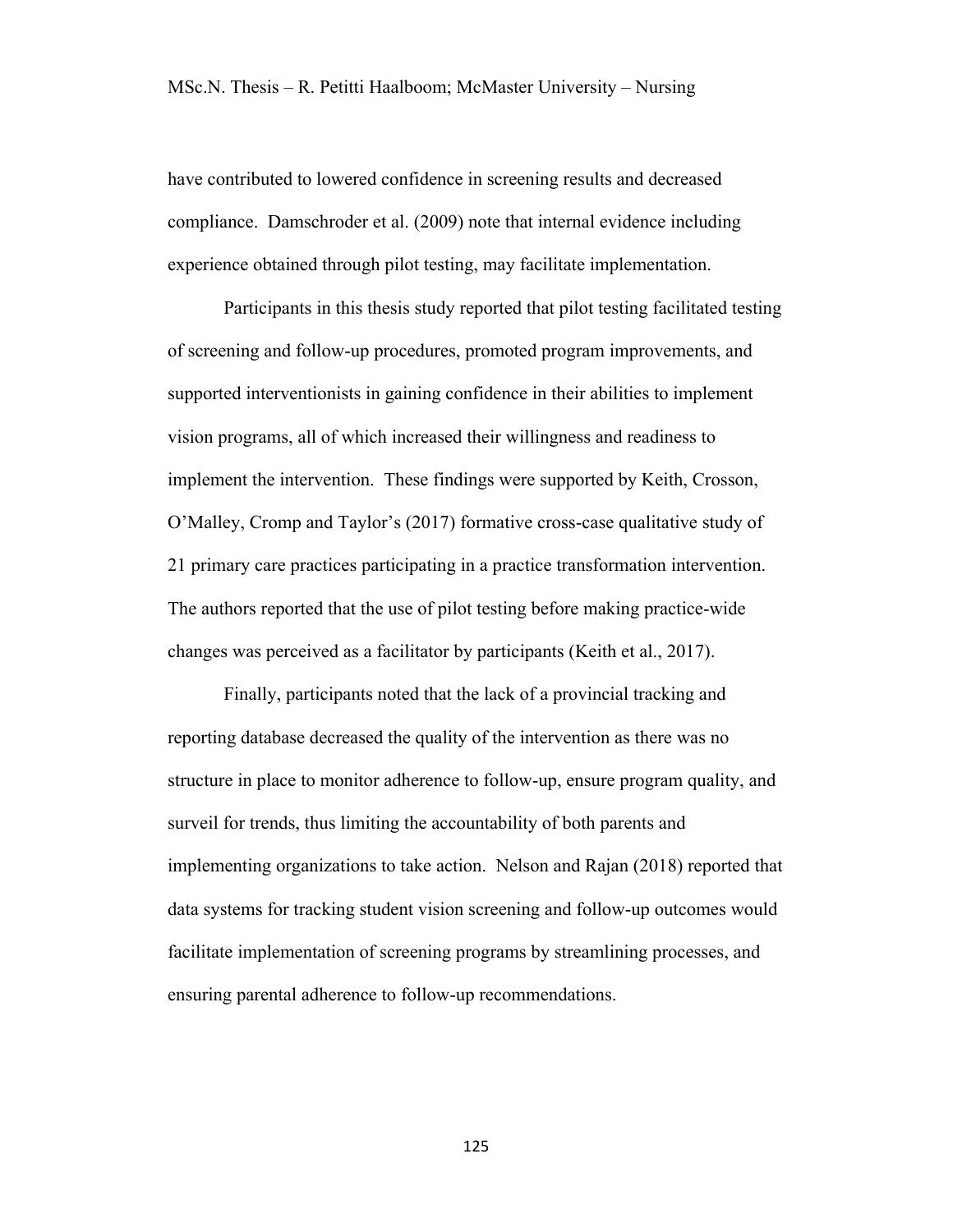have contributed to lowered confidence in screening results and decreased compliance. Damschroder et al. (2009) note that internal evidence including experience obtained through pilot testing, may facilitate implementation.

Participants in this thesis study reported that pilot testing facilitated testing of screening and follow-up procedures, promoted program improvements, and supported interventionists in gaining confidence in their abilities to implement vision programs, all of which increased their willingness and readiness to implement the intervention. These findings were supported by Keith, Crosson, O'Malley, Cromp and Taylor's (2017) formative cross-case qualitative study of 21 primary care practices participating in a practice transformation intervention. The authors reported that the use of pilot testing before making practice-wide changes was perceived as a facilitator by participants (Keith et al., 2017).

Finally, participants noted that the lack of a provincial tracking and reporting database decreased the quality of the intervention as there was no structure in place to monitor adherence to follow-up, ensure program quality, and surveil for trends, thus limiting the accountability of both parents and implementing organizations to take action. Nelson and Rajan (2018) reported that data systems for tracking student vision screening and follow-up outcomes would facilitate implementation of screening programs by streamlining processes, and ensuring parental adherence to follow-up recommendations.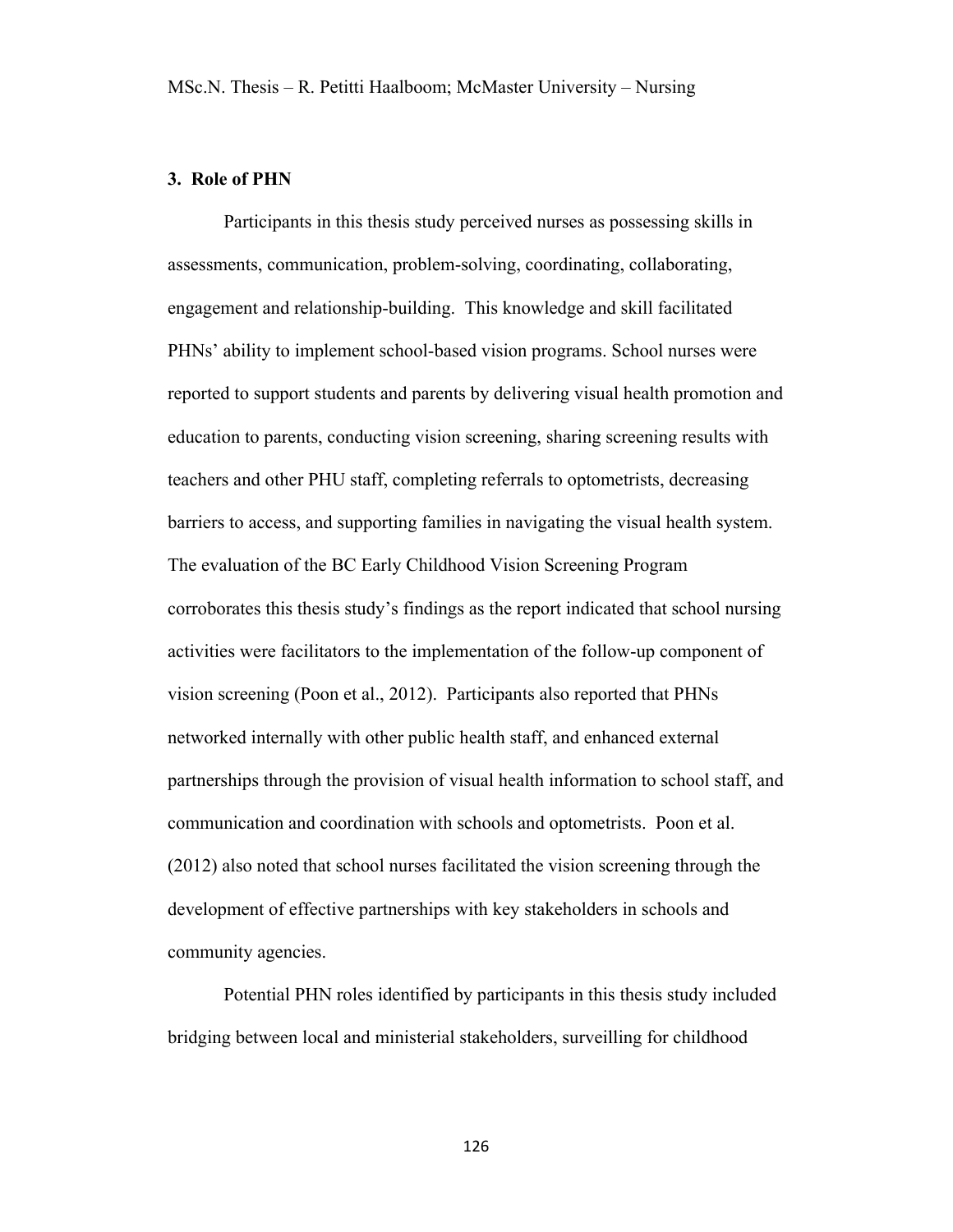### 3. Role of PHN

Participants in this thesis study perceived nurses as possessing skills in assessments, communication, problem-solving, coordinating, collaborating, engagement and relationship-building. This knowledge and skill facilitated PHNs' ability to implement school-based vision programs. School nurses were reported to support students and parents by delivering visual health promotion and education to parents, conducting vision screening, sharing screening results with teachers and other PHU staff, completing referrals to optometrists, decreasing barriers to access, and supporting families in navigating the visual health system. The evaluation of the BC Early Childhood Vision Screening Program corroborates this thesis study's findings as the report indicated that school nursing activities were facilitators to the implementation of the follow-up component of vision screening (Poon et al., 2012). Participants also reported that PHNs networked internally with other public health staff, and enhanced external partnerships through the provision of visual health information to school staff, and communication and coordination with schools and optometrists. Poon et al. (2012) also noted that school nurses facilitated the vision screening through the development of effective partnerships with key stakeholders in schools and community agencies.

Potential PHN roles identified by participants in this thesis study included bridging between local and ministerial stakeholders, surveilling for childhood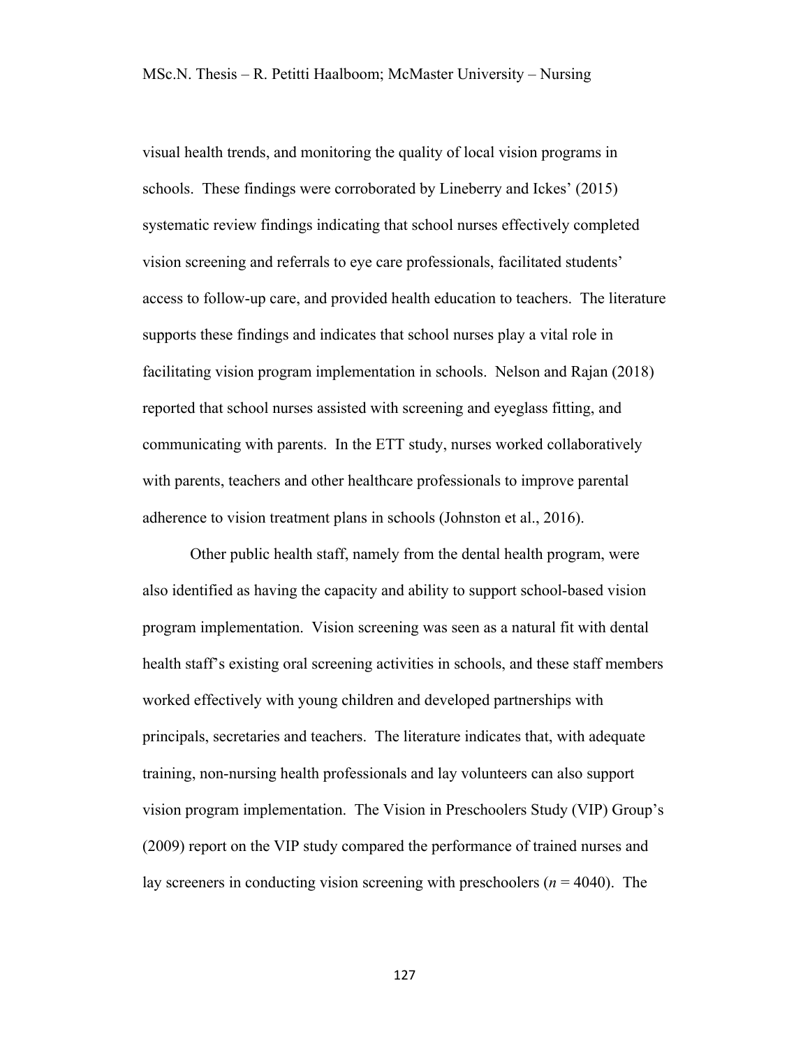visual health trends, and monitoring the quality of local vision programs in schools. These findings were corroborated by Lineberry and Ickes' (2015) systematic review findings indicating that school nurses effectively completed vision screening and referrals to eye care professionals, facilitated students' access to follow-up care, and provided health education to teachers. The literature supports these findings and indicates that school nurses play a vital role in facilitating vision program implementation in schools. Nelson and Rajan (2018) reported that school nurses assisted with screening and eyeglass fitting, and communicating with parents. In the ETT study, nurses worked collaboratively with parents, teachers and other healthcare professionals to improve parental adherence to vision treatment plans in schools (Johnston et al., 2016).

Other public health staff, namely from the dental health program, were also identified as having the capacity and ability to support school-based vision program implementation. Vision screening was seen as a natural fit with dental health staff's existing oral screening activities in schools, and these staff members worked effectively with young children and developed partnerships with principals, secretaries and teachers. The literature indicates that, with adequate training, non-nursing health professionals and lay volunteers can also support vision program implementation. The Vision in Preschoolers Study (VIP) Group's (2009) report on the VIP study compared the performance of trained nurses and lay screeners in conducting vision screening with preschoolers (*n* = 4040). The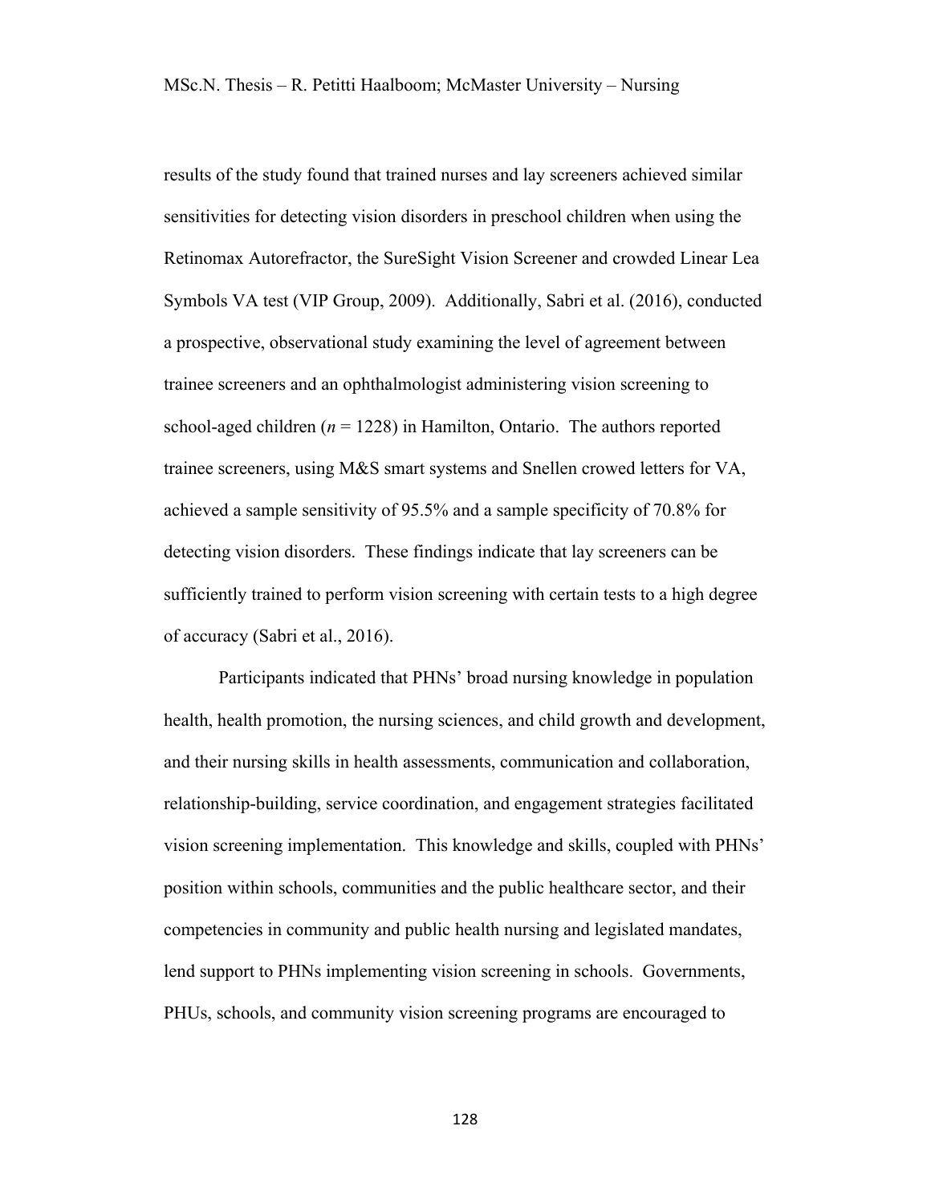results of the study found that trained nurses and lay screeners achieved similar sensitivities for detecting vision disorders in preschool children when using the Retinomax Autorefractor, the SureSight Vision Screener and crowded Linear Lea Symbols VA test (VIP Group, 2009). Additionally, Sabri et al. (2016), conducted a prospective, observational study examining the level of agreement between trainee screeners and an ophthalmologist administering vision screening to school-aged children (*n* = 1228) in Hamilton, Ontario. The authors reported trainee screeners, using M&S smart systems and Snellen crowed letters for VA, achieved a sample sensitivity of 95.5% and a sample specificity of 70.8% for detecting vision disorders. These findings indicate that lay screeners can be sufficiently trained to perform vision screening with certain tests to a high degree of accuracy (Sabri et al., 2016).

Participants indicated that PHNs' broad nursing knowledge in population health, health promotion, the nursing sciences, and child growth and development, and their nursing skills in health assessments, communication and collaboration, relationship-building, service coordination, and engagement strategies facilitated vision screening implementation. This knowledge and skills, coupled with PHNs' position within schools, communities and the public healthcare sector, and their competencies in community and public health nursing and legislated mandates, lend support to PHNs implementing vision screening in schools. Governments, PHUs, schools, and community vision screening programs are encouraged to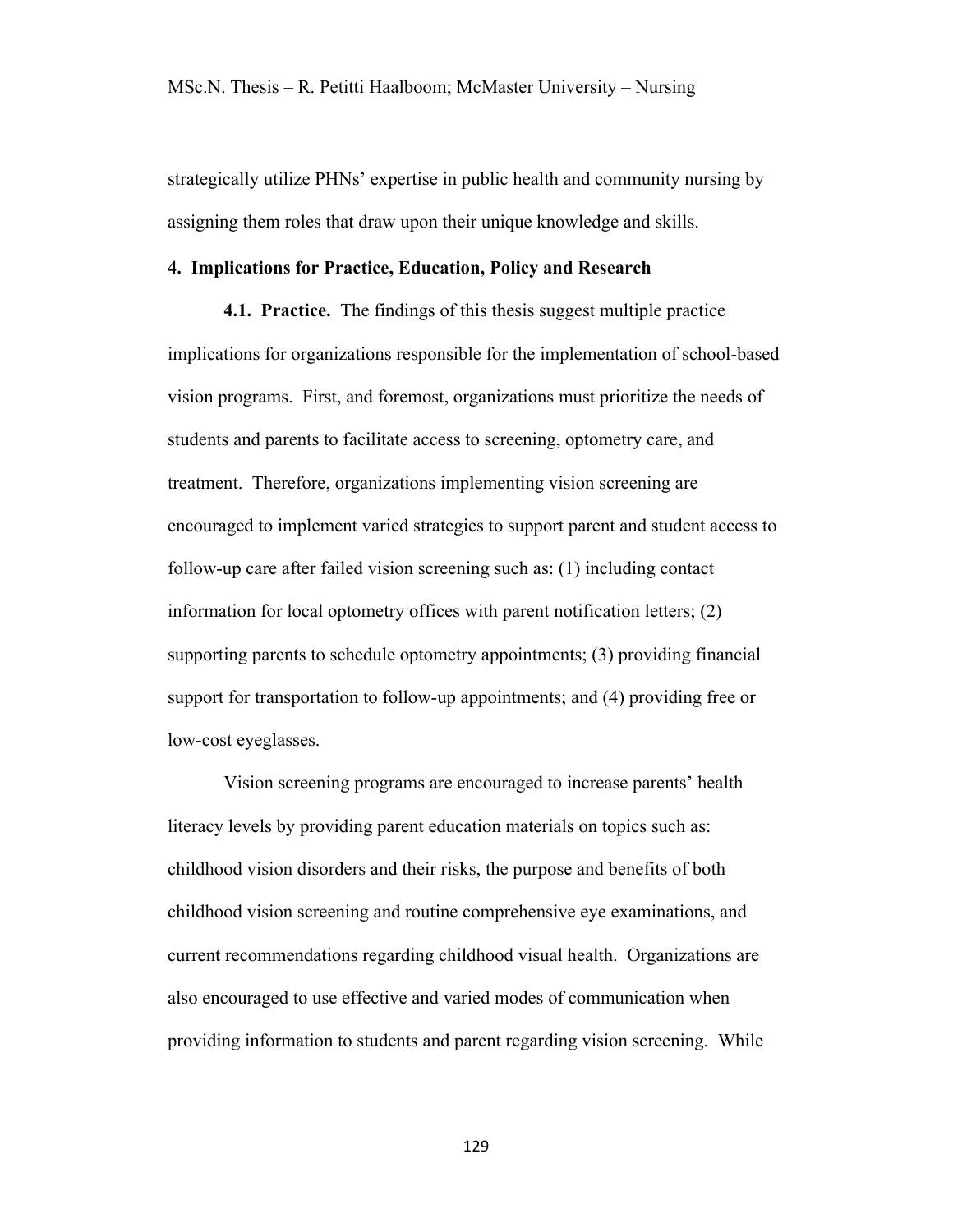strategically utilize PHNs' expertise in public health and community nursing by assigning them roles that draw upon their unique knowledge and skills.

## 4. Implications for Practice, Education, Policy and Research

**4.1. Practice.** The findings of this thesis suggest multiple practice implications for organizations responsible for the implementation of school-based vision programs. First, and foremost, organizations must prioritize the needs of students and parents to facilitate access to screening, optometry care, and treatment. Therefore, organizations implementing vision screening are encouraged to implement varied strategies to support parent and student access to follow-up care after failed vision screening such as: (1) including contact information for local optometry offices with parent notification letters; (2) supporting parents to schedule optometry appointments; (3) providing financial support for transportation to follow-up appointments; and (4) providing free or low-cost eyeglasses.

Vision screening programs are encouraged to increase parents' health literacy levels by providing parent education materials on topics such as: childhood vision disorders and their risks, the purpose and benefits of both childhood vision screening and routine comprehensive eye examinations, and current recommendations regarding childhood visual health. Organizations are also encouraged to use effective and varied modes of communication when providing information to students and parent regarding vision screening. While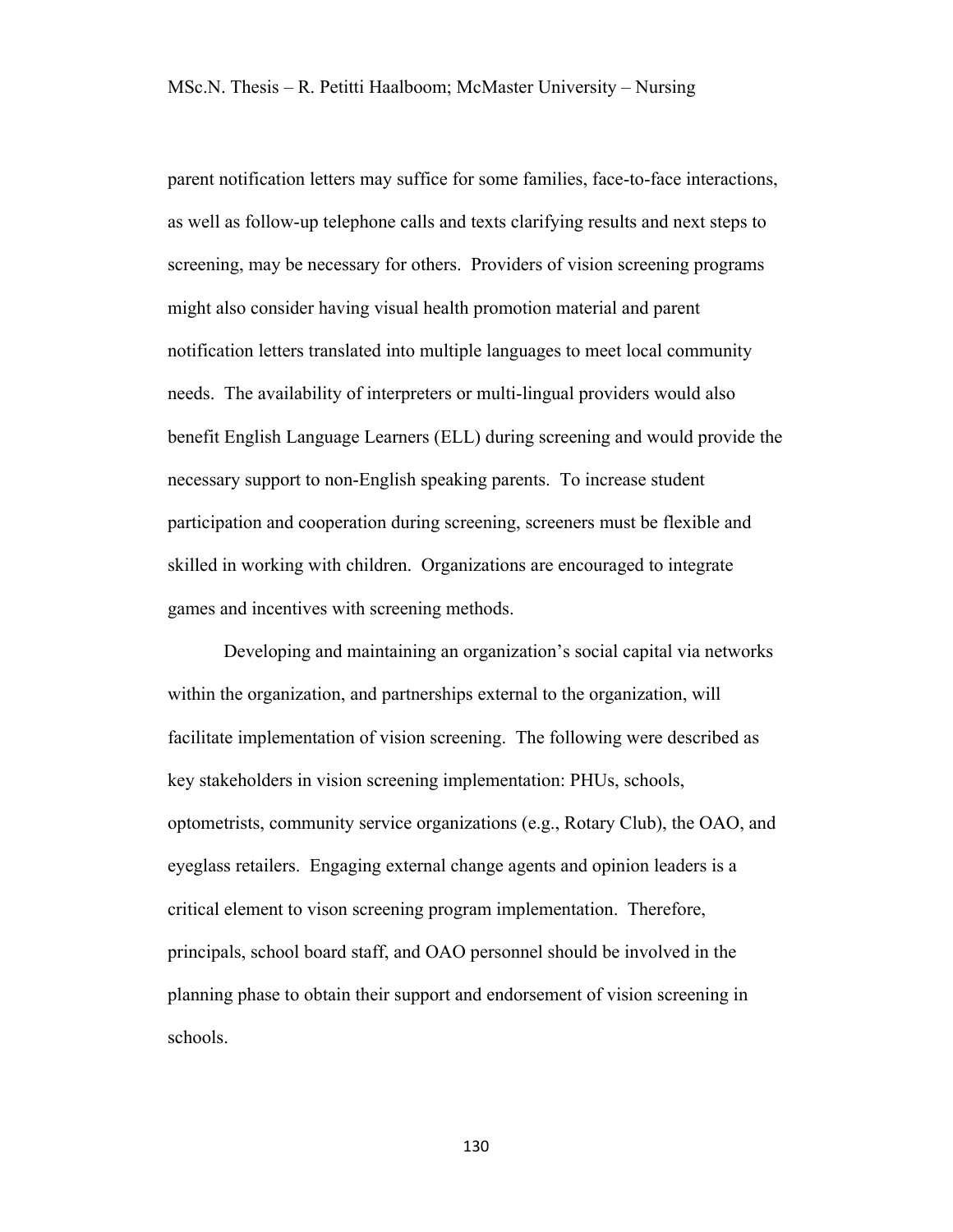parent notification letters may suffice for some families, face-to-face interactions, as well as follow-up telephone calls and texts clarifying results and next steps to screening, may be necessary for others. Providers of vision screening programs might also consider having visual health promotion material and parent notification letters translated into multiple languages to meet local community needs. The availability of interpreters or multi-lingual providers would also benefit English Language Learners (ELL) during screening and would provide the necessary support to non-English speaking parents. To increase student participation and cooperation during screening, screeners must be flexible and skilled in working with children. Organizations are encouraged to integrate games and incentives with screening methods.

Developing and maintaining an organization's social capital via networks within the organization, and partnerships external to the organization, will facilitate implementation of vision screening. The following were described as key stakeholders in vision screening implementation: PHUs, schools, optometrists, community service organizations (e.g., Rotary Club), the OAO, and eyeglass retailers. Engaging external change agents and opinion leaders is a critical element to vison screening program implementation. Therefore, principals, school board staff, and OAO personnel should be involved in the planning phase to obtain their support and endorsement of vision screening in schools.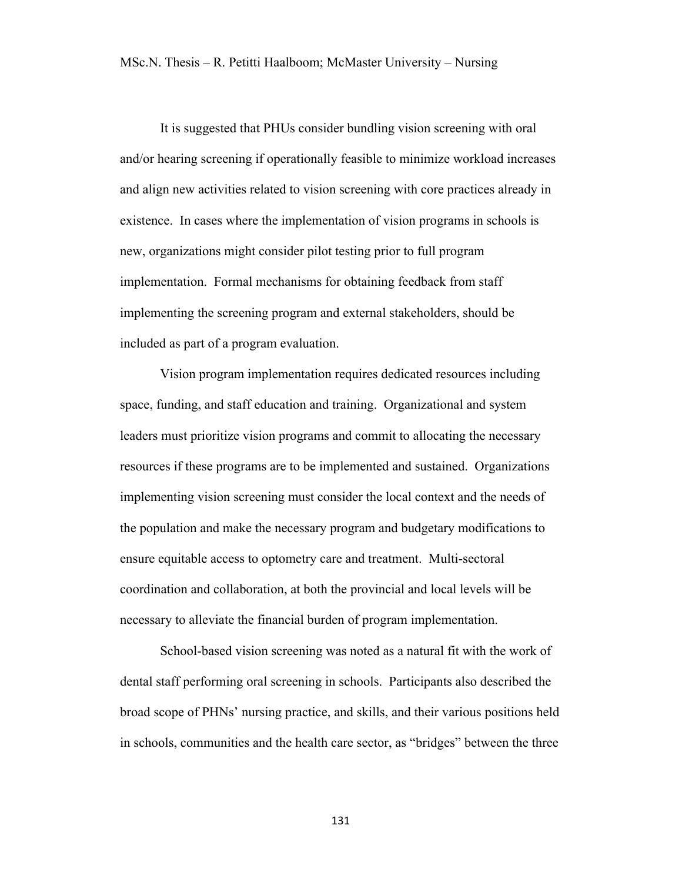It is suggested that PHUs consider bundling vision screening with oral and/or hearing screening if operationally feasible to minimize workload increases and align new activities related to vision screening with core practices already in existence. In cases where the implementation of vision programs in schools is new, organizations might consider pilot testing prior to full program implementation. Formal mechanisms for obtaining feedback from staff implementing the screening program and external stakeholders, should be included as part of a program evaluation.

Vision program implementation requires dedicated resources including space, funding, and staff education and training. Organizational and system leaders must prioritize vision programs and commit to allocating the necessary resources if these programs are to be implemented and sustained. Organizations implementing vision screening must consider the local context and the needs of the population and make the necessary program and budgetary modifications to ensure equitable access to optometry care and treatment. Multi-sectoral coordination and collaboration, at both the provincial and local levels will be necessary to alleviate the financial burden of program implementation.

School-based vision screening was noted as a natural fit with the work of dental staff performing oral screening in schools. Participants also described the broad scope of PHNs' nursing practice, and skills, and their various positions held in schools, communities and the health care sector, as "bridges" between the three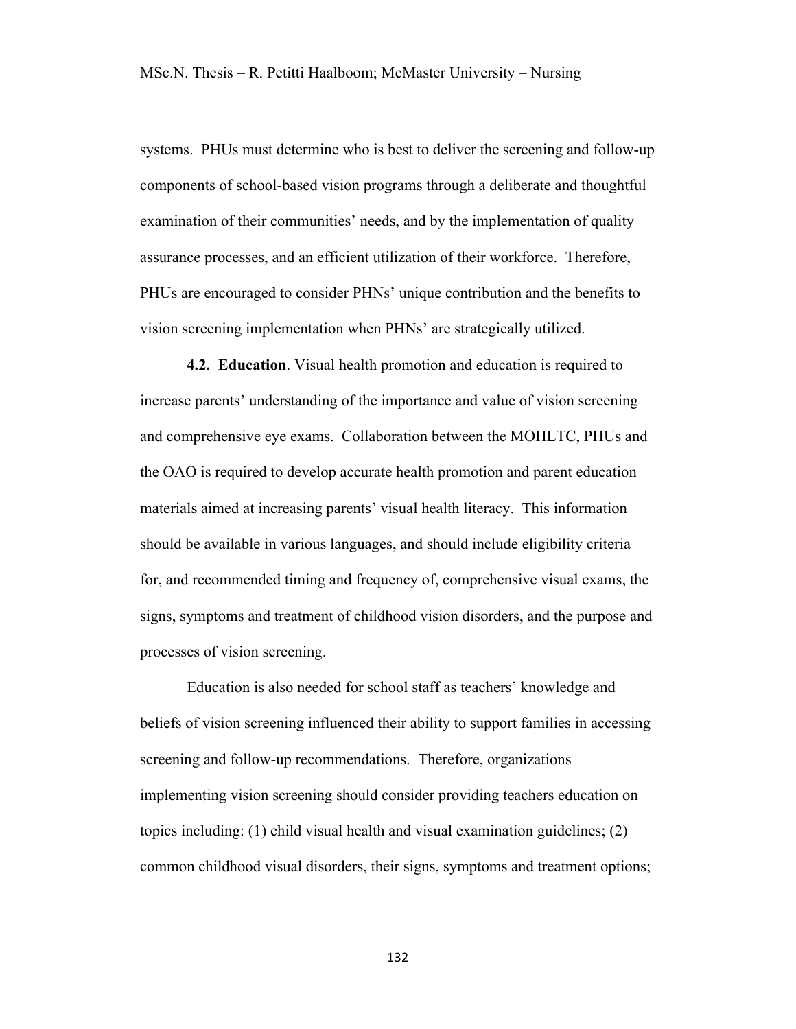systems. PHUs must determine who is best to deliver the screening and follow-up components of school-based vision programs through a deliberate and thoughtful examination of their communities' needs, and by the implementation of quality assurance processes, and an efficient utilization of their workforce. Therefore, PHUs are encouraged to consider PHNs' unique contribution and the benefits to vision screening implementation when PHNs' are strategically utilized.

**4.2. Education**. Visual health promotion and education is required to increase parents' understanding of the importance and value of vision screening and comprehensive eye exams. Collaboration between the MOHLTC, PHUs and the OAO is required to develop accurate health promotion and parent education materials aimed at increasing parents' visual health literacy. This information should be available in various languages, and should include eligibility criteria for, and recommended timing and frequency of, comprehensive visual exams, the signs, symptoms and treatment of childhood vision disorders, and the purpose and processes of vision screening.

Education is also needed for school staff as teachers' knowledge and beliefs of vision screening influenced their ability to support families in accessing screening and follow-up recommendations. Therefore, organizations implementing vision screening should consider providing teachers education on topics including: (1) child visual health and visual examination guidelines; (2) common childhood visual disorders, their signs, symptoms and treatment options;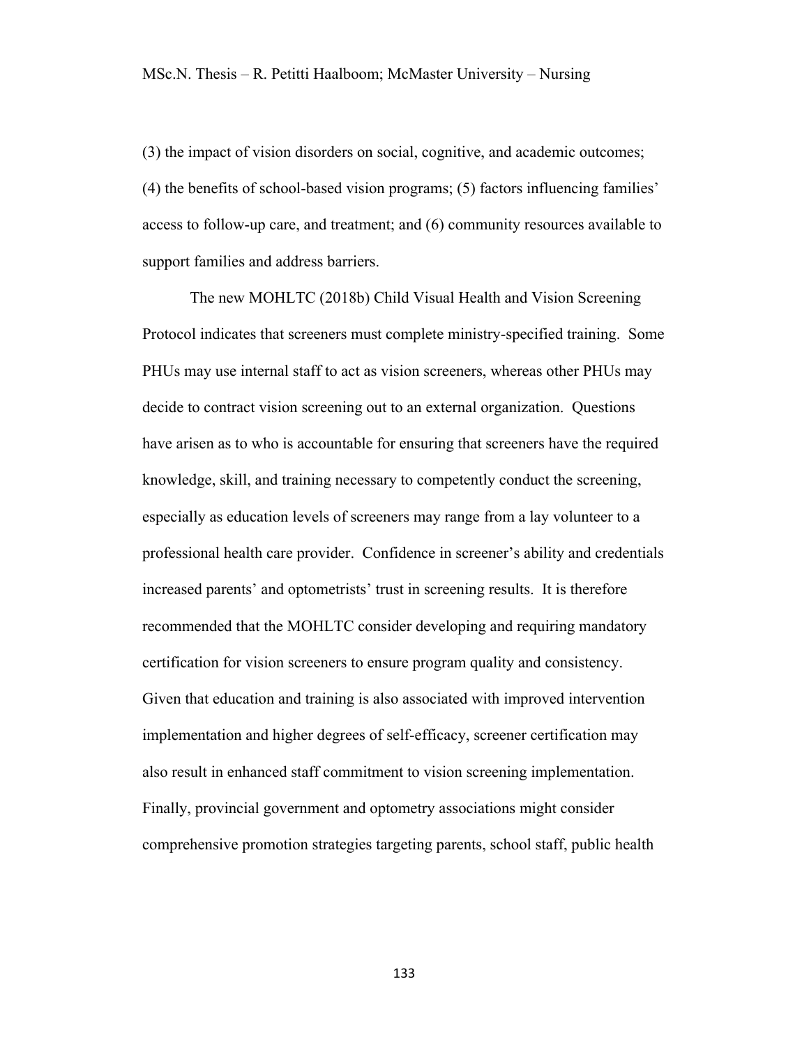(3) the impact of vision disorders on social, cognitive, and academic outcomes; (4) the benefits of school-based vision programs; (5) factors influencing families' access to follow-up care, and treatment; and (6) community resources available to support families and address barriers.

The new MOHLTC (2018b) Child Visual Health and Vision Screening Protocol indicates that screeners must complete ministry-specified training. Some PHUs may use internal staff to act as vision screeners, whereas other PHUs may decide to contract vision screening out to an external organization. Questions have arisen as to who is accountable for ensuring that screeners have the required knowledge, skill, and training necessary to competently conduct the screening, especially as education levels of screeners may range from a lay volunteer to a professional health care provider. Confidence in screener's ability and credentials increased parents' and optometrists' trust in screening results. It is therefore recommended that the MOHLTC consider developing and requiring mandatory certification for vision screeners to ensure program quality and consistency. Given that education and training is also associated with improved intervention implementation and higher degrees of self-efficacy, screener certification may also result in enhanced staff commitment to vision screening implementation. Finally, provincial government and optometry associations might consider comprehensive promotion strategies targeting parents, school staff, public health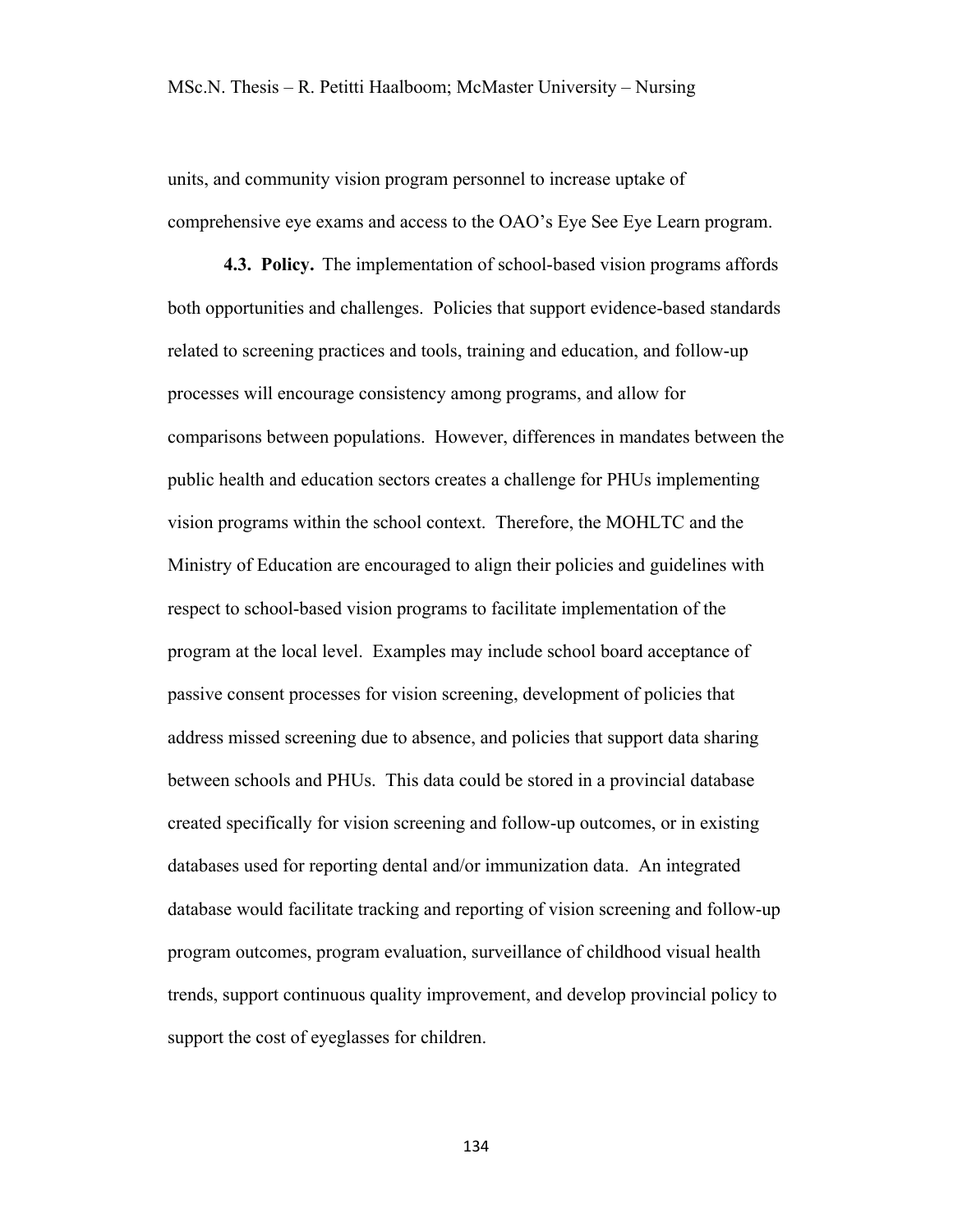units, and community vision program personnel to increase uptake of comprehensive eye exams and access to the OAO's Eye See Eye Learn program.

**4.3. Policy.** The implementation of school-based vision programs affords both opportunities and challenges. Policies that support evidence-based standards related to screening practices and tools, training and education, and follow-up processes will encourage consistency among programs, and allow for comparisons between populations. However, differences in mandates between the public health and education sectors creates a challenge for PHUs implementing vision programs within the school context. Therefore, the MOHLTC and the Ministry of Education are encouraged to align their policies and guidelines with respect to school-based vision programs to facilitate implementation of the program at the local level. Examples may include school board acceptance of passive consent processes for vision screening, development of policies that address missed screening due to absence, and policies that support data sharing between schools and PHUs. This data could be stored in a provincial database created specifically for vision screening and follow-up outcomes, or in existing databases used for reporting dental and/or immunization data. An integrated database would facilitate tracking and reporting of vision screening and follow-up program outcomes, program evaluation, surveillance of childhood visual health trends, support continuous quality improvement, and develop provincial policy to support the cost of eyeglasses for children.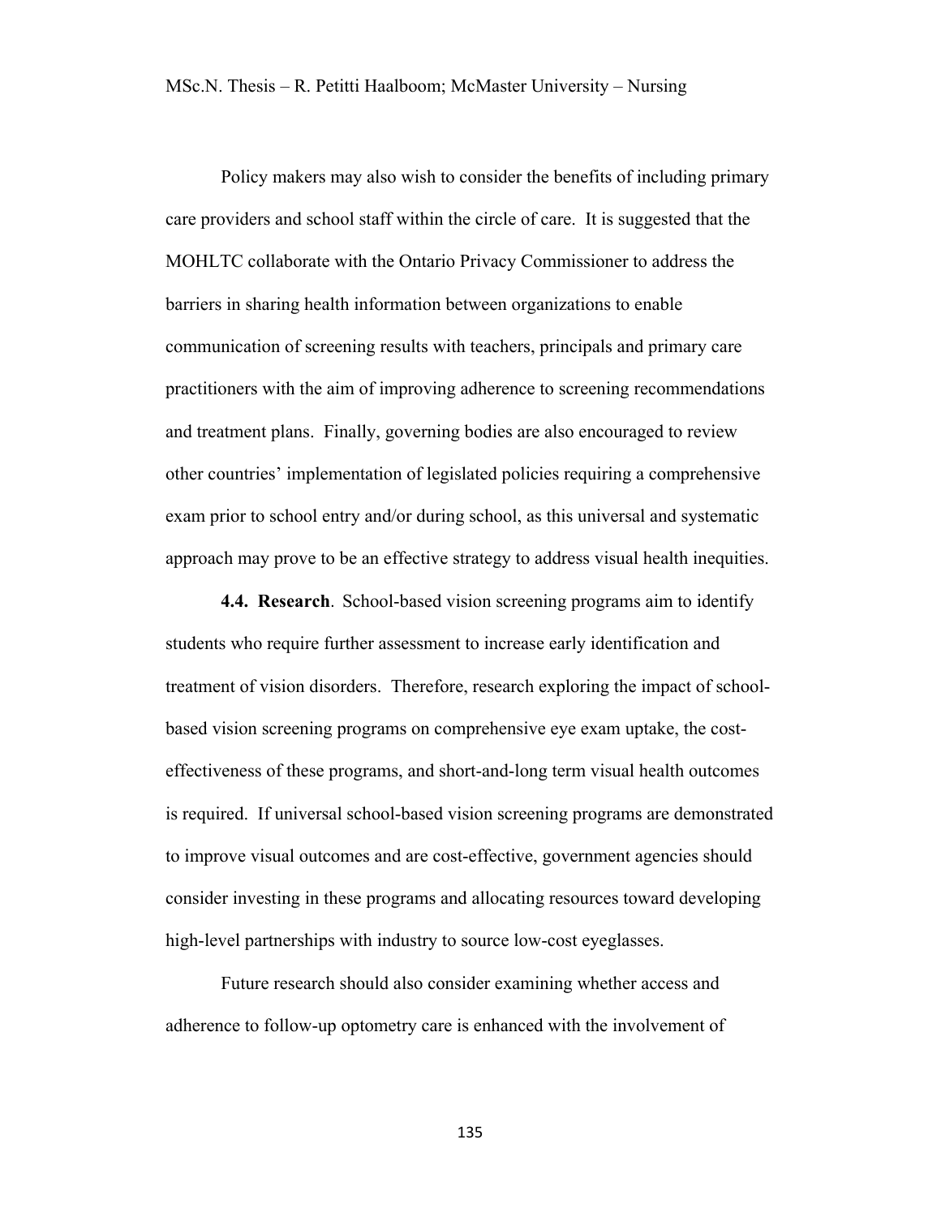Policy makers may also wish to consider the benefits of including primary care providers and school staff within the circle of care. It is suggested that the MOHLTC collaborate with the Ontario Privacy Commissioner to address the barriers in sharing health information between organizations to enable communication of screening results with teachers, principals and primary care practitioners with the aim of improving adherence to screening recommendations and treatment plans. Finally, governing bodies are also encouraged to review other countries' implementation of legislated policies requiring a comprehensive exam prior to school entry and/or during school, as this universal and systematic approach may prove to be an effective strategy to address visual health inequities.

**4.4. Research**. School-based vision screening programs aim to identify students who require further assessment to increase early identification and treatment of vision disorders. Therefore, research exploring the impact of school-based vision screening programs on comprehensive eye exam uptake, the cost-effectiveness of these programs, and short-and-long term visual health outcomes is required. If universal school-based vision screening programs are demonstrated to improve visual outcomes and are cost-effective, government agencies should consider investing in these programs and allocating resources toward developing high-level partnerships with industry to source low-cost eyeglasses.

Future research should also consider examining whether access and adherence to follow-up optometry care is enhanced with the involvement of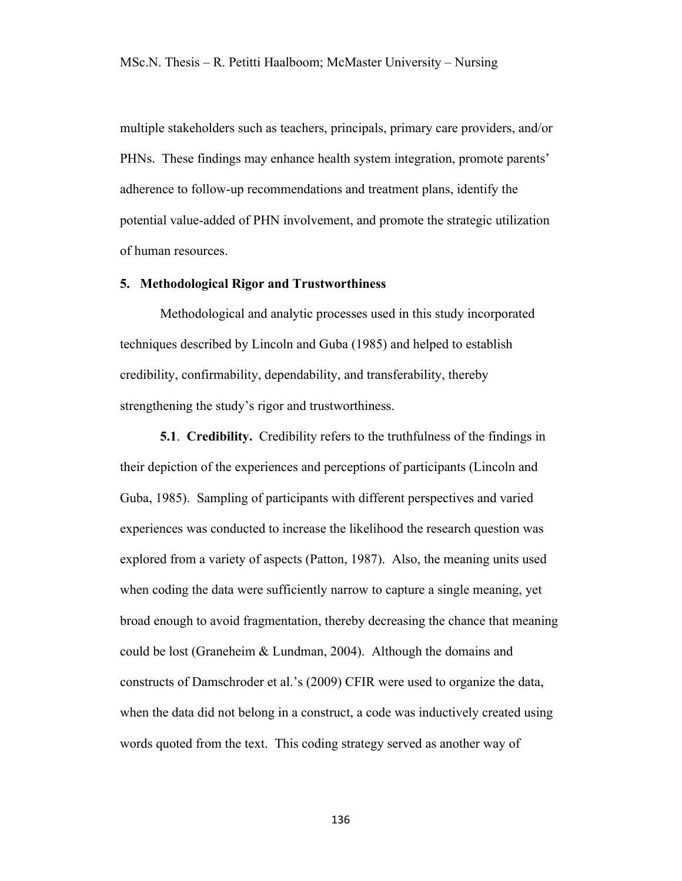multiple stakeholders such as teachers, principals, primary care providers, and/or PHNs. These findings may enhance health system integration, promote parents' adherence to follow-up recommendations and treatment plans, identify the potential value-added of PHN involvement, and promote the strategic utilization of human resources.

## 5. Methodological Rigor and Trustworthiness

Methodological and analytic processes used in this study incorporated techniques described by Lincoln and Guba (1985) and helped to establish credibility, confirmability, dependability, and transferability, thereby strengthening the study's rigor and trustworthiness.

**5.1**. **Credibility.** Credibility refers to the truthfulness of the findings in their depiction of the experiences and perceptions of participants (Lincoln and Guba, 1985). Sampling of participants with different perspectives and varied experiences was conducted to increase the likelihood the research question was explored from a variety of aspects (Patton, 1987). Also, the meaning units used when coding the data were sufficiently narrow to capture a single meaning, yet broad enough to avoid fragmentation, thereby decreasing the chance that meaning could be lost (Graneheim & Lundman, 2004). Although the domains and constructs of Damschroder et al.'s (2009) CFIR were used to organize the data, when the data did not belong in a construct, a code was inductively created using words quoted from the text. This coding strategy served as another way of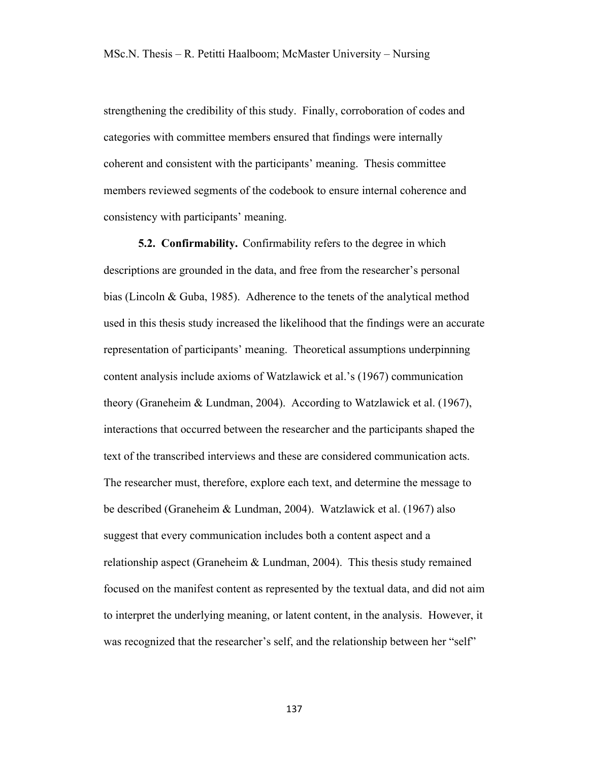strengthening the credibility of this study. Finally, corroboration of codes and categories with committee members ensured that findings were internally coherent and consistent with the participants' meaning. Thesis committee members reviewed segments of the codebook to ensure internal coherence and consistency with participants' meaning.

**5.2. Confirmability.** Confirmability refers to the degree in which descriptions are grounded in the data, and free from the researcher's personal bias (Lincoln & Guba, 1985). Adherence to the tenets of the analytical method used in this thesis study increased the likelihood that the findings were an accurate representation of participants' meaning. Theoretical assumptions underpinning content analysis include axioms of Watzlawick et al.'s (1967) communication theory (Graneheim & Lundman, 2004). According to Watzlawick et al. (1967), interactions that occurred between the researcher and the participants shaped the text of the transcribed interviews and these are considered communication acts. The researcher must, therefore, explore each text, and determine the message to be described (Graneheim & Lundman, 2004). Watzlawick et al. (1967) also suggest that every communication includes both a content aspect and a relationship aspect (Graneheim & Lundman, 2004). This thesis study remained focused on the manifest content as represented by the textual data, and did not aim to interpret the underlying meaning, or latent content, in the analysis. However, it was recognized that the researcher's self, and the relationship between her "self"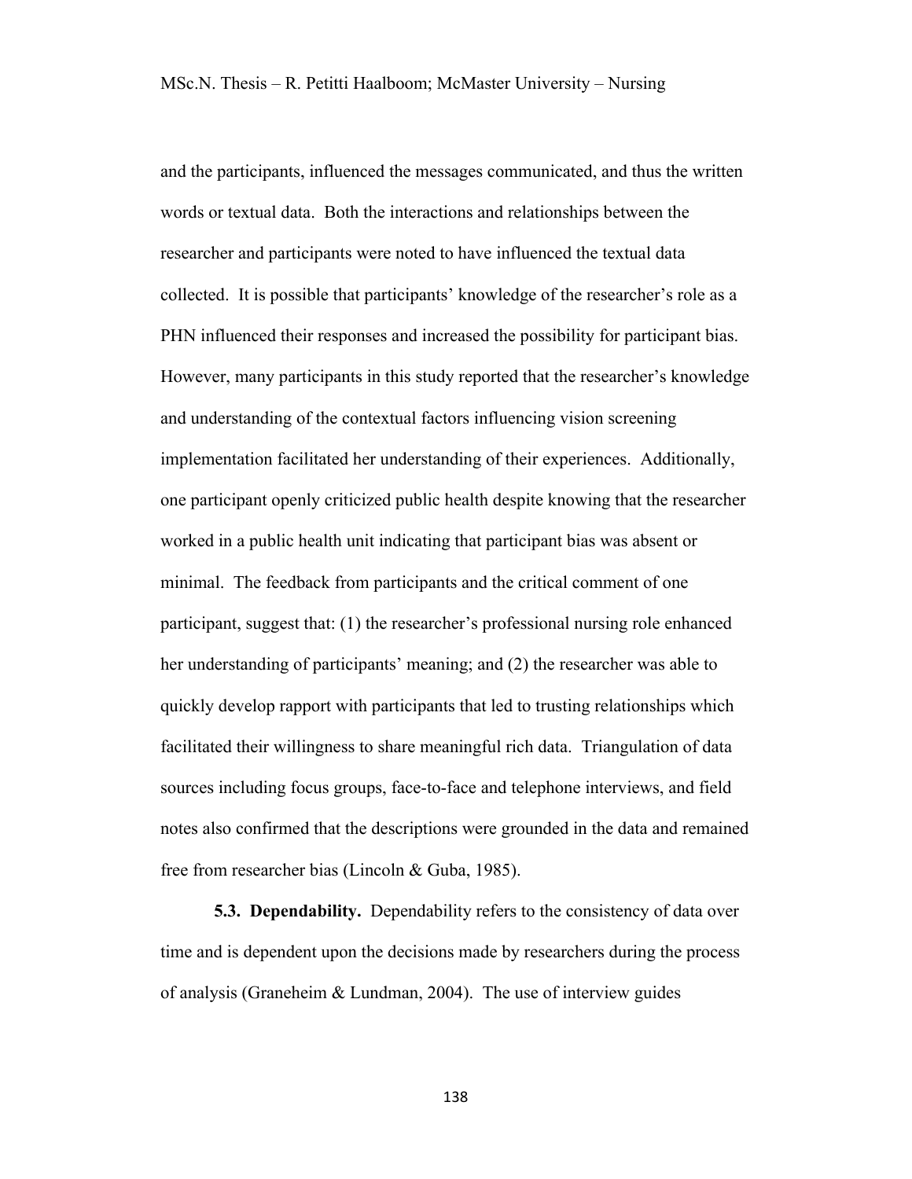and the participants, influenced the messages communicated, and thus the written words or textual data. Both the interactions and relationships between the researcher and participants were noted to have influenced the textual data collected. It is possible that participants' knowledge of the researcher's role as a PHN influenced their responses and increased the possibility for participant bias. However, many participants in this study reported that the researcher's knowledge and understanding of the contextual factors influencing vision screening implementation facilitated her understanding of their experiences. Additionally, one participant openly criticized public health despite knowing that the researcher worked in a public health unit indicating that participant bias was absent or minimal. The feedback from participants and the critical comment of one participant, suggest that: (1) the researcher's professional nursing role enhanced her understanding of participants' meaning; and (2) the researcher was able to quickly develop rapport with participants that led to trusting relationships which facilitated their willingness to share meaningful rich data. Triangulation of data sources including focus groups, face-to-face and telephone interviews, and field notes also confirmed that the descriptions were grounded in the data and remained free from researcher bias (Lincoln & Guba, 1985).

**5.3. Dependability.** Dependability refers to the consistency of data over time and is dependent upon the decisions made by researchers during the process of analysis (Graneheim & Lundman, 2004). The use of interview guides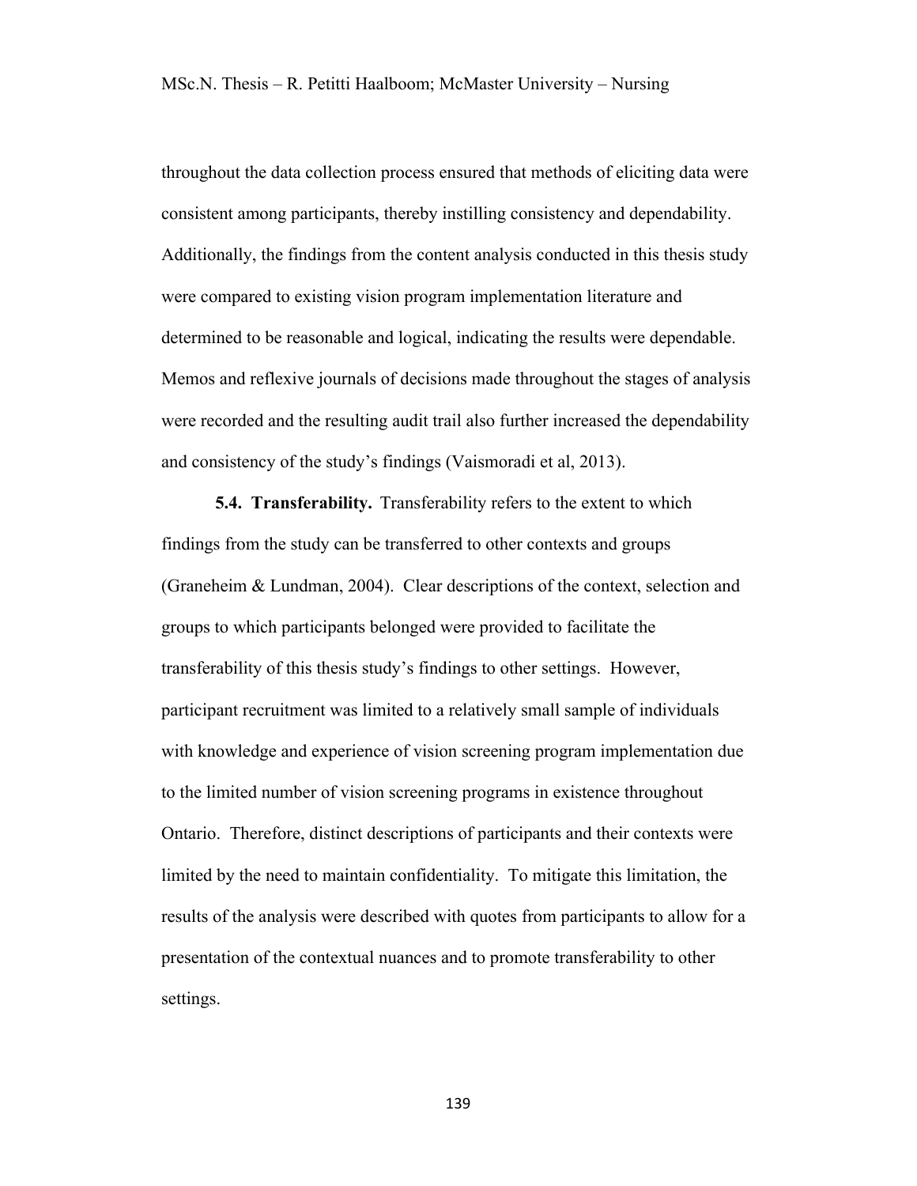throughout the data collection process ensured that methods of eliciting data were consistent among participants, thereby instilling consistency and dependability. Additionally, the findings from the content analysis conducted in this thesis study were compared to existing vision program implementation literature and determined to be reasonable and logical, indicating the results were dependable. Memos and reflexive journals of decisions made throughout the stages of analysis were recorded and the resulting audit trail also further increased the dependability and consistency of the study's findings (Vaismoradi et al, 2013).

**5.4. Transferability.** Transferability refers to the extent to which findings from the study can be transferred to other contexts and groups (Graneheim & Lundman, 2004). Clear descriptions of the context, selection and groups to which participants belonged were provided to facilitate the transferability of this thesis study's findings to other settings. However, participant recruitment was limited to a relatively small sample of individuals with knowledge and experience of vision screening program implementation due to the limited number of vision screening programs in existence throughout Ontario. Therefore, distinct descriptions of participants and their contexts were limited by the need to maintain confidentiality. To mitigate this limitation, the results of the analysis were described with quotes from participants to allow for a presentation of the contextual nuances and to promote transferability to other settings.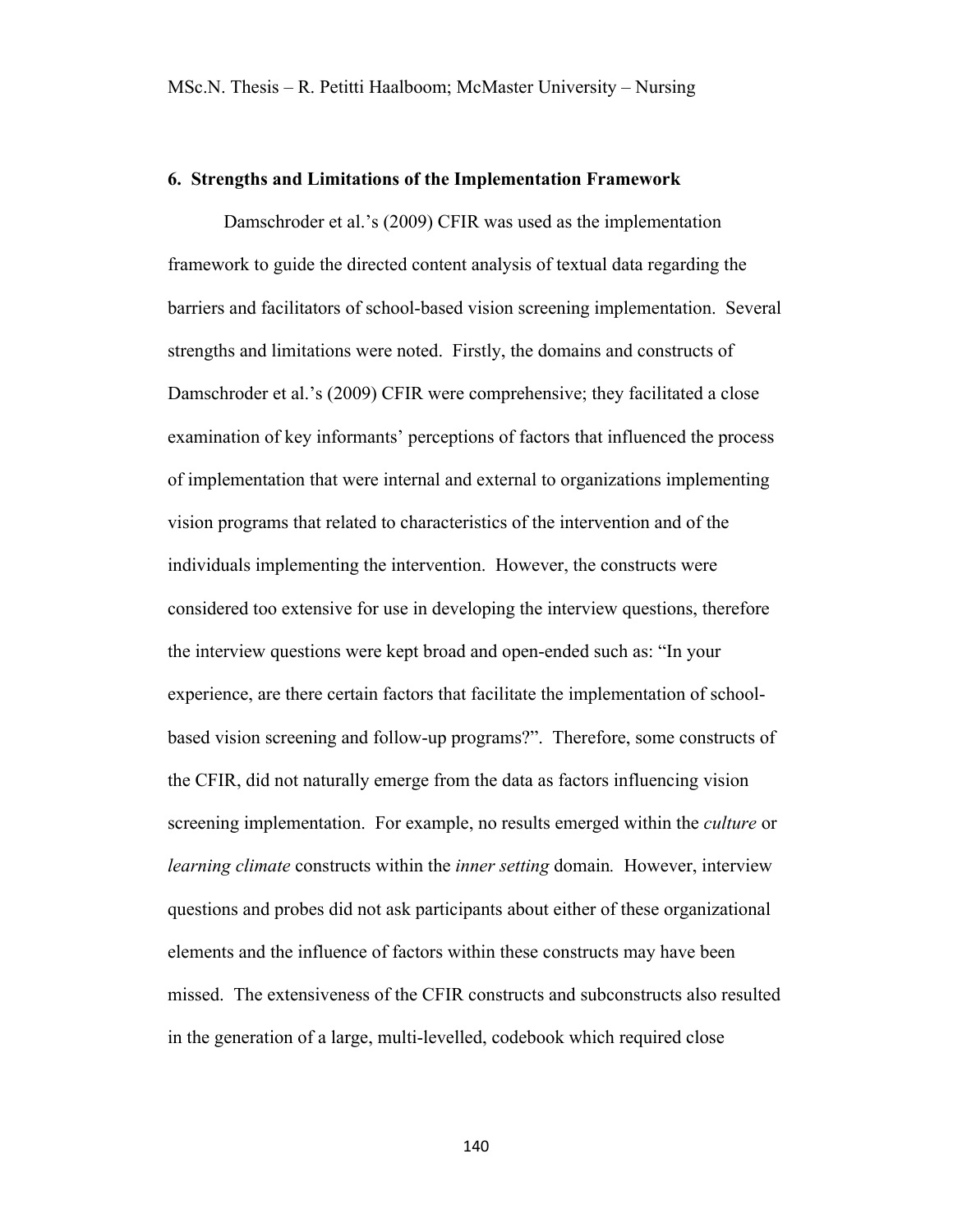## 6. Strengths and Limitations of the Implementation Framework

Damschroder et al.'s (2009) CFIR was used as the implementation framework to guide the directed content analysis of textual data regarding the barriers and facilitators of school-based vision screening implementation. Several strengths and limitations were noted. Firstly, the domains and constructs of Damschroder et al.'s (2009) CFIR were comprehensive; they facilitated a close examination of key informants' perceptions of factors that influenced the process of implementation that were internal and external to organizations implementing vision programs that related to characteristics of the intervention and of the individuals implementing the intervention. However, the constructs were considered too extensive for use in developing the interview questions, therefore the interview questions were kept broad and open-ended such as: "In your experience, are there certain factors that facilitate the implementation of school-based vision screening and follow-up programs?". Therefore, some constructs of the CFIR, did not naturally emerge from the data as factors influencing vision screening implementation. For example, no results emerged within the *culture* or *learning climate* constructs within the *inner setting* domain*.* However, interview questions and probes did not ask participants about either of these organizational elements and the influence of factors within these constructs may have been missed. The extensiveness of the CFIR constructs and subconstructs also resulted in the generation of a large, multi-levelled, codebook which required close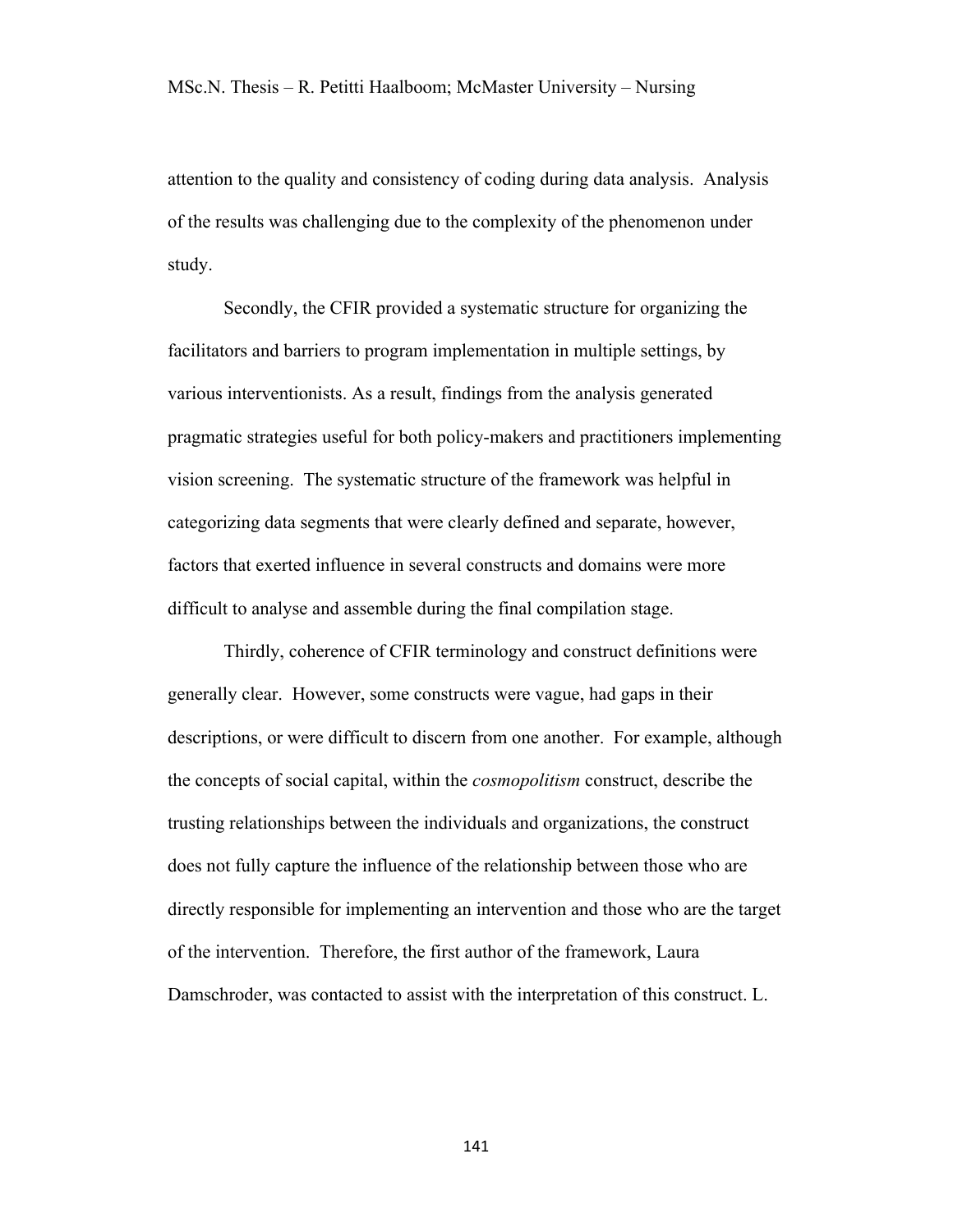attention to the quality and consistency of coding during data analysis. Analysis of the results was challenging due to the complexity of the phenomenon under study.

Secondly, the CFIR provided a systematic structure for organizing the facilitators and barriers to program implementation in multiple settings, by various interventionists. As a result, findings from the analysis generated pragmatic strategies useful for both policy-makers and practitioners implementing vision screening. The systematic structure of the framework was helpful in categorizing data segments that were clearly defined and separate, however, factors that exerted influence in several constructs and domains were more difficult to analyse and assemble during the final compilation stage.

Thirdly, coherence of CFIR terminology and construct definitions were generally clear. However, some constructs were vague, had gaps in their descriptions, or were difficult to discern from one another. For example, although the concepts of social capital, within the *cosmopolitism* construct, describe the trusting relationships between the individuals and organizations, the construct does not fully capture the influence of the relationship between those who are directly responsible for implementing an intervention and those who are the target of the intervention. Therefore, the first author of the framework, Laura Damschroder, was contacted to assist with the interpretation of this construct. L.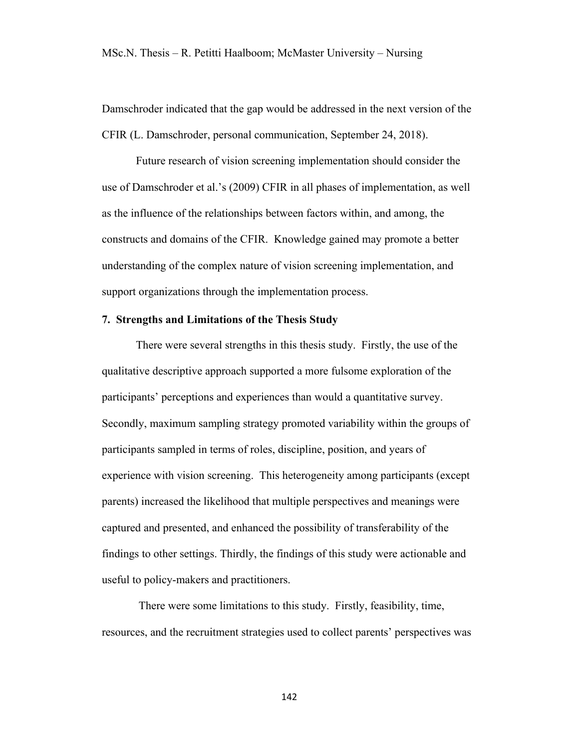Damschroder indicated that the gap would be addressed in the next version of the CFIR (L. Damschroder, personal communication, September 24, 2018).

Future research of vision screening implementation should consider the use of Damschroder et al.'s (2009) CFIR in all phases of implementation, as well as the influence of the relationships between factors within, and among, the constructs and domains of the CFIR. Knowledge gained may promote a better understanding of the complex nature of vision screening implementation, and support organizations through the implementation process.

## 7. Strengths and Limitations of the Thesis Study

There were several strengths in this thesis study. Firstly, the use of the qualitative descriptive approach supported a more fulsome exploration of the participants' perceptions and experiences than would a quantitative survey. Secondly, maximum sampling strategy promoted variability within the groups of participants sampled in terms of roles, discipline, position, and years of experience with vision screening. This heterogeneity among participants (except parents) increased the likelihood that multiple perspectives and meanings were captured and presented, and enhanced the possibility of transferability of the findings to other settings. Thirdly, the findings of this study were actionable and useful to policy-makers and practitioners.

There were some limitations to this study. Firstly, feasibility, time, resources, and the recruitment strategies used to collect parents' perspectives was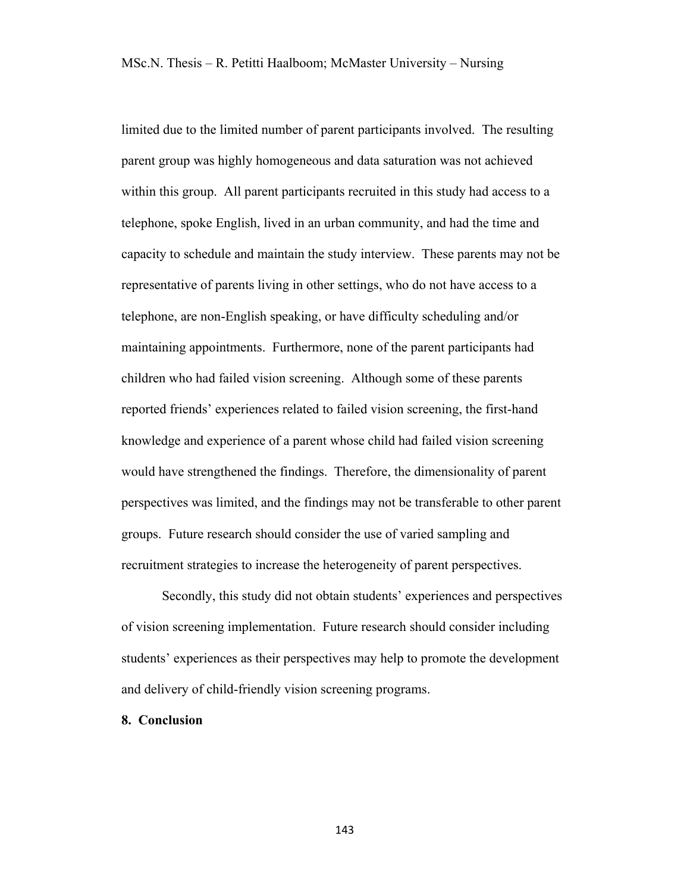limited due to the limited number of parent participants involved. The resulting parent group was highly homogeneous and data saturation was not achieved within this group. All parent participants recruited in this study had access to a telephone, spoke English, lived in an urban community, and had the time and capacity to schedule and maintain the study interview. These parents may not be representative of parents living in other settings, who do not have access to a telephone, are non-English speaking, or have difficulty scheduling and/or maintaining appointments. Furthermore, none of the parent participants had children who had failed vision screening. Although some of these parents reported friends' experiences related to failed vision screening, the first-hand knowledge and experience of a parent whose child had failed vision screening would have strengthened the findings. Therefore, the dimensionality of parent perspectives was limited, and the findings may not be transferable to other parent groups. Future research should consider the use of varied sampling and recruitment strategies to increase the heterogeneity of parent perspectives.

Secondly, this study did not obtain students' experiences and perspectives of vision screening implementation. Future research should consider including students' experiences as their perspectives may help to promote the development and delivery of child-friendly vision screening programs.

## 8. Conclusion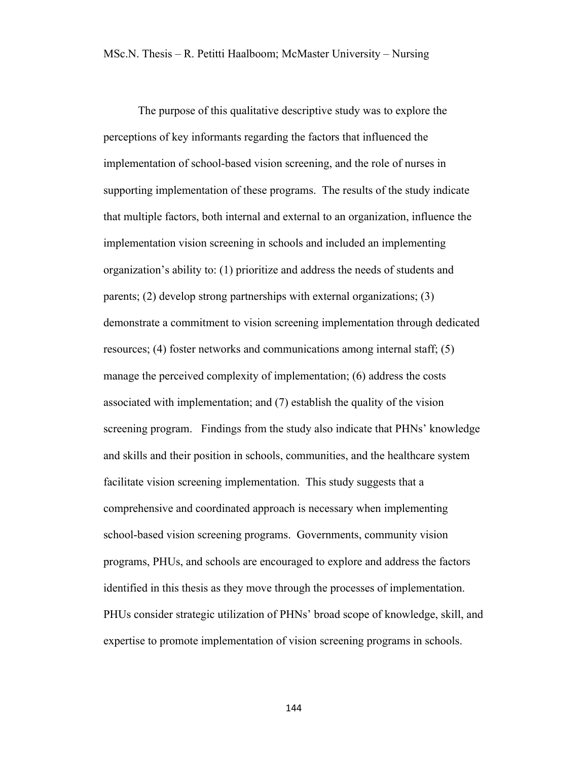The purpose of this qualitative descriptive study was to explore the perceptions of key informants regarding the factors that influenced the implementation of school-based vision screening, and the role of nurses in supporting implementation of these programs. The results of the study indicate that multiple factors, both internal and external to an organization, influence the implementation vision screening in schools and included an implementing organization's ability to: (1) prioritize and address the needs of students and parents; (2) develop strong partnerships with external organizations; (3) demonstrate a commitment to vision screening implementation through dedicated resources; (4) foster networks and communications among internal staff; (5) manage the perceived complexity of implementation; (6) address the costs associated with implementation; and (7) establish the quality of the vision screening program. Findings from the study also indicate that PHNs' knowledge and skills and their position in schools, communities, and the healthcare system facilitate vision screening implementation. This study suggests that a comprehensive and coordinated approach is necessary when implementing school-based vision screening programs. Governments, community vision programs, PHUs, and schools are encouraged to explore and address the factors identified in this thesis as they move through the processes of implementation. PHUs consider strategic utilization of PHNs' broad scope of knowledge, skill, and expertise to promote implementation of vision screening programs in schools.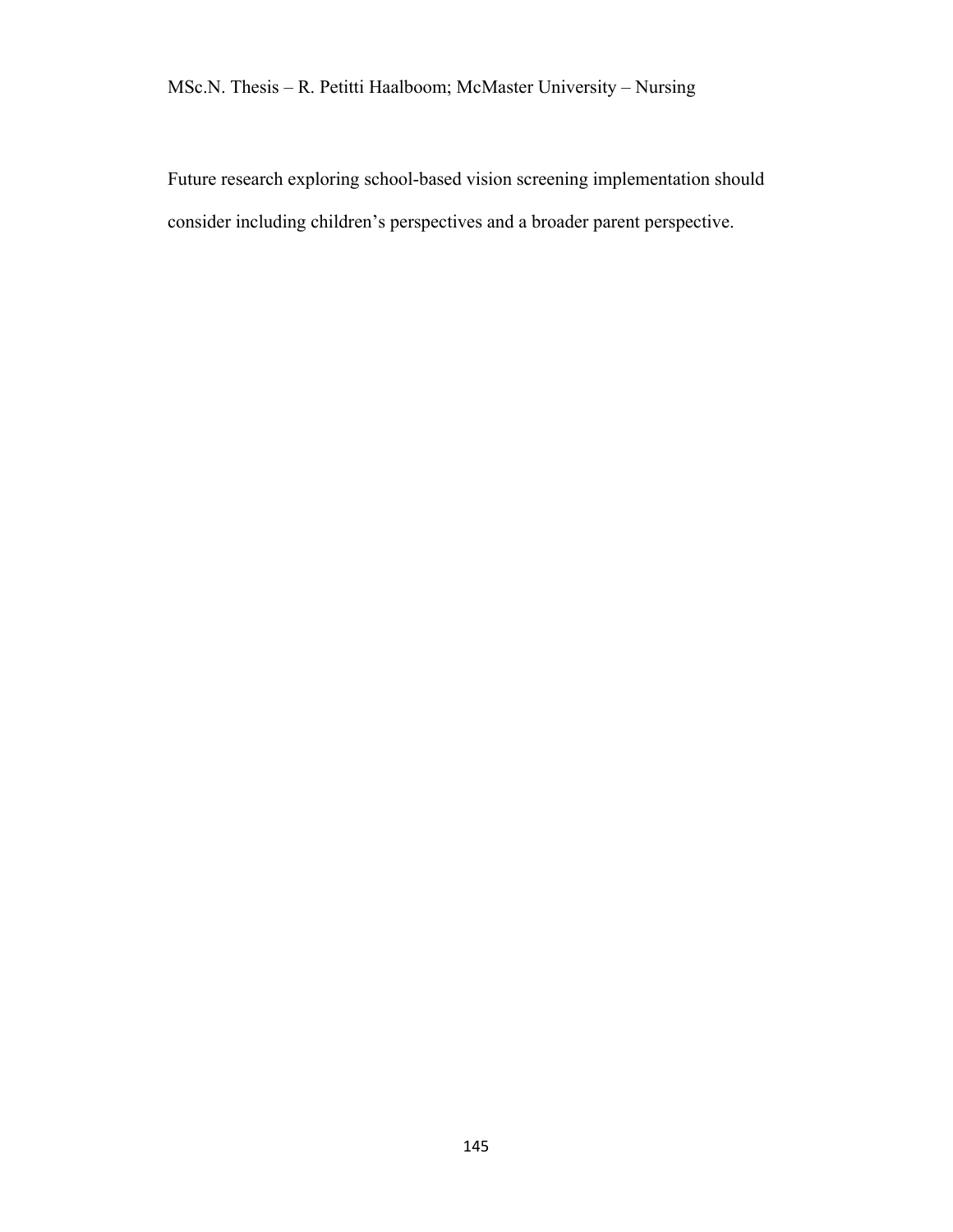Future research exploring school-based vision screening implementation should consider including children's perspectives and a broader parent perspective.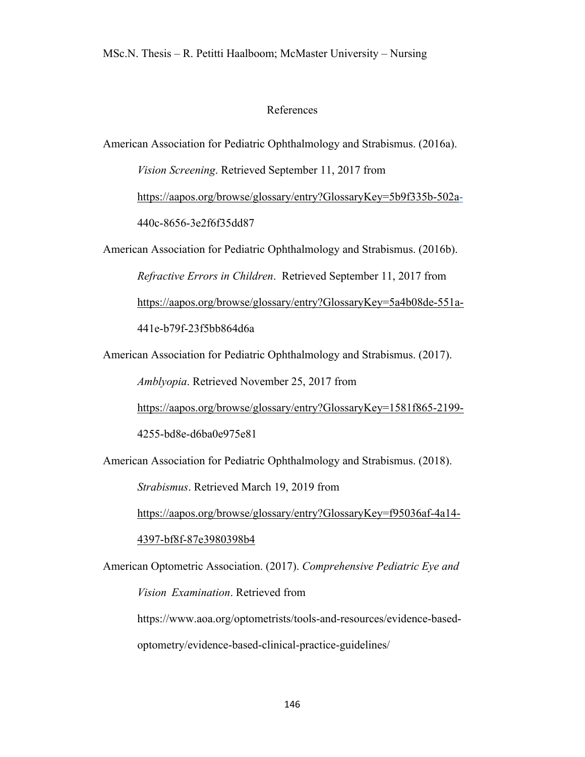# References

American Association for Pediatric Ophthalmology and Strabismus. (2016a). *Vision Screening*. Retrieved September 11, 2017 from https://aapos.org/browse/glossary/entry?GlossaryKey=5b9f335b-502a-440c-8656-3e2f6f35dd87

American Association for Pediatric Ophthalmology and Strabismus. (2016b). *Refractive Errors in Children*. Retrieved September 11, 2017 from https://aapos.org/browse/glossary/entry?GlossaryKey=5a4b08de-551a-441e-b79f-23f5bb864d6a

American Association for Pediatric Ophthalmology and Strabismus. (2017). *Amblyopia*. Retrieved November 25, 2017 from https://aapos.org/browse/glossary/entry?GlossaryKey=1581f865-2199-4255-bd8e-d6ba0e975e81

American Association for Pediatric Ophthalmology and Strabismus. (2018). *Strabismus*. Retrieved March 19, 2019 from https://aapos.org/browse/glossary/entry?GlossaryKey=f95036af-4a14-4397-bf8f-87e3980398b4

American Optometric Association. (2017). *Comprehensive Pediatric Eye and Vision Examination*. Retrieved from https://www.aoa.org/optometrists/tools-and-resources/evidence-based-optometry/evidence-based-clinical-practice-guidelines/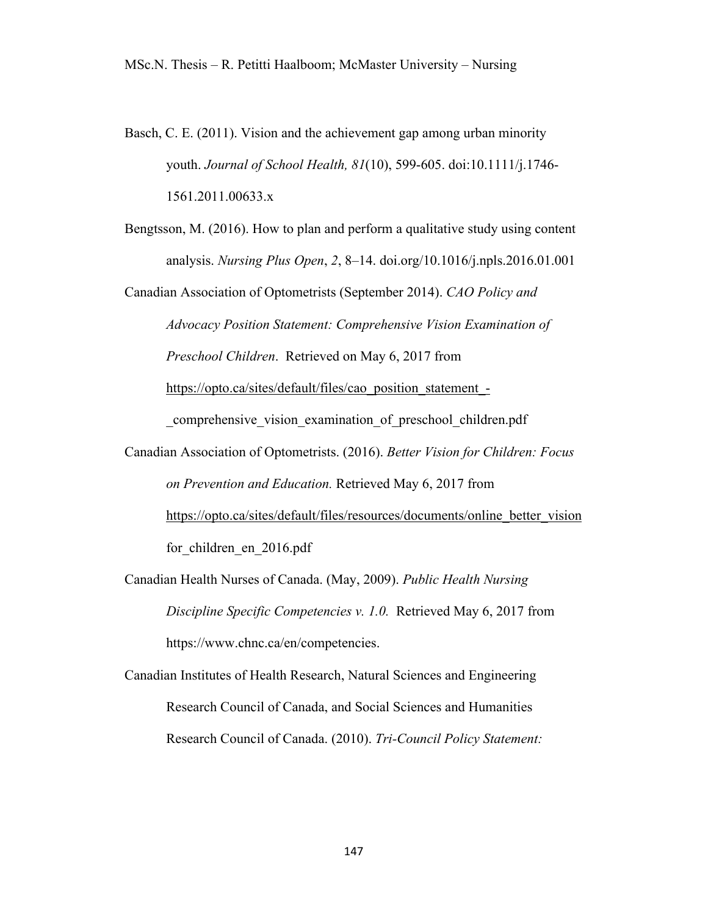Basch, C. E. (2011). Vision and the achievement gap among urban minority youth. *Journal of School Health, 81*(10), 599-605. doi:10.1111/j.1746-1561.2011.00633.x

Bengtsson, M. (2016). How to plan and perform a qualitative study using content analysis. *Nursing Plus Open*, *2*, 8–14. doi.org/10.1016/j.npls.2016.01.001

Canadian Association of Optometrists (September 2014). *CAO Policy and Advocacy Position Statement: Comprehensive Vision Examination of Preschool Children*. Retrieved on May 6, 2017 from https://opto.ca/sites/default/files/cao_position_statement_-_comprehensive_vision_examination_of_preschool_children.pdf

Canadian Association of Optometrists. (2016). *Better Vision for Children: Focus on Prevention and Education.* Retrieved May 6, 2017 from https://opto.ca/sites/default/files/resources/documents/online_better_vision for_children_en_2016.pdf

Canadian Health Nurses of Canada. (May, 2009). *Public Health Nursing Discipline Specific Competencies v. 1.0.* Retrieved May 6, 2017 from https://www.chnc.ca/en/competencies.

Canadian Institutes of Health Research, Natural Sciences and Engineering Research Council of Canada, and Social Sciences and Humanities Research Council of Canada. (2010). *Tri-Council Policy Statement:*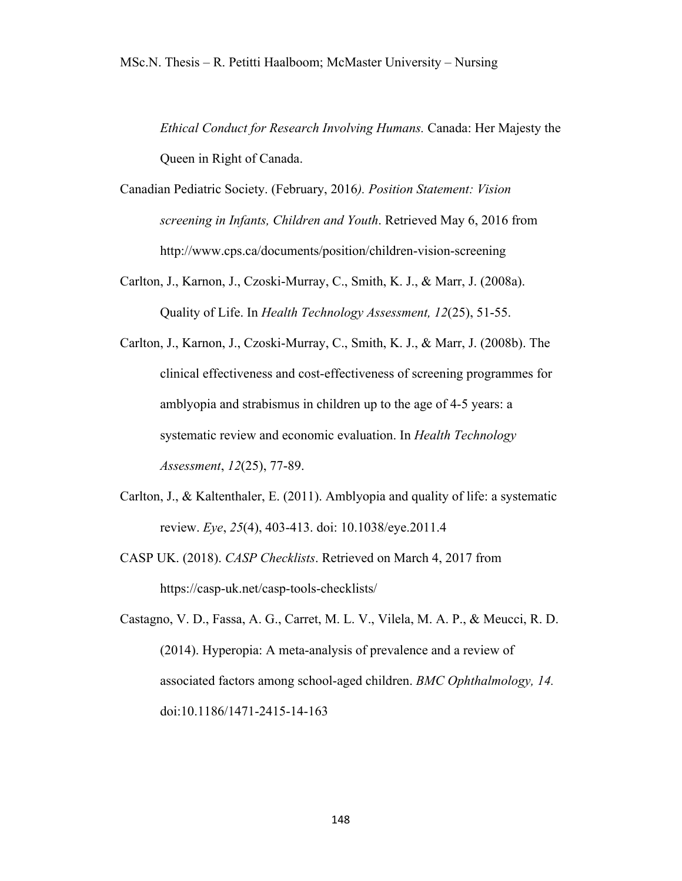*Ethical Conduct for Research Involving Humans.* Canada: Her Majesty the Queen in Right of Canada.

Canadian Pediatric Society. (February, 2016*). Position Statement: Vision screening in Infants, Children and Youth*. Retrieved May 6, 2016 from http://www.cps.ca/documents/position/children-vision-screening

Carlton, J., Karnon, J., Czoski-Murray, C., Smith, K. J., & Marr, J. (2008a). Quality of Life. In *Health Technology Assessment, 12*(25), 51-55.

Carlton, J., Karnon, J., Czoski-Murray, C., Smith, K. J., & Marr, J. (2008b). The clinical effectiveness and cost-effectiveness of screening programmes for amblyopia and strabismus in children up to the age of 4-5 years: a systematic review and economic evaluation. In *Health Technology Assessment*, *12*(25), 77-89.

Carlton, J., & Kaltenthaler, E. (2011). Amblyopia and quality of life: a systematic review. *Eye*, *25*(4), 403-413. doi: 10.1038/eye.2011.4

CASP UK. (2018). *CASP Checklists*. Retrieved on March 4, 2017 from https://casp-uk.net/casp-tools-checklists/

Castagno, V. D., Fassa, A. G., Carret, M. L. V., Vilela, M. A. P., & Meucci, R. D. (2014). Hyperopia: A meta-analysis of prevalence and a review of associated factors among school-aged children. *BMC Ophthalmology, 14.* doi:10.1186/1471-2415-14-163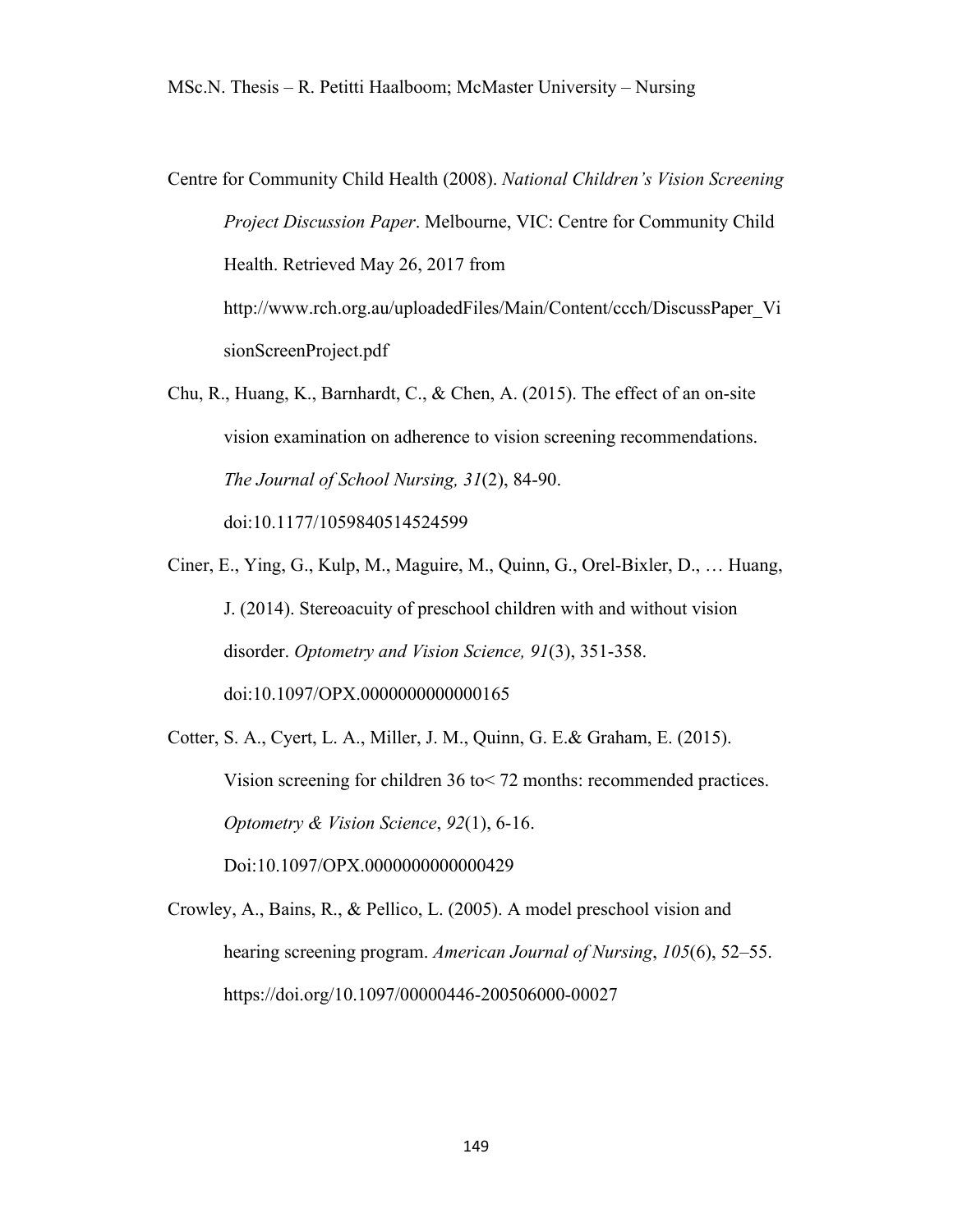Centre for Community Child Health (2008). *National Children's Vision Screening Project Discussion Paper*. Melbourne, VIC: Centre for Community Child Health. Retrieved May 26, 2017 from http://www.rch.org.au/uploadedFiles/Main/Content/ccch/DiscussPaper_VisionScreenProject.pdf

Chu, R., Huang, K., Barnhardt, C., & Chen, A. (2015). The effect of an on-site vision examination on adherence to vision screening recommendations. *The Journal of School Nursing, 31*(2), 84-90. doi:10.1177/1059840514524599

Ciner, E., Ying, G., Kulp, M., Maguire, M., Quinn, G., Orel-Bixler, D., … Huang, J. (2014). Stereoacuity of preschool children with and without vision disorder. *Optometry and Vision Science, 91*(3), 351-358. doi:10.1097/OPX.0000000000000165

Cotter, S. A., Cyert, L. A., Miller, J. M., Quinn, G. E.& Graham, E. (2015). Vision screening for children 36 to< 72 months: recommended practices. *Optometry & Vision Science*, *92*(1), 6-16. Doi:10.1097/OPX.0000000000000429

Crowley, A., Bains, R., & Pellico, L. (2005). A model preschool vision and hearing screening program. *American Journal of Nursing*, *105*(6), 52–55. https://doi.org/10.1097/00000446-200506000-00027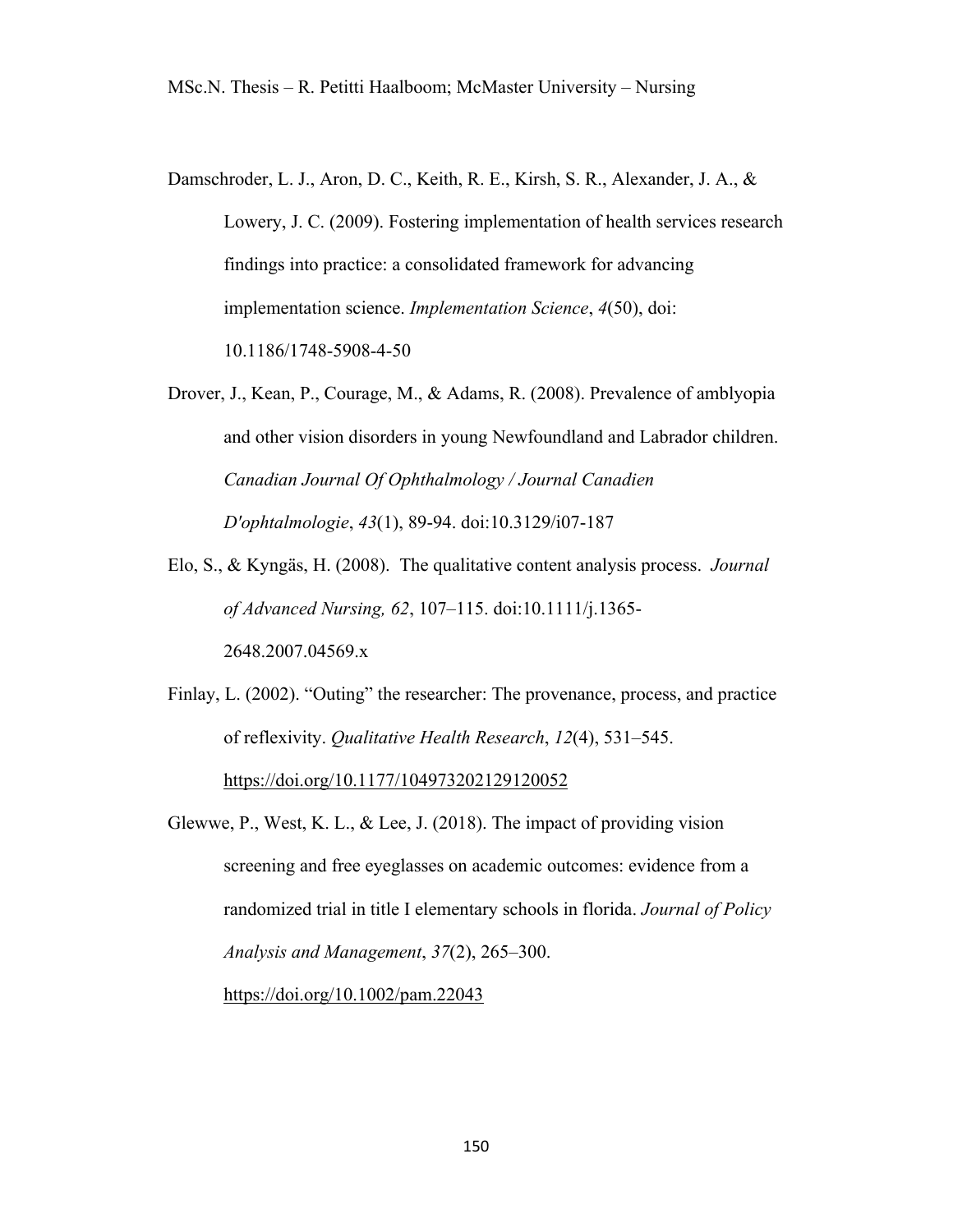Damschroder, L. J., Aron, D. C., Keith, R. E., Kirsh, S. R., Alexander, J. A., & Lowery, J. C. (2009). Fostering implementation of health services research findings into practice: a consolidated framework for advancing implementation science. *Implementation Science*, *4*(50), doi: 10.1186/1748-5908-4-50

Drover, J., Kean, P., Courage, M., & Adams, R. (2008). Prevalence of amblyopia and other vision disorders in young Newfoundland and Labrador children. *Canadian Journal Of Ophthalmology / Journal Canadien D'ophtalmologie*, *43*(1), 89-94. doi:10.3129/i07-187

Elo, S., & Kyngäs, H. (2008). The qualitative content analysis process. *Journal of Advanced Nursing, 62*, 107–115. doi:10.1111/j.1365-2648.2007.04569.x

Finlay, L. (2002). "Outing" the researcher: The provenance, process, and practice of reflexivity. *Qualitative Health Research*, *12*(4), 531–545. https://doi.org/10.1177/104973202129120052

Glewwe, P., West, K. L., & Lee, J. (2018). The impact of providing vision screening and free eyeglasses on academic outcomes: evidence from a randomized trial in title I elementary schools in florida. *Journal of Policy Analysis and Management*, *37*(2), 265–300. https://doi.org/10.1002/pam.22043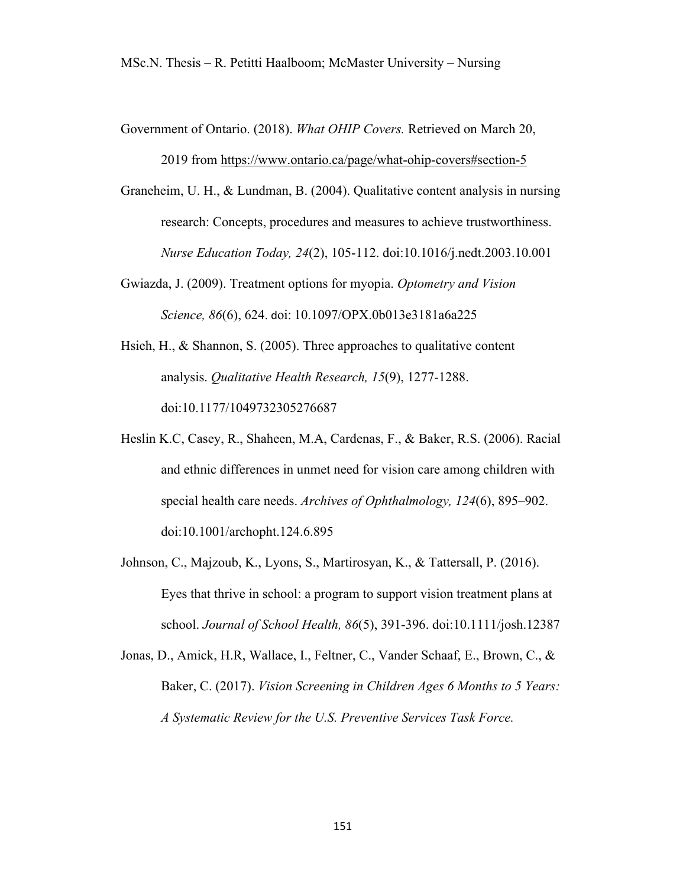Government of Ontario. (2018). *What OHIP Covers.* Retrieved on March 20, 2019 from https://www.ontario.ca/page/what-ohip-covers#section-5

Graneheim, U. H., & Lundman, B. (2004). Qualitative content analysis in nursing research: Concepts, procedures and measures to achieve trustworthiness. *Nurse Education Today, 24*(2), 105-112. doi:10.1016/j.nedt.2003.10.001

Gwiazda, J. (2009). Treatment options for myopia. *Optometry and Vision Science, 86*(6), 624. doi: 10.1097/OPX.0b013e3181a6a225

Hsieh, H., & Shannon, S. (2005). Three approaches to qualitative content analysis. *Qualitative Health Research, 15*(9), 1277-1288. doi:10.1177/1049732305276687

Heslin K.C, Casey, R., Shaheen, M.A, Cardenas, F., & Baker, R.S. (2006). Racial and ethnic differences in unmet need for vision care among children with special health care needs. *Archives of Ophthalmology, 124*(6), 895–902. doi:10.1001/archopht.124.6.895

Johnson, C., Majzoub, K., Lyons, S., Martirosyan, K., & Tattersall, P. (2016). Eyes that thrive in school: a program to support vision treatment plans at school. *Journal of School Health, 86*(5), 391-396. doi:10.1111/josh.12387

Jonas, D., Amick, H.R, Wallace, I., Feltner, C., Vander Schaaf, E., Brown, C., & Baker, C. (2017). *Vision Screening in Children Ages 6 Months to 5 Years: A Systematic Review for the U.S. Preventive Services Task Force.*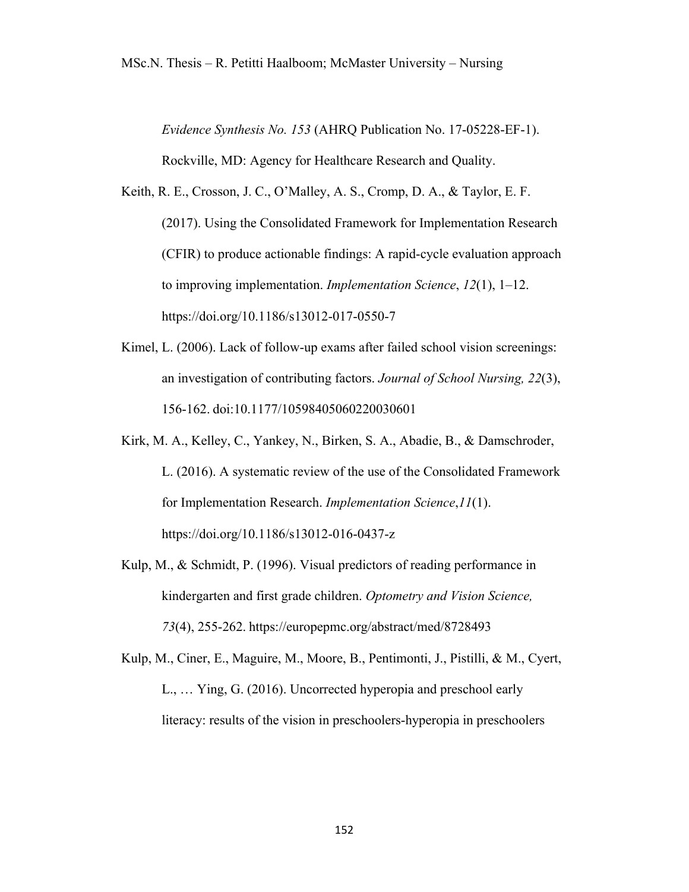*Evidence Synthesis No. 153* (AHRQ Publication No. 17-05228-EF-1). Rockville, MD: Agency for Healthcare Research and Quality.

Keith, R. E., Crosson, J. C., O'Malley, A. S., Cromp, D. A., & Taylor, E. F. (2017). Using the Consolidated Framework for Implementation Research (CFIR) to produce actionable findings: A rapid-cycle evaluation approach to improving implementation. *Implementation Science*, *12*(1), 1–12. https://doi.org/10.1186/s13012-017-0550-7

Kimel, L. (2006). Lack of follow-up exams after failed school vision screenings: an investigation of contributing factors. *Journal of School Nursing, 22*(3), 156-162. doi:10.1177/10598405060220030601

Kirk, M. A., Kelley, C., Yankey, N., Birken, S. A., Abadie, B., & Damschroder, L. (2016). A systematic review of the use of the Consolidated Framework for Implementation Research. *Implementation Science*,*11*(1). https://doi.org/10.1186/s13012-016-0437-z

Kulp, M., & Schmidt, P. (1996). Visual predictors of reading performance in kindergarten and first grade children. *Optometry and Vision Science, 73*(4), 255-262. https://europepmc.org/abstract/med/8728493

Kulp, M., Ciner, E., Maguire, M., Moore, B., Pentimonti, J., Pistilli, & M., Cyert, L., … Ying, G. (2016). Uncorrected hyperopia and preschool early literacy: results of the vision in preschoolers-hyperopia in preschoolers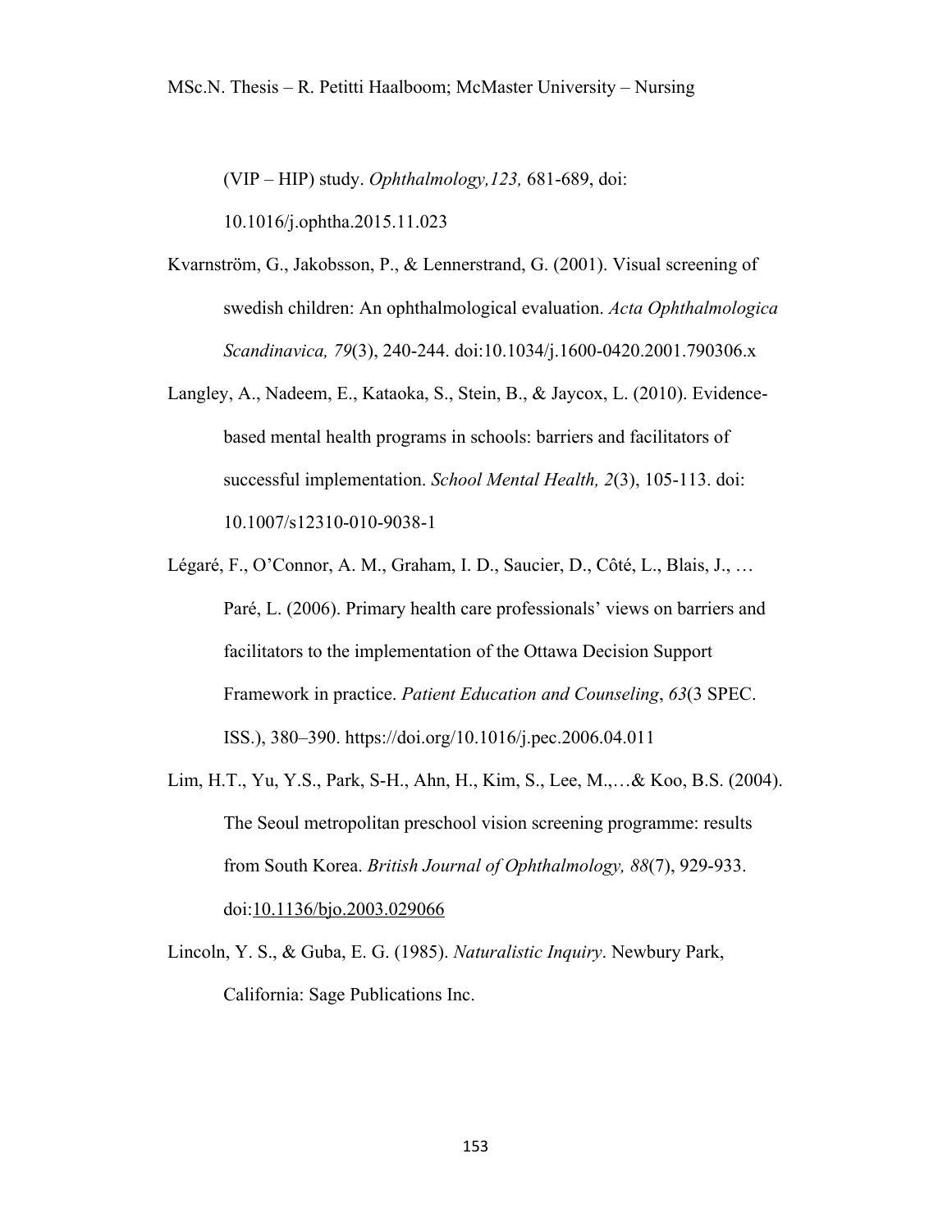(VIP – HIP) study. *Ophthalmology,123,* 681-689, doi: 10.1016/j.ophtha.2015.11.023

Kvarnström, G., Jakobsson, P., & Lennerstrand, G. (2001). Visual screening of swedish children: An ophthalmological evaluation. *Acta Ophthalmologica Scandinavica, 79*(3), 240-244. doi:10.1034/j.1600-0420.2001.790306.x

Langley, A., Nadeem, E., Kataoka, S., Stein, B., & Jaycox, L. (2010). Evidence-based mental health programs in schools: barriers and facilitators of successful implementation. *School Mental Health, 2*(3), 105-113. doi: 10.1007/s12310-010-9038-1

Légaré, F., O'Connor, A. M., Graham, I. D., Saucier, D., Côté, L., Blais, J., … Paré, L. (2006). Primary health care professionals' views on barriers and facilitators to the implementation of the Ottawa Decision Support Framework in practice. *Patient Education and Counseling*, *63*(3 SPEC. ISS.), 380–390. https://doi.org/10.1016/j.pec.2006.04.011

Lim, H.T., Yu, Y.S., Park, S-H., Ahn, H., Kim, S., Lee, M.,…& Koo, B.S. (2004). The Seoul metropolitan preschool vision screening programme: results from South Korea. *British Journal of Ophthalmology, 88*(7), 929-933. doi:10.1136/bjo.2003.029066

Lincoln, Y. S., & Guba, E. G. (1985). *Naturalistic Inquiry*. Newbury Park, California: Sage Publications Inc.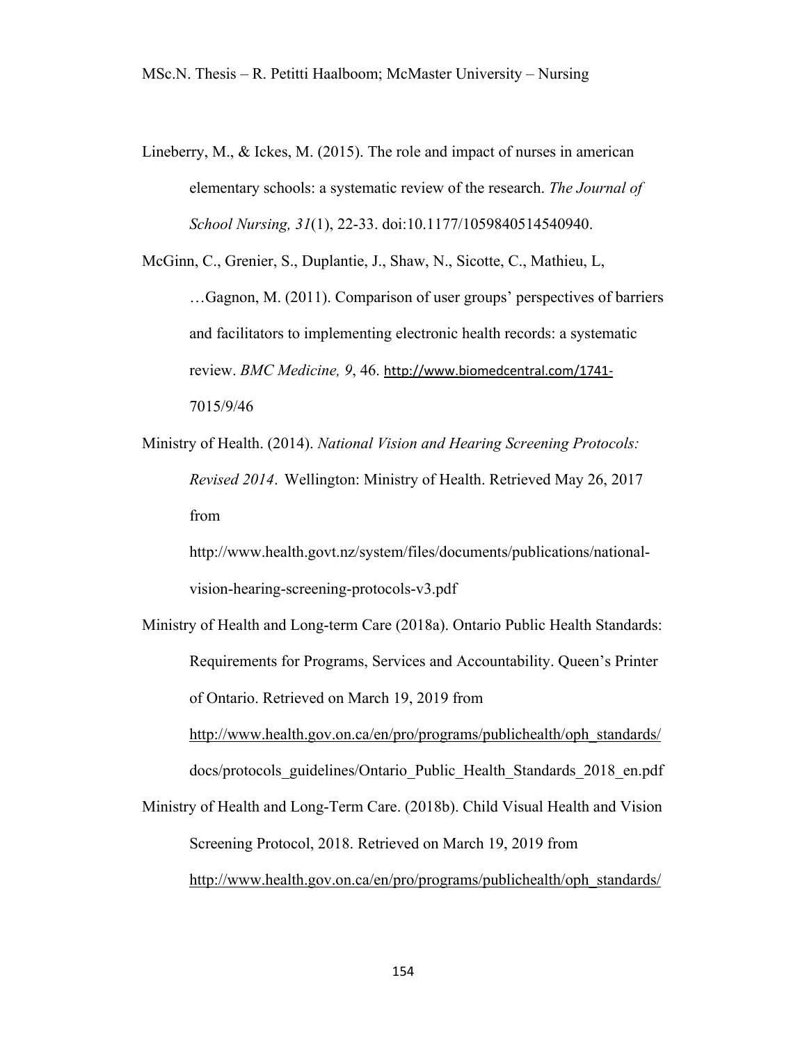Lineberry, M., & Ickes, M. (2015). The role and impact of nurses in american elementary schools: a systematic review of the research. *The Journal of School Nursing, 31*(1), 22-33. doi:10.1177/1059840514540940.

McGinn, C., Grenier, S., Duplantie, J., Shaw, N., Sicotte, C., Mathieu, L, …Gagnon, M. (2011). Comparison of user groups' perspectives of barriers and facilitators to implementing electronic health records: a systematic review. *BMC Medicine, 9*, 46. http://www.biomedcentral.com/1741-7015/9/46

Ministry of Health. (2014). *National Vision and Hearing Screening Protocols: Revised 2014*. Wellington: Ministry of Health. Retrieved May 26, 2017 from http://www.health.govt.nz/system/files/documents/publications/national-vision-hearing-screening-protocols-v3.pdf

Ministry of Health and Long-term Care (2018a). Ontario Public Health Standards: Requirements for Programs, Services and Accountability. Queen's Printer of Ontario. Retrieved on March 19, 2019 from http://www.health.gov.on.ca/en/pro/programs/publichealth/oph_standards/docs/protocols_guidelines/Ontario_Public_Health_Standards_2018_en.pdf

Ministry of Health and Long-Term Care. (2018b). Child Visual Health and Vision Screening Protocol, 2018. Retrieved on March 19, 2019 from http://www.health.gov.on.ca/en/pro/programs/publichealth/oph_standards/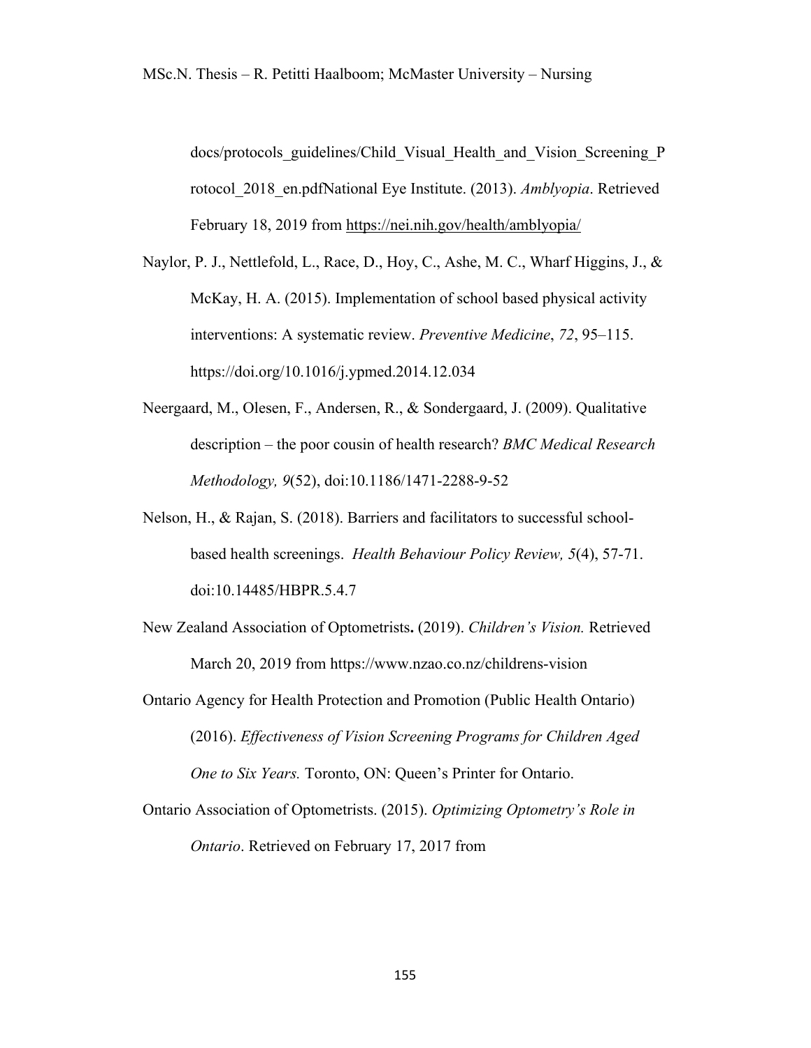docs/protocols_guidelines/Child_Visual_Health_and_Vision_Screening_Protocol_2018_en.pdfNational Eye Institute. (2013). *Amblyopia*. Retrieved February 18, 2019 from https://nei.nih.gov/health/amblyopia/

Naylor, P. J., Nettlefold, L., Race, D., Hoy, C., Ashe, M. C., Wharf Higgins, J., & McKay, H. A. (2015). Implementation of school based physical activity interventions: A systematic review. *Preventive Medicine*, *72*, 95–115. https://doi.org/10.1016/j.ypmed.2014.12.034

Neergaard, M., Olesen, F., Andersen, R., & Sondergaard, J. (2009). Qualitative description – the poor cousin of health research? *BMC Medical Research Methodology, 9*(52), doi:10.1186/1471-2288-9-52

Nelson, H., & Rajan, S. (2018). Barriers and facilitators to successful school-based health screenings. *Health Behaviour Policy Review, 5*(4), 57-71. doi:10.14485/HBPR.5.4.7

New Zealand Association of Optometrists**.** (2019). *Children's Vision.* Retrieved March 20, 2019 from https://www.nzao.co.nz/childrens-vision

Ontario Agency for Health Protection and Promotion (Public Health Ontario) (2016). *Effectiveness of Vision Screening Programs for Children Aged One to Six Years.* Toronto, ON: Queen's Printer for Ontario.

Ontario Association of Optometrists. (2015). *Optimizing Optometry's Role in Ontario*. Retrieved on February 17, 2017 from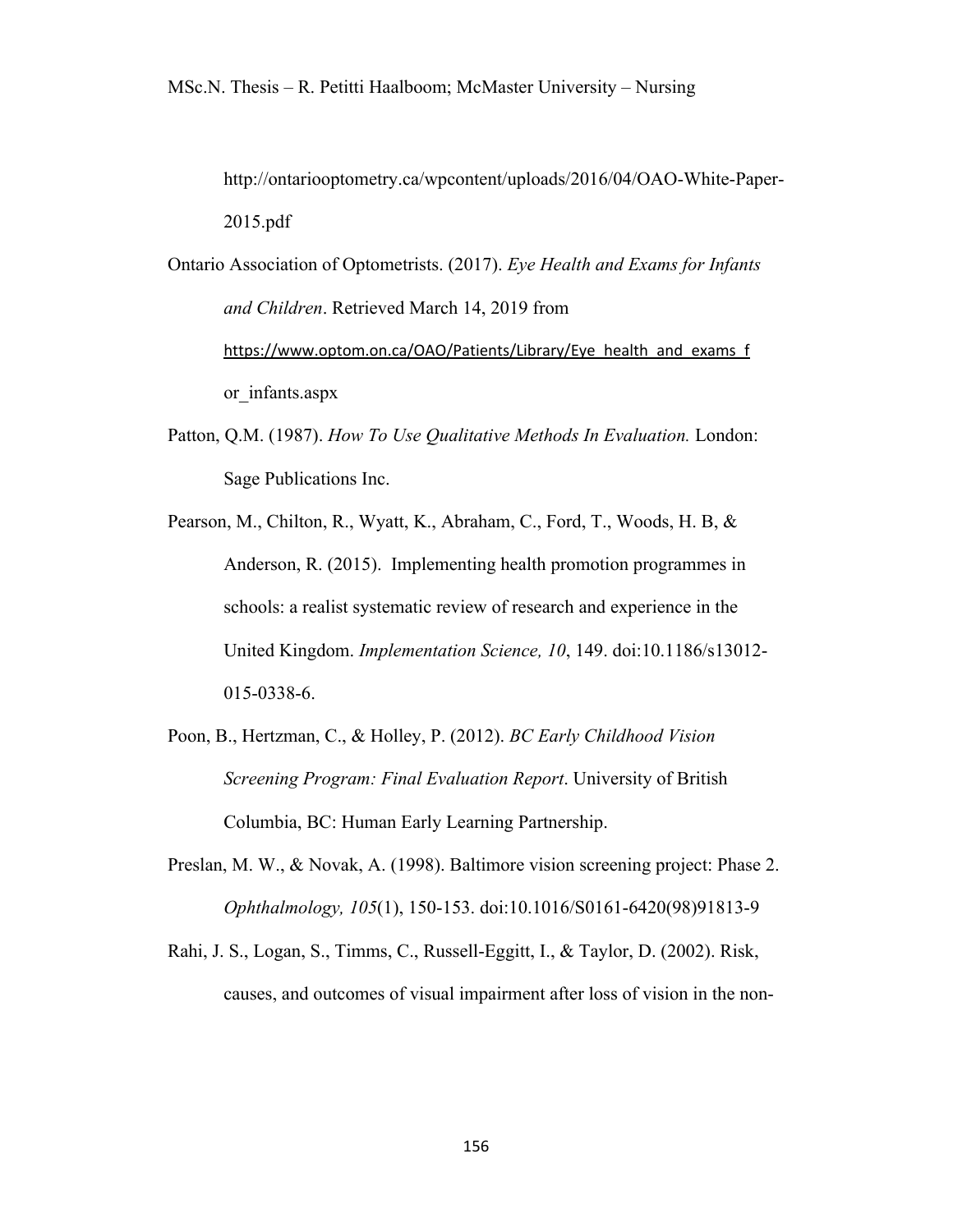http://ontariooptometry.ca/wpcontent/uploads/2016/04/OAO-White-Paper-2015.pdf

Ontario Association of Optometrists. (2017). *Eye Health and Exams for Infants and Children*. Retrieved March 14, 2019 from https://www.optom.on.ca/OAO/Patients/Library/Eye_health_and_exams_for_infants.aspx

Patton, Q.M. (1987). *How To Use Qualitative Methods In Evaluation.* London: Sage Publications Inc.

Pearson, M., Chilton, R., Wyatt, K., Abraham, C., Ford, T., Woods, H. B, & Anderson, R. (2015). Implementing health promotion programmes in schools: a realist systematic review of research and experience in the United Kingdom. *Implementation Science, 10*, 149. doi:10.1186/s13012-015-0338-6.

Poon, B., Hertzman, C., & Holley, P. (2012). *BC Early Childhood Vision Screening Program: Final Evaluation Report*. University of British Columbia, BC: Human Early Learning Partnership.

Preslan, M. W., & Novak, A. (1998). Baltimore vision screening project: Phase 2. *Ophthalmology, 105*(1), 150-153. doi:10.1016/S0161-6420(98)91813-9

Rahi, J. S., Logan, S., Timms, C., Russell-Eggitt, I., & Taylor, D. (2002). Risk, causes, and outcomes of visual impairment after loss of vision in the non-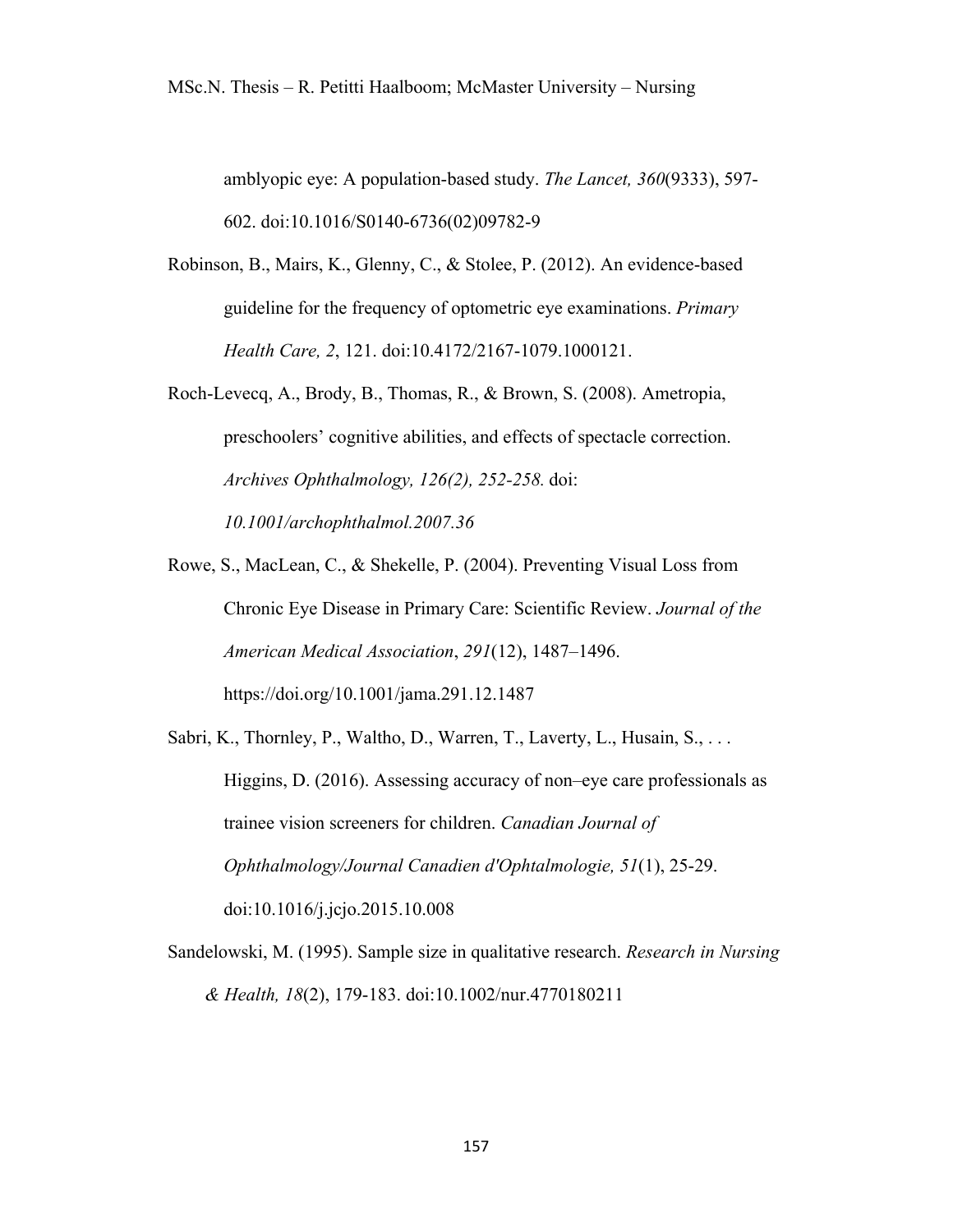amblyopic eye: A population-based study. *The Lancet, 360*(9333), 597-602. doi:10.1016/S0140-6736(02)09782-9

Robinson, B., Mairs, K., Glenny, C., & Stolee, P. (2012). An evidence-based guideline for the frequency of optometric eye examinations. *Primary Health Care, 2*, 121. doi:10.4172/2167-1079.1000121.

Roch-Levecq, A., Brody, B., Thomas, R., & Brown, S. (2008). Ametropia, preschoolers' cognitive abilities, and effects of spectacle correction. *Archives Ophthalmology, 126(2), 252-258.* doi: *10.1001/archophthalmol.2007.36*

Rowe, S., MacLean, C., & Shekelle, P. (2004). Preventing Visual Loss from Chronic Eye Disease in Primary Care: Scientific Review. *Journal of the American Medical Association*, *291*(12), 1487–1496. https://doi.org/10.1001/jama.291.12.1487

Sabri, K., Thornley, P., Waltho, D., Warren, T., Laverty, L., Husain, S., . . . Higgins, D. (2016). Assessing accuracy of non–eye care professionals as trainee vision screeners for children. *Canadian Journal of Ophthalmology/Journal Canadien d'Ophtalmologie, 51*(1), 25-29. doi:10.1016/j.jcjo.2015.10.008

Sandelowski, M. (1995). Sample size in qualitative research. *Research in Nursing & Health, 18*(2), 179-183. doi:10.1002/nur.4770180211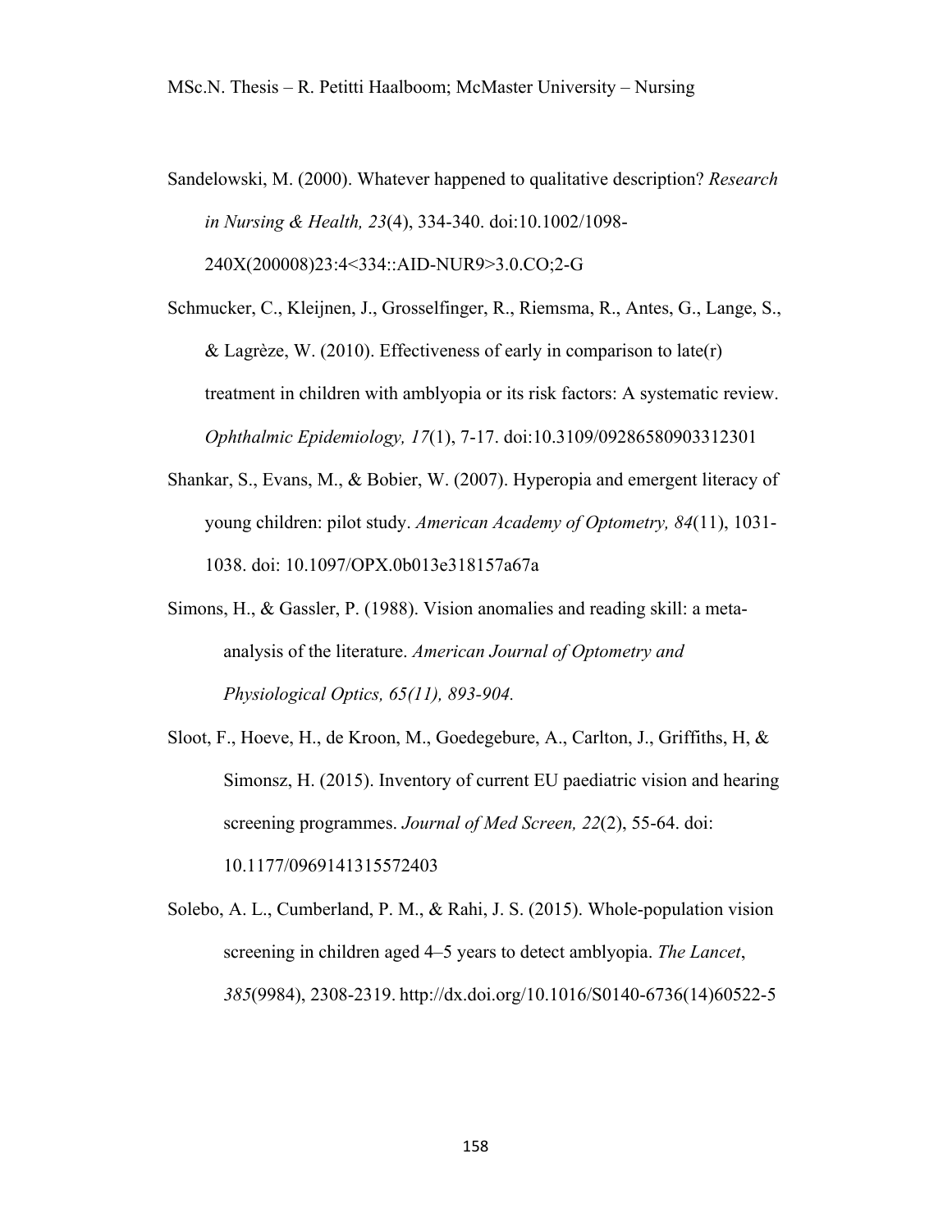Sandelowski, M. (2000). Whatever happened to qualitative description? *Research in Nursing & Health, 23*(4), 334-340. doi:10.1002/1098-240X(200008)23:4<334::AID-NUR9>3.0.CO;2-G

Schmucker, C., Kleijnen, J., Grosselfinger, R., Riemsma, R., Antes, G., Lange, S., & Lagrèze, W. (2010). Effectiveness of early in comparison to late(r) treatment in children with amblyopia or its risk factors: A systematic review. *Ophthalmic Epidemiology, 17*(1), 7-17. doi:10.3109/09286580903312301

Shankar, S., Evans, M., & Bobier, W. (2007). Hyperopia and emergent literacy of young children: pilot study. *American Academy of Optometry, 84*(11), 1031-1038. doi: 10.1097/OPX.0b013e318157a67a

Simons, H., & Gassler, P. (1988). Vision anomalies and reading skill: a meta-analysis of the literature. *American Journal of Optometry and Physiological Optics, 65(11), 893-904.*

Sloot, F., Hoeve, H., de Kroon, M., Goedegebure, A., Carlton, J., Griffiths, H, & Simonsz, H. (2015). Inventory of current EU paediatric vision and hearing screening programmes. *Journal of Med Screen, 22*(2), 55-64. doi: 10.1177/0969141315572403

Solebo, A. L., Cumberland, P. M., & Rahi, J. S. (2015). Whole-population vision screening in children aged 4–5 years to detect amblyopia. *The Lancet*, *385*(9984), 2308-2319. http://dx.doi.org/10.1016/S0140-6736(14)60522-5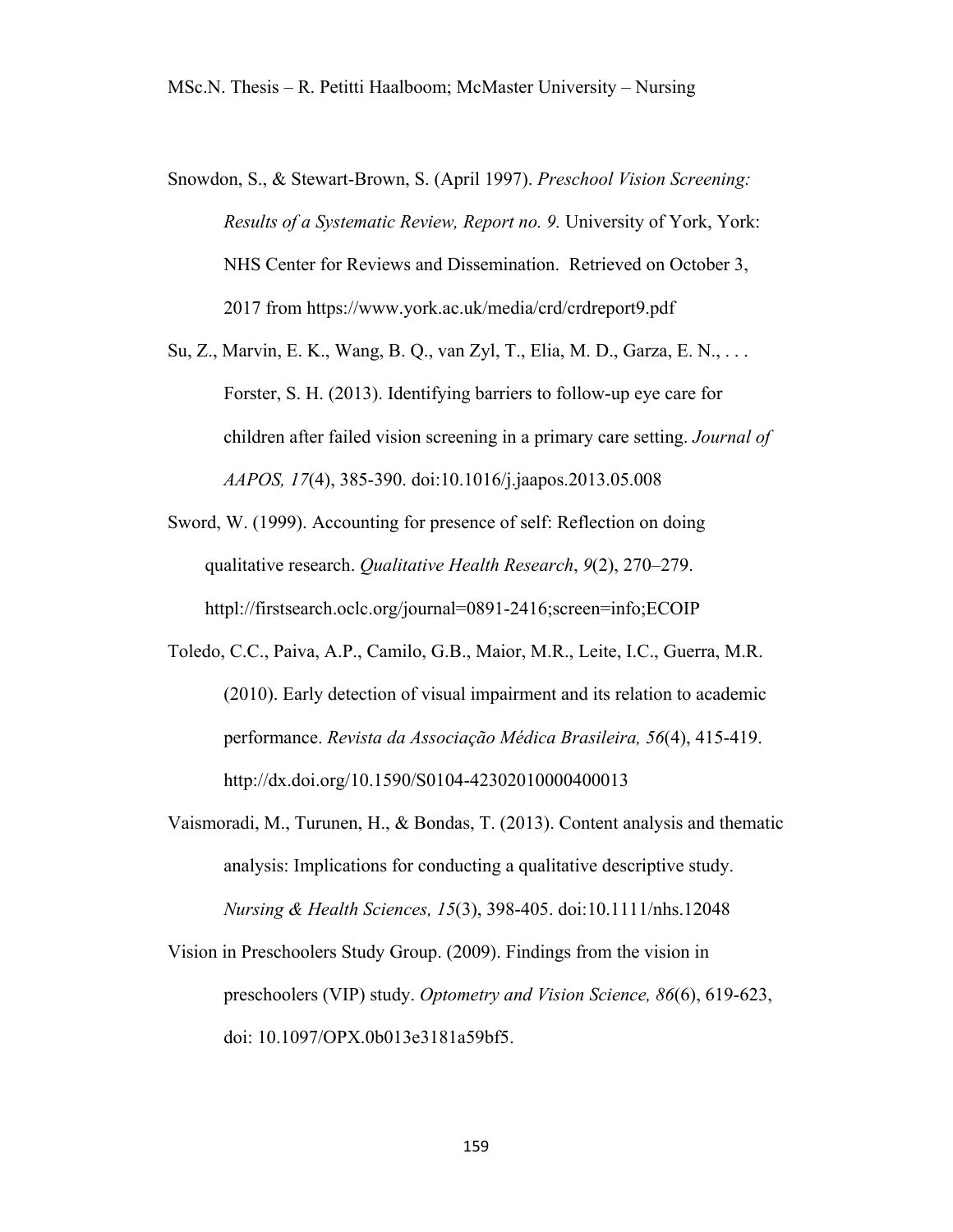Snowdon, S., & Stewart-Brown, S. (April 1997). *Preschool Vision Screening: Results of a Systematic Review, Report no. 9.* University of York, York: NHS Center for Reviews and Dissemination. Retrieved on October 3, 2017 from https://www.york.ac.uk/media/crd/crdreport9.pdf

Su, Z., Marvin, E. K., Wang, B. Q., van Zyl, T., Elia, M. D., Garza, E. N., . . . Forster, S. H. (2013). Identifying barriers to follow-up eye care for children after failed vision screening in a primary care setting. *Journal of AAPOS, 17*(4), 385-390. doi:10.1016/j.jaapos.2013.05.008

Sword, W. (1999). Accounting for presence of self: Reflection on doing qualitative research. *Qualitative Health Research*, *9*(2), 270–279. httpl://firstsearch.oclc.org/journal=0891-2416;screen=info;ECOIP

Toledo, C.C., Paiva, A.P., Camilo, G.B., Maior, M.R., Leite, I.C., Guerra, M.R. (2010). Early detection of visual impairment and its relation to academic performance. *Revista da Associação Médica Brasileira, 56*(4), 415-419. http://dx.doi.org/10.1590/S0104-42302010000400013

Vaismoradi, M., Turunen, H., & Bondas, T. (2013). Content analysis and thematic analysis: Implications for conducting a qualitative descriptive study. *Nursing & Health Sciences, 15*(3), 398-405. doi:10.1111/nhs.12048

Vision in Preschoolers Study Group. (2009). Findings from the vision in preschoolers (VIP) study. *Optometry and Vision Science, 86*(6), 619-623, doi: 10.1097/OPX.0b013e3181a59bf5.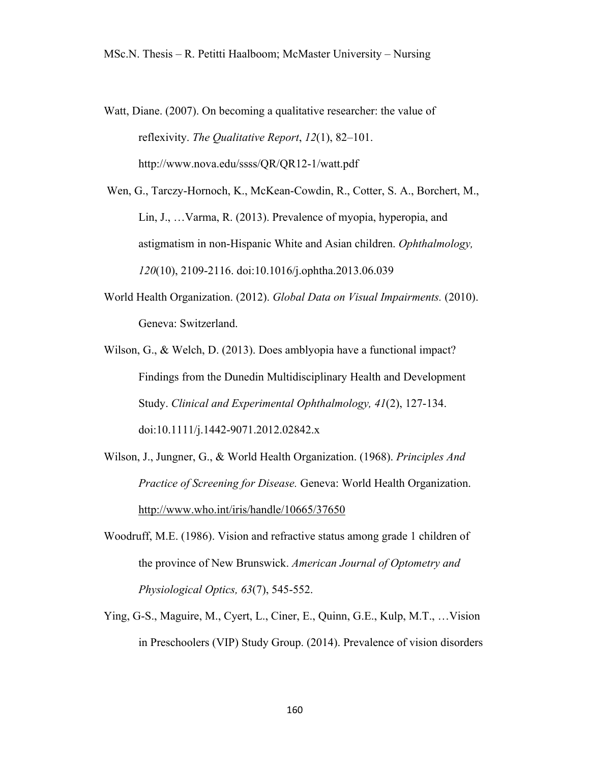Watt, Diane. (2007). On becoming a qualitative researcher: the value of reflexivity. *The Qualitative Report*, *12*(1), 82–101. http://www.nova.edu/ssss/QR/QR12-1/watt.pdf

Wen, G., Tarczy-Hornoch, K., McKean-Cowdin, R., Cotter, S. A., Borchert, M., Lin, J., …Varma, R. (2013). Prevalence of myopia, hyperopia, and astigmatism in non-Hispanic White and Asian children. *Ophthalmology, 120*(10), 2109-2116. doi:10.1016/j.ophtha.2013.06.039

World Health Organization. (2012). *Global Data on Visual Impairments.* (2010). Geneva: Switzerland.

Wilson, G., & Welch, D. (2013). Does amblyopia have a functional impact? Findings from the Dunedin Multidisciplinary Health and Development Study. *Clinical and Experimental Ophthalmology, 41*(2), 127-134. doi:10.1111/j.1442-9071.2012.02842.x

Wilson, J., Jungner, G., & World Health Organization. (1968). *Principles And Practice of Screening for Disease.* Geneva: World Health Organization. http://www.who.int/iris/handle/10665/37650

Woodruff, M.E. (1986). Vision and refractive status among grade 1 children of the province of New Brunswick. *American Journal of Optometry and Physiological Optics, 63*(7), 545-552.

Ying, G-S., Maguire, M., Cyert, L., Ciner, E., Quinn, G.E., Kulp, M.T., …Vision in Preschoolers (VIP) Study Group. (2014). Prevalence of vision disorders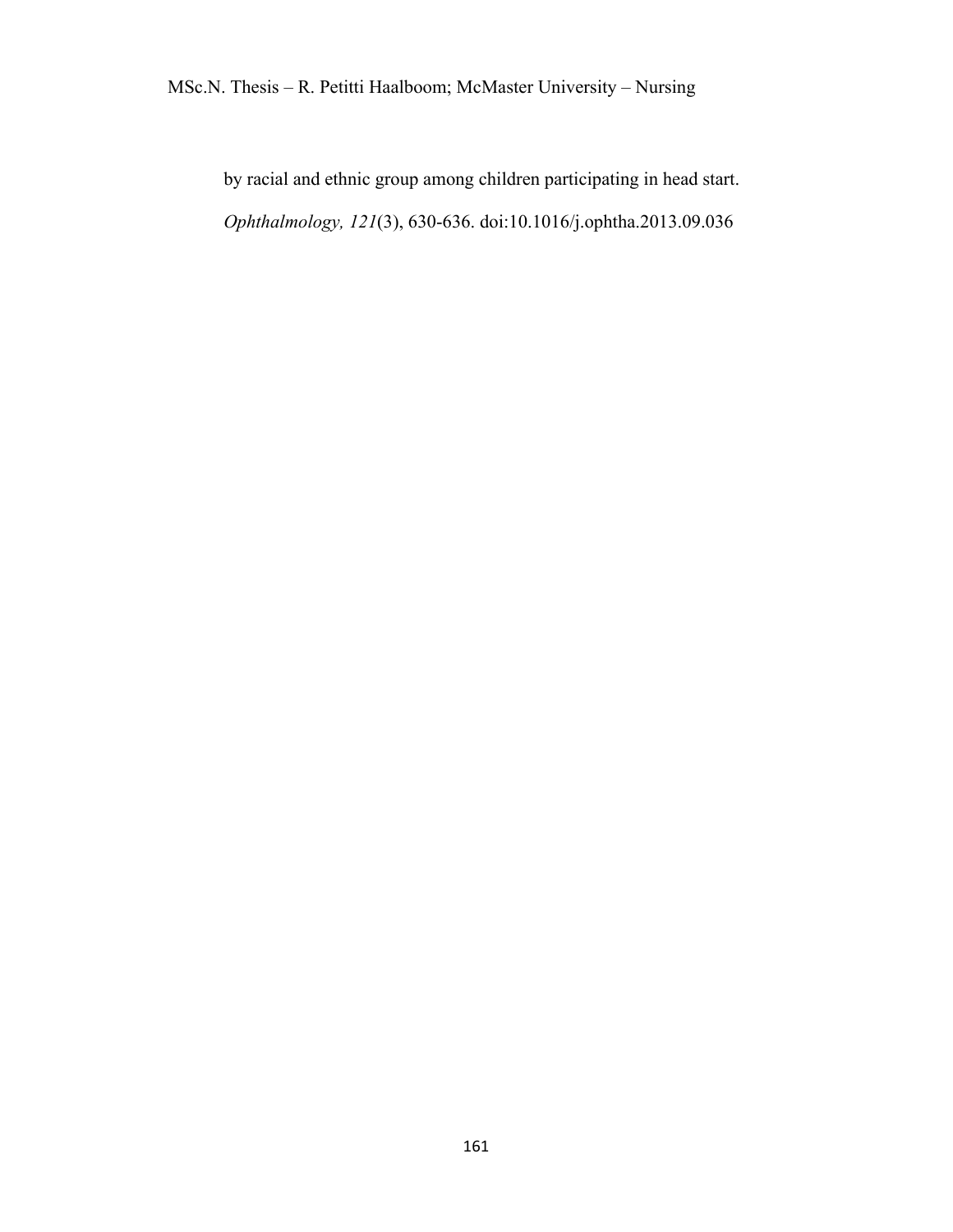by racial and ethnic group among children participating in head start. *Ophthalmology, 121*(3), 630-636. doi:10.1016/j.ophtha.2013.09.036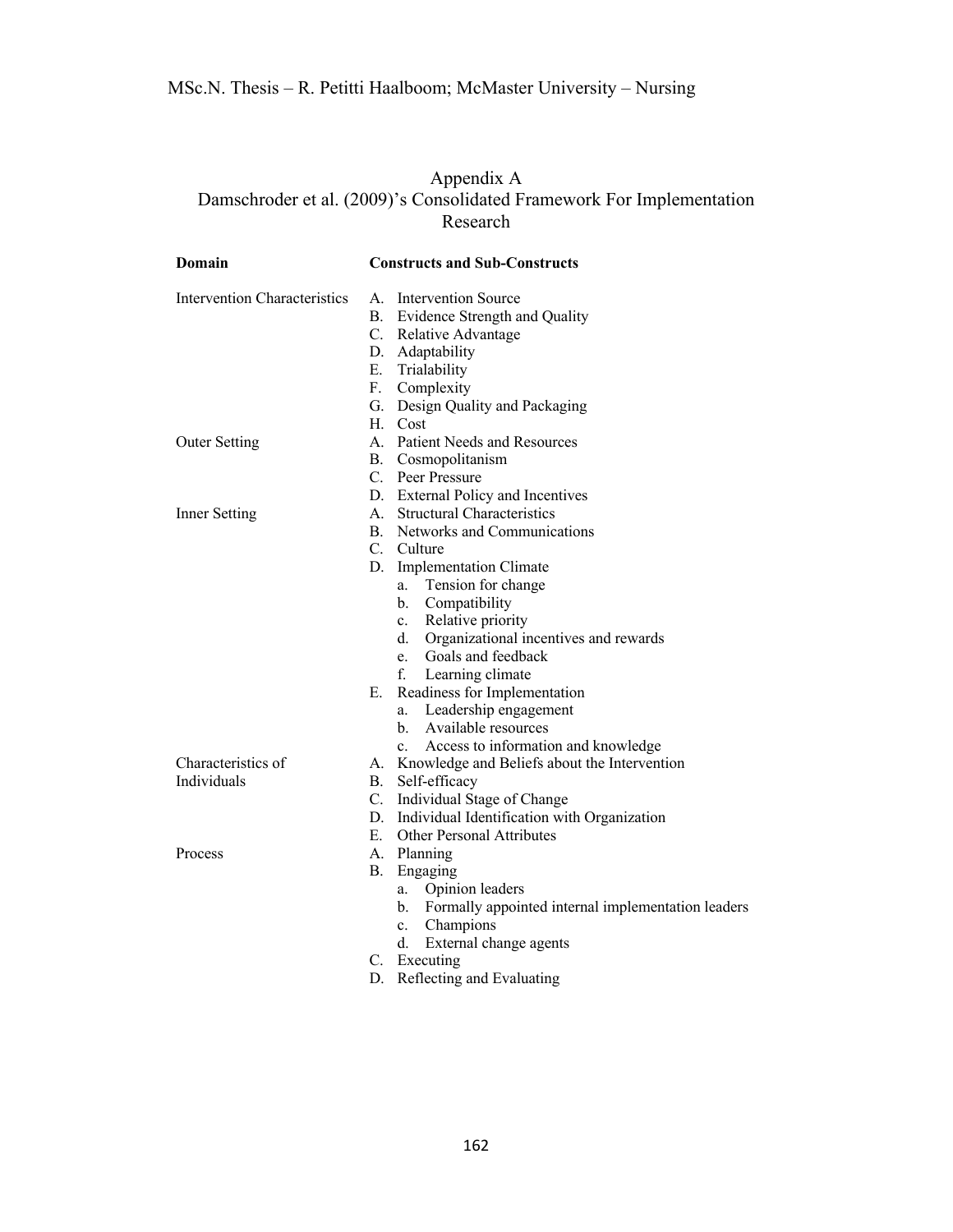# Appendix A
## Damschroder et al. (2009)'s Consolidated Framework For Implementation Research

| Domain | Constructs and Sub-Constructs |
|---|---|
| Intervention Characteristics | A. Intervention Source<br>B. Evidence Strength and Quality<br>C. Relative Advantage<br>D. Adaptability<br>E. Trialability<br>F. Complexity<br>G. Design Quality and Packaging<br>H. Cost |
| Outer Setting | A. Patient Needs and Resources<br>B. Cosmopolitanism<br>C. Peer Pressure<br>D. External Policy and Incentives |
| Inner Setting | A. Structural Characteristics<br>B. Networks and Communications<br>C. Culture<br>D. Implementation Climate<br>&nbsp;&nbsp;&nbsp;&nbsp;a. Tension for change<br>&nbsp;&nbsp;&nbsp;&nbsp;b. Compatibility<br>&nbsp;&nbsp;&nbsp;&nbsp;c. Relative priority<br>&nbsp;&nbsp;&nbsp;&nbsp;d. Organizational incentives and rewards<br>&nbsp;&nbsp;&nbsp;&nbsp;e. Goals and feedback<br>&nbsp;&nbsp;&nbsp;&nbsp;f. Learning climate<br>E. Readiness for Implementation<br>&nbsp;&nbsp;&nbsp;&nbsp;a. Leadership engagement<br>&nbsp;&nbsp;&nbsp;&nbsp;b. Available resources<br>&nbsp;&nbsp;&nbsp;&nbsp;c. Access to information and knowledge |
| Characteristics of Individuals | A. Knowledge and Beliefs about the Intervention<br>B. Self-efficacy<br>C. Individual Stage of Change<br>D. Individual Identification with Organization<br>E. Other Personal Attributes |
| Process | A. Planning<br>B. Engaging<br>&nbsp;&nbsp;&nbsp;&nbsp;a. Opinion leaders<br>&nbsp;&nbsp;&nbsp;&nbsp;b. Formally appointed internal implementation leaders<br>&nbsp;&nbsp;&nbsp;&nbsp;c. Champions<br>&nbsp;&nbsp;&nbsp;&nbsp;d. External change agents<br>C. Executing<br>D. Reflecting and Evaluating |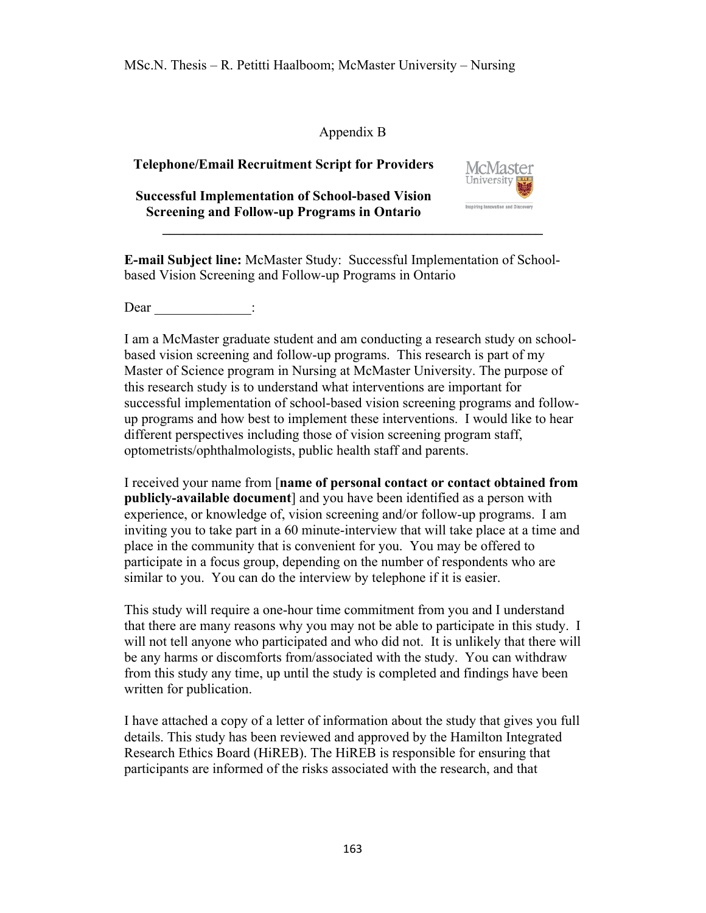Appendix B

**Telephone/Email Recruitment Script for Providers**

**Successful Implementation of School-based Vision Screening and Follow-up Programs in Ontario**

---

**E-mail Subject line:** McMaster Study: Successful Implementation of School-based Vision Screening and Follow-up Programs in Ontario

Dear ______________:

I am a McMaster graduate student and am conducting a research study on school-based vision screening and follow-up programs. This research is part of my Master of Science program in Nursing at McMaster University. The purpose of this research study is to understand what interventions are important for successful implementation of school-based vision screening programs and follow-up programs and how best to implement these interventions. I would like to hear different perspectives including those of vision screening program staff, optometrists/ophthalmologists, public health staff and parents.

I received your name from [**name of personal contact or contact obtained from publicly-available document**] and you have been identified as a person with experience, or knowledge of, vision screening and/or follow-up programs. I am inviting you to take part in a 60 minute-interview that will take place at a time and place in the community that is convenient for you. You may be offered to participate in a focus group, depending on the number of respondents who are similar to you. You can do the interview by telephone if it is easier.

This study will require a one-hour time commitment from you and I understand that there are many reasons why you may not be able to participate in this study. I will not tell anyone who participated and who did not. It is unlikely that there will be any harms or discomforts from/associated with the study. You can withdraw from this study any time, up until the study is completed and findings have been written for publication.

I have attached a copy of a letter of information about the study that gives you full details. This study has been reviewed and approved by the Hamilton Integrated Research Ethics Board (HiREB). The HiREB is responsible for ensuring that participants are informed of the risks associated with the research, and that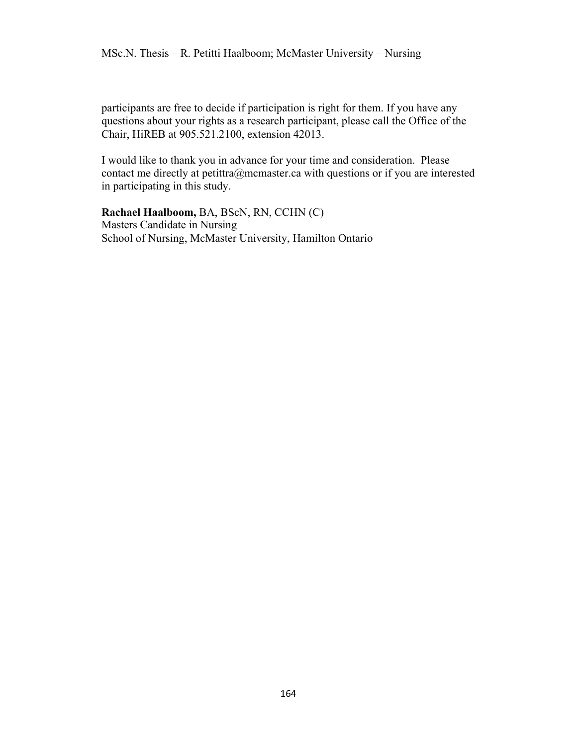participants are free to decide if participation is right for them. If you have any questions about your rights as a research participant, please call the Office of the Chair, HiREB at 905.521.2100, extension 42013.

I would like to thank you in advance for your time and consideration. Please contact me directly at petittra@mcmaster.ca with questions or if you are interested in participating in this study.

**Rachael Haalboom,** BA, BScN, RN, CCHN (C)
Masters Candidate in Nursing
School of Nursing, McMaster University, Hamilton Ontario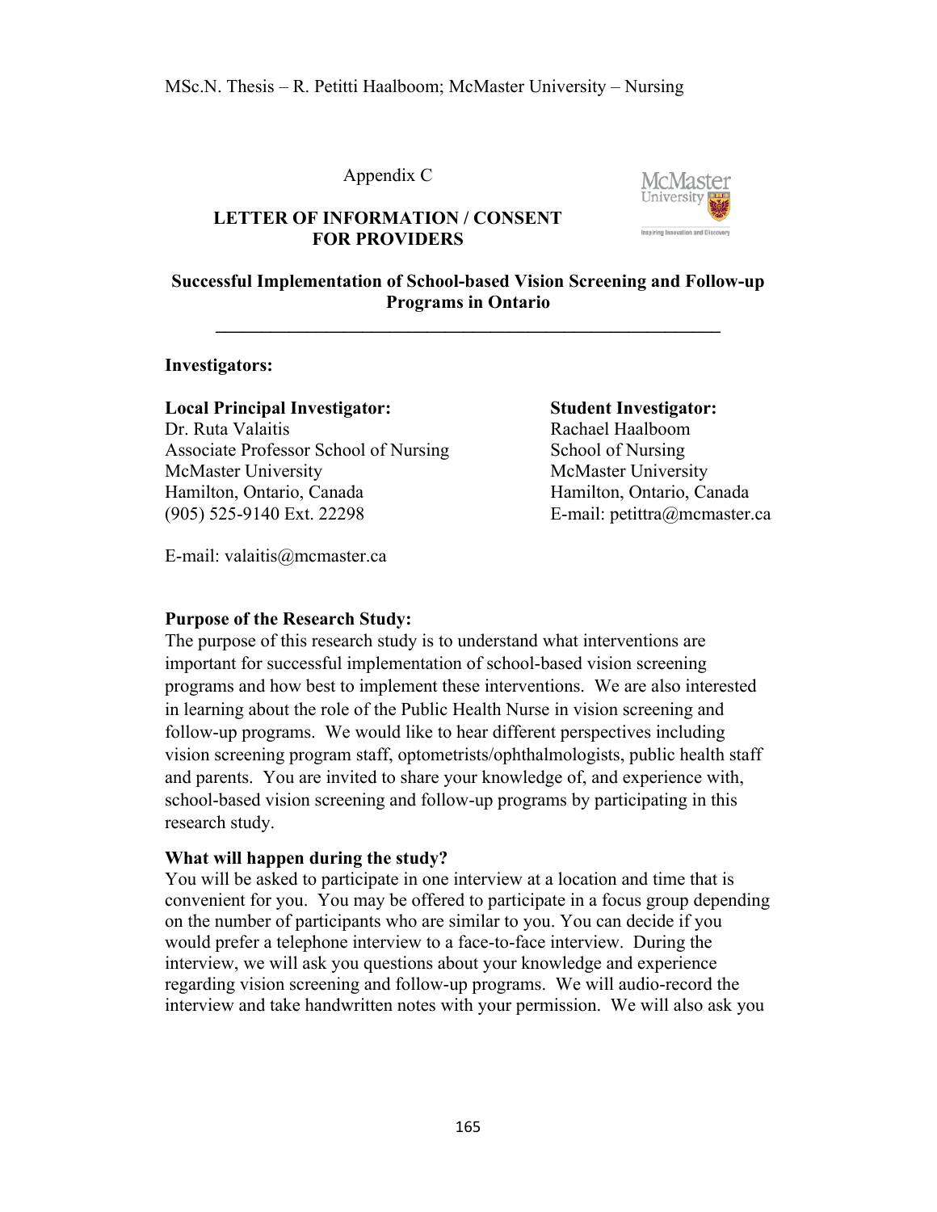Appendix C

## LETTER OF INFORMATION / CONSENT FOR PROVIDERS

### Successful Implementation of School-based Vision Screening and Follow-up Programs in Ontario

---

**Investigators:**

**Local Principal Investigator:**
Dr. Ruta Valaitis
Associate Professor School of Nursing
McMaster University
Hamilton, Ontario, Canada
(905) 525-9140 Ext. 22298

E-mail: valaitis@mcmaster.ca

**Student Investigator:**
Rachael Haalboom
School of Nursing
McMaster University
Hamilton, Ontario, Canada
E-mail: petittra@mcmaster.ca

**Purpose of the Research Study:**
The purpose of this research study is to understand what interventions are important for successful implementation of school-based vision screening programs and how best to implement these interventions. We are also interested in learning about the role of the Public Health Nurse in vision screening and follow-up programs. We would like to hear different perspectives including vision screening program staff, optometrists/ophthalmologists, public health staff and parents. You are invited to share your knowledge of, and experience with, school-based vision screening and follow-up programs by participating in this research study.

**What will happen during the study?**
You will be asked to participate in one interview at a location and time that is convenient for you. You may be offered to participate in a focus group depending on the number of participants who are similar to you. You can decide if you would prefer a telephone interview to a face-to-face interview. During the interview, we will ask you questions about your knowledge and experience regarding vision screening and follow-up programs. We will audio-record the interview and take handwritten notes with your permission. We will also ask you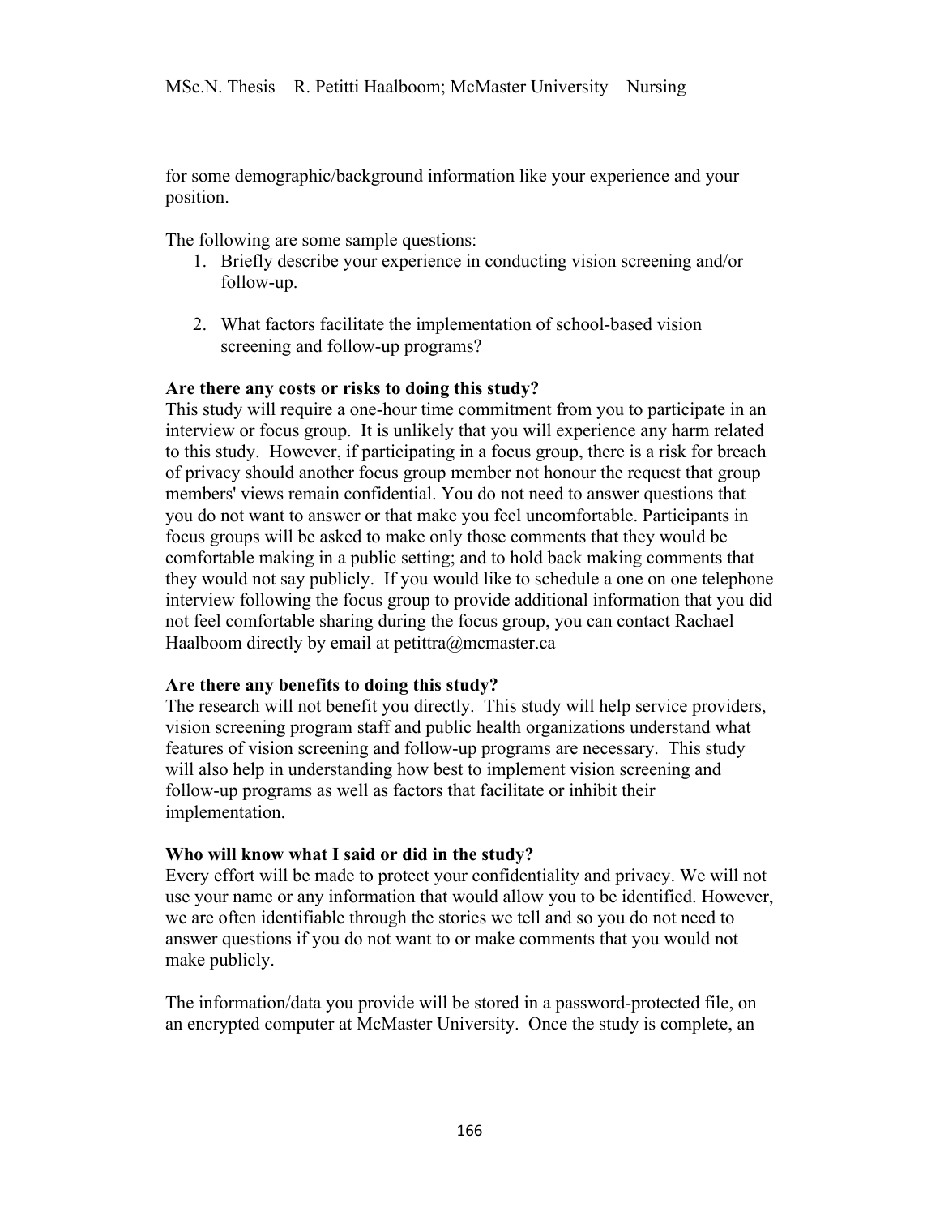for some demographic/background information like your experience and your position.

The following are some sample questions:

1. Briefly describe your experience in conducting vision screening and/or follow-up.

2. What factors facilitate the implementation of school-based vision screening and follow-up programs?

**Are there any costs or risks to doing this study?**
This study will require a one-hour time commitment from you to participate in an interview or focus group. It is unlikely that you will experience any harm related to this study. However, if participating in a focus group, there is a risk for breach of privacy should another focus group member not honour the request that group members' views remain confidential. You do not need to answer questions that you do not want to answer or that make you feel uncomfortable. Participants in focus groups will be asked to make only those comments that they would be comfortable making in a public setting; and to hold back making comments that they would not say publicly. If you would like to schedule a one on one telephone interview following the focus group to provide additional information that you did not feel comfortable sharing during the focus group, you can contact Rachael Haalboom directly by email at petittra@mcmaster.ca

**Are there any benefits to doing this study?**
The research will not benefit you directly. This study will help service providers, vision screening program staff and public health organizations understand what features of vision screening and follow-up programs are necessary. This study will also help in understanding how best to implement vision screening and follow-up programs as well as factors that facilitate or inhibit their implementation.

**Who will know what I said or did in the study?**
Every effort will be made to protect your confidentiality and privacy. We will not use your name or any information that would allow you to be identified. However, we are often identifiable through the stories we tell and so you do not need to answer questions if you do not want to or make comments that you would not make publicly.

The information/data you provide will be stored in a password-protected file, on an encrypted computer at McMaster University. Once the study is complete, an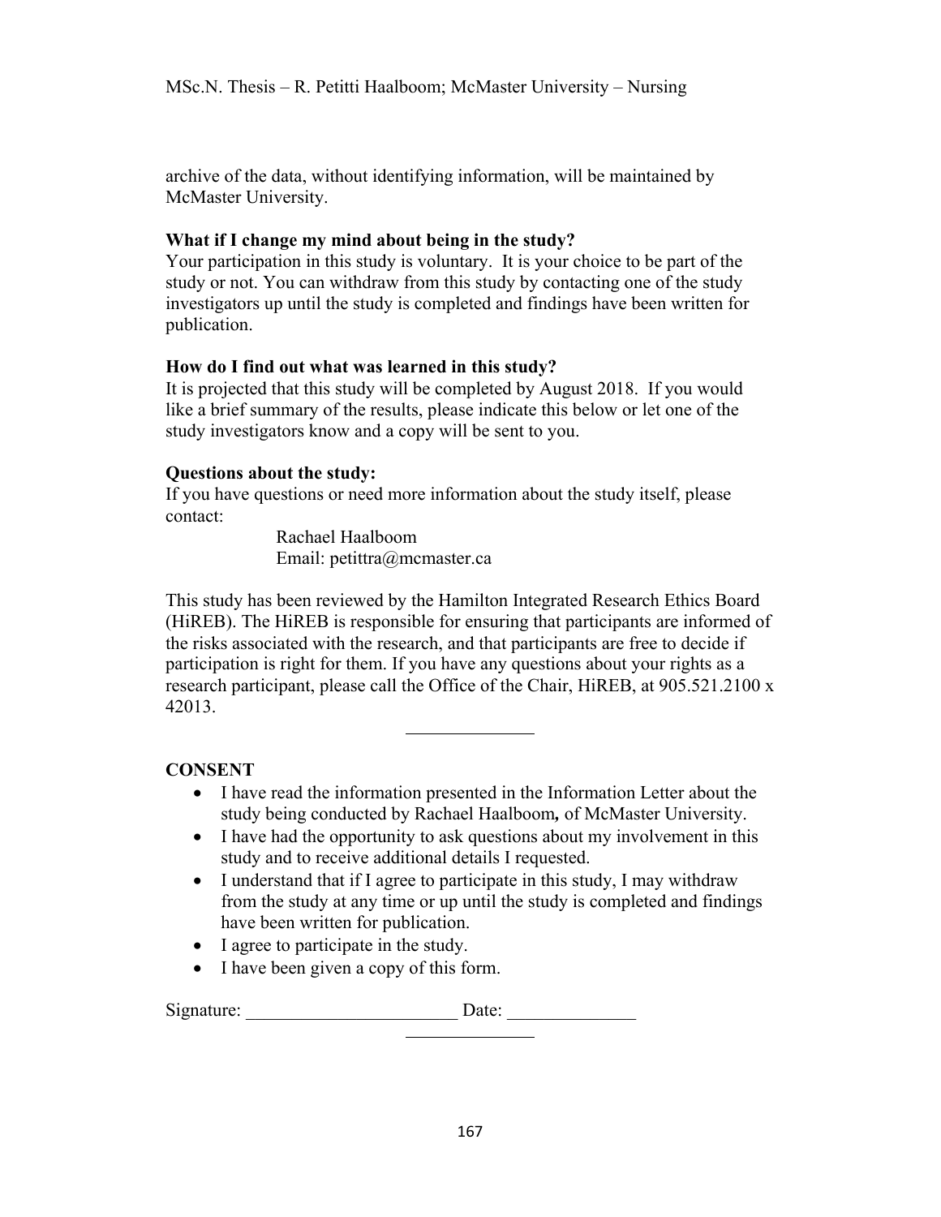archive of the data, without identifying information, will be maintained by McMaster University.

**What if I change my mind about being in the study?**
Your participation in this study is voluntary. It is your choice to be part of the study or not. You can withdraw from this study by contacting one of the study investigators up until the study is completed and findings have been written for publication.

**How do I find out what was learned in this study?**
It is projected that this study will be completed by August 2018. If you would like a brief summary of the results, please indicate this below or let one of the study investigators know and a copy will be sent to you.

**Questions about the study:**
If you have questions or need more information about the study itself, please contact:

Rachael Haalboom
Email: petittra@mcmaster.ca

This study has been reviewed by the Hamilton Integrated Research Ethics Board (HiREB). The HiREB is responsible for ensuring that participants are informed of the risks associated with the research, and that participants are free to decide if participation is right for them. If you have any questions about your rights as a research participant, please call the Office of the Chair, HiREB, at 905.521.2100 x 42013.

---

**CONSENT**

- I have read the information presented in the Information Letter about the study being conducted by Rachael Haalboom**,** of McMaster University.
- I have had the opportunity to ask questions about my involvement in this study and to receive additional details I requested.
- I understand that if I agree to participate in this study, I may withdraw from the study at any time or up until the study is completed and findings have been written for publication.
- I agree to participate in the study.
- I have been given a copy of this form.

Signature: ______________________ Date: _____________

---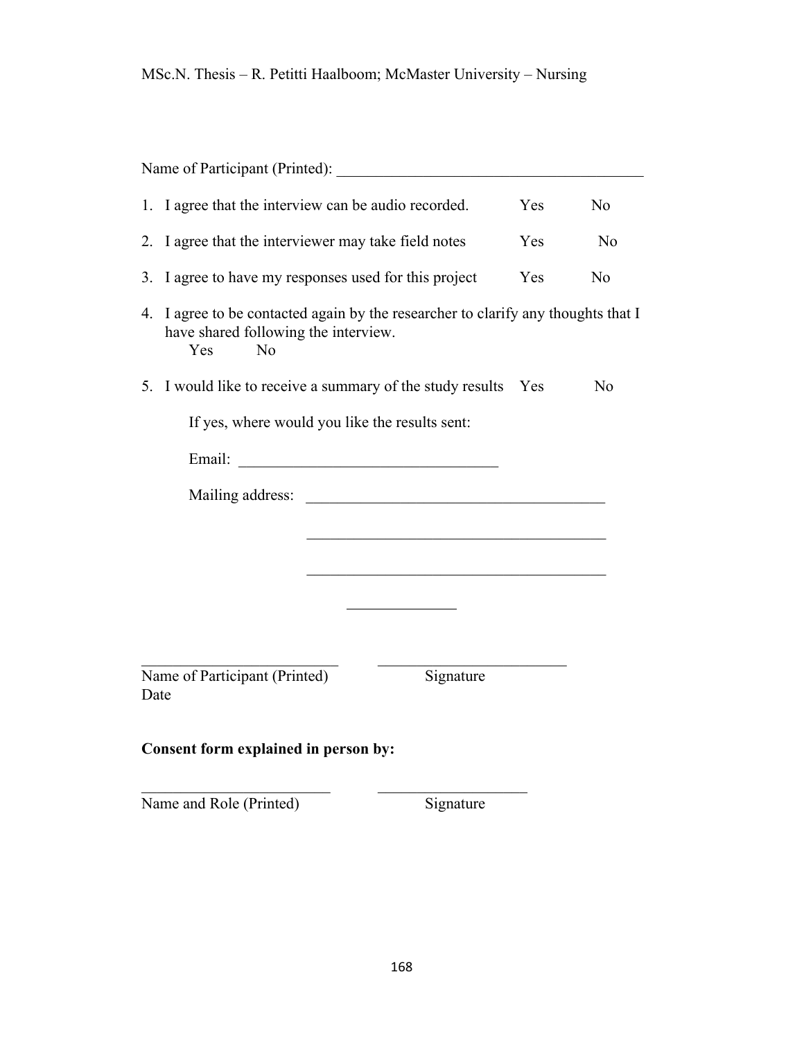Name of Participant (Printed): ________________________________________

1. I agree that the interview can be audio recorded. Yes No

2. I agree that the interviewer may take field notes Yes No

3. I agree to have my responses used for this project Yes No

4. I agree to be contacted again by the researcher to clarify any thoughts that I have shared following the interview.
   Yes No

5. I would like to receive a summary of the study results Yes No

   If yes, where would you like the results sent:

   Email: _________________________________

   Mailing address: ______________________________________

   ______________________________________

   ______________________________________

   ______________

__________________________ ________________________
Name of Participant (Printed) Signature
Date

**Consent form explained in person by:**

_________________________ ___________________
Name and Role (Printed) Signature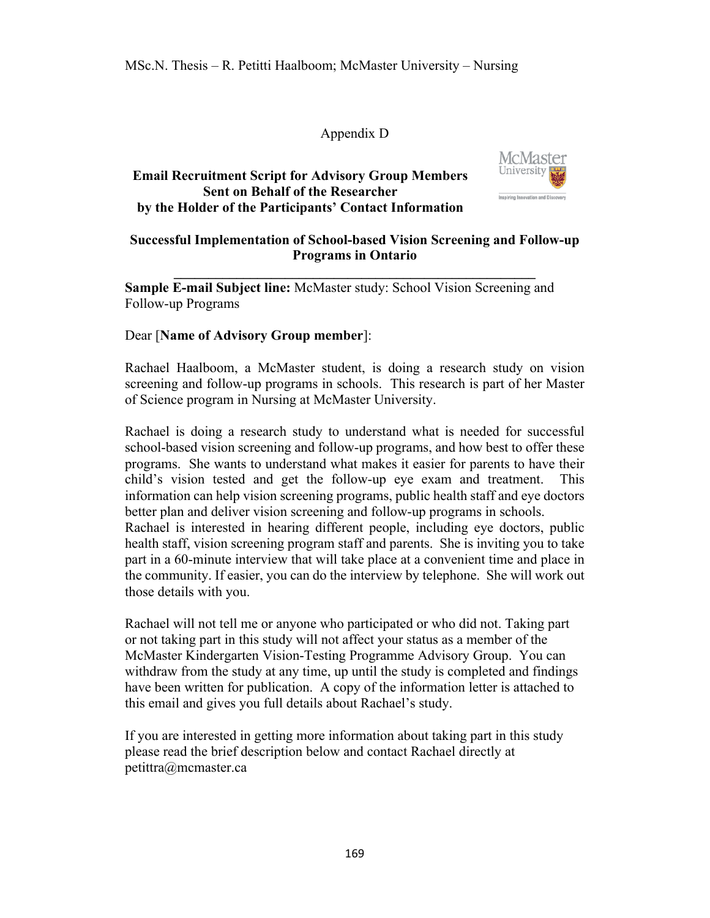Appendix D

**Email Recruitment Script for Advisory Group Members Sent on Behalf of the Researcher by the Holder of the Participants' Contact Information**

**Successful Implementation of School-based Vision Screening and Follow-up Programs in Ontario**

---

**Sample E-mail Subject line:** McMaster study: School Vision Screening and Follow-up Programs

Dear [**Name of Advisory Group member**]:

Rachael Haalboom, a McMaster student, is doing a research study on vision screening and follow-up programs in schools. This research is part of her Master of Science program in Nursing at McMaster University.

Rachael is doing a research study to understand what is needed for successful school-based vision screening and follow-up programs, and how best to offer these programs. She wants to understand what makes it easier for parents to have their child's vision tested and get the follow-up eye exam and treatment. This information can help vision screening programs, public health staff and eye doctors better plan and deliver vision screening and follow-up programs in schools.
Rachael is interested in hearing different people, including eye doctors, public health staff, vision screening program staff and parents. She is inviting you to take part in a 60-minute interview that will take place at a convenient time and place in the community. If easier, you can do the interview by telephone. She will work out those details with you.

Rachael will not tell me or anyone who participated or who did not. Taking part or not taking part in this study will not affect your status as a member of the McMaster Kindergarten Vision-Testing Programme Advisory Group. You can withdraw from the study at any time, up until the study is completed and findings have been written for publication. A copy of the information letter is attached to this email and gives you full details about Rachael's study.

If you are interested in getting more information about taking part in this study please read the brief description below and contact Rachael directly at petittra@mcmaster.ca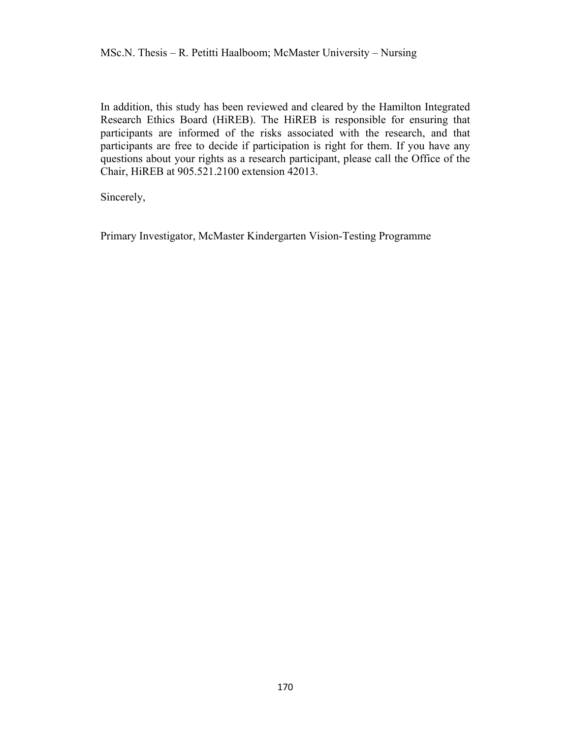In addition, this study has been reviewed and cleared by the Hamilton Integrated Research Ethics Board (HiREB). The HiREB is responsible for ensuring that participants are informed of the risks associated with the research, and that participants are free to decide if participation is right for them. If you have any questions about your rights as a research participant, please call the Office of the Chair, HiREB at 905.521.2100 extension 42013.

Sincerely,

Primary Investigator, McMaster Kindergarten Vision-Testing Programme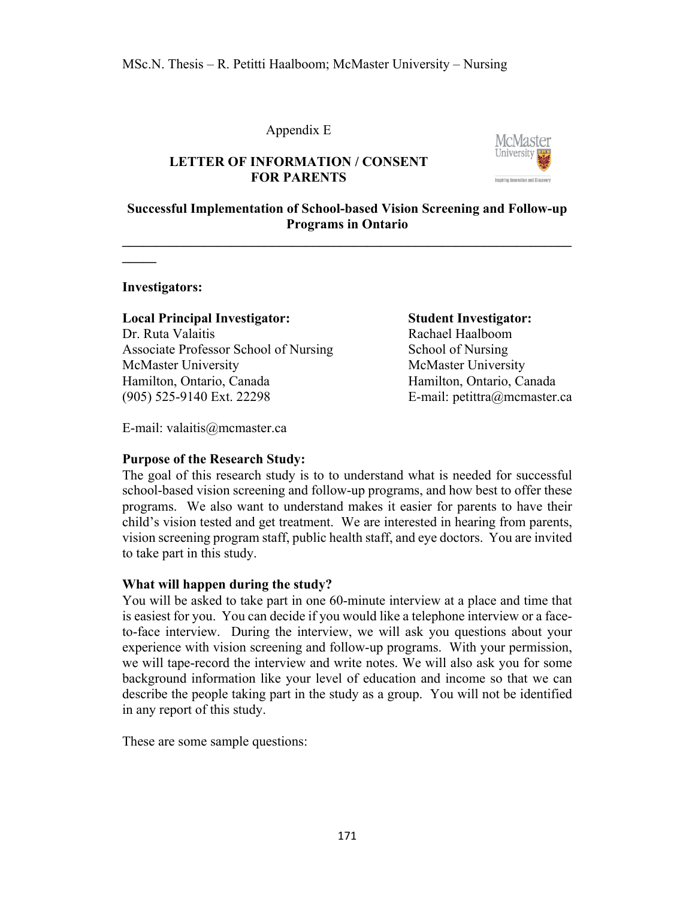Appendix E

**LETTER OF INFORMATION / CONSENT FOR PARENTS**

**Successful Implementation of School-based Vision Screening and Follow-up Programs in Ontario**

---

**Investigators:**

**Local Principal Investigator:**
Dr. Ruta Valaitis
Associate Professor School of Nursing
McMaster University
Hamilton, Ontario, Canada
(905) 525-9140 Ext. 22298
E-mail: valaitis@mcmaster.ca

**Student Investigator:**
Rachael Haalboom
School of Nursing
McMaster University
Hamilton, Ontario, Canada
E-mail: petittra@mcmaster.ca

**Purpose of the Research Study:**
The goal of this research study is to to understand what is needed for successful school-based vision screening and follow-up programs, and how best to offer these programs. We also want to understand makes it easier for parents to have their child's vision tested and get treatment. We are interested in hearing from parents, vision screening program staff, public health staff, and eye doctors. You are invited to take part in this study.

**What will happen during the study?**
You will be asked to take part in one 60-minute interview at a place and time that is easiest for you. You can decide if you would like a telephone interview or a face-to-face interview. During the interview, we will ask you questions about your experience with vision screening and follow-up programs. With your permission, we will tape-record the interview and write notes. We will also ask you for some background information like your level of education and income so that we can describe the people taking part in the study as a group. You will not be identified in any report of this study.

These are some sample questions: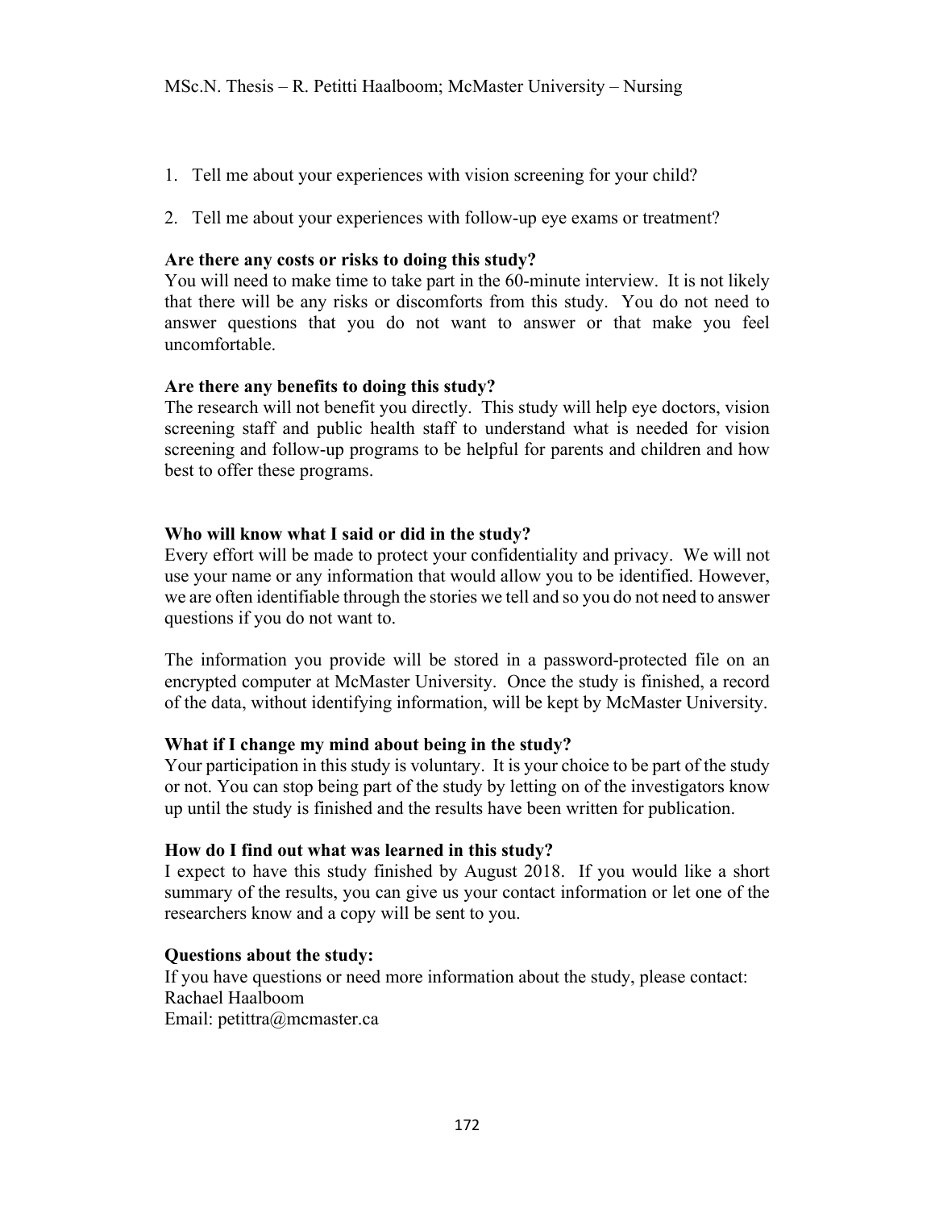1. Tell me about your experiences with vision screening for your child?

2. Tell me about your experiences with follow-up eye exams or treatment?

**Are there any costs or risks to doing this study?**
You will need to make time to take part in the 60-minute interview. It is not likely that there will be any risks or discomforts from this study. You do not need to answer questions that you do not want to answer or that make you feel uncomfortable.

**Are there any benefits to doing this study?**
The research will not benefit you directly. This study will help eye doctors, vision screening staff and public health staff to understand what is needed for vision screening and follow-up programs to be helpful for parents and children and how best to offer these programs.

**Who will know what I said or did in the study?**
Every effort will be made to protect your confidentiality and privacy. We will not use your name or any information that would allow you to be identified. However, we are often identifiable through the stories we tell and so you do not need to answer questions if you do not want to.

The information you provide will be stored in a password-protected file on an encrypted computer at McMaster University. Once the study is finished, a record of the data, without identifying information, will be kept by McMaster University.

**What if I change my mind about being in the study?**
Your participation in this study is voluntary. It is your choice to be part of the study or not. You can stop being part of the study by letting on of the investigators know up until the study is finished and the results have been written for publication.

**How do I find out what was learned in this study?**
I expect to have this study finished by August 2018. If you would like a short summary of the results, you can give us your contact information or let one of the researchers know and a copy will be sent to you.

**Questions about the study:**
If you have questions or need more information about the study, please contact:
Rachael Haalboom
Email: petittra@mcmaster.ca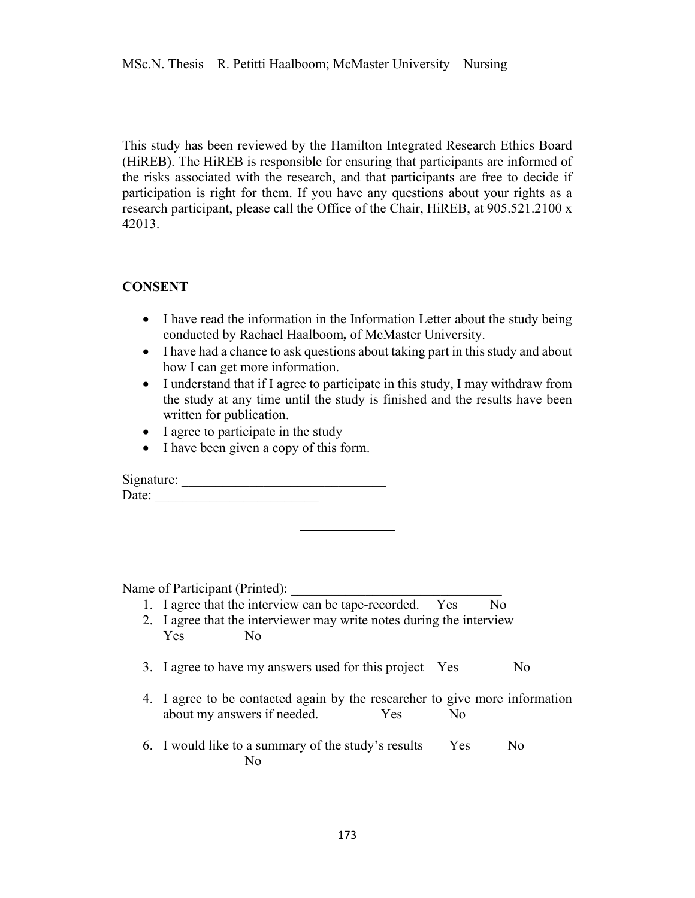This study has been reviewed by the Hamilton Integrated Research Ethics Board (HiREB). The HiREB is responsible for ensuring that participants are informed of the risks associated with the research, and that participants are free to decide if participation is right for them. If you have any questions about your rights as a research participant, please call the Office of the Chair, HiREB, at 905.521.2100 x 42013.

---

**CONSENT**

- I have read the information in the Information Letter about the study being conducted by Rachael Haalboom**,** of McMaster University.
- I have had a chance to ask questions about taking part in this study and about how I can get more information.
- I understand that if I agree to participate in this study, I may withdraw from the study at any time until the study is finished and the results have been written for publication.
- I agree to participate in the study
- I have been given a copy of this form.

Signature: ______________________________
Date: ________________________

---

Name of Participant (Printed): _______________________________

1. I agree that the interview can be tape-recorded.     Yes     No
2. I agree that the interviewer may write notes during the interview
   Yes     No

3. I agree to have my answers used for this project     Yes     No

4. I agree to be contacted again by the researcher to give more information about my answers if needed.     Yes     No

6. I would like to a summary of the study's results     Yes     No
   No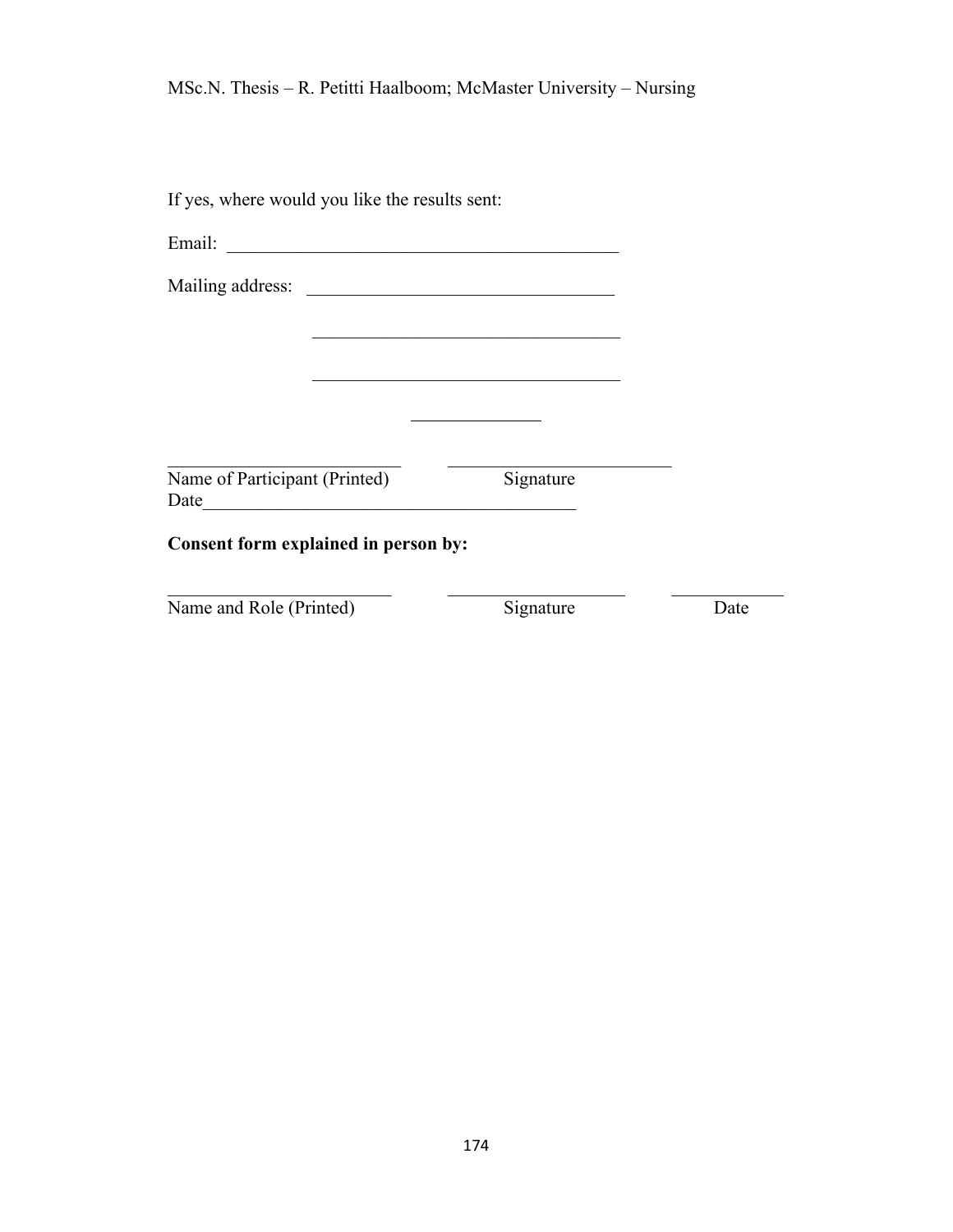If yes, where would you like the results sent:

Email: ____________________________________________

Mailing address: __________________________________

__________________________________

__________________________________

______________

__________________________ __________________________
Name of Participant (Printed) Signature
Date________________________________________

**Consent form explained in person by:**

________________________ ___________________ ____________
Name and Role (Printed) Signature Date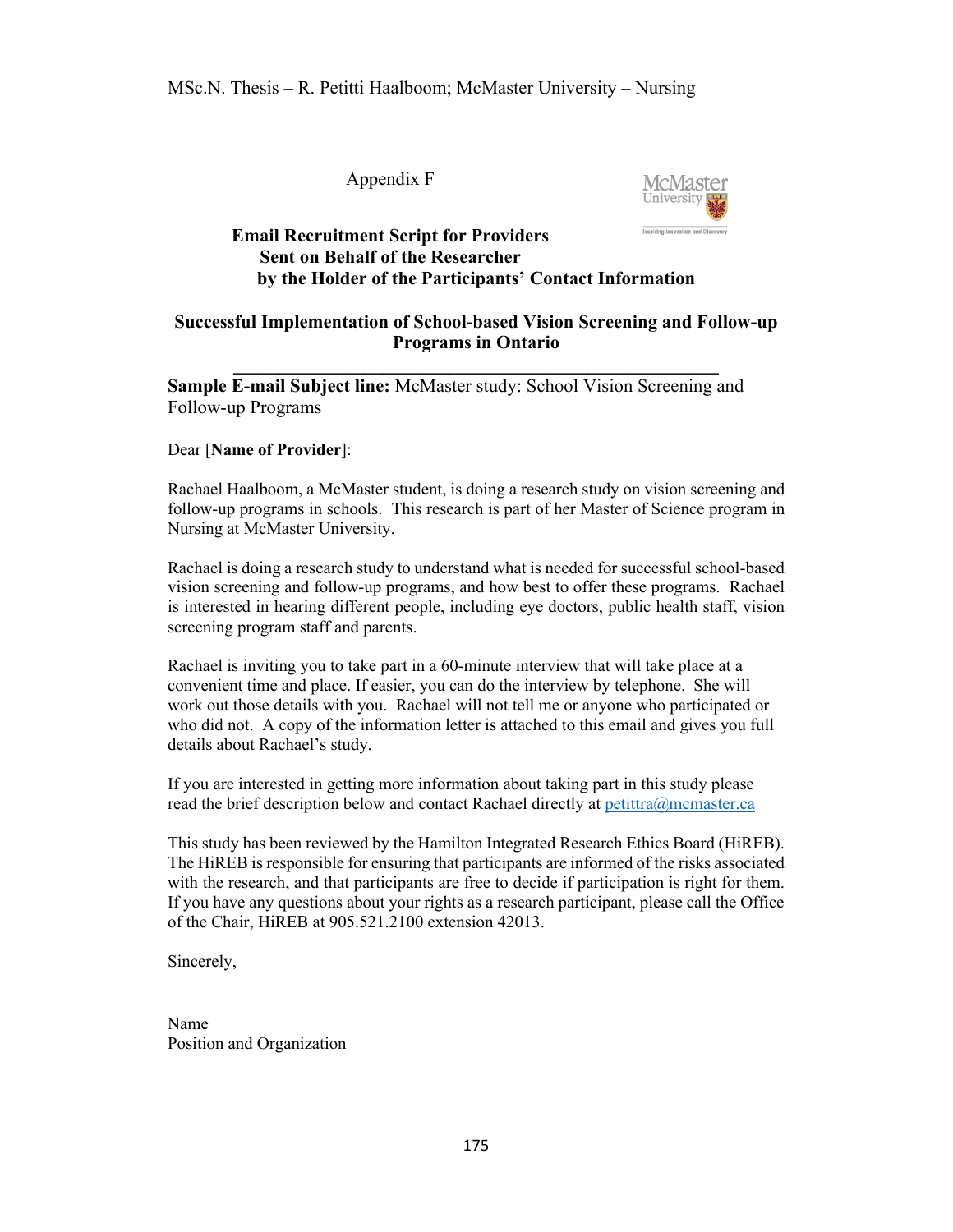Appendix F

**Email Recruitment Script for Providers**
**Sent on Behalf of the Researcher**
**by the Holder of the Participants' Contact Information**

**Successful Implementation of School-based Vision Screening and Follow-up Programs in Ontario**

---

**Sample E-mail Subject line:** McMaster study: School Vision Screening and Follow-up Programs

Dear [**Name of Provider**]:

Rachael Haalboom, a McMaster student, is doing a research study on vision screening and follow-up programs in schools. This research is part of her Master of Science program in Nursing at McMaster University.

Rachael is doing a research study to understand what is needed for successful school-based vision screening and follow-up programs, and how best to offer these programs. Rachael is interested in hearing different people, including eye doctors, public health staff, vision screening program staff and parents.

Rachael is inviting you to take part in a 60-minute interview that will take place at a convenient time and place. If easier, you can do the interview by telephone. She will work out those details with you. Rachael will not tell me or anyone who participated or who did not. A copy of the information letter is attached to this email and gives you full details about Rachael's study.

If you are interested in getting more information about taking part in this study please read the brief description below and contact Rachael directly at petittra@mcmaster.ca

This study has been reviewed by the Hamilton Integrated Research Ethics Board (HiREB). The HiREB is responsible for ensuring that participants are informed of the risks associated with the research, and that participants are free to decide if participation is right for them. If you have any questions about your rights as a research participant, please call the Office of the Chair, HiREB at 905.521.2100 extension 42013.

Sincerely,

Name
Position and Organization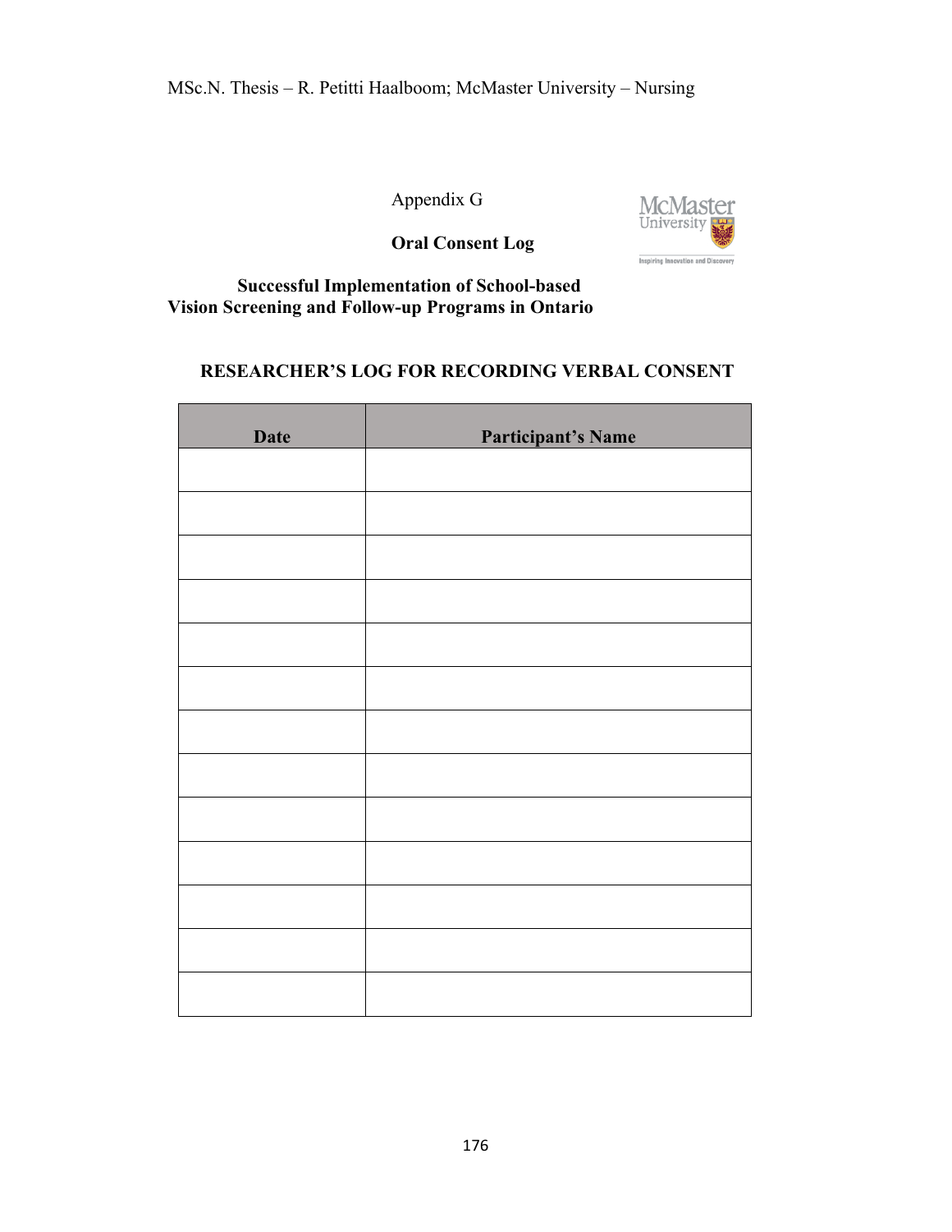Appendix G

**Oral Consent Log**

**Successful Implementation of School-based Vision Screening and Follow-up Programs in Ontario**

**RESEARCHER'S LOG FOR RECORDING VERBAL CONSENT**

| Date | Participant's Name |
| --- | --- |
| | |
| | |
| | |
| | |
| | |
| | |
| | |
| | |
| | |
| | |
| | |
| | |
| | |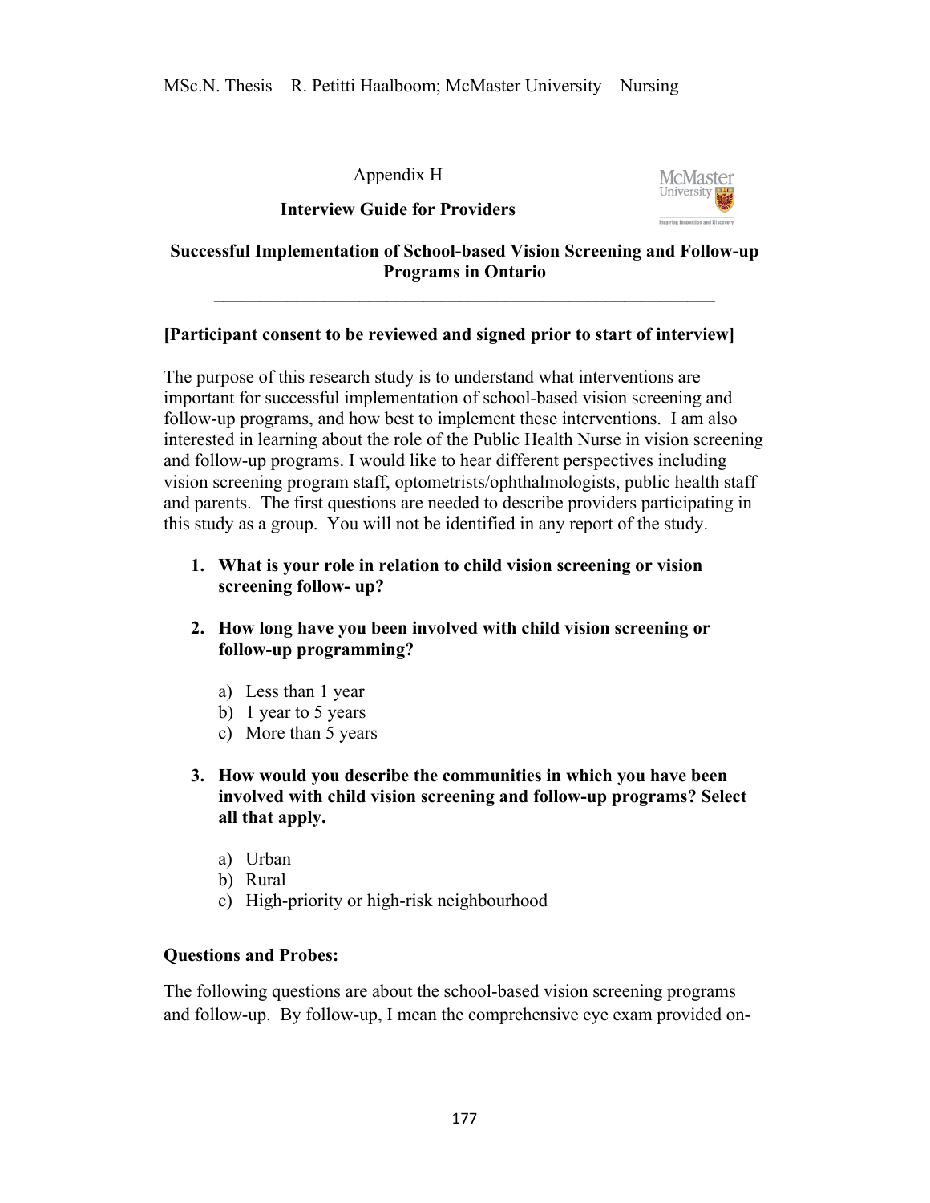Appendix H

**Interview Guide for Providers**

**Successful Implementation of School-based Vision Screening and Follow-up Programs in Ontario**

---

**[Participant consent to be reviewed and signed prior to start of interview]**

The purpose of this research study is to understand what interventions are important for successful implementation of school-based vision screening and follow-up programs, and how best to implement these interventions. I am also interested in learning about the role of the Public Health Nurse in vision screening and follow-up programs. I would like to hear different perspectives including vision screening program staff, optometrists/ophthalmologists, public health staff and parents. The first questions are needed to describe providers participating in this study as a group. You will not be identified in any report of the study.

1. **What is your role in relation to child vision screening or vision screening follow- up?**

2. **How long have you been involved with child vision screening or follow-up programming?**

   a) Less than 1 year
   b) 1 year to 5 years
   c) More than 5 years

3. **How would you describe the communities in which you have been involved with child vision screening and follow-up programs? Select all that apply.**

   a) Urban
   b) Rural
   c) High-priority or high-risk neighbourhood

**Questions and Probes:**

The following questions are about the school-based vision screening programs and follow-up. By follow-up, I mean the comprehensive eye exam provided on-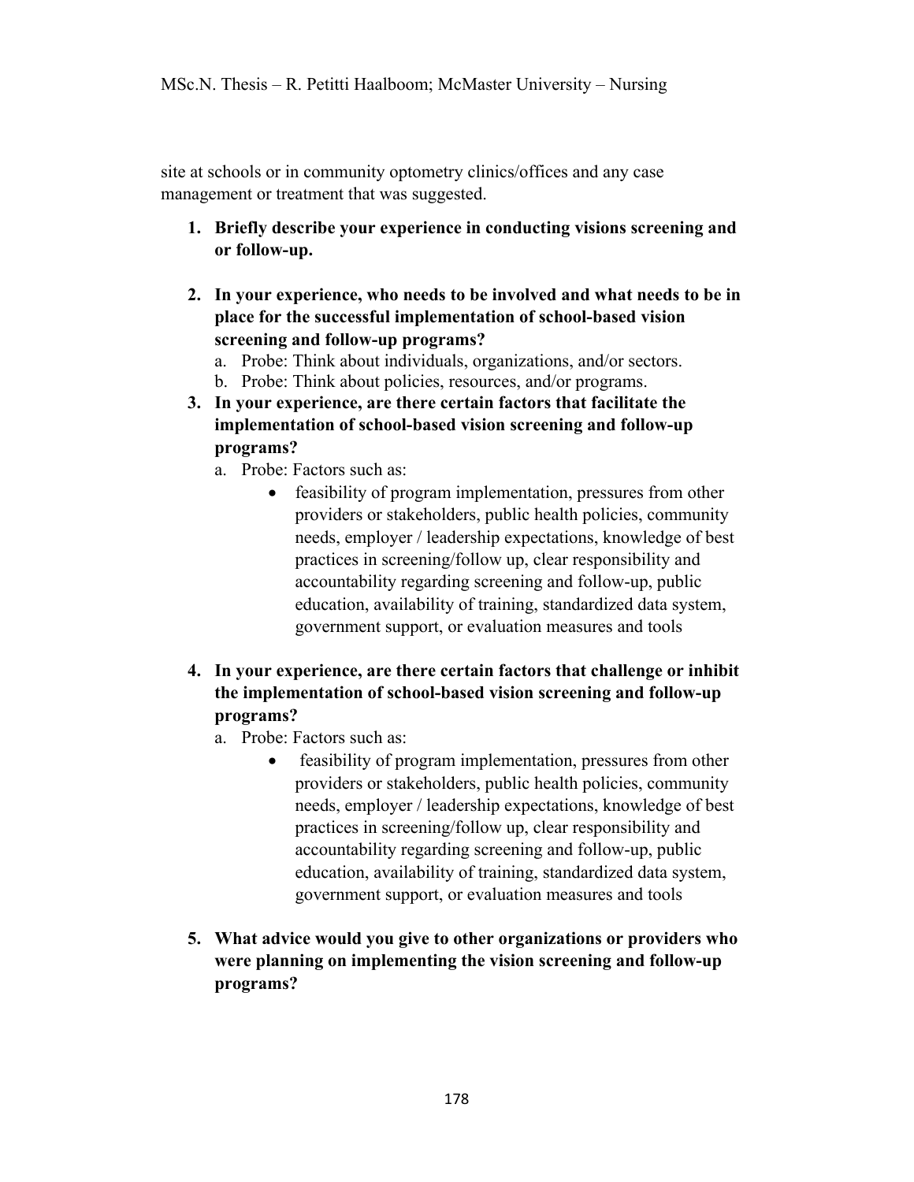site at schools or in community optometry clinics/offices and any case management or treatment that was suggested.

1. **Briefly describe your experience in conducting visions screening and or follow-up.**

2. **In your experience, who needs to be involved and what needs to be in place for the successful implementation of school-based vision screening and follow-up programs?**
    a. Probe: Think about individuals, organizations, and/or sectors.
    b. Probe: Think about policies, resources, and/or programs.

3. **In your experience, are there certain factors that facilitate the implementation of school-based vision screening and follow-up programs?**
    a. Probe: Factors such as:
        - feasibility of program implementation, pressures from other providers or stakeholders, public health policies, community needs, employer / leadership expectations, knowledge of best practices in screening/follow up, clear responsibility and accountability regarding screening and follow-up, public education, availability of training, standardized data system, government support, or evaluation measures and tools

4. **In your experience, are there certain factors that challenge or inhibit the implementation of school-based vision screening and follow-up programs?**
    a. Probe: Factors such as:
        - feasibility of program implementation, pressures from other providers or stakeholders, public health policies, community needs, employer / leadership expectations, knowledge of best practices in screening/follow up, clear responsibility and accountability regarding screening and follow-up, public education, availability of training, standardized data system, government support, or evaluation measures and tools

5. **What advice would you give to other organizations or providers who were planning on implementing the vision screening and follow-up programs?**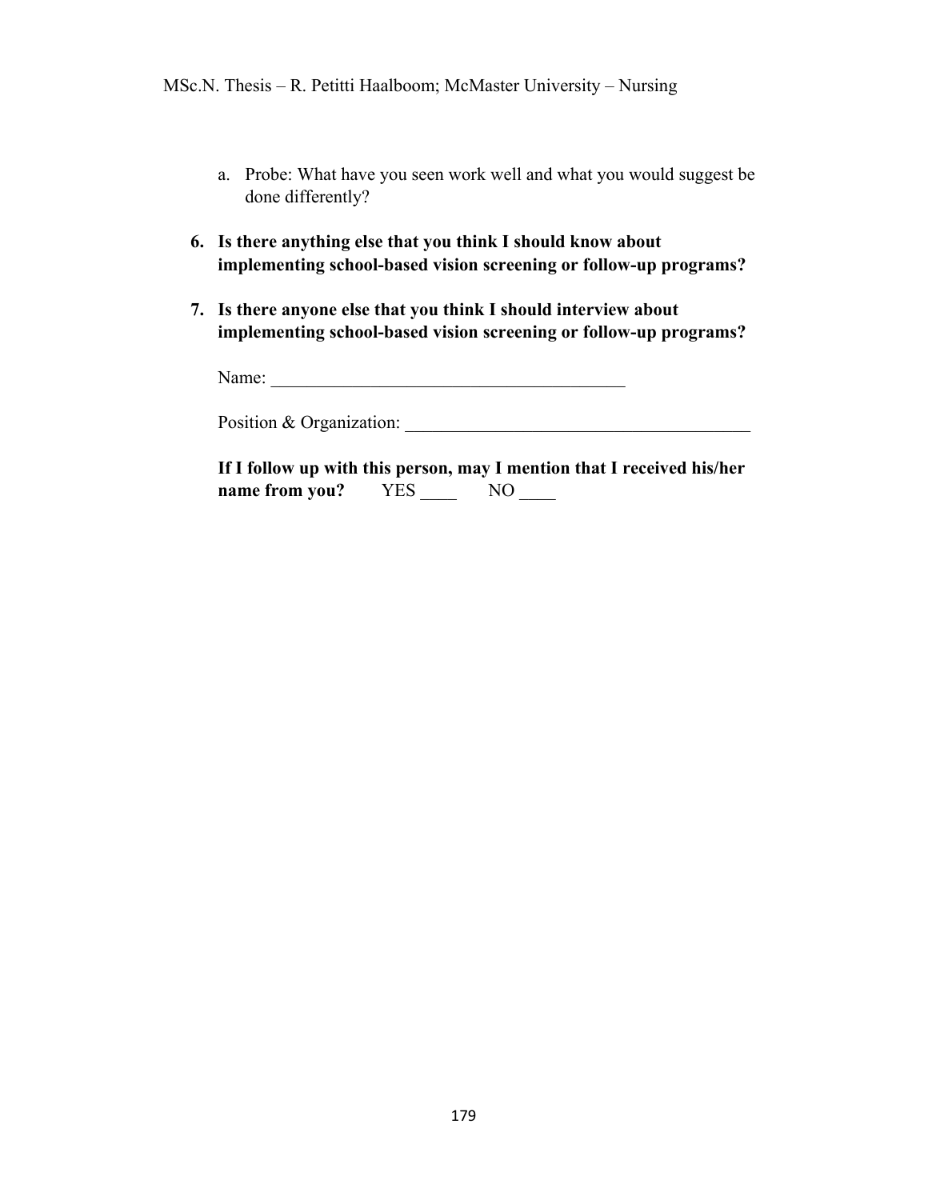a. Probe: What have you seen work well and what you would suggest be done differently?

6. **Is there anything else that you think I should know about implementing school-based vision screening or follow-up programs?**

7. **Is there anyone else that you think I should interview about implementing school-based vision screening or follow-up programs?**

   Name: ________________________________________

   Position & Organization: ________________________________________

   **If I follow up with this person, may I mention that I received his/her name from you?** YES ____ NO ____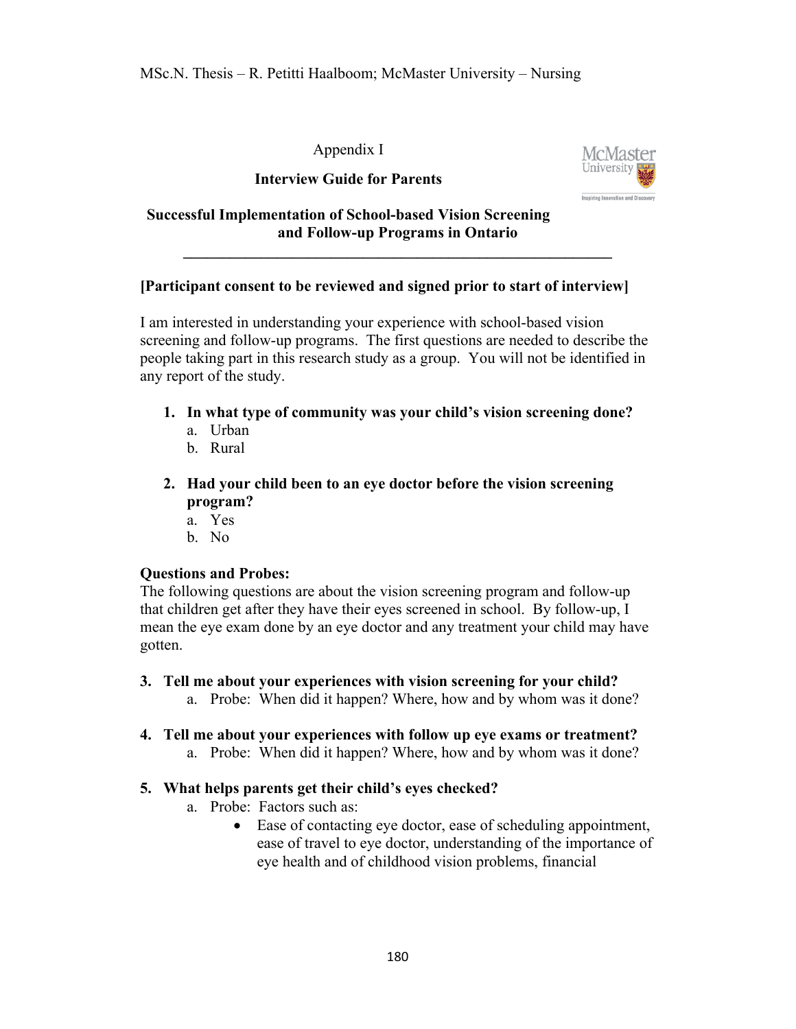Appendix I

**Interview Guide for Parents**

**Successful Implementation of School-based Vision Screening and Follow-up Programs in Ontario**

---

**[Participant consent to be reviewed and signed prior to start of interview]**

I am interested in understanding your experience with school-based vision screening and follow-up programs. The first questions are needed to describe the people taking part in this research study as a group. You will not be identified in any report of the study.

1. **In what type of community was your child's vision screening done?**
   a. Urban
   b. Rural

2. **Had your child been to an eye doctor before the vision screening program?**
   a. Yes
   b. No

**Questions and Probes:**
The following questions are about the vision screening program and follow-up that children get after they have their eyes screened in school. By follow-up, I mean the eye exam done by an eye doctor and any treatment your child may have gotten.

3. **Tell me about your experiences with vision screening for your child?**
   a. Probe: When did it happen? Where, how and by whom was it done?

4. **Tell me about your experiences with follow up eye exams or treatment?**
   a. Probe: When did it happen? Where, how and by whom was it done?

5. **What helps parents get their child's eyes checked?**
   a. Probe: Factors such as:
      - Ease of contacting eye doctor, ease of scheduling appointment, ease of travel to eye doctor, understanding of the importance of eye health and of childhood vision problems, financial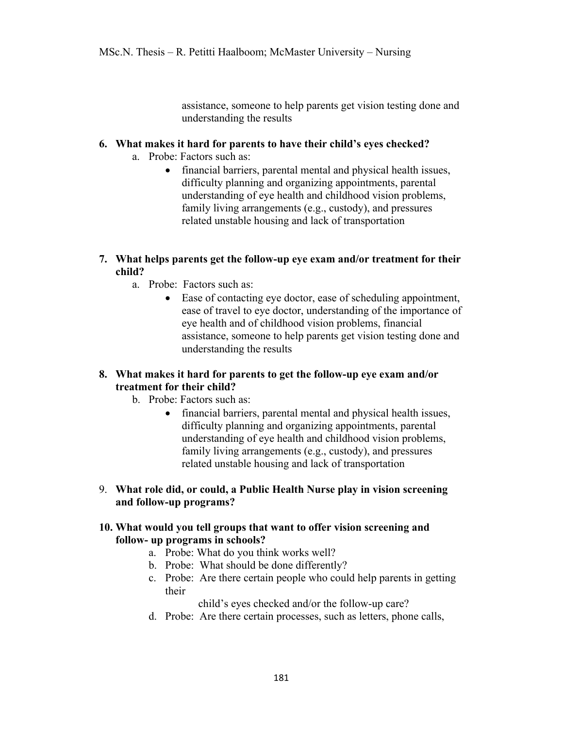assistance, someone to help parents get vision testing done and understanding the results

**6. What makes it hard for parents to have their child's eyes checked?**

  a. Probe: Factors such as:
    - financial barriers, parental mental and physical health issues, difficulty planning and organizing appointments, parental understanding of eye health and childhood vision problems, family living arrangements (e.g., custody), and pressures related unstable housing and lack of transportation

**7. What helps parents get the follow-up eye exam and/or treatment for their child?**

  a. Probe: Factors such as:
    - Ease of contacting eye doctor, ease of scheduling appointment, ease of travel to eye doctor, understanding of the importance of eye health and of childhood vision problems, financial assistance, someone to help parents get vision testing done and understanding the results

**8. What makes it hard for parents to get the follow-up eye exam and/or treatment for their child?**

  b. Probe: Factors such as:
    - financial barriers, parental mental and physical health issues, difficulty planning and organizing appointments, parental understanding of eye health and childhood vision problems, family living arrangements (e.g., custody), and pressures related unstable housing and lack of transportation

9. **What role did, or could, a Public Health Nurse play in vision screening and follow-up programs?**

**10. What would you tell groups that want to offer vision screening and follow- up programs in schools?**

  a. Probe: What do you think works well?
  b. Probe: What should be done differently?
  c. Probe: Are there certain people who could help parents in getting their child's eyes checked and/or the follow-up care?
  d. Probe: Are there certain processes, such as letters, phone calls,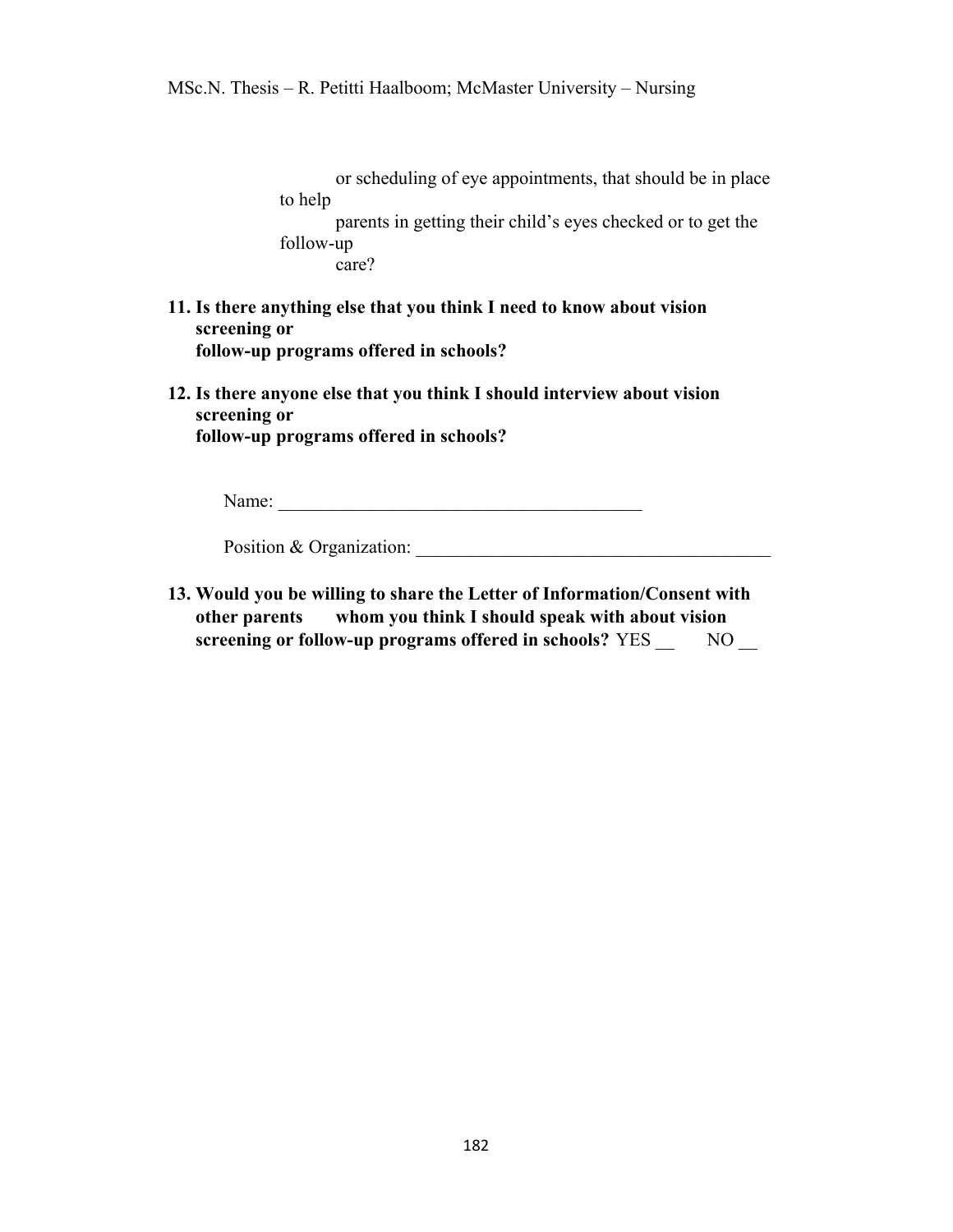or scheduling of eye appointments, that should be in place to help parents in getting their child's eyes checked or to get the follow-up care?

11. **Is there anything else that you think I need to know about vision screening or follow-up programs offered in schools?**

12. **Is there anyone else that you think I should interview about vision screening or follow-up programs offered in schools?**

    Name: ________________________________________

    Position & Organization: ______________________________________

13. **Would you be willing to share the Letter of Information/Consent with other parents whom you think I should speak with about vision screening or follow-up programs offered in schools?** YES __ NO __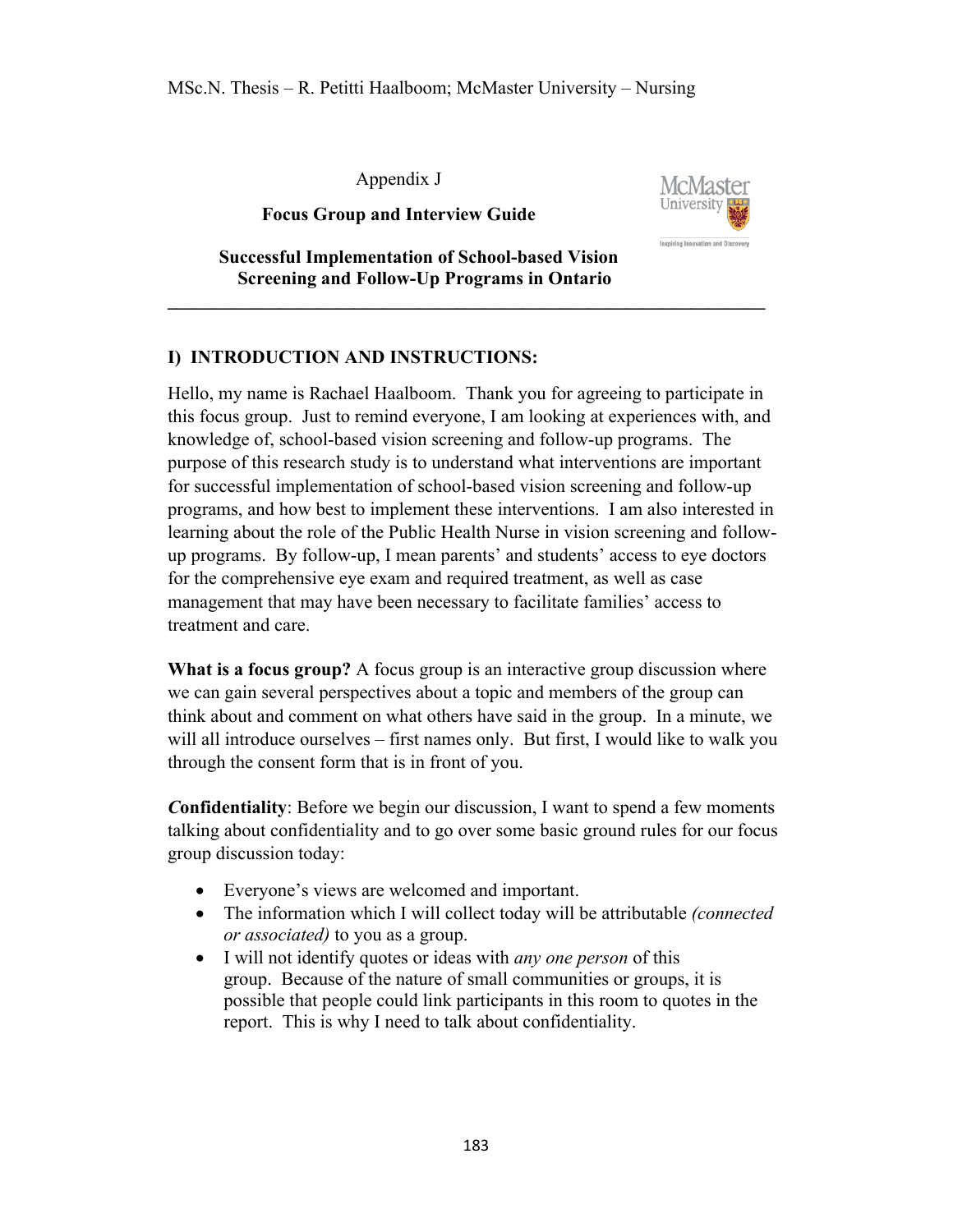Appendix J

## Focus Group and Interview Guide

## Successful Implementation of School-based Vision Screening and Follow-Up Programs in Ontario

---

### I) INTRODUCTION AND INSTRUCTIONS:

Hello, my name is Rachael Haalboom. Thank you for agreeing to participate in this focus group. Just to remind everyone, I am looking at experiences with, and knowledge of, school-based vision screening and follow-up programs. The purpose of this research study is to understand what interventions are important for successful implementation of school-based vision screening and follow-up programs, and how best to implement these interventions. I am also interested in learning about the role of the Public Health Nurse in vision screening and follow-up programs. By follow-up, I mean parents' and students' access to eye doctors for the comprehensive eye exam and required treatment, as well as case management that may have been necessary to facilitate families' access to treatment and care.

**What is a focus group?** A focus group is an interactive group discussion where we can gain several perspectives about a topic and members of the group can think about and comment on what others have said in the group. In a minute, we will all introduce ourselves – first names only. But first, I would like to walk you through the consent form that is in front of you.

***C*onfidentiality**: Before we begin our discussion, I want to spend a few moments talking about confidentiality and to go over some basic ground rules for our focus group discussion today:

- Everyone's views are welcomed and important.
- The information which I will collect today will be attributable *(connected or associated)* to you as a group.
- I will not identify quotes or ideas with *any one person* of this group. Because of the nature of small communities or groups, it is possible that people could link participants in this room to quotes in the report. This is why I need to talk about confidentiality.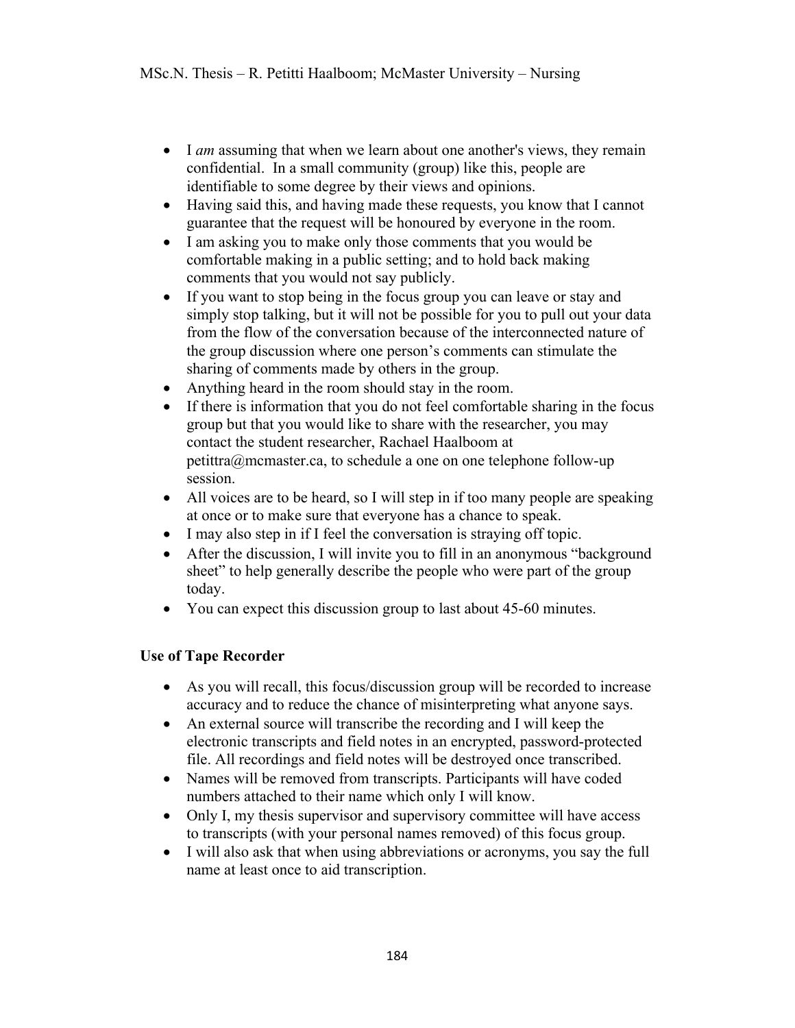- I *am* assuming that when we learn about one another's views, they remain confidential. In a small community (group) like this, people are identifiable to some degree by their views and opinions.
- Having said this, and having made these requests, you know that I cannot guarantee that the request will be honoured by everyone in the room.
- I am asking you to make only those comments that you would be comfortable making in a public setting; and to hold back making comments that you would not say publicly.
- If you want to stop being in the focus group you can leave or stay and simply stop talking, but it will not be possible for you to pull out your data from the flow of the conversation because of the interconnected nature of the group discussion where one person's comments can stimulate the sharing of comments made by others in the group.
- Anything heard in the room should stay in the room.
- If there is information that you do not feel comfortable sharing in the focus group but that you would like to share with the researcher, you may contact the student researcher, Rachael Haalboom at petittra@mcmaster.ca, to schedule a one on one telephone follow-up session.
- All voices are to be heard, so I will step in if too many people are speaking at once or to make sure that everyone has a chance to speak.
- I may also step in if I feel the conversation is straying off topic.
- After the discussion, I will invite you to fill in an anonymous "background sheet" to help generally describe the people who were part of the group today.
- You can expect this discussion group to last about 45-60 minutes.

**Use of Tape Recorder**

- As you will recall, this focus/discussion group will be recorded to increase accuracy and to reduce the chance of misinterpreting what anyone says.
- An external source will transcribe the recording and I will keep the electronic transcripts and field notes in an encrypted, password-protected file. All recordings and field notes will be destroyed once transcribed.
- Names will be removed from transcripts. Participants will have coded numbers attached to their name which only I will know.
- Only I, my thesis supervisor and supervisory committee will have access to transcripts (with your personal names removed) of this focus group.
- I will also ask that when using abbreviations or acronyms, you say the full name at least once to aid transcription.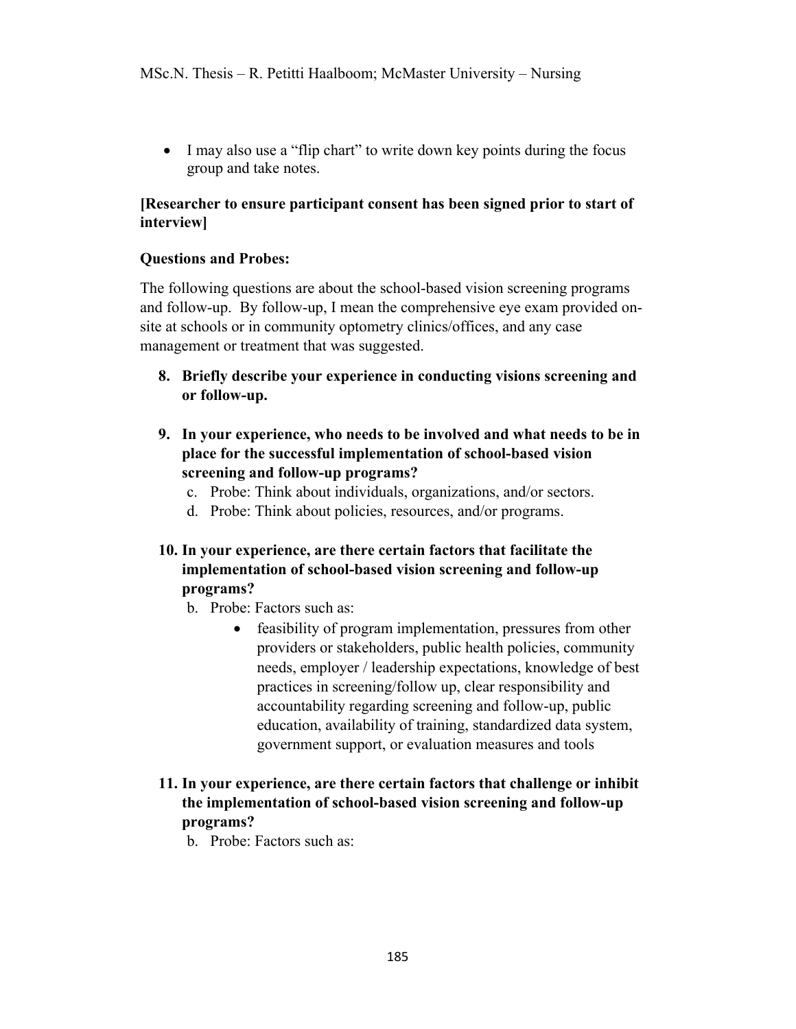- I may also use a "flip chart" to write down key points during the focus group and take notes.

**[Researcher to ensure participant consent has been signed prior to start of interview]**

**Questions and Probes:**

The following questions are about the school-based vision screening programs and follow-up. By follow-up, I mean the comprehensive eye exam provided on-site at schools or in community optometry clinics/offices, and any case management or treatment that was suggested.

8. **Briefly describe your experience in conducting visions screening and or follow-up.**

9. **In your experience, who needs to be involved and what needs to be in place for the successful implementation of school-based vision screening and follow-up programs?**
   - c. Probe: Think about individuals, organizations, and/or sectors.
   - d. Probe: Think about policies, resources, and/or programs.

10. **In your experience, are there certain factors that facilitate the implementation of school-based vision screening and follow-up programs?**
    - b. Probe: Factors such as:
        - feasibility of program implementation, pressures from other providers or stakeholders, public health policies, community needs, employer / leadership expectations, knowledge of best practices in screening/follow up, clear responsibility and accountability regarding screening and follow-up, public education, availability of training, standardized data system, government support, or evaluation measures and tools

11. **In your experience, are there certain factors that challenge or inhibit the implementation of school-based vision screening and follow-up programs?**
    - b. Probe: Factors such as: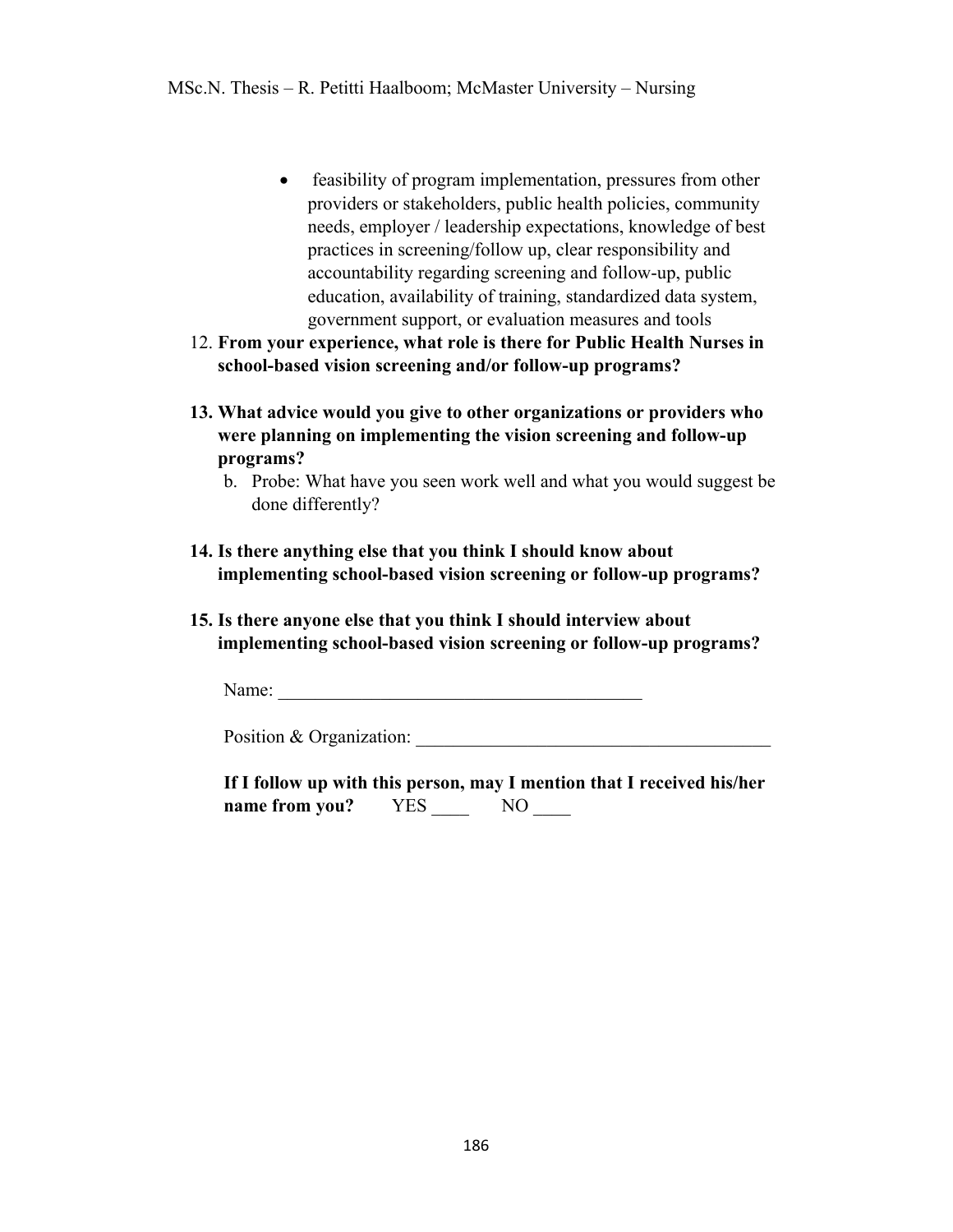- feasibility of program implementation, pressures from other providers or stakeholders, public health policies, community needs, employer / leadership expectations, knowledge of best practices in screening/follow up, clear responsibility and accountability regarding screening and follow-up, public education, availability of training, standardized data system, government support, or evaluation measures and tools

12. **From your experience, what role is there for Public Health Nurses in school-based vision screening and/or follow-up programs?**

13. **What advice would you give to other organizations or providers who were planning on implementing the vision screening and follow-up programs?**
    b. Probe: What have you seen work well and what you would suggest be done differently?

14. **Is there anything else that you think I should know about implementing school-based vision screening or follow-up programs?**

15. **Is there anyone else that you think I should interview about implementing school-based vision screening or follow-up programs?**

    Name: ________________________________________

    Position & Organization: ______________________________________

    **If I follow up with this person, may I mention that I received his/her name from you?** YES ____ NO ____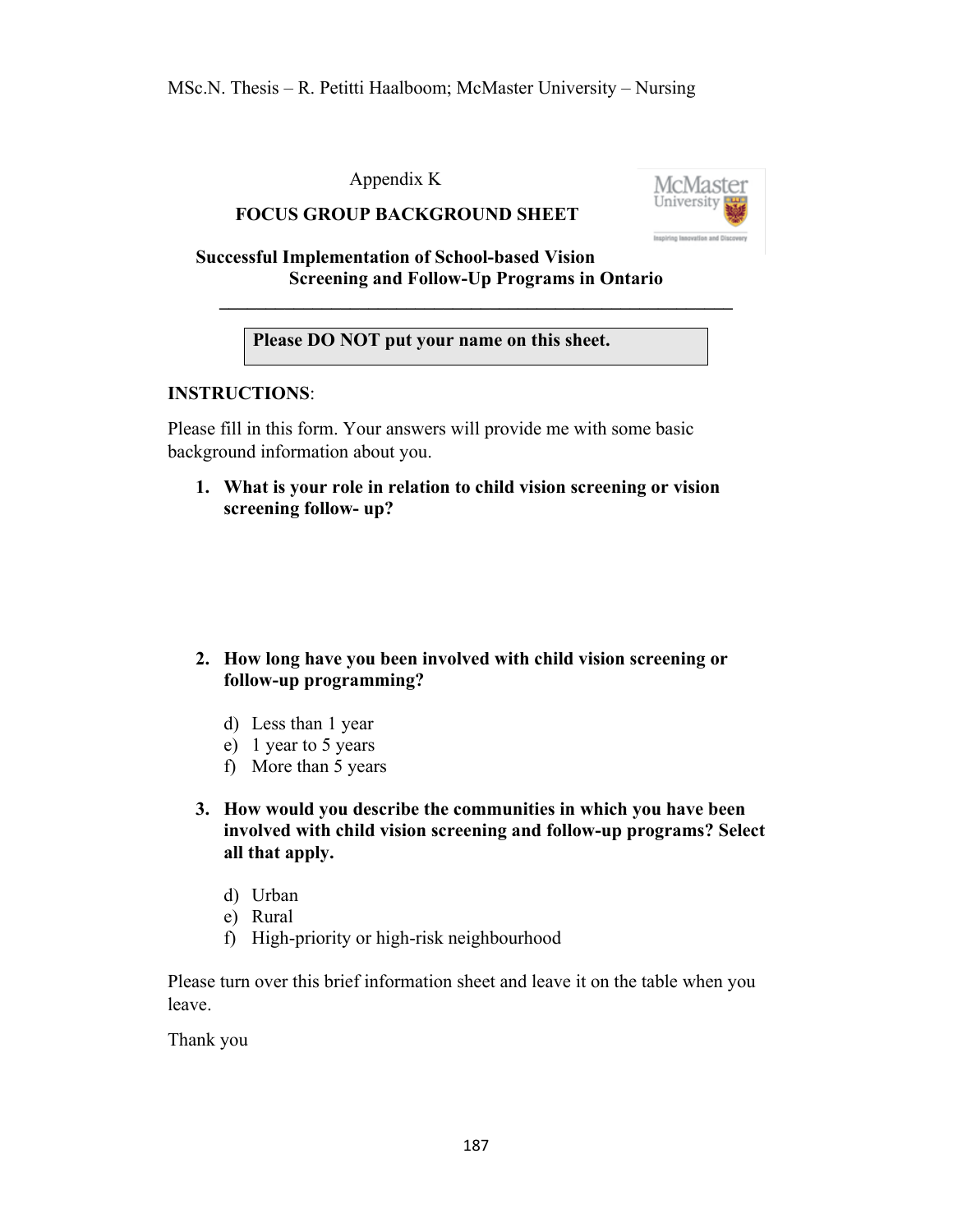Appendix K

## FOCUS GROUP BACKGROUND SHEET

**Successful Implementation of School-based Vision Screening and Follow-Up Programs in Ontario**

---

**Please DO NOT put your name on this sheet.**

**INSTRUCTIONS**:

Please fill in this form. Your answers will provide me with some basic background information about you.

1. **What is your role in relation to child vision screening or vision screening follow- up?**

2. **How long have you been involved with child vision screening or follow-up programming?**

   d) Less than 1 year
   e) 1 year to 5 years
   f) More than 5 years

3. **How would you describe the communities in which you have been involved with child vision screening and follow-up programs? Select all that apply.**

   d) Urban
   e) Rural
   f) High-priority or high-risk neighbourhood

Please turn over this brief information sheet and leave it on the table when you leave.

Thank you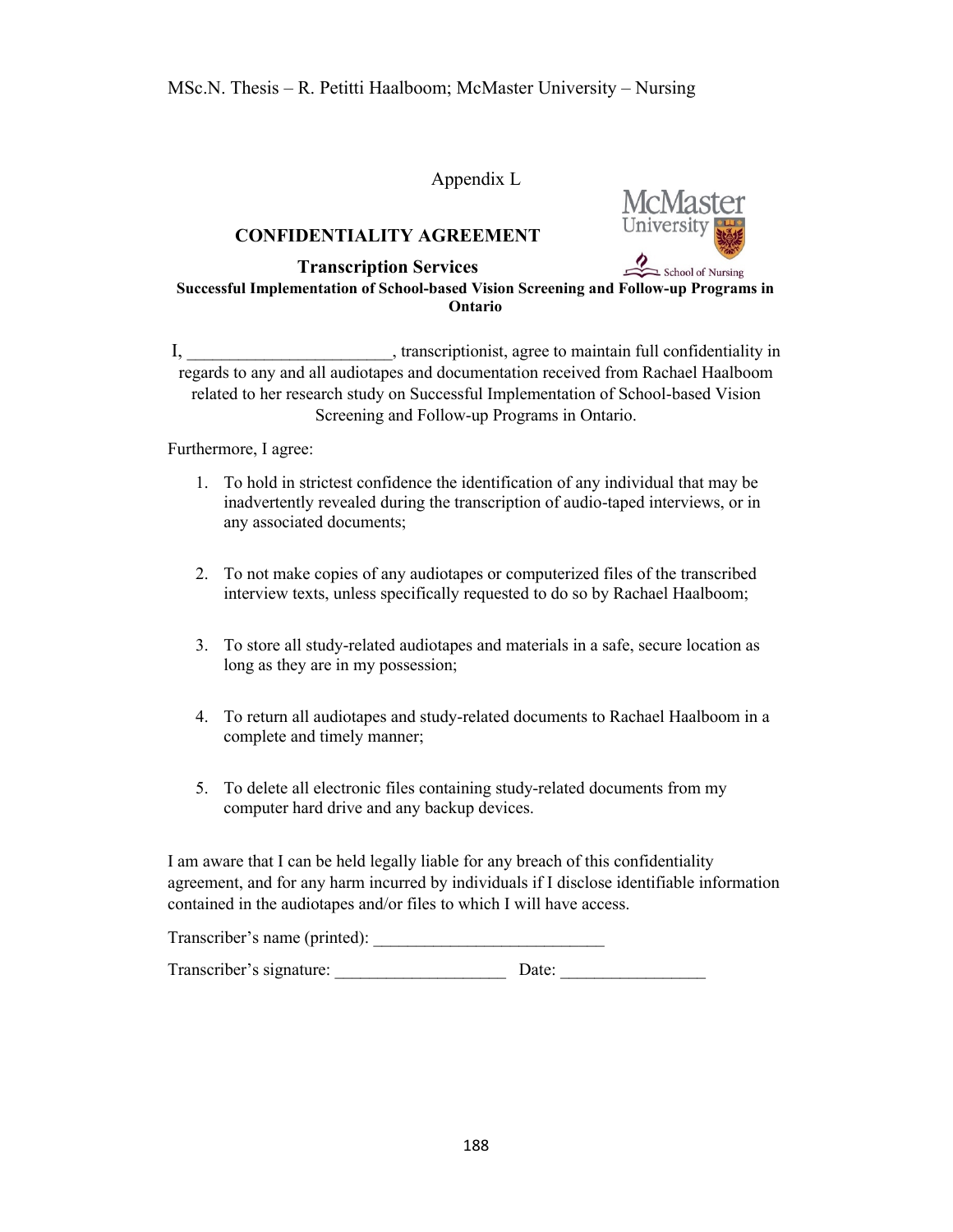Appendix L

# CONFIDENTIALITY AGREEMENT

## Transcription Services

**Successful Implementation of School-based Vision Screening and Follow-up Programs in Ontario**

I, ________________________, transcriptionist, agree to maintain full confidentiality in regards to any and all audiotapes and documentation received from Rachael Haalboom related to her research study on Successful Implementation of School-based Vision Screening and Follow-up Programs in Ontario.

Furthermore, I agree:

1. To hold in strictest confidence the identification of any individual that may be inadvertently revealed during the transcription of audio-taped interviews, or in any associated documents;

2. To not make copies of any audiotapes or computerized files of the transcribed interview texts, unless specifically requested to do so by Rachael Haalboom;

3. To store all study-related audiotapes and materials in a safe, secure location as long as they are in my possession;

4. To return all audiotapes and study-related documents to Rachael Haalboom in a complete and timely manner;

5. To delete all electronic files containing study-related documents from my computer hard drive and any backup devices.

I am aware that I can be held legally liable for any breach of this confidentiality agreement, and for any harm incurred by individuals if I disclose identifiable information contained in the audiotapes and/or files to which I will have access.

Transcriber's name (printed): ___________________________

Transcriber's signature: ____________________ Date: _________________